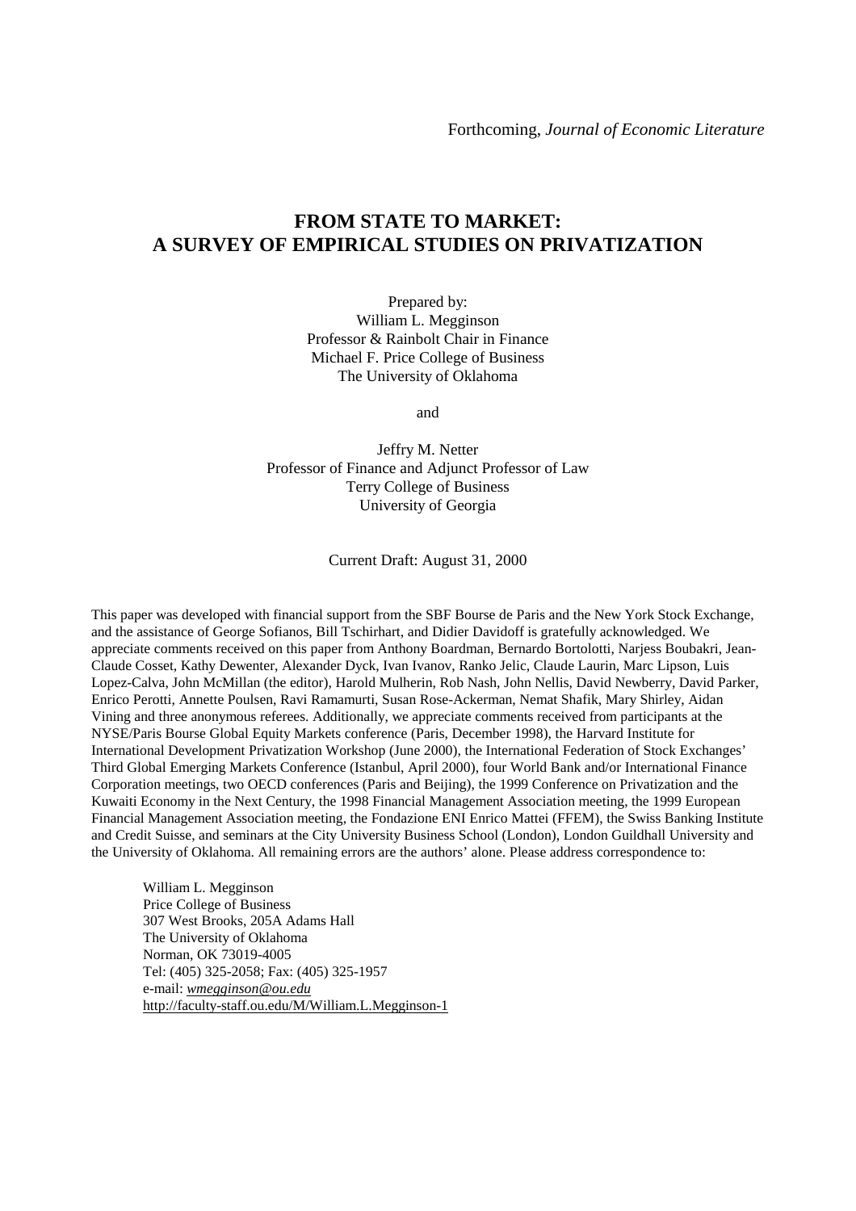Forthcoming, *Journal of Economic Literature*

# FROM STATE TO MARKET: A SURVEY OF EMPIRICAL STUDIES ON PRIVATIZATION

Prepared by:
William L. Megginson
Professor & Rainbolt Chair in Finance
Michael F. Price College of Business
The University of Oklahoma

and

Jeffry M. Netter
Professor of Finance and Adjunct Professor of Law
Terry College of Business
University of Georgia

Current Draft: August 31, 2000

This paper was developed with financial support from the SBF Bourse de Paris and the New York Stock Exchange, and the assistance of George Sofianos, Bill Tschirhart, and Didier Davidoff is gratefully acknowledged. We appreciate comments received on this paper from Anthony Boardman, Bernardo Bortolotti, Narjess Boubakri, Jean-Claude Cosset, Kathy Dewenter, Alexander Dyck, Ivan Ivanov, Ranko Jelic, Claude Laurin, Marc Lipson, Luis Lopez-Calva, John McMillan (the editor), Harold Mulherin, Rob Nash, John Nellis, David Newberry, David Parker, Enrico Perotti, Annette Poulsen, Ravi Ramamurti, Susan Rose-Ackerman, Nemat Shafik, Mary Shirley, Aidan Vining and three anonymous referees. Additionally, we appreciate comments received from participants at the NYSE/Paris Bourse Global Equity Markets conference (Paris, December 1998), the Harvard Institute for International Development Privatization Workshop (June 2000), the International Federation of Stock Exchanges' Third Global Emerging Markets Conference (Istanbul, April 2000), four World Bank and/or International Finance Corporation meetings, two OECD conferences (Paris and Beijing), the 1999 Conference on Privatization and the Kuwaiti Economy in the Next Century, the 1998 Financial Management Association meeting, the 1999 European Financial Management Association meeting, the Fondazione ENI Enrico Mattei (FFEM), the Swiss Banking Institute and Credit Suisse, and seminars at the City University Business School (London), London Guildhall University and the University of Oklahoma. All remaining errors are the authors' alone. Please address correspondence to:

William L. Megginson
Price College of Business
307 West Brooks, 205A Adams Hall
The University of Oklahoma
Norman, OK 73019-4005
Tel: (405) 325-2058; Fax: (405) 325-1957
e-mail: *wmegginson@ou.edu*
http://faculty-staff.ou.edu/M/William.L.Megginson-1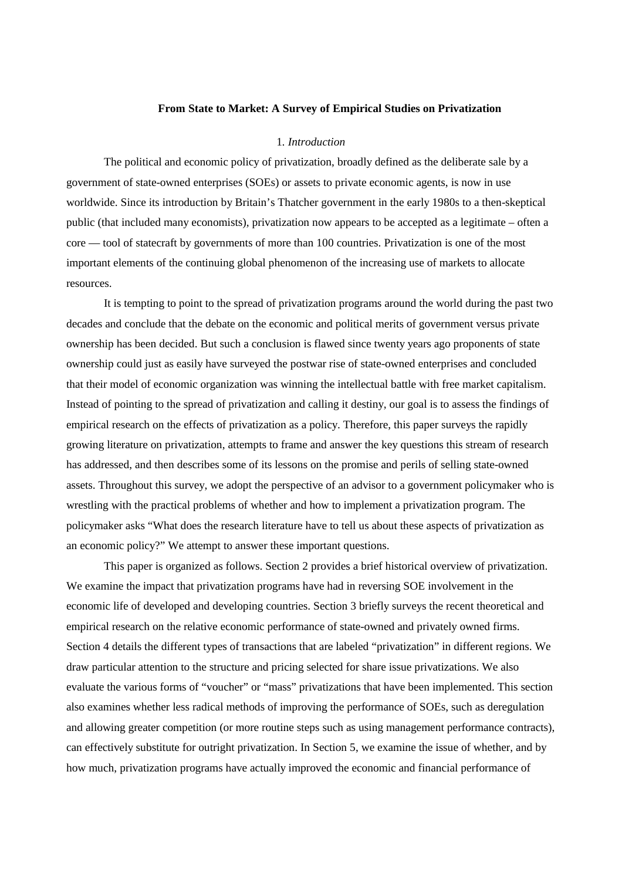**From State to Market: A Survey of Empirical Studies on Privatization**

1. *Introduction*

The political and economic policy of privatization, broadly defined as the deliberate sale by a government of state-owned enterprises (SOEs) or assets to private economic agents, is now in use worldwide. Since its introduction by Britain's Thatcher government in the early 1980s to a then-skeptical public (that included many economists), privatization now appears to be accepted as a legitimate – often a core — tool of statecraft by governments of more than 100 countries. Privatization is one of the most important elements of the continuing global phenomenon of the increasing use of markets to allocate resources.

It is tempting to point to the spread of privatization programs around the world during the past two decades and conclude that the debate on the economic and political merits of government versus private ownership has been decided. But such a conclusion is flawed since twenty years ago proponents of state ownership could just as easily have surveyed the postwar rise of state-owned enterprises and concluded that their model of economic organization was winning the intellectual battle with free market capitalism. Instead of pointing to the spread of privatization and calling it destiny, our goal is to assess the findings of empirical research on the effects of privatization as a policy. Therefore, this paper surveys the rapidly growing literature on privatization, attempts to frame and answer the key questions this stream of research has addressed, and then describes some of its lessons on the promise and perils of selling state-owned assets. Throughout this survey, we adopt the perspective of an advisor to a government policymaker who is wrestling with the practical problems of whether and how to implement a privatization program. The policymaker asks "What does the research literature have to tell us about these aspects of privatization as an economic policy?" We attempt to answer these important questions.

This paper is organized as follows. Section 2 provides a brief historical overview of privatization. We examine the impact that privatization programs have had in reversing SOE involvement in the economic life of developed and developing countries. Section 3 briefly surveys the recent theoretical and empirical research on the relative economic performance of state-owned and privately owned firms. Section 4 details the different types of transactions that are labeled "privatization" in different regions. We draw particular attention to the structure and pricing selected for share issue privatizations. We also evaluate the various forms of "voucher" or "mass" privatizations that have been implemented. This section also examines whether less radical methods of improving the performance of SOEs, such as deregulation and allowing greater competition (or more routine steps such as using management performance contracts), can effectively substitute for outright privatization. In Section 5, we examine the issue of whether, and by how much, privatization programs have actually improved the economic and financial performance of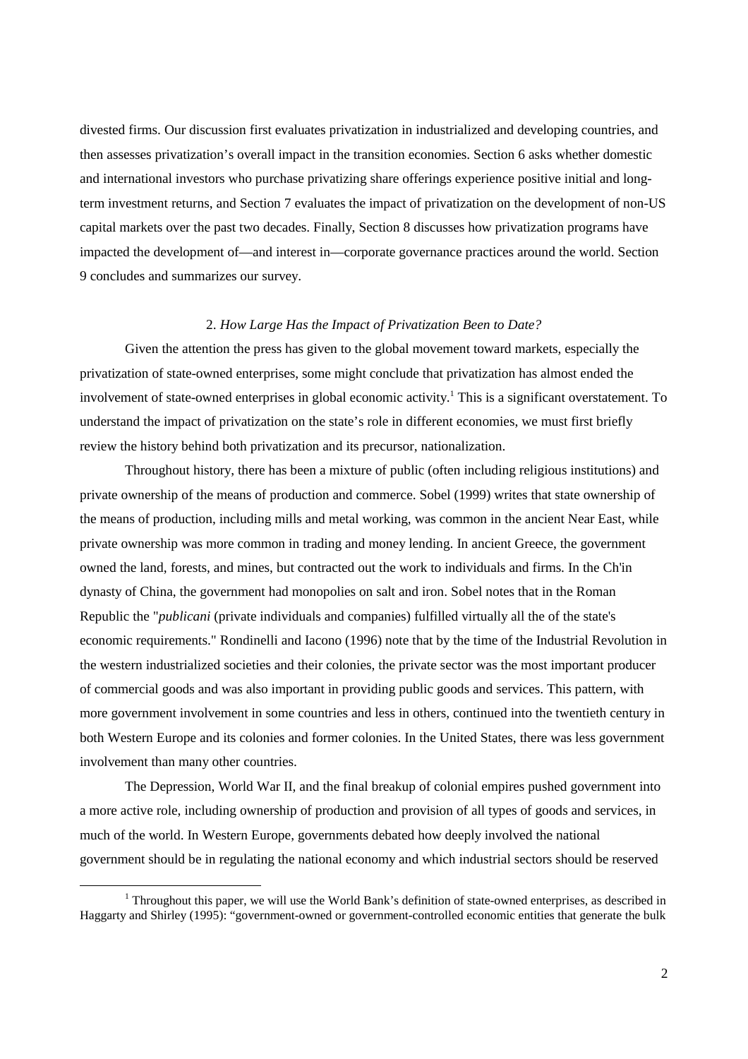divested firms. Our discussion first evaluates privatization in industrialized and developing countries, and then assesses privatization's overall impact in the transition economies. Section 6 asks whether domestic and international investors who purchase privatizing share offerings experience positive initial and long-term investment returns, and Section 7 evaluates the impact of privatization on the development of non-US capital markets over the past two decades. Finally, Section 8 discusses how privatization programs have impacted the development of—and interest in—corporate governance practices around the world. Section 9 concludes and summarizes our survey.

## 2. *How Large Has the Impact of Privatization Been to Date?*

Given the attention the press has given to the global movement toward markets, especially the privatization of state-owned enterprises, some might conclude that privatization has almost ended the involvement of state-owned enterprises in global economic activity.[1] This is a significant overstatement. To understand the impact of privatization on the state's role in different economies, we must first briefly review the history behind both privatization and its precursor, nationalization.

Throughout history, there has been a mixture of public (often including religious institutions) and private ownership of the means of production and commerce. Sobel (1999) writes that state ownership of the means of production, including mills and metal working, was common in the ancient Near East, while private ownership was more common in trading and money lending. In ancient Greece, the government owned the land, forests, and mines, but contracted out the work to individuals and firms. In the Ch'in dynasty of China, the government had monopolies on salt and iron. Sobel notes that in the Roman Republic the "*publicani* (private individuals and companies) fulfilled virtually all the of the state's economic requirements." Rondinelli and Iacono (1996) note that by the time of the Industrial Revolution in the western industrialized societies and their colonies, the private sector was the most important producer of commercial goods and was also important in providing public goods and services. This pattern, with more government involvement in some countries and less in others, continued into the twentieth century in both Western Europe and its colonies and former colonies. In the United States, there was less government involvement than many other countries.

The Depression, World War II, and the final breakup of colonial empires pushed government into a more active role, including ownership of production and provision of all types of goods and services, in much of the world. In Western Europe, governments debated how deeply involved the national government should be in regulating the national economy and which industrial sectors should be reserved

[1] Throughout this paper, we will use the World Bank's definition of state-owned enterprises, as described in Haggarty and Shirley (1995): "government-owned or government-controlled economic entities that generate the bulk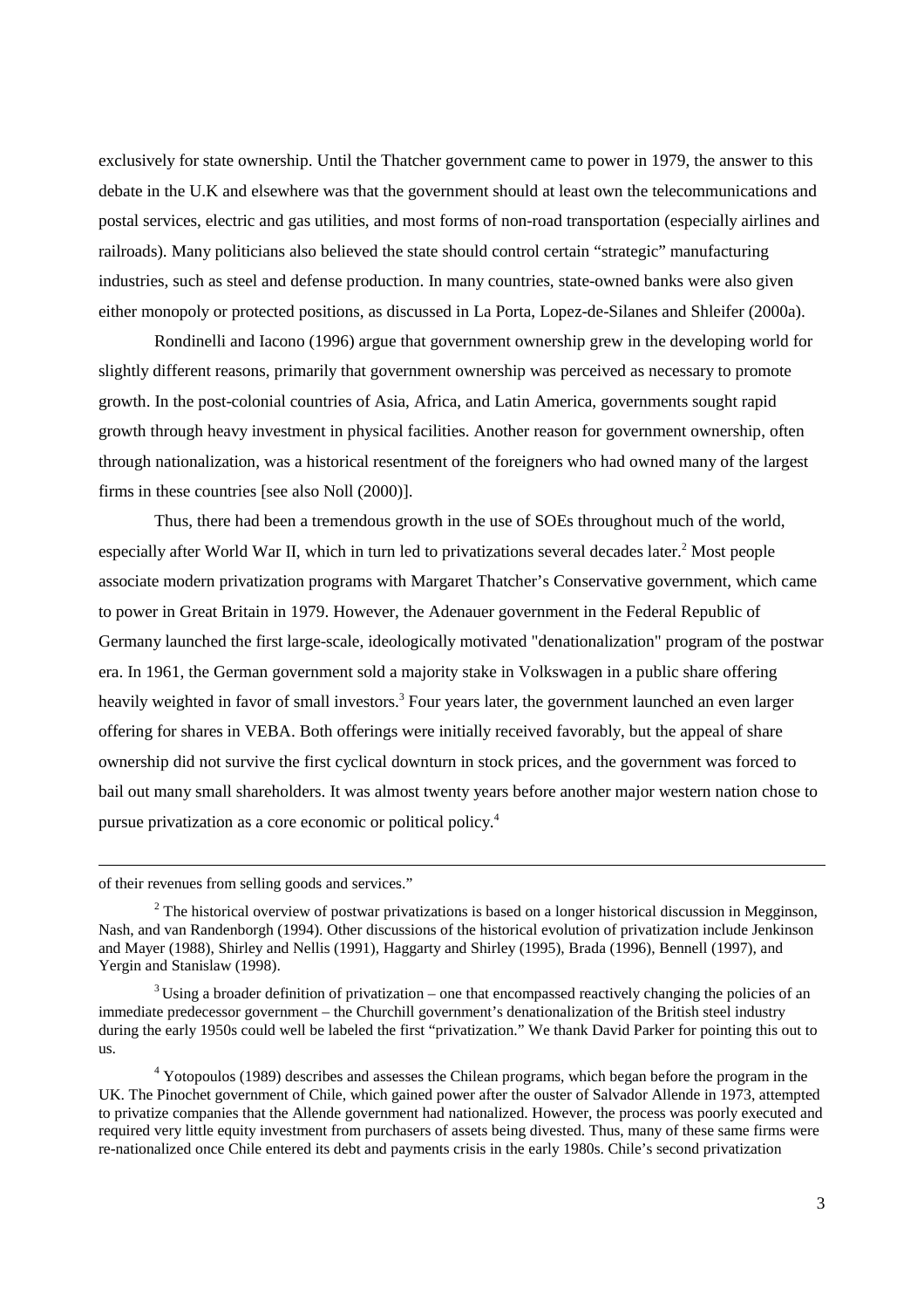exclusively for state ownership. Until the Thatcher government came to power in 1979, the answer to this debate in the U.K and elsewhere was that the government should at least own the telecommunications and postal services, electric and gas utilities, and most forms of non-road transportation (especially airlines and railroads). Many politicians also believed the state should control certain "strategic" manufacturing industries, such as steel and defense production. In many countries, state-owned banks were also given either monopoly or protected positions, as discussed in La Porta, Lopez-de-Silanes and Shleifer (2000a).

Rondinelli and Iacono (1996) argue that government ownership grew in the developing world for slightly different reasons, primarily that government ownership was perceived as necessary to promote growth. In the post-colonial countries of Asia, Africa, and Latin America, governments sought rapid growth through heavy investment in physical facilities. Another reason for government ownership, often through nationalization, was a historical resentment of the foreigners who had owned many of the largest firms in these countries [see also Noll (2000)].

Thus, there had been a tremendous growth in the use of SOEs throughout much of the world, especially after World War II, which in turn led to privatizations several decades later.[2] Most people associate modern privatization programs with Margaret Thatcher's Conservative government, which came to power in Great Britain in 1979. However, the Adenauer government in the Federal Republic of Germany launched the first large-scale, ideologically motivated "denationalization" program of the postwar era. In 1961, the German government sold a majority stake in Volkswagen in a public share offering heavily weighted in favor of small investors.[3] Four years later, the government launched an even larger offering for shares in VEBA. Both offerings were initially received favorably, but the appeal of share ownership did not survive the first cyclical downturn in stock prices, and the government was forced to bail out many small shareholders. It was almost twenty years before another major western nation chose to pursue privatization as a core economic or political policy.[4]

---

of their revenues from selling goods and services."

[2] The historical overview of postwar privatizations is based on a longer historical discussion in Megginson, Nash, and van Randenborgh (1994). Other discussions of the historical evolution of privatization include Jenkinson and Mayer (1988), Shirley and Nellis (1991), Haggarty and Shirley (1995), Brada (1996), Bennell (1997), and Yergin and Stanislaw (1998).

[3] Using a broader definition of privatization – one that encompassed reactively changing the policies of an immediate predecessor government – the Churchill government's denationalization of the British steel industry during the early 1950s could well be labeled the first "privatization." We thank David Parker for pointing this out to us.

[4] Yotopoulos (1989) describes and assesses the Chilean programs, which began before the program in the UK. The Pinochet government of Chile, which gained power after the ouster of Salvador Allende in 1973, attempted to privatize companies that the Allende government had nationalized. However, the process was poorly executed and required very little equity investment from purchasers of assets being divested. Thus, many of these same firms were re-nationalized once Chile entered its debt and payments crisis in the early 1980s. Chile's second privatization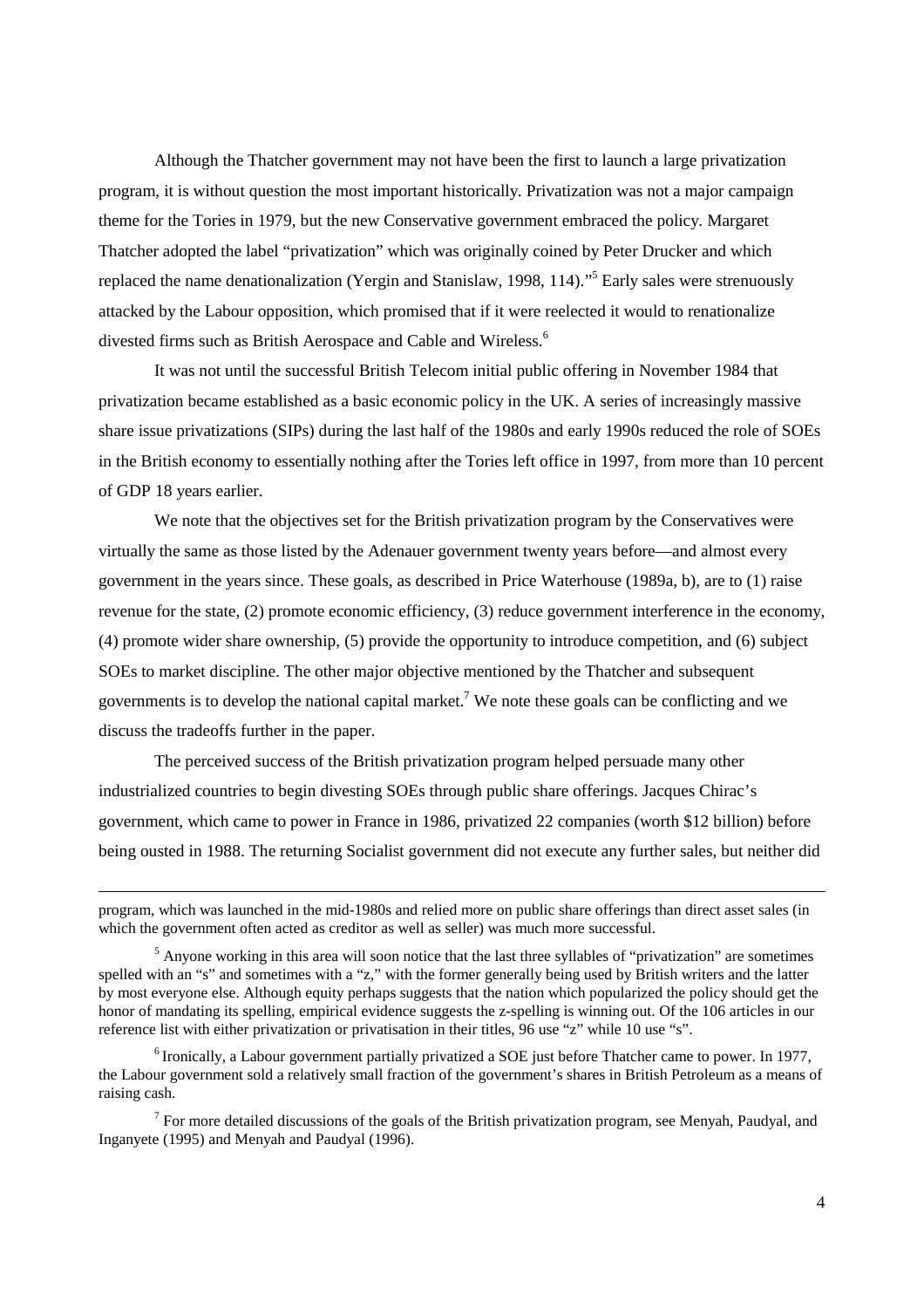Although the Thatcher government may not have been the first to launch a large privatization program, it is without question the most important historically. Privatization was not a major campaign theme for the Tories in 1979, but the new Conservative government embraced the policy. Margaret Thatcher adopted the label "privatization" which was originally coined by Peter Drucker and which replaced the name denationalization (Yergin and Stanislaw, 1998, 114)."[5] Early sales were strenuously attacked by the Labour opposition, which promised that if it were reelected it would to renationalize divested firms such as British Aerospace and Cable and Wireless.[6]

It was not until the successful British Telecom initial public offering in November 1984 that privatization became established as a basic economic policy in the UK. A series of increasingly massive share issue privatizations (SIPs) during the last half of the 1980s and early 1990s reduced the role of SOEs in the British economy to essentially nothing after the Tories left office in 1997, from more than 10 percent of GDP 18 years earlier.

We note that the objectives set for the British privatization program by the Conservatives were virtually the same as those listed by the Adenauer government twenty years before—and almost every government in the years since. These goals, as described in Price Waterhouse (1989a, b), are to (1) raise revenue for the state, (2) promote economic efficiency, (3) reduce government interference in the economy, (4) promote wider share ownership, (5) provide the opportunity to introduce competition, and (6) subject SOEs to market discipline. The other major objective mentioned by the Thatcher and subsequent governments is to develop the national capital market.[7] We note these goals can be conflicting and we discuss the tradeoffs further in the paper.

The perceived success of the British privatization program helped persuade many other industrialized countries to begin divesting SOEs through public share offerings. Jacques Chirac's government, which came to power in France in 1986, privatized 22 companies (worth $12 billion) before being ousted in 1988. The returning Socialist government did not execute any further sales, but neither did

---

program, which was launched in the mid-1980s and relied more on public share offerings than direct asset sales (in which the government often acted as creditor as well as seller) was much more successful.

[5] Anyone working in this area will soon notice that the last three syllables of "privatization" are sometimes spelled with an "s" and sometimes with a "z," with the former generally being used by British writers and the latter by most everyone else. Although equity perhaps suggests that the nation which popularized the policy should get the honor of mandating its spelling, empirical evidence suggests the z-spelling is winning out. Of the 106 articles in our reference list with either privatization or privatisation in their titles, 96 use "z" while 10 use "s".

[6] Ironically, a Labour government partially privatized a SOE just before Thatcher came to power. In 1977, the Labour government sold a relatively small fraction of the government's shares in British Petroleum as a means of raising cash.

[7] For more detailed discussions of the goals of the British privatization program, see Menyah, Paudyal, and Inganyete (1995) and Menyah and Paudyal (1996).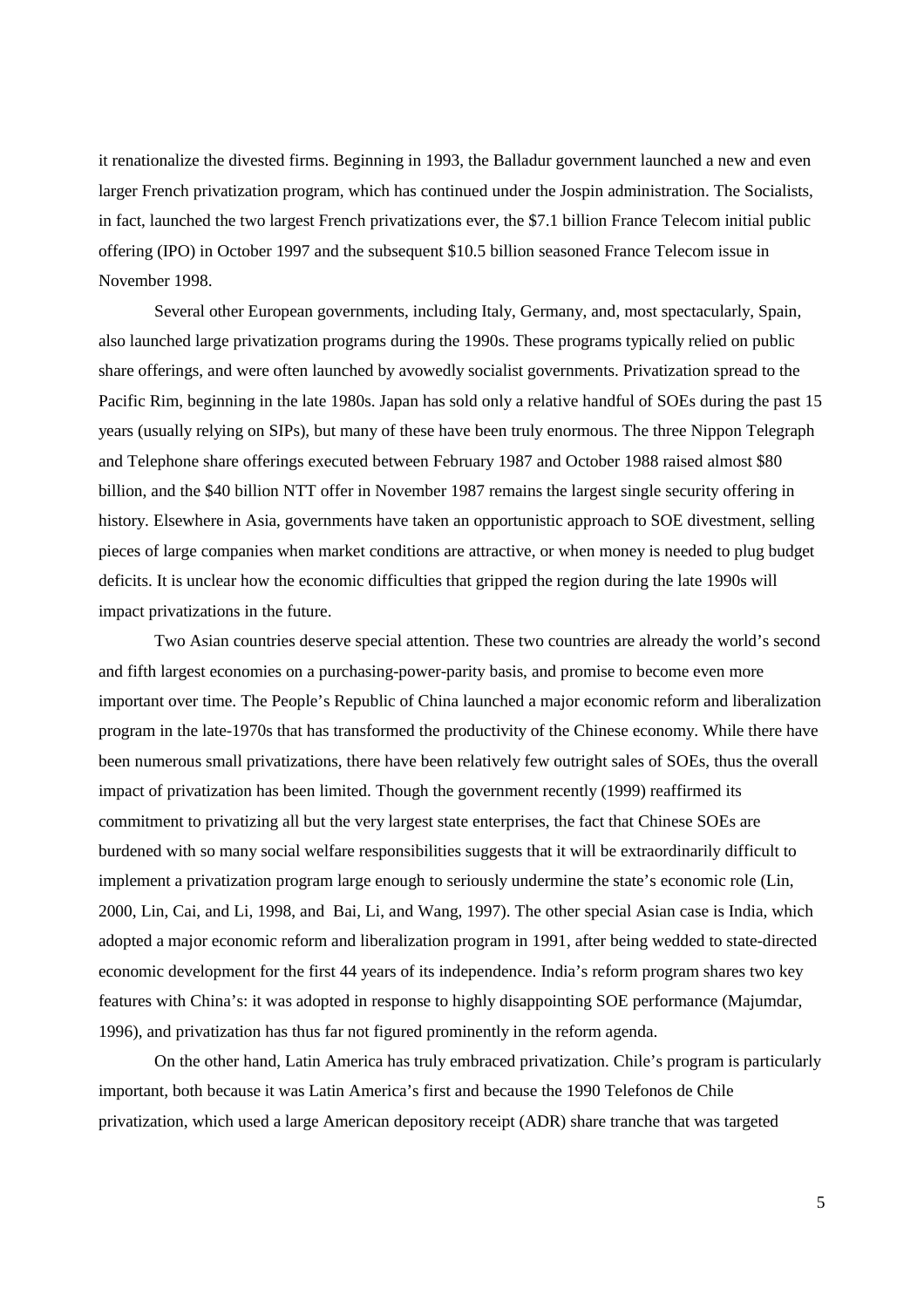it renationalize the divested firms. Beginning in 1993, the Balladur government launched a new and even larger French privatization program, which has continued under the Jospin administration. The Socialists, in fact, launched the two largest French privatizations ever, the $7.1 billion France Telecom initial public offering (IPO) in October 1997 and the subsequent $10.5 billion seasoned France Telecom issue in November 1998.

Several other European governments, including Italy, Germany, and, most spectacularly, Spain, also launched large privatization programs during the 1990s. These programs typically relied on public share offerings, and were often launched by avowedly socialist governments. Privatization spread to the Pacific Rim, beginning in the late 1980s. Japan has sold only a relative handful of SOEs during the past 15 years (usually relying on SIPs), but many of these have been truly enormous. The three Nippon Telegraph and Telephone share offerings executed between February 1987 and October 1988 raised almost $80 billion, and the $40 billion NTT offer in November 1987 remains the largest single security offering in history. Elsewhere in Asia, governments have taken an opportunistic approach to SOE divestment, selling pieces of large companies when market conditions are attractive, or when money is needed to plug budget deficits. It is unclear how the economic difficulties that gripped the region during the late 1990s will impact privatizations in the future.

Two Asian countries deserve special attention. These two countries are already the world's second and fifth largest economies on a purchasing-power-parity basis, and promise to become even more important over time. The People's Republic of China launched a major economic reform and liberalization program in the late-1970s that has transformed the productivity of the Chinese economy. While there have been numerous small privatizations, there have been relatively few outright sales of SOEs, thus the overall impact of privatization has been limited. Though the government recently (1999) reaffirmed its commitment to privatizing all but the very largest state enterprises, the fact that Chinese SOEs are burdened with so many social welfare responsibilities suggests that it will be extraordinarily difficult to implement a privatization program large enough to seriously undermine the state's economic role (Lin, 2000, Lin, Cai, and Li, 1998, and Bai, Li, and Wang, 1997). The other special Asian case is India, which adopted a major economic reform and liberalization program in 1991, after being wedded to state-directed economic development for the first 44 years of its independence. India's reform program shares two key features with China's: it was adopted in response to highly disappointing SOE performance (Majumdar, 1996), and privatization has thus far not figured prominently in the reform agenda.

On the other hand, Latin America has truly embraced privatization. Chile's program is particularly important, both because it was Latin America's first and because the 1990 Telefonos de Chile privatization, which used a large American depository receipt (ADR) share tranche that was targeted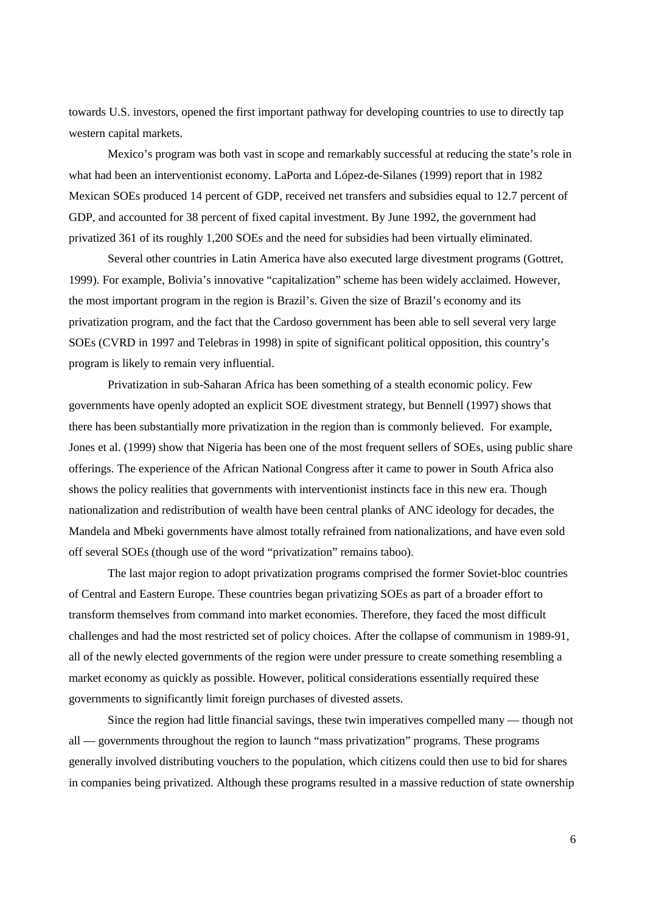towards U.S. investors, opened the first important pathway for developing countries to use to directly tap western capital markets.

Mexico's program was both vast in scope and remarkably successful at reducing the state's role in what had been an interventionist economy. LaPorta and López-de-Silanes (1999) report that in 1982 Mexican SOEs produced 14 percent of GDP, received net transfers and subsidies equal to 12.7 percent of GDP, and accounted for 38 percent of fixed capital investment. By June 1992, the government had privatized 361 of its roughly 1,200 SOEs and the need for subsidies had been virtually eliminated.

Several other countries in Latin America have also executed large divestment programs (Gottret, 1999). For example, Bolivia's innovative "capitalization" scheme has been widely acclaimed. However, the most important program in the region is Brazil's. Given the size of Brazil's economy and its privatization program, and the fact that the Cardoso government has been able to sell several very large SOEs (CVRD in 1997 and Telebras in 1998) in spite of significant political opposition, this country's program is likely to remain very influential.

Privatization in sub-Saharan Africa has been something of a stealth economic policy. Few governments have openly adopted an explicit SOE divestment strategy, but Bennell (1997) shows that there has been substantially more privatization in the region than is commonly believed. For example, Jones et al. (1999) show that Nigeria has been one of the most frequent sellers of SOEs, using public share offerings. The experience of the African National Congress after it came to power in South Africa also shows the policy realities that governments with interventionist instincts face in this new era. Though nationalization and redistribution of wealth have been central planks of ANC ideology for decades, the Mandela and Mbeki governments have almost totally refrained from nationalizations, and have even sold off several SOEs (though use of the word "privatization" remains taboo).

The last major region to adopt privatization programs comprised the former Soviet-bloc countries of Central and Eastern Europe. These countries began privatizing SOEs as part of a broader effort to transform themselves from command into market economies. Therefore, they faced the most difficult challenges and had the most restricted set of policy choices. After the collapse of communism in 1989-91, all of the newly elected governments of the region were under pressure to create something resembling a market economy as quickly as possible. However, political considerations essentially required these governments to significantly limit foreign purchases of divested assets.

Since the region had little financial savings, these twin imperatives compelled many — though not all — governments throughout the region to launch "mass privatization" programs. These programs generally involved distributing vouchers to the population, which citizens could then use to bid for shares in companies being privatized. Although these programs resulted in a massive reduction of state ownership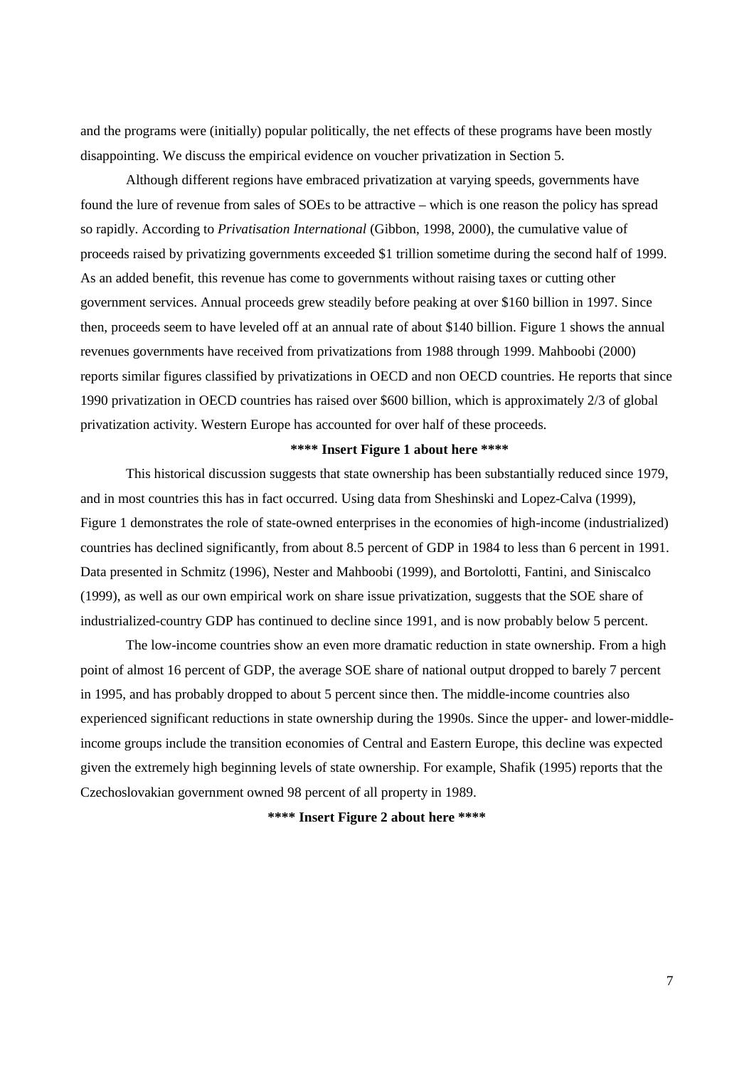and the programs were (initially) popular politically, the net effects of these programs have been mostly disappointing. We discuss the empirical evidence on voucher privatization in Section 5.

Although different regions have embraced privatization at varying speeds, governments have found the lure of revenue from sales of SOEs to be attractive – which is one reason the policy has spread so rapidly. According to *Privatisation International* (Gibbon, 1998, 2000), the cumulative value of proceeds raised by privatizing governments exceeded $1 trillion sometime during the second half of 1999. As an added benefit, this revenue has come to governments without raising taxes or cutting other government services. Annual proceeds grew steadily before peaking at over $160 billion in 1997. Since then, proceeds seem to have leveled off at an annual rate of about $140 billion. Figure 1 shows the annual revenues governments have received from privatizations from 1988 through 1999. Mahboobi (2000) reports similar figures classified by privatizations in OECD and non OECD countries. He reports that since 1990 privatization in OECD countries has raised over $600 billion, which is approximately 2/3 of global privatization activity. Western Europe has accounted for over half of these proceeds.

**\*\*\*\* Insert Figure 1 about here \*\*\*\***

This historical discussion suggests that state ownership has been substantially reduced since 1979, and in most countries this has in fact occurred. Using data from Sheshinski and Lopez-Calva (1999), Figure 1 demonstrates the role of state-owned enterprises in the economies of high-income (industrialized) countries has declined significantly, from about 8.5 percent of GDP in 1984 to less than 6 percent in 1991. Data presented in Schmitz (1996), Nester and Mahboobi (1999), and Bortolotti, Fantini, and Siniscalco (1999), as well as our own empirical work on share issue privatization, suggests that the SOE share of industrialized-country GDP has continued to decline since 1991, and is now probably below 5 percent.

The low-income countries show an even more dramatic reduction in state ownership. From a high point of almost 16 percent of GDP, the average SOE share of national output dropped to barely 7 percent in 1995, and has probably dropped to about 5 percent since then. The middle-income countries also experienced significant reductions in state ownership during the 1990s. Since the upper- and lower-middle-income groups include the transition economies of Central and Eastern Europe, this decline was expected given the extremely high beginning levels of state ownership. For example, Shafik (1995) reports that the Czechoslovakian government owned 98 percent of all property in 1989.

**\*\*\*\* Insert Figure 2 about here \*\*\*\***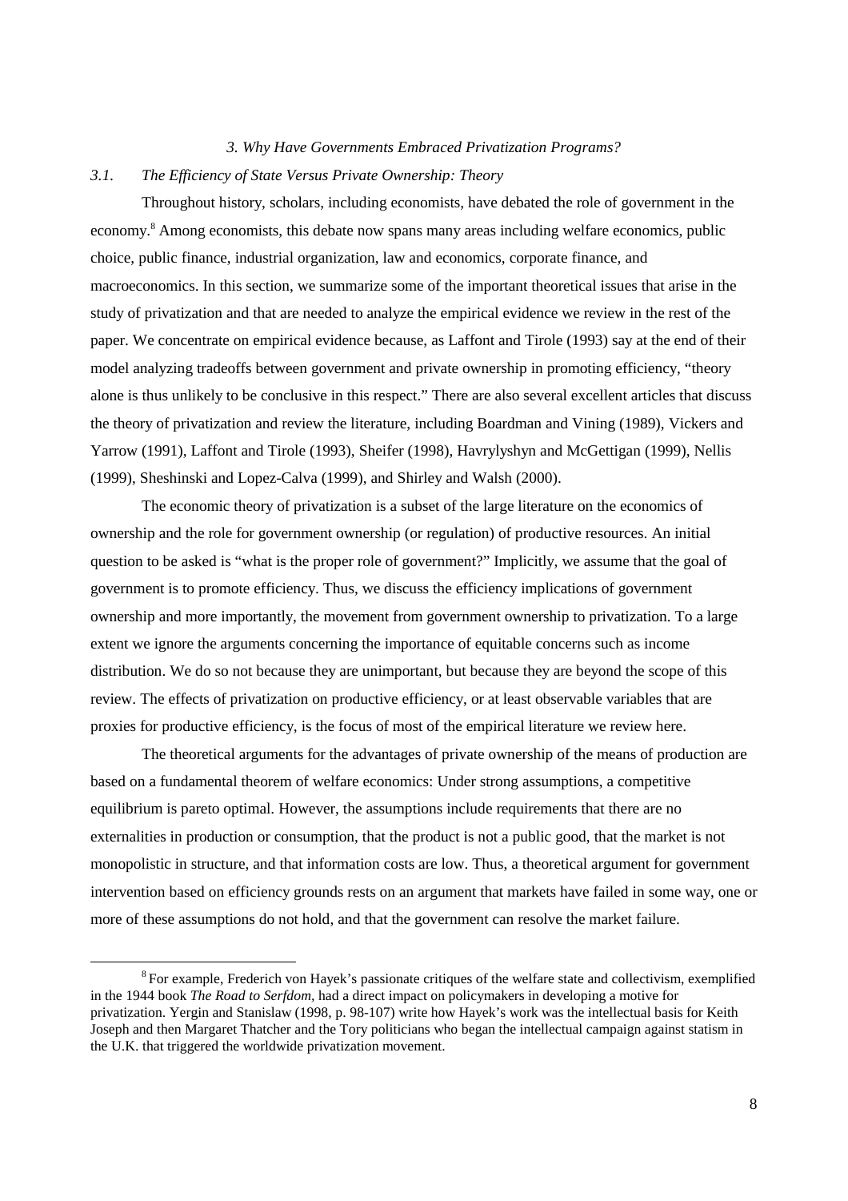### *3. Why Have Governments Embraced Privatization Programs?*

#### *3.1. The Efficiency of State Versus Private Ownership: Theory*

Throughout history, scholars, including economists, have debated the role of government in the economy.[8] Among economists, this debate now spans many areas including welfare economics, public choice, public finance, industrial organization, law and economics, corporate finance, and macroeconomics. In this section, we summarize some of the important theoretical issues that arise in the study of privatization and that are needed to analyze the empirical evidence we review in the rest of the paper. We concentrate on empirical evidence because, as Laffont and Tirole (1993) say at the end of their model analyzing tradeoffs between government and private ownership in promoting efficiency, "theory alone is thus unlikely to be conclusive in this respect." There are also several excellent articles that discuss the theory of privatization and review the literature, including Boardman and Vining (1989), Vickers and Yarrow (1991), Laffont and Tirole (1993), Sheifer (1998), Havrylyshyn and McGettigan (1999), Nellis (1999), Sheshinski and Lopez-Calva (1999), and Shirley and Walsh (2000).

The economic theory of privatization is a subset of the large literature on the economics of ownership and the role for government ownership (or regulation) of productive resources. An initial question to be asked is "what is the proper role of government?" Implicitly, we assume that the goal of government is to promote efficiency. Thus, we discuss the efficiency implications of government ownership and more importantly, the movement from government ownership to privatization. To a large extent we ignore the arguments concerning the importance of equitable concerns such as income distribution. We do so not because they are unimportant, but because they are beyond the scope of this review. The effects of privatization on productive efficiency, or at least observable variables that are proxies for productive efficiency, is the focus of most of the empirical literature we review here.

The theoretical arguments for the advantages of private ownership of the means of production are based on a fundamental theorem of welfare economics: Under strong assumptions, a competitive equilibrium is pareto optimal. However, the assumptions include requirements that there are no externalities in production or consumption, that the product is not a public good, that the market is not monopolistic in structure, and that information costs are low. Thus, a theoretical argument for government intervention based on efficiency grounds rests on an argument that markets have failed in some way, one or more of these assumptions do not hold, and that the government can resolve the market failure.

[8] For example, Frederich von Hayek's passionate critiques of the welfare state and collectivism, exemplified in the 1944 book *The Road to Serfdom*, had a direct impact on policymakers in developing a motive for privatization. Yergin and Stanislaw (1998, p. 98-107) write how Hayek's work was the intellectual basis for Keith Joseph and then Margaret Thatcher and the Tory politicians who began the intellectual campaign against statism in the U.K. that triggered the worldwide privatization movement.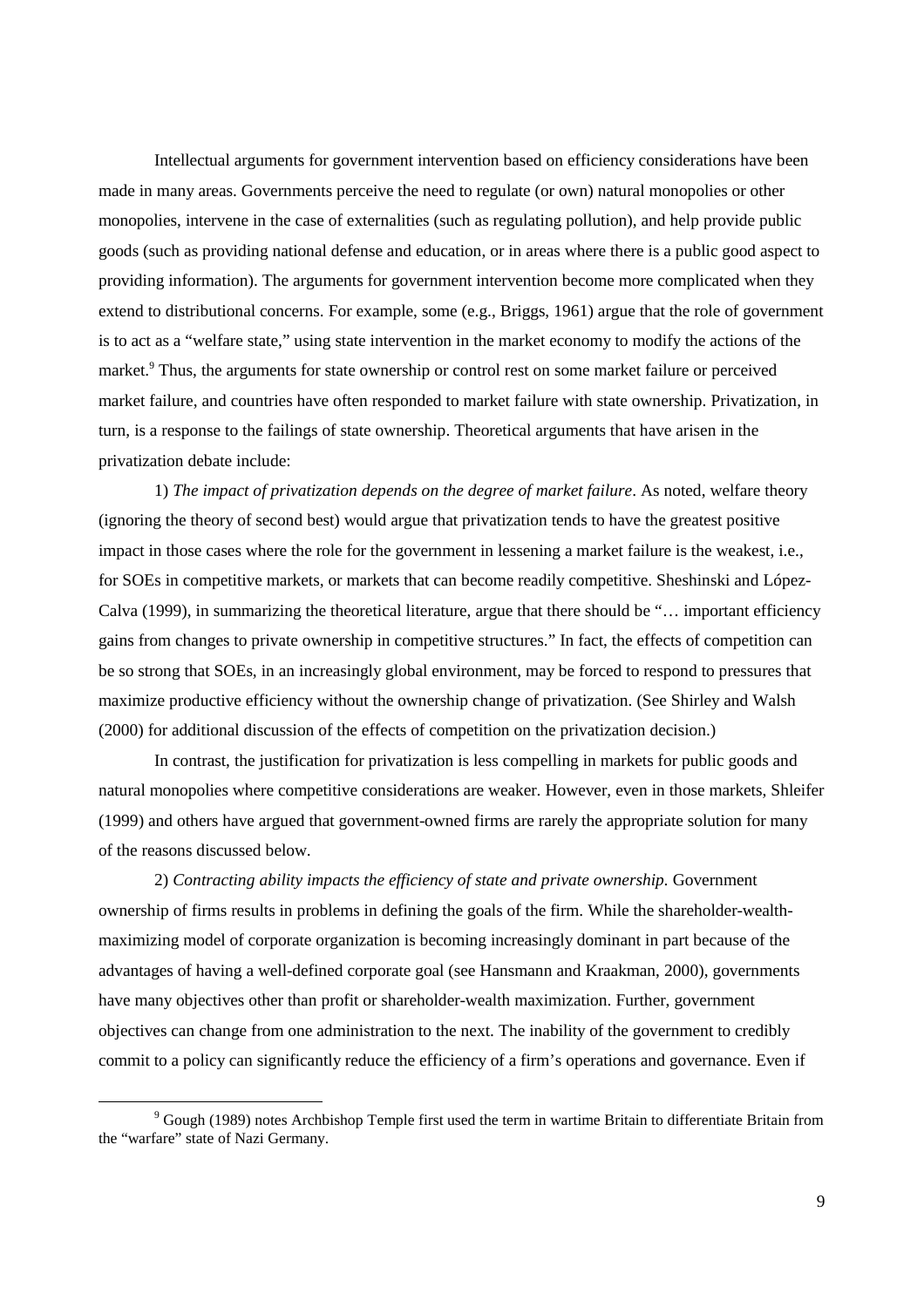Intellectual arguments for government intervention based on efficiency considerations have been made in many areas. Governments perceive the need to regulate (or own) natural monopolies or other monopolies, intervene in the case of externalities (such as regulating pollution), and help provide public goods (such as providing national defense and education, or in areas where there is a public good aspect to providing information). The arguments for government intervention become more complicated when they extend to distributional concerns. For example, some (e.g., Briggs, 1961) argue that the role of government is to act as a "welfare state," using state intervention in the market economy to modify the actions of the market.[9] Thus, the arguments for state ownership or control rest on some market failure or perceived market failure, and countries have often responded to market failure with state ownership. Privatization, in turn, is a response to the failings of state ownership. Theoretical arguments that have arisen in the privatization debate include:

1) *The impact of privatization depends on the degree of market failure*. As noted, welfare theory (ignoring the theory of second best) would argue that privatization tends to have the greatest positive impact in those cases where the role for the government in lessening a market failure is the weakest, i.e., for SOEs in competitive markets, or markets that can become readily competitive. Sheshinski and López-Calva (1999), in summarizing the theoretical literature, argue that there should be "… important efficiency gains from changes to private ownership in competitive structures." In fact, the effects of competition can be so strong that SOEs, in an increasingly global environment, may be forced to respond to pressures that maximize productive efficiency without the ownership change of privatization. (See Shirley and Walsh (2000) for additional discussion of the effects of competition on the privatization decision.)

In contrast, the justification for privatization is less compelling in markets for public goods and natural monopolies where competitive considerations are weaker. However, even in those markets, Shleifer (1999) and others have argued that government-owned firms are rarely the appropriate solution for many of the reasons discussed below.

2) *Contracting ability impacts the efficiency of state and private ownership.* Government ownership of firms results in problems in defining the goals of the firm. While the shareholder-wealth-maximizing model of corporate organization is becoming increasingly dominant in part because of the advantages of having a well-defined corporate goal (see Hansmann and Kraakman, 2000), governments have many objectives other than profit or shareholder-wealth maximization. Further, government objectives can change from one administration to the next. The inability of the government to credibly commit to a policy can significantly reduce the efficiency of a firm's operations and governance. Even if

[9] Gough (1989) notes Archbishop Temple first used the term in wartime Britain to differentiate Britain from the "warfare" state of Nazi Germany.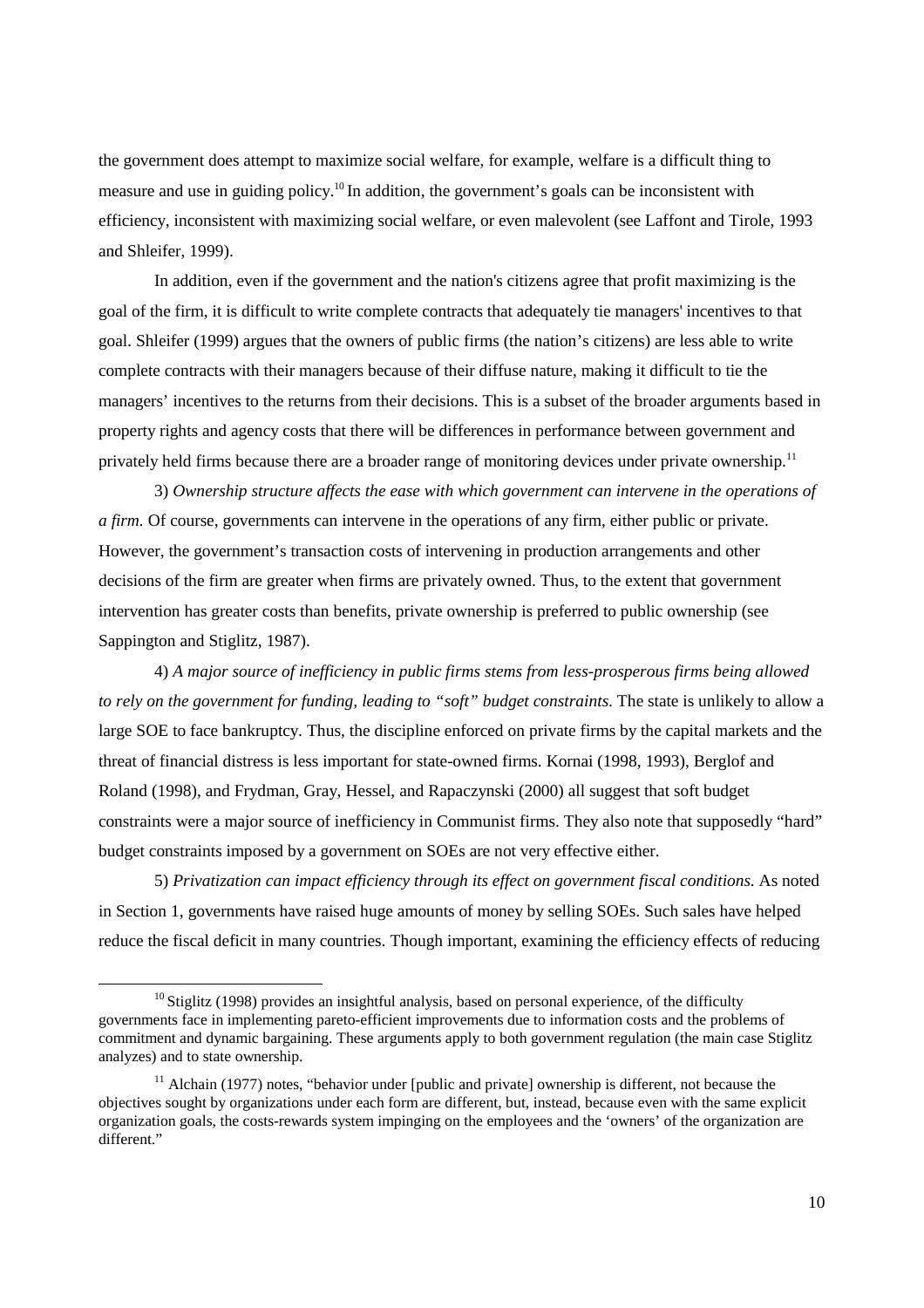the government does attempt to maximize social welfare, for example, welfare is a difficult thing to measure and use in guiding policy.[10] In addition, the government's goals can be inconsistent with efficiency, inconsistent with maximizing social welfare, or even malevolent (see Laffont and Tirole, 1993 and Shleifer, 1999).

In addition, even if the government and the nation's citizens agree that profit maximizing is the goal of the firm, it is difficult to write complete contracts that adequately tie managers' incentives to that goal. Shleifer (1999) argues that the owners of public firms (the nation's citizens) are less able to write complete contracts with their managers because of their diffuse nature, making it difficult to tie the managers' incentives to the returns from their decisions. This is a subset of the broader arguments based in property rights and agency costs that there will be differences in performance between government and privately held firms because there are a broader range of monitoring devices under private ownership.[11]

3) *Ownership structure affects the ease with which government can intervene in the operations of a firm.* Of course, governments can intervene in the operations of any firm, either public or private. However, the government's transaction costs of intervening in production arrangements and other decisions of the firm are greater when firms are privately owned. Thus, to the extent that government intervention has greater costs than benefits, private ownership is preferred to public ownership (see Sappington and Stiglitz, 1987).

4) *A major source of inefficiency in public firms stems from less-prosperous firms being allowed to rely on the government for funding, leading to "soft" budget constraints.* The state is unlikely to allow a large SOE to face bankruptcy. Thus, the discipline enforced on private firms by the capital markets and the threat of financial distress is less important for state-owned firms. Kornai (1998, 1993), Berglof and Roland (1998), and Frydman, Gray, Hessel, and Rapaczynski (2000) all suggest that soft budget constraints were a major source of inefficiency in Communist firms. They also note that supposedly "hard" budget constraints imposed by a government on SOEs are not very effective either.

5) *Privatization can impact efficiency through its effect on government fiscal conditions.* As noted in Section 1, governments have raised huge amounts of money by selling SOEs. Such sales have helped reduce the fiscal deficit in many countries. Though important, examining the efficiency effects of reducing

---

[10] Stiglitz (1998) provides an insightful analysis, based on personal experience, of the difficulty governments face in implementing pareto-efficient improvements due to information costs and the problems of commitment and dynamic bargaining. These arguments apply to both government regulation (the main case Stiglitz analyzes) and to state ownership.

[11] Alchain (1977) notes, "behavior under [public and private] ownership is different, not because the objectives sought by organizations under each form are different, but, instead, because even with the same explicit organization goals, the costs-rewards system impinging on the employees and the 'owners' of the organization are different."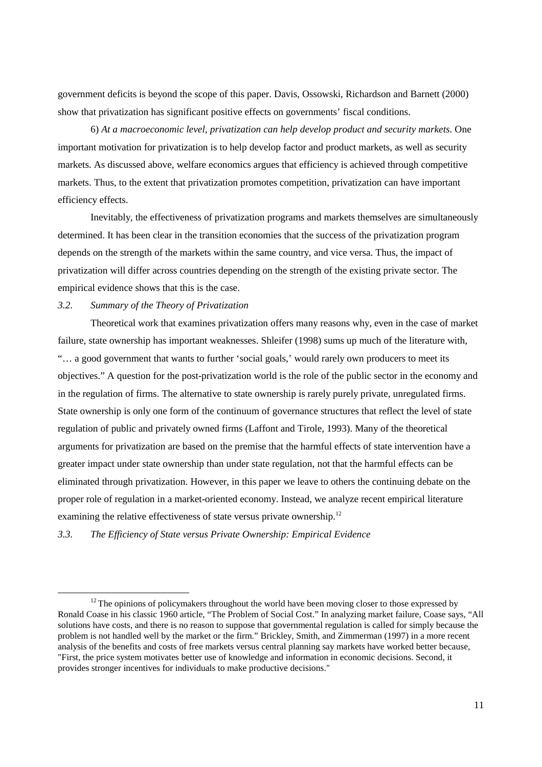government deficits is beyond the scope of this paper. Davis, Ossowski, Richardson and Barnett (2000) show that privatization has significant positive effects on governments' fiscal conditions.

6) *At a macroeconomic level, privatization can help develop product and security markets.* One important motivation for privatization is to help develop factor and product markets, as well as security markets. As discussed above, welfare economics argues that efficiency is achieved through competitive markets. Thus, to the extent that privatization promotes competition, privatization can have important efficiency effects.

Inevitably, the effectiveness of privatization programs and markets themselves are simultaneously determined. It has been clear in the transition economies that the success of the privatization program depends on the strength of the markets within the same country, and vice versa. Thus, the impact of privatization will differ across countries depending on the strength of the existing private sector. The empirical evidence shows that this is the case.

### *3.2. Summary of the Theory of Privatization*

Theoretical work that examines privatization offers many reasons why, even in the case of market failure, state ownership has important weaknesses. Shleifer (1998) sums up much of the literature with, "… a good government that wants to further 'social goals,' would rarely own producers to meet its objectives." A question for the post-privatization world is the role of the public sector in the economy and in the regulation of firms. The alternative to state ownership is rarely purely private, unregulated firms. State ownership is only one form of the continuum of governance structures that reflect the level of state regulation of public and privately owned firms (Laffont and Tirole, 1993). Many of the theoretical arguments for privatization are based on the premise that the harmful effects of state intervention have a greater impact under state ownership than under state regulation, not that the harmful effects can be eliminated through privatization. However, in this paper we leave to others the continuing debate on the proper role of regulation in a market-oriented economy. Instead, we analyze recent empirical literature examining the relative effectiveness of state versus private ownership.[12]

### *3.3. The Efficiency of State versus Private Ownership: Empirical Evidence*

[12] The opinions of policymakers throughout the world have been moving closer to those expressed by Ronald Coase in his classic 1960 article, "The Problem of Social Cost." In analyzing market failure, Coase says, "All solutions have costs, and there is no reason to suppose that governmental regulation is called for simply because the problem is not handled well by the market or the firm." Brickley, Smith, and Zimmerman (1997) in a more recent analysis of the benefits and costs of free markets versus central planning say markets have worked better because, "First, the price system motivates better use of knowledge and information in economic decisions. Second, it provides stronger incentives for individuals to make productive decisions."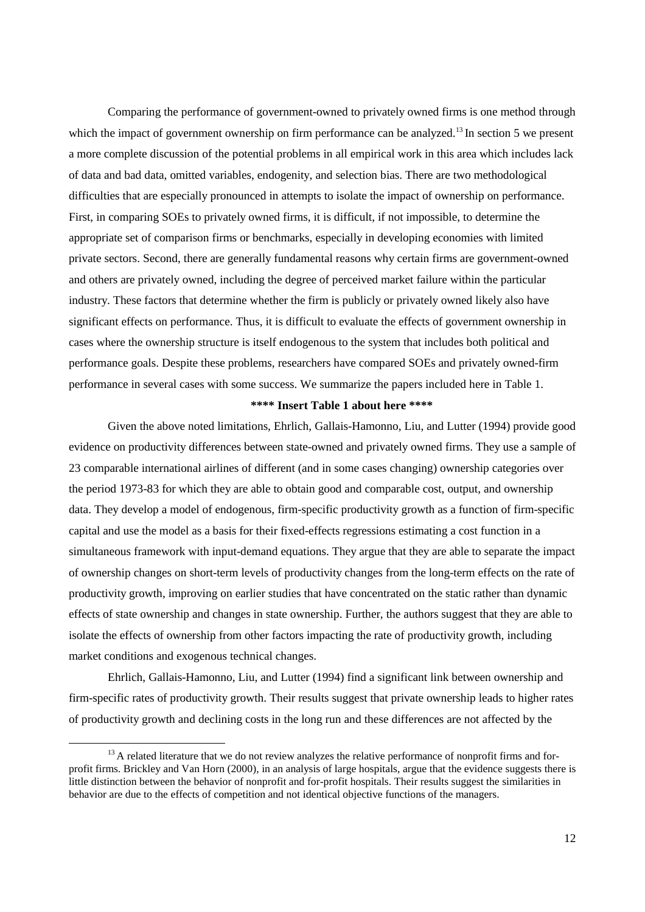Comparing the performance of government-owned to privately owned firms is one method through which the impact of government ownership on firm performance can be analyzed.[13] In section 5 we present a more complete discussion of the potential problems in all empirical work in this area which includes lack of data and bad data, omitted variables, endogenity, and selection bias. There are two methodological difficulties that are especially pronounced in attempts to isolate the impact of ownership on performance. First, in comparing SOEs to privately owned firms, it is difficult, if not impossible, to determine the appropriate set of comparison firms or benchmarks, especially in developing economies with limited private sectors. Second, there are generally fundamental reasons why certain firms are government-owned and others are privately owned, including the degree of perceived market failure within the particular industry. These factors that determine whether the firm is publicly or privately owned likely also have significant effects on performance. Thus, it is difficult to evaluate the effects of government ownership in cases where the ownership structure is itself endogenous to the system that includes both political and performance goals. Despite these problems, researchers have compared SOEs and privately owned-firm performance in several cases with some success. We summarize the papers included here in Table 1.

**\*\*\*\* Insert Table 1 about here \*\*\*\***

Given the above noted limitations, Ehrlich, Gallais-Hamonno, Liu, and Lutter (1994) provide good evidence on productivity differences between state-owned and privately owned firms. They use a sample of 23 comparable international airlines of different (and in some cases changing) ownership categories over the period 1973-83 for which they are able to obtain good and comparable cost, output, and ownership data. They develop a model of endogenous, firm-specific productivity growth as a function of firm-specific capital and use the model as a basis for their fixed-effects regressions estimating a cost function in a simultaneous framework with input-demand equations. They argue that they are able to separate the impact of ownership changes on short-term levels of productivity changes from the long-term effects on the rate of productivity growth, improving on earlier studies that have concentrated on the static rather than dynamic effects of state ownership and changes in state ownership. Further, the authors suggest that they are able to isolate the effects of ownership from other factors impacting the rate of productivity growth, including market conditions and exogenous technical changes.

Ehrlich, Gallais-Hamonno, Liu, and Lutter (1994) find a significant link between ownership and firm-specific rates of productivity growth. Their results suggest that private ownership leads to higher rates of productivity growth and declining costs in the long run and these differences are not affected by the

[13] A related literature that we do not review analyzes the relative performance of nonprofit firms and for-profit firms. Brickley and Van Horn (2000), in an analysis of large hospitals, argue that the evidence suggests there is little distinction between the behavior of nonprofit and for-profit hospitals. Their results suggest the similarities in behavior are due to the effects of competition and not identical objective functions of the managers.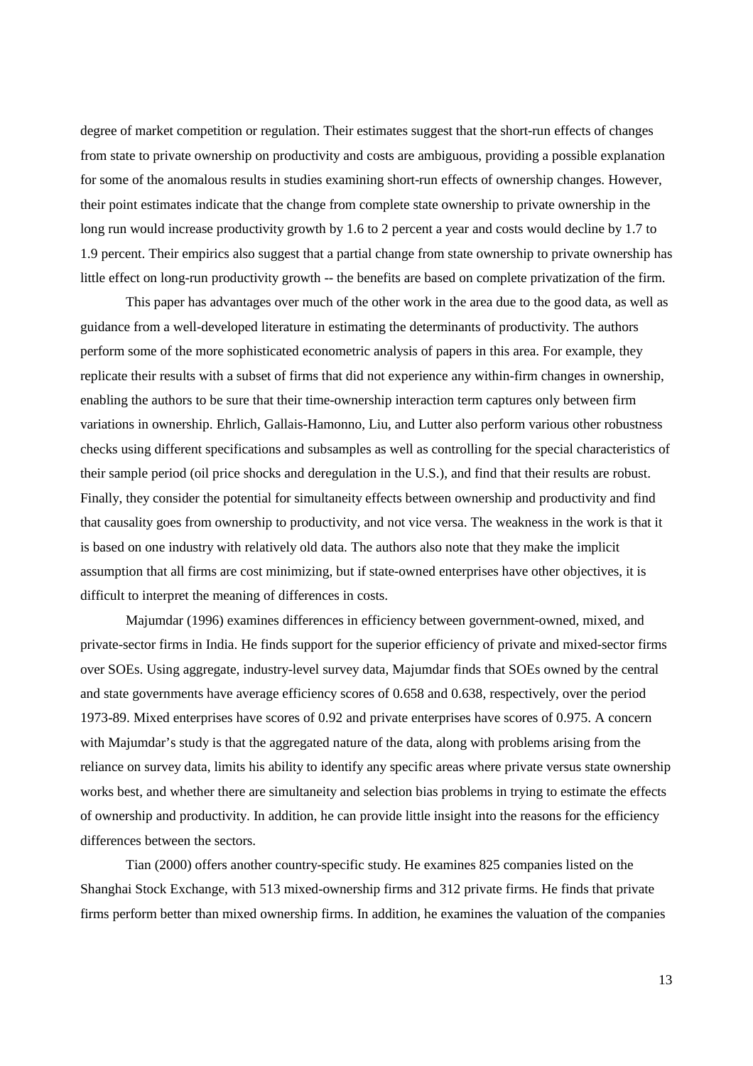degree of market competition or regulation. Their estimates suggest that the short-run effects of changes from state to private ownership on productivity and costs are ambiguous, providing a possible explanation for some of the anomalous results in studies examining short-run effects of ownership changes. However, their point estimates indicate that the change from complete state ownership to private ownership in the long run would increase productivity growth by 1.6 to 2 percent a year and costs would decline by 1.7 to 1.9 percent. Their empirics also suggest that a partial change from state ownership to private ownership has little effect on long-run productivity growth -- the benefits are based on complete privatization of the firm.

This paper has advantages over much of the other work in the area due to the good data, as well as guidance from a well-developed literature in estimating the determinants of productivity. The authors perform some of the more sophisticated econometric analysis of papers in this area. For example, they replicate their results with a subset of firms that did not experience any within-firm changes in ownership, enabling the authors to be sure that their time-ownership interaction term captures only between firm variations in ownership. Ehrlich, Gallais-Hamonno, Liu, and Lutter also perform various other robustness checks using different specifications and subsamples as well as controlling for the special characteristics of their sample period (oil price shocks and deregulation in the U.S.), and find that their results are robust. Finally, they consider the potential for simultaneity effects between ownership and productivity and find that causality goes from ownership to productivity, and not vice versa. The weakness in the work is that it is based on one industry with relatively old data. The authors also note that they make the implicit assumption that all firms are cost minimizing, but if state-owned enterprises have other objectives, it is difficult to interpret the meaning of differences in costs.

Majumdar (1996) examines differences in efficiency between government-owned, mixed, and private-sector firms in India. He finds support for the superior efficiency of private and mixed-sector firms over SOEs. Using aggregate, industry-level survey data, Majumdar finds that SOEs owned by the central and state governments have average efficiency scores of 0.658 and 0.638, respectively, over the period 1973-89. Mixed enterprises have scores of 0.92 and private enterprises have scores of 0.975. A concern with Majumdar's study is that the aggregated nature of the data, along with problems arising from the reliance on survey data, limits his ability to identify any specific areas where private versus state ownership works best, and whether there are simultaneity and selection bias problems in trying to estimate the effects of ownership and productivity. In addition, he can provide little insight into the reasons for the efficiency differences between the sectors.

Tian (2000) offers another country-specific study. He examines 825 companies listed on the Shanghai Stock Exchange, with 513 mixed-ownership firms and 312 private firms. He finds that private firms perform better than mixed ownership firms. In addition, he examines the valuation of the companies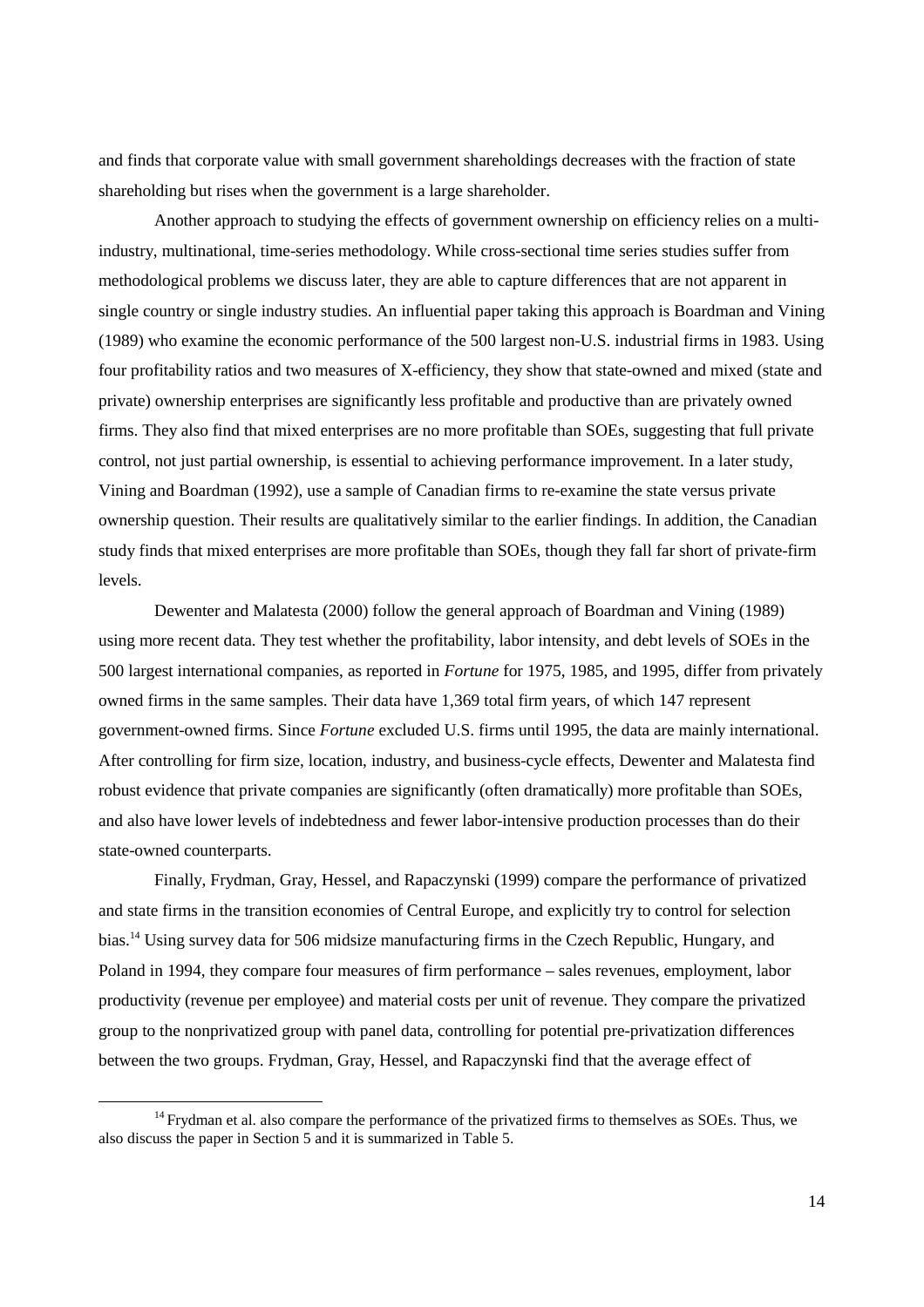and finds that corporate value with small government shareholdings decreases with the fraction of state shareholding but rises when the government is a large shareholder.

Another approach to studying the effects of government ownership on efficiency relies on a multi-industry, multinational, time-series methodology. While cross-sectional time series studies suffer from methodological problems we discuss later, they are able to capture differences that are not apparent in single country or single industry studies. An influential paper taking this approach is Boardman and Vining (1989) who examine the economic performance of the 500 largest non-U.S. industrial firms in 1983. Using four profitability ratios and two measures of X-efficiency, they show that state-owned and mixed (state and private) ownership enterprises are significantly less profitable and productive than are privately owned firms. They also find that mixed enterprises are no more profitable than SOEs, suggesting that full private control, not just partial ownership, is essential to achieving performance improvement. In a later study, Vining and Boardman (1992), use a sample of Canadian firms to re-examine the state versus private ownership question. Their results are qualitatively similar to the earlier findings. In addition, the Canadian study finds that mixed enterprises are more profitable than SOEs, though they fall far short of private-firm levels.

Dewenter and Malatesta (2000) follow the general approach of Boardman and Vining (1989) using more recent data. They test whether the profitability, labor intensity, and debt levels of SOEs in the 500 largest international companies, as reported in *Fortune* for 1975, 1985, and 1995, differ from privately owned firms in the same samples. Their data have 1,369 total firm years, of which 147 represent government-owned firms. Since *Fortune* excluded U.S. firms until 1995, the data are mainly international. After controlling for firm size, location, industry, and business-cycle effects, Dewenter and Malatesta find robust evidence that private companies are significantly (often dramatically) more profitable than SOEs, and also have lower levels of indebtedness and fewer labor-intensive production processes than do their state-owned counterparts.

Finally, Frydman, Gray, Hessel, and Rapaczynski (1999) compare the performance of privatized and state firms in the transition economies of Central Europe, and explicitly try to control for selection bias.[14] Using survey data for 506 midsize manufacturing firms in the Czech Republic, Hungary, and Poland in 1994, they compare four measures of firm performance – sales revenues, employment, labor productivity (revenue per employee) and material costs per unit of revenue. They compare the privatized group to the nonprivatized group with panel data, controlling for potential pre-privatization differences between the two groups. Frydman, Gray, Hessel, and Rapaczynski find that the average effect of

[14] Frydman et al. also compare the performance of the privatized firms to themselves as SOEs. Thus, we also discuss the paper in Section 5 and it is summarized in Table 5.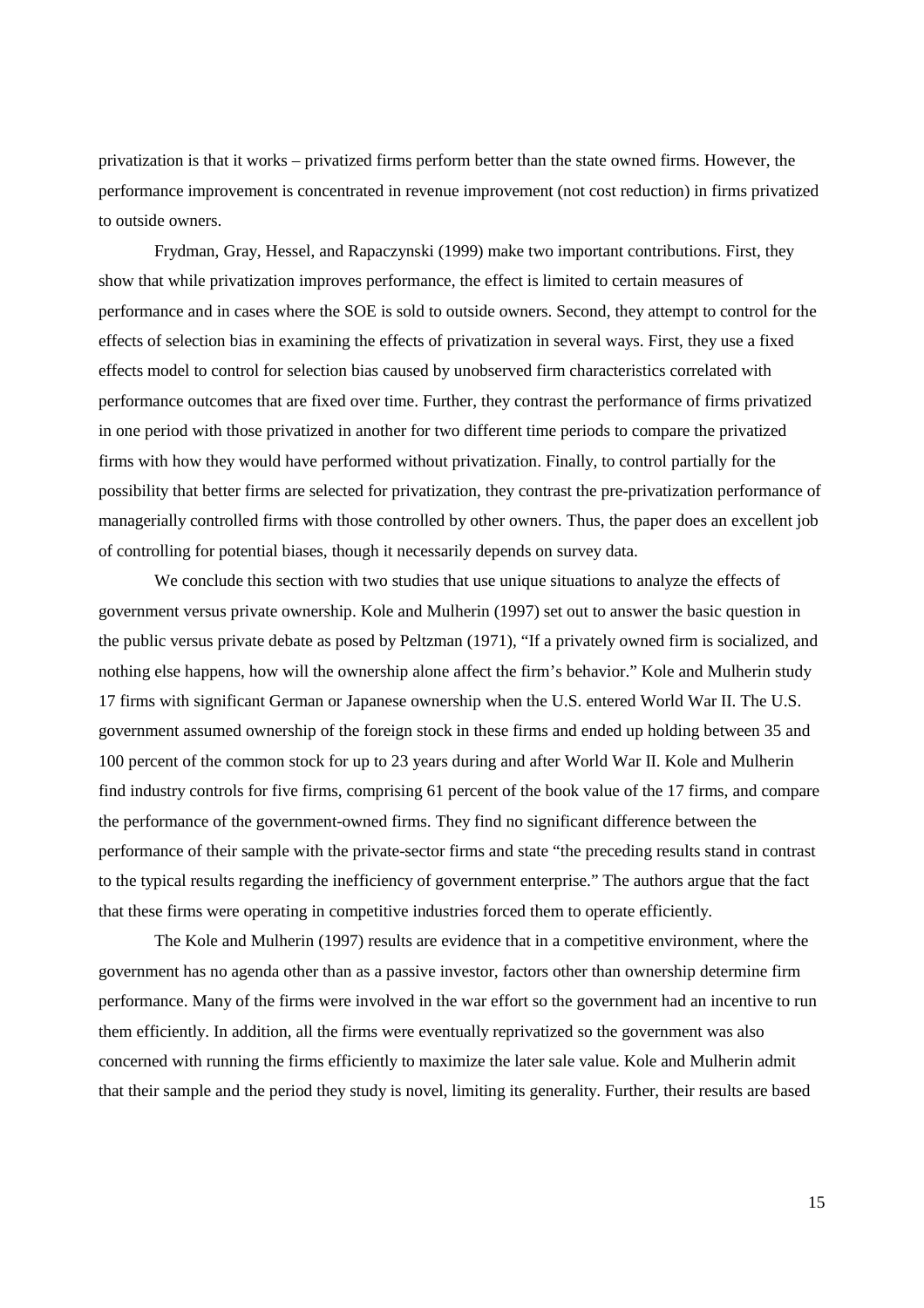privatization is that it works – privatized firms perform better than the state owned firms. However, the performance improvement is concentrated in revenue improvement (not cost reduction) in firms privatized to outside owners.

Frydman, Gray, Hessel, and Rapaczynski (1999) make two important contributions. First, they show that while privatization improves performance, the effect is limited to certain measures of performance and in cases where the SOE is sold to outside owners. Second, they attempt to control for the effects of selection bias in examining the effects of privatization in several ways. First, they use a fixed effects model to control for selection bias caused by unobserved firm characteristics correlated with performance outcomes that are fixed over time. Further, they contrast the performance of firms privatized in one period with those privatized in another for two different time periods to compare the privatized firms with how they would have performed without privatization. Finally, to control partially for the possibility that better firms are selected for privatization, they contrast the pre-privatization performance of managerially controlled firms with those controlled by other owners. Thus, the paper does an excellent job of controlling for potential biases, though it necessarily depends on survey data.

We conclude this section with two studies that use unique situations to analyze the effects of government versus private ownership. Kole and Mulherin (1997) set out to answer the basic question in the public versus private debate as posed by Peltzman (1971), "If a privately owned firm is socialized, and nothing else happens, how will the ownership alone affect the firm's behavior." Kole and Mulherin study 17 firms with significant German or Japanese ownership when the U.S. entered World War II. The U.S. government assumed ownership of the foreign stock in these firms and ended up holding between 35 and 100 percent of the common stock for up to 23 years during and after World War II. Kole and Mulherin find industry controls for five firms, comprising 61 percent of the book value of the 17 firms, and compare the performance of the government-owned firms. They find no significant difference between the performance of their sample with the private-sector firms and state "the preceding results stand in contrast to the typical results regarding the inefficiency of government enterprise." The authors argue that the fact that these firms were operating in competitive industries forced them to operate efficiently.

The Kole and Mulherin (1997) results are evidence that in a competitive environment, where the government has no agenda other than as a passive investor, factors other than ownership determine firm performance. Many of the firms were involved in the war effort so the government had an incentive to run them efficiently. In addition, all the firms were eventually reprivatized so the government was also concerned with running the firms efficiently to maximize the later sale value. Kole and Mulherin admit that their sample and the period they study is novel, limiting its generality. Further, their results are based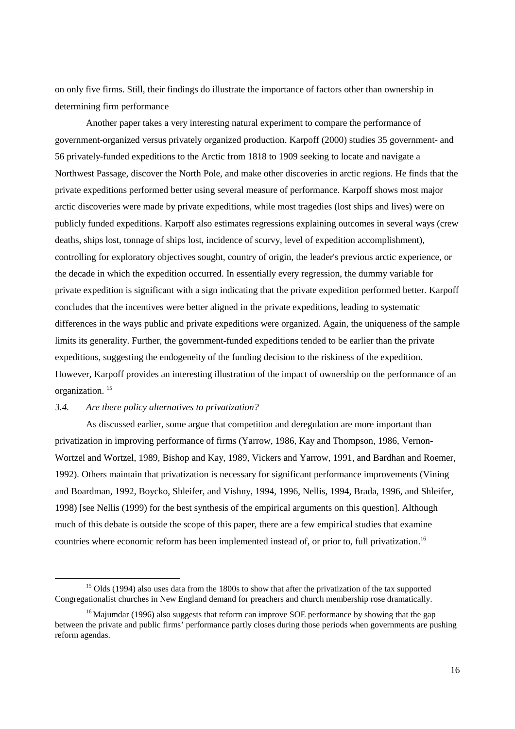on only five firms. Still, their findings do illustrate the importance of factors other than ownership in determining firm performance

Another paper takes a very interesting natural experiment to compare the performance of government-organized versus privately organized production. Karpoff (2000) studies 35 government- and 56 privately-funded expeditions to the Arctic from 1818 to 1909 seeking to locate and navigate a Northwest Passage, discover the North Pole, and make other discoveries in arctic regions. He finds that the private expeditions performed better using several measure of performance. Karpoff shows most major arctic discoveries were made by private expeditions, while most tragedies (lost ships and lives) were on publicly funded expeditions. Karpoff also estimates regressions explaining outcomes in several ways (crew deaths, ships lost, tonnage of ships lost, incidence of scurvy, level of expedition accomplishment), controlling for exploratory objectives sought, country of origin, the leader's previous arctic experience, or the decade in which the expedition occurred. In essentially every regression, the dummy variable for private expedition is significant with a sign indicating that the private expedition performed better. Karpoff concludes that the incentives were better aligned in the private expeditions, leading to systematic differences in the ways public and private expeditions were organized. Again, the uniqueness of the sample limits its generality. Further, the government-funded expeditions tended to be earlier than the private expeditions, suggesting the endogeneity of the funding decision to the riskiness of the expedition. However, Karpoff provides an interesting illustration of the impact of ownership on the performance of an organization. [15]

### *3.4. Are there policy alternatives to privatization?*

As discussed earlier, some argue that competition and deregulation are more important than privatization in improving performance of firms (Yarrow, 1986, Kay and Thompson, 1986, Vernon-Wortzel and Wortzel, 1989, Bishop and Kay, 1989, Vickers and Yarrow, 1991, and Bardhan and Roemer, 1992). Others maintain that privatization is necessary for significant performance improvements (Vining and Boardman, 1992, Boycko, Shleifer, and Vishny, 1994, 1996, Nellis, 1994, Brada, 1996, and Shleifer, 1998) [see Nellis (1999) for the best synthesis of the empirical arguments on this question]. Although much of this debate is outside the scope of this paper, there are a few empirical studies that examine countries where economic reform has been implemented instead of, or prior to, full privatization.[16]

---

[15] Olds (1994) also uses data from the 1800s to show that after the privatization of the tax supported Congregationalist churches in New England demand for preachers and church membership rose dramatically.

[16] Majumdar (1996) also suggests that reform can improve SOE performance by showing that the gap between the private and public firms' performance partly closes during those periods when governments are pushing reform agendas.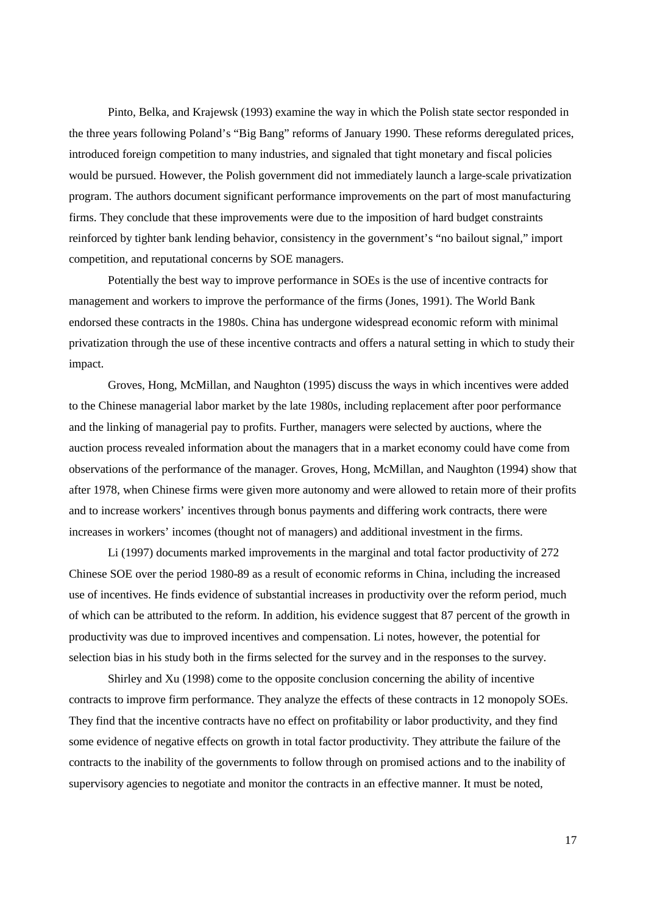Pinto, Belka, and Krajewsk (1993) examine the way in which the Polish state sector responded in the three years following Poland's "Big Bang" reforms of January 1990. These reforms deregulated prices, introduced foreign competition to many industries, and signaled that tight monetary and fiscal policies would be pursued. However, the Polish government did not immediately launch a large-scale privatization program. The authors document significant performance improvements on the part of most manufacturing firms. They conclude that these improvements were due to the imposition of hard budget constraints reinforced by tighter bank lending behavior, consistency in the government's "no bailout signal," import competition, and reputational concerns by SOE managers.

Potentially the best way to improve performance in SOEs is the use of incentive contracts for management and workers to improve the performance of the firms (Jones, 1991). The World Bank endorsed these contracts in the 1980s. China has undergone widespread economic reform with minimal privatization through the use of these incentive contracts and offers a natural setting in which to study their impact.

Groves, Hong, McMillan, and Naughton (1995) discuss the ways in which incentives were added to the Chinese managerial labor market by the late 1980s, including replacement after poor performance and the linking of managerial pay to profits. Further, managers were selected by auctions, where the auction process revealed information about the managers that in a market economy could have come from observations of the performance of the manager. Groves, Hong, McMillan, and Naughton (1994) show that after 1978, when Chinese firms were given more autonomy and were allowed to retain more of their profits and to increase workers' incentives through bonus payments and differing work contracts, there were increases in workers' incomes (thought not of managers) and additional investment in the firms.

Li (1997) documents marked improvements in the marginal and total factor productivity of 272 Chinese SOE over the period 1980-89 as a result of economic reforms in China, including the increased use of incentives. He finds evidence of substantial increases in productivity over the reform period, much of which can be attributed to the reform. In addition, his evidence suggest that 87 percent of the growth in productivity was due to improved incentives and compensation. Li notes, however, the potential for selection bias in his study both in the firms selected for the survey and in the responses to the survey.

Shirley and Xu (1998) come to the opposite conclusion concerning the ability of incentive contracts to improve firm performance. They analyze the effects of these contracts in 12 monopoly SOEs. They find that the incentive contracts have no effect on profitability or labor productivity, and they find some evidence of negative effects on growth in total factor productivity. They attribute the failure of the contracts to the inability of the governments to follow through on promised actions and to the inability of supervisory agencies to negotiate and monitor the contracts in an effective manner. It must be noted,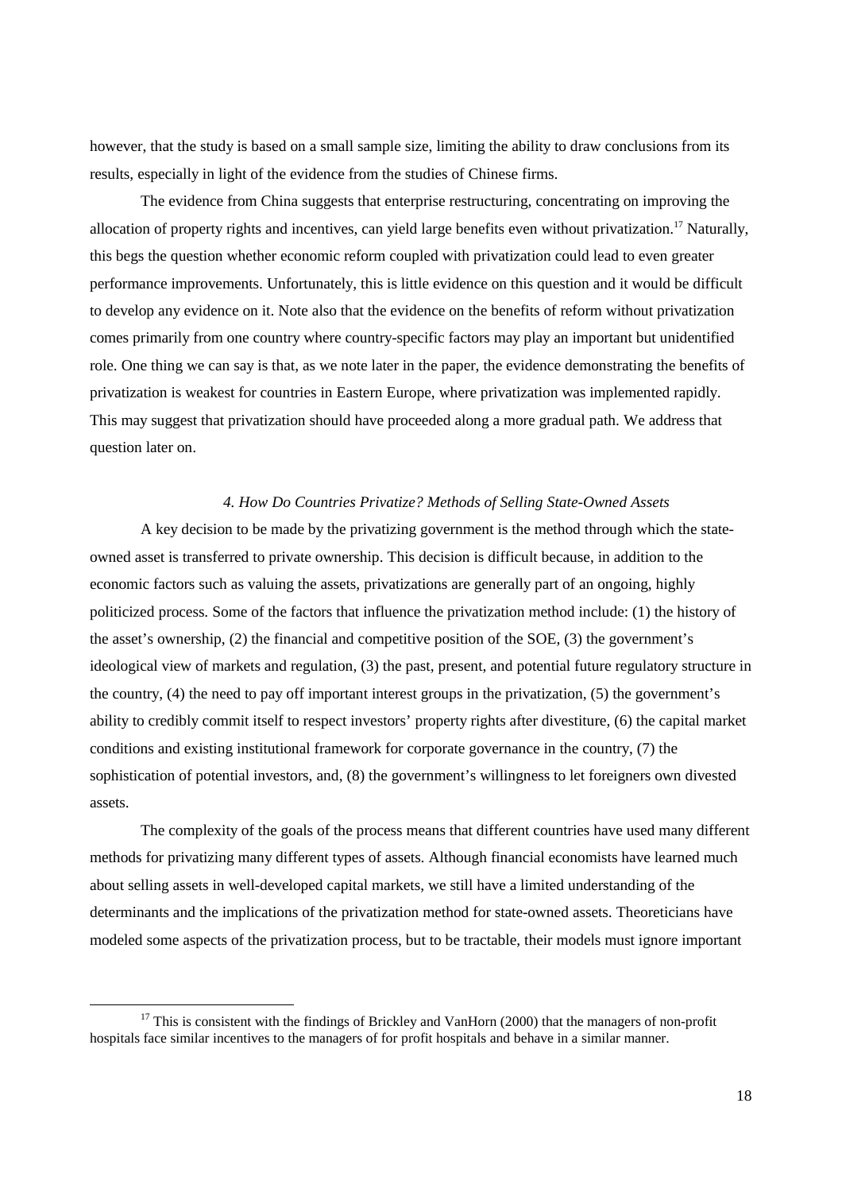however, that the study is based on a small sample size, limiting the ability to draw conclusions from its results, especially in light of the evidence from the studies of Chinese firms.

The evidence from China suggests that enterprise restructuring, concentrating on improving the allocation of property rights and incentives, can yield large benefits even without privatization.[17] Naturally, this begs the question whether economic reform coupled with privatization could lead to even greater performance improvements. Unfortunately, this is little evidence on this question and it would be difficult to develop any evidence on it. Note also that the evidence on the benefits of reform without privatization comes primarily from one country where country-specific factors may play an important but unidentified role. One thing we can say is that, as we note later in the paper, the evidence demonstrating the benefits of privatization is weakest for countries in Eastern Europe, where privatization was implemented rapidly. This may suggest that privatization should have proceeded along a more gradual path. We address that question later on.

### *4. How Do Countries Privatize? Methods of Selling State-Owned Assets*

A key decision to be made by the privatizing government is the method through which the state-owned asset is transferred to private ownership. This decision is difficult because, in addition to the economic factors such as valuing the assets, privatizations are generally part of an ongoing, highly politicized process. Some of the factors that influence the privatization method include: (1) the history of the asset's ownership, (2) the financial and competitive position of the SOE, (3) the government's ideological view of markets and regulation, (3) the past, present, and potential future regulatory structure in the country, (4) the need to pay off important interest groups in the privatization, (5) the government's ability to credibly commit itself to respect investors' property rights after divestiture, (6) the capital market conditions and existing institutional framework for corporate governance in the country, (7) the sophistication of potential investors, and, (8) the government's willingness to let foreigners own divested assets.

The complexity of the goals of the process means that different countries have used many different methods for privatizing many different types of assets. Although financial economists have learned much about selling assets in well-developed capital markets, we still have a limited understanding of the determinants and the implications of the privatization method for state-owned assets. Theoreticians have modeled some aspects of the privatization process, but to be tractable, their models must ignore important

[17] This is consistent with the findings of Brickley and VanHorn (2000) that the managers of non-profit hospitals face similar incentives to the managers of for profit hospitals and behave in a similar manner.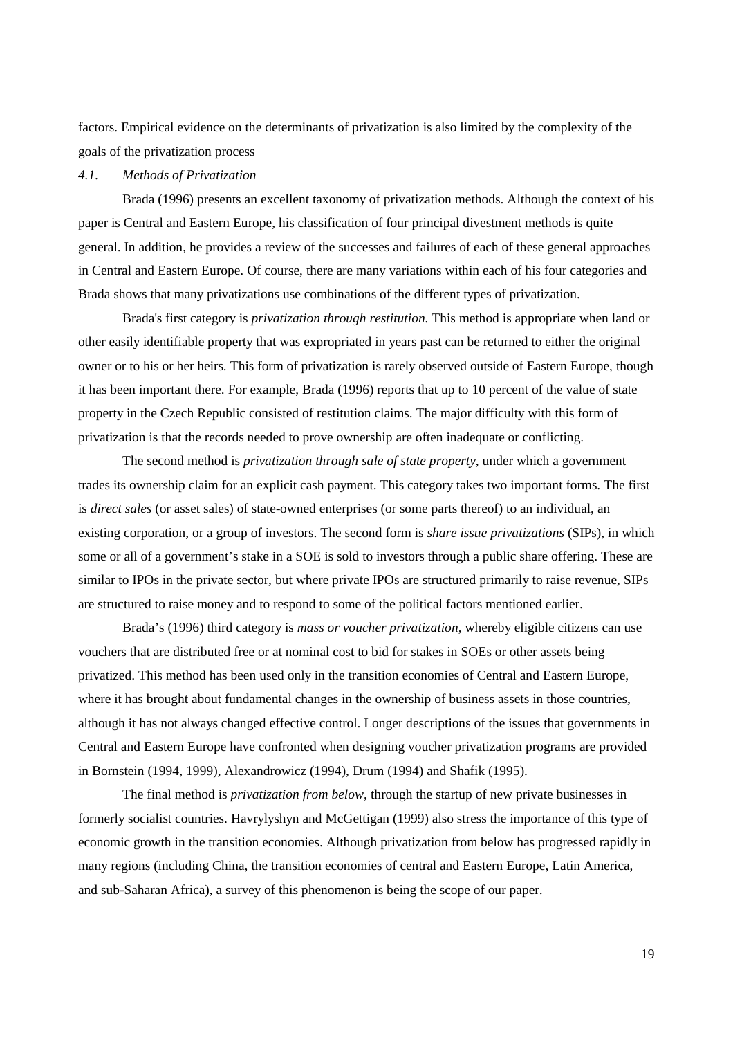factors. Empirical evidence on the determinants of privatization is also limited by the complexity of the goals of the privatization process

### *4.1. Methods of Privatization*

Brada (1996) presents an excellent taxonomy of privatization methods. Although the context of his paper is Central and Eastern Europe, his classification of four principal divestment methods is quite general. In addition, he provides a review of the successes and failures of each of these general approaches in Central and Eastern Europe. Of course, there are many variations within each of his four categories and Brada shows that many privatizations use combinations of the different types of privatization.

Brada's first category is *privatization through restitution.* This method is appropriate when land or other easily identifiable property that was expropriated in years past can be returned to either the original owner or to his or her heirs. This form of privatization is rarely observed outside of Eastern Europe, though it has been important there. For example, Brada (1996) reports that up to 10 percent of the value of state property in the Czech Republic consisted of restitution claims. The major difficulty with this form of privatization is that the records needed to prove ownership are often inadequate or conflicting.

The second method is *privatization through sale of state property*, under which a government trades its ownership claim for an explicit cash payment. This category takes two important forms. The first is *direct sales* (or asset sales) of state-owned enterprises (or some parts thereof) to an individual, an existing corporation, or a group of investors. The second form is *share issue privatizations* (SIPs), in which some or all of a government's stake in a SOE is sold to investors through a public share offering. These are similar to IPOs in the private sector, but where private IPOs are structured primarily to raise revenue, SIPs are structured to raise money and to respond to some of the political factors mentioned earlier.

Brada's (1996) third category is *mass or voucher privatization*, whereby eligible citizens can use vouchers that are distributed free or at nominal cost to bid for stakes in SOEs or other assets being privatized. This method has been used only in the transition economies of Central and Eastern Europe, where it has brought about fundamental changes in the ownership of business assets in those countries, although it has not always changed effective control. Longer descriptions of the issues that governments in Central and Eastern Europe have confronted when designing voucher privatization programs are provided in Bornstein (1994, 1999), Alexandrowicz (1994), Drum (1994) and Shafik (1995).

The final method is *privatization from below*, through the startup of new private businesses in formerly socialist countries. Havrylyshyn and McGettigan (1999) also stress the importance of this type of economic growth in the transition economies. Although privatization from below has progressed rapidly in many regions (including China, the transition economies of central and Eastern Europe, Latin America, and sub-Saharan Africa), a survey of this phenomenon is being the scope of our paper.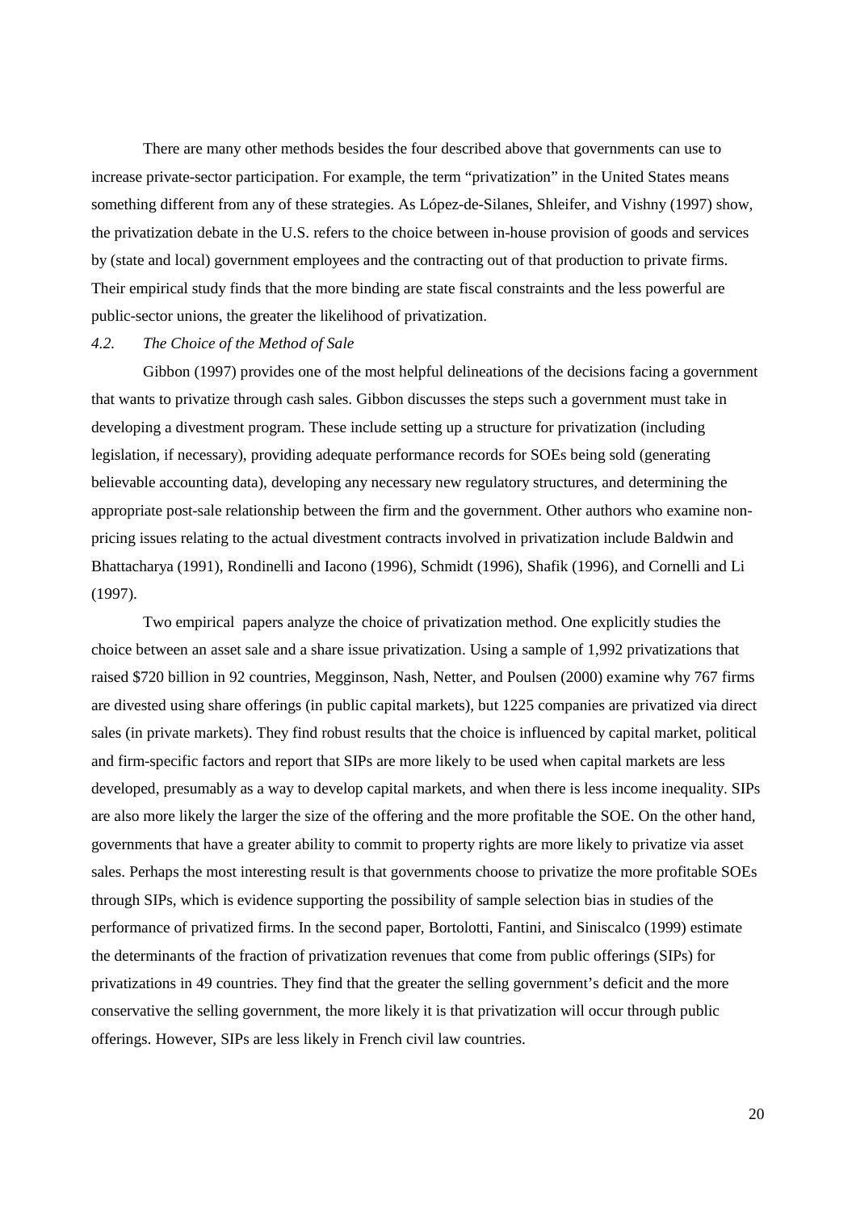There are many other methods besides the four described above that governments can use to increase private-sector participation. For example, the term "privatization" in the United States means something different from any of these strategies. As López-de-Silanes, Shleifer, and Vishny (1997) show, the privatization debate in the U.S. refers to the choice between in-house provision of goods and services by (state and local) government employees and the contracting out of that production to private firms. Their empirical study finds that the more binding are state fiscal constraints and the less powerful are public-sector unions, the greater the likelihood of privatization.

### *4.2. The Choice of the Method of Sale*

Gibbon (1997) provides one of the most helpful delineations of the decisions facing a government that wants to privatize through cash sales. Gibbon discusses the steps such a government must take in developing a divestment program. These include setting up a structure for privatization (including legislation, if necessary), providing adequate performance records for SOEs being sold (generating believable accounting data), developing any necessary new regulatory structures, and determining the appropriate post-sale relationship between the firm and the government. Other authors who examine non-pricing issues relating to the actual divestment contracts involved in privatization include Baldwin and Bhattacharya (1991), Rondinelli and Iacono (1996), Schmidt (1996), Shafik (1996), and Cornelli and Li (1997).

Two empirical papers analyze the choice of privatization method. One explicitly studies the choice between an asset sale and a share issue privatization. Using a sample of 1,992 privatizations that raised \$720 billion in 92 countries, Megginson, Nash, Netter, and Poulsen (2000) examine why 767 firms are divested using share offerings (in public capital markets), but 1225 companies are privatized via direct sales (in private markets). They find robust results that the choice is influenced by capital market, political and firm-specific factors and report that SIPs are more likely to be used when capital markets are less developed, presumably as a way to develop capital markets, and when there is less income inequality. SIPs are also more likely the larger the size of the offering and the more profitable the SOE. On the other hand, governments that have a greater ability to commit to property rights are more likely to privatize via asset sales. Perhaps the most interesting result is that governments choose to privatize the more profitable SOEs through SIPs, which is evidence supporting the possibility of sample selection bias in studies of the performance of privatized firms. In the second paper, Bortolotti, Fantini, and Siniscalco (1999) estimate the determinants of the fraction of privatization revenues that come from public offerings (SIPs) for privatizations in 49 countries. They find that the greater the selling government's deficit and the more conservative the selling government, the more likely it is that privatization will occur through public offerings. However, SIPs are less likely in French civil law countries.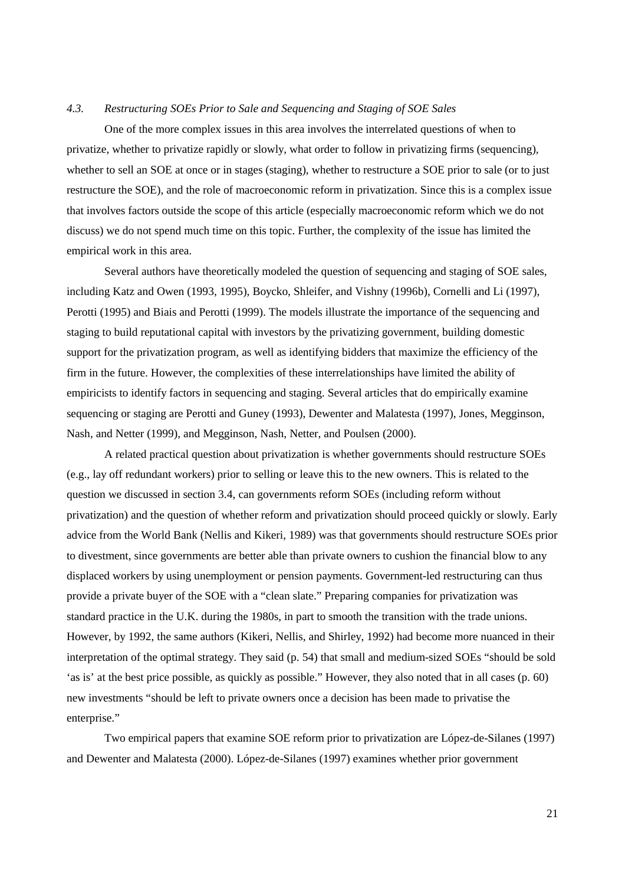### *4.3. Restructuring SOEs Prior to Sale and Sequencing and Staging of SOE Sales*

One of the more complex issues in this area involves the interrelated questions of when to privatize, whether to privatize rapidly or slowly, what order to follow in privatizing firms (sequencing), whether to sell an SOE at once or in stages (staging), whether to restructure a SOE prior to sale (or to just restructure the SOE), and the role of macroeconomic reform in privatization. Since this is a complex issue that involves factors outside the scope of this article (especially macroeconomic reform which we do not discuss) we do not spend much time on this topic. Further, the complexity of the issue has limited the empirical work in this area.

Several authors have theoretically modeled the question of sequencing and staging of SOE sales, including Katz and Owen (1993, 1995), Boycko, Shleifer, and Vishny (1996b), Cornelli and Li (1997), Perotti (1995) and Biais and Perotti (1999). The models illustrate the importance of the sequencing and staging to build reputational capital with investors by the privatizing government, building domestic support for the privatization program, as well as identifying bidders that maximize the efficiency of the firm in the future. However, the complexities of these interrelationships have limited the ability of empiricists to identify factors in sequencing and staging. Several articles that do empirically examine sequencing or staging are Perotti and Guney (1993), Dewenter and Malatesta (1997), Jones, Megginson, Nash, and Netter (1999), and Megginson, Nash, Netter, and Poulsen (2000).

A related practical question about privatization is whether governments should restructure SOEs (e.g., lay off redundant workers) prior to selling or leave this to the new owners. This is related to the question we discussed in section 3.4, can governments reform SOEs (including reform without privatization) and the question of whether reform and privatization should proceed quickly or slowly. Early advice from the World Bank (Nellis and Kikeri, 1989) was that governments should restructure SOEs prior to divestment, since governments are better able than private owners to cushion the financial blow to any displaced workers by using unemployment or pension payments. Government-led restructuring can thus provide a private buyer of the SOE with a "clean slate." Preparing companies for privatization was standard practice in the U.K. during the 1980s, in part to smooth the transition with the trade unions. However, by 1992, the same authors (Kikeri, Nellis, and Shirley, 1992) had become more nuanced in their interpretation of the optimal strategy. They said (p. 54) that small and medium-sized SOEs "should be sold 'as is' at the best price possible, as quickly as possible." However, they also noted that in all cases (p. 60) new investments "should be left to private owners once a decision has been made to privatise the enterprise."

Two empirical papers that examine SOE reform prior to privatization are López-de-Silanes (1997) and Dewenter and Malatesta (2000). López-de-Silanes (1997) examines whether prior government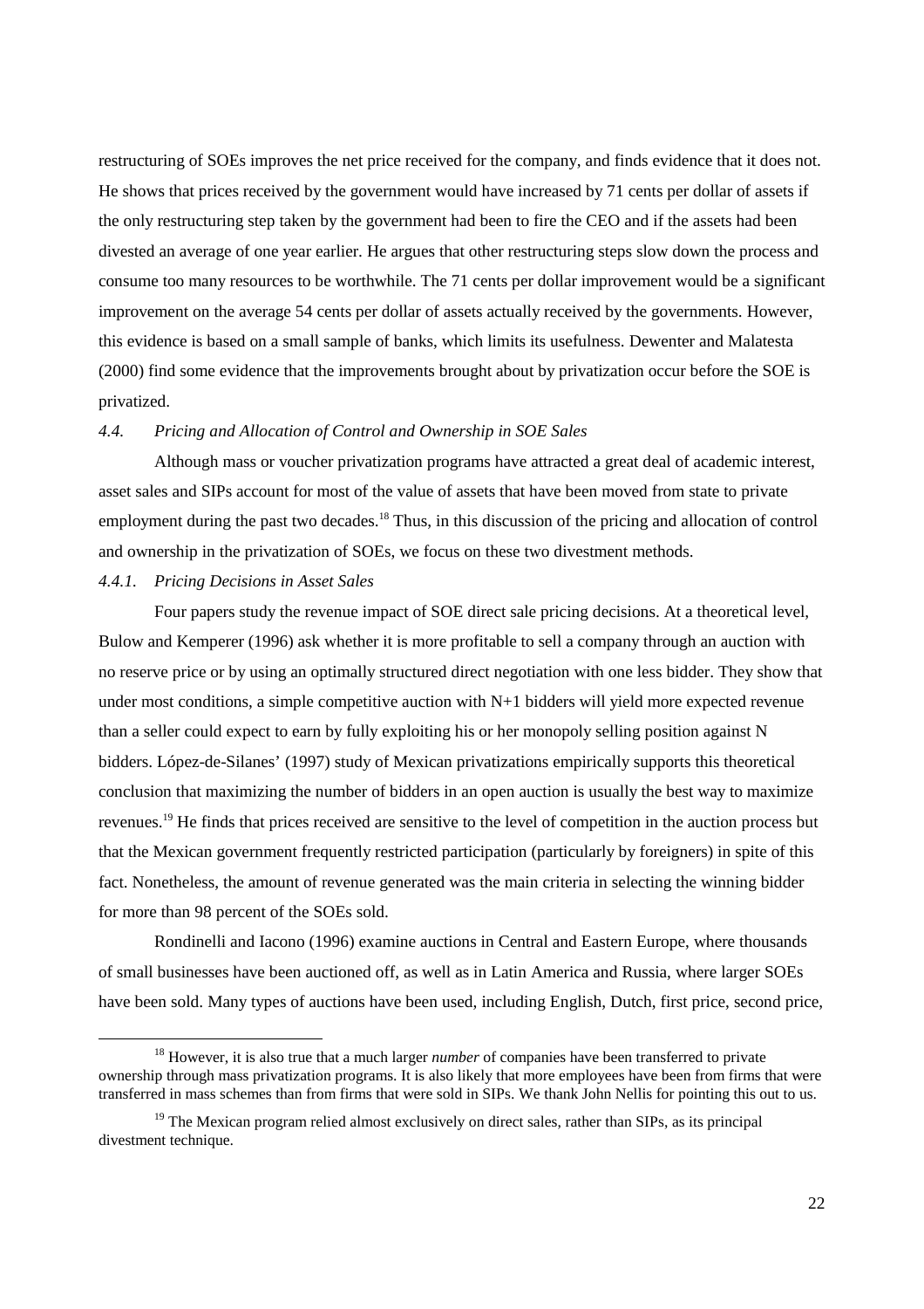restructuring of SOEs improves the net price received for the company, and finds evidence that it does not. He shows that prices received by the government would have increased by 71 cents per dollar of assets if the only restructuring step taken by the government had been to fire the CEO and if the assets had been divested an average of one year earlier. He argues that other restructuring steps slow down the process and consume too many resources to be worthwhile. The 71 cents per dollar improvement would be a significant improvement on the average 54 cents per dollar of assets actually received by the governments. However, this evidence is based on a small sample of banks, which limits its usefulness. Dewenter and Malatesta (2000) find some evidence that the improvements brought about by privatization occur before the SOE is privatized.

### *4.4. Pricing and Allocation of Control and Ownership in SOE Sales*

Although mass or voucher privatization programs have attracted a great deal of academic interest, asset sales and SIPs account for most of the value of assets that have been moved from state to private employment during the past two decades.[18] Thus, in this discussion of the pricing and allocation of control and ownership in the privatization of SOEs, we focus on these two divestment methods.

#### *4.4.1. Pricing Decisions in Asset Sales*

Four papers study the revenue impact of SOE direct sale pricing decisions. At a theoretical level, Bulow and Kemperer (1996) ask whether it is more profitable to sell a company through an auction with no reserve price or by using an optimally structured direct negotiation with one less bidder. They show that under most conditions, a simple competitive auction with N+1 bidders will yield more expected revenue than a seller could expect to earn by fully exploiting his or her monopoly selling position against N bidders. López-de-Silanes' (1997) study of Mexican privatizations empirically supports this theoretical conclusion that maximizing the number of bidders in an open auction is usually the best way to maximize revenues.[19] He finds that prices received are sensitive to the level of competition in the auction process but that the Mexican government frequently restricted participation (particularly by foreigners) in spite of this fact. Nonetheless, the amount of revenue generated was the main criteria in selecting the winning bidder for more than 98 percent of the SOEs sold.

Rondinelli and Iacono (1996) examine auctions in Central and Eastern Europe, where thousands of small businesses have been auctioned off, as well as in Latin America and Russia, where larger SOEs have been sold. Many types of auctions have been used, including English, Dutch, first price, second price,

---

[18] However, it is also true that a much larger *number* of companies have been transferred to private ownership through mass privatization programs. It is also likely that more employees have been from firms that were transferred in mass schemes than from firms that were sold in SIPs. We thank John Nellis for pointing this out to us.

[19] The Mexican program relied almost exclusively on direct sales, rather than SIPs, as its principal divestment technique.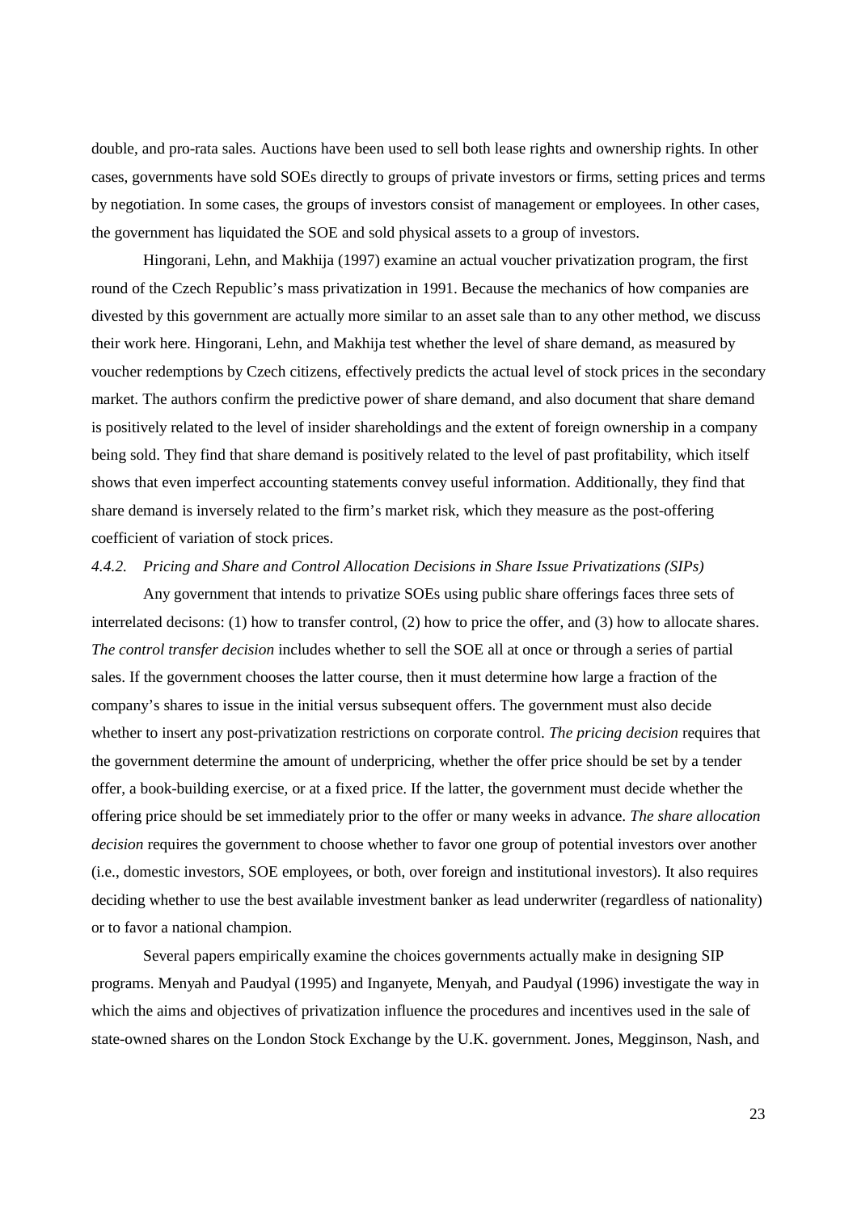double, and pro-rata sales. Auctions have been used to sell both lease rights and ownership rights. In other cases, governments have sold SOEs directly to groups of private investors or firms, setting prices and terms by negotiation. In some cases, the groups of investors consist of management or employees. In other cases, the government has liquidated the SOE and sold physical assets to a group of investors.

Hingorani, Lehn, and Makhija (1997) examine an actual voucher privatization program, the first round of the Czech Republic's mass privatization in 1991. Because the mechanics of how companies are divested by this government are actually more similar to an asset sale than to any other method, we discuss their work here. Hingorani, Lehn, and Makhija test whether the level of share demand, as measured by voucher redemptions by Czech citizens, effectively predicts the actual level of stock prices in the secondary market. The authors confirm the predictive power of share demand, and also document that share demand is positively related to the level of insider shareholdings and the extent of foreign ownership in a company being sold. They find that share demand is positively related to the level of past profitability, which itself shows that even imperfect accounting statements convey useful information. Additionally, they find that share demand is inversely related to the firm's market risk, which they measure as the post-offering coefficient of variation of stock prices.

*4.4.2. Pricing and Share and Control Allocation Decisions in Share Issue Privatizations (SIPs)*

Any government that intends to privatize SOEs using public share offerings faces three sets of interrelated decisons: (1) how to transfer control, (2) how to price the offer, and (3) how to allocate shares. *The control transfer decision* includes whether to sell the SOE all at once or through a series of partial sales. If the government chooses the latter course, then it must determine how large a fraction of the company's shares to issue in the initial versus subsequent offers. The government must also decide whether to insert any post-privatization restrictions on corporate control. *The pricing decision* requires that the government determine the amount of underpricing, whether the offer price should be set by a tender offer, a book-building exercise, or at a fixed price. If the latter, the government must decide whether the offering price should be set immediately prior to the offer or many weeks in advance. *The share allocation decision* requires the government to choose whether to favor one group of potential investors over another (i.e., domestic investors, SOE employees, or both, over foreign and institutional investors). It also requires deciding whether to use the best available investment banker as lead underwriter (regardless of nationality) or to favor a national champion.

Several papers empirically examine the choices governments actually make in designing SIP programs. Menyah and Paudyal (1995) and Inganyete, Menyah, and Paudyal (1996) investigate the way in which the aims and objectives of privatization influence the procedures and incentives used in the sale of state-owned shares on the London Stock Exchange by the U.K. government. Jones, Megginson, Nash, and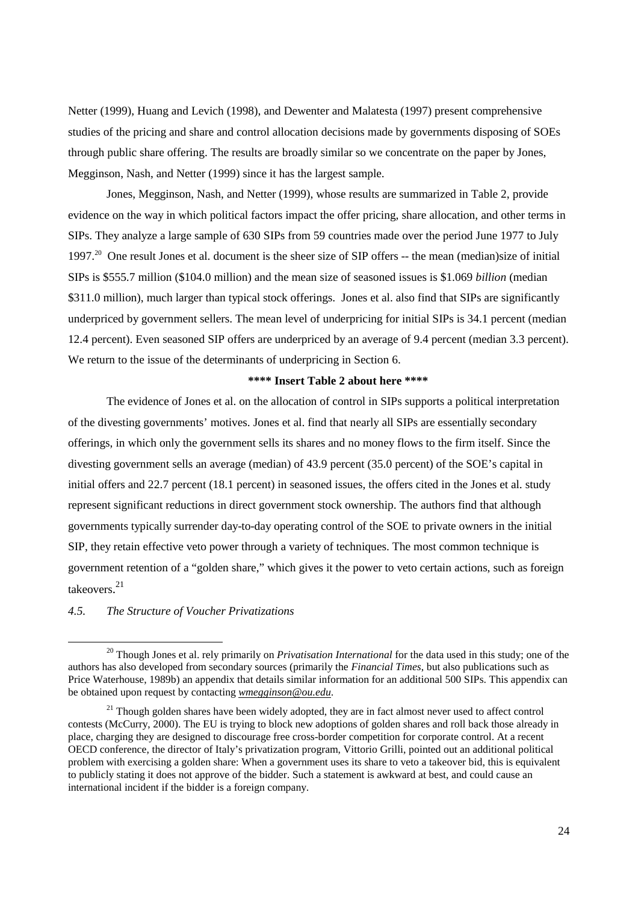Netter (1999), Huang and Levich (1998), and Dewenter and Malatesta (1997) present comprehensive studies of the pricing and share and control allocation decisions made by governments disposing of SOEs through public share offering. The results are broadly similar so we concentrate on the paper by Jones, Megginson, Nash, and Netter (1999) since it has the largest sample.

Jones, Megginson, Nash, and Netter (1999), whose results are summarized in Table 2, provide evidence on the way in which political factors impact the offer pricing, share allocation, and other terms in SIPs. They analyze a large sample of 630 SIPs from 59 countries made over the period June 1977 to July 1997.[20] One result Jones et al. document is the sheer size of SIP offers -- the mean (median)size of initial SIPs is $555.7 million ($104.0 million) and the mean size of seasoned issues is $1.069 *billion* (median $311.0 million), much larger than typical stock offerings. Jones et al. also find that SIPs are significantly underpriced by government sellers. The mean level of underpricing for initial SIPs is 34.1 percent (median 12.4 percent). Even seasoned SIP offers are underpriced by an average of 9.4 percent (median 3.3 percent). We return to the issue of the determinants of underpricing in Section 6.

**\*\*\*\* Insert Table 2 about here \*\*\*\***

The evidence of Jones et al. on the allocation of control in SIPs supports a political interpretation of the divesting governments' motives. Jones et al. find that nearly all SIPs are essentially secondary offerings, in which only the government sells its shares and no money flows to the firm itself. Since the divesting government sells an average (median) of 43.9 percent (35.0 percent) of the SOE's capital in initial offers and 22.7 percent (18.1 percent) in seasoned issues, the offers cited in the Jones et al. study represent significant reductions in direct government stock ownership. The authors find that although governments typically surrender day-to-day operating control of the SOE to private owners in the initial SIP, they retain effective veto power through a variety of techniques. The most common technique is government retention of a "golden share," which gives it the power to veto certain actions, such as foreign takeovers.[21]

*4.5. The Structure of Voucher Privatizations*

[20] Though Jones et al. rely primarily on *Privatisation International* for the data used in this study; one of the authors has also developed from secondary sources (primarily the *Financial Times*, but also publications such as Price Waterhouse, 1989b) an appendix that details similar information for an additional 500 SIPs. This appendix can be obtained upon request by contacting *wmegginson@ou.edu*.

[21] Though golden shares have been widely adopted, they are in fact almost never used to affect control contests (McCurry, 2000). The EU is trying to block new adoptions of golden shares and roll back those already in place, charging they are designed to discourage free cross-border competition for corporate control. At a recent OECD conference, the director of Italy's privatization program, Vittorio Grilli, pointed out an additional political problem with exercising a golden share: When a government uses its share to veto a takeover bid, this is equivalent to publicly stating it does not approve of the bidder. Such a statement is awkward at best, and could cause an international incident if the bidder is a foreign company.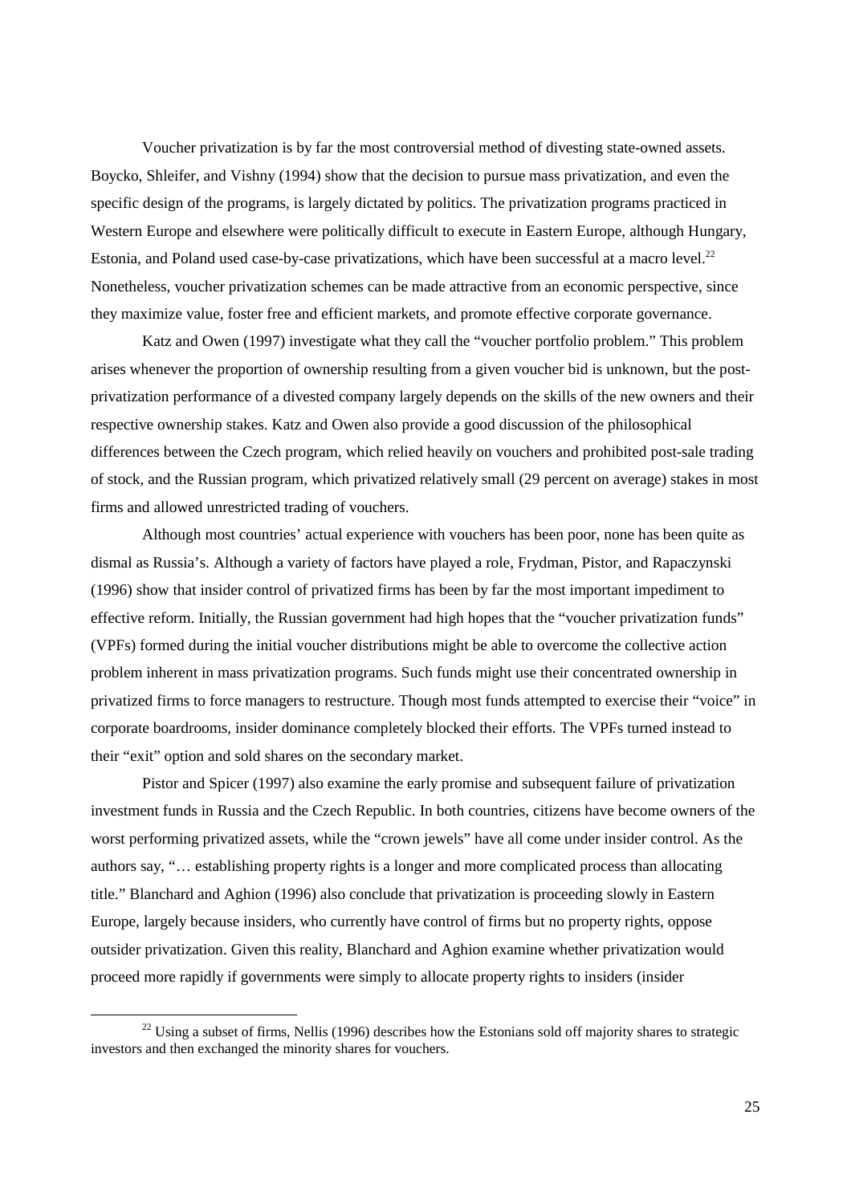Voucher privatization is by far the most controversial method of divesting state-owned assets. Boycko, Shleifer, and Vishny (1994) show that the decision to pursue mass privatization, and even the specific design of the programs, is largely dictated by politics. The privatization programs practiced in Western Europe and elsewhere were politically difficult to execute in Eastern Europe, although Hungary, Estonia, and Poland used case-by-case privatizations, which have been successful at a macro level.[22] Nonetheless, voucher privatization schemes can be made attractive from an economic perspective, since they maximize value, foster free and efficient markets, and promote effective corporate governance.

Katz and Owen (1997) investigate what they call the "voucher portfolio problem." This problem arises whenever the proportion of ownership resulting from a given voucher bid is unknown, but the post-privatization performance of a divested company largely depends on the skills of the new owners and their respective ownership stakes. Katz and Owen also provide a good discussion of the philosophical differences between the Czech program, which relied heavily on vouchers and prohibited post-sale trading of stock, and the Russian program, which privatized relatively small (29 percent on average) stakes in most firms and allowed unrestricted trading of vouchers.

Although most countries' actual experience with vouchers has been poor, none has been quite as dismal as Russia's. Although a variety of factors have played a role, Frydman, Pistor, and Rapaczynski (1996) show that insider control of privatized firms has been by far the most important impediment to effective reform. Initially, the Russian government had high hopes that the "voucher privatization funds" (VPFs) formed during the initial voucher distributions might be able to overcome the collective action problem inherent in mass privatization programs. Such funds might use their concentrated ownership in privatized firms to force managers to restructure. Though most funds attempted to exercise their "voice" in corporate boardrooms, insider dominance completely blocked their efforts. The VPFs turned instead to their "exit" option and sold shares on the secondary market.

Pistor and Spicer (1997) also examine the early promise and subsequent failure of privatization investment funds in Russia and the Czech Republic. In both countries, citizens have become owners of the worst performing privatized assets, while the "crown jewels" have all come under insider control. As the authors say, "… establishing property rights is a longer and more complicated process than allocating title." Blanchard and Aghion (1996) also conclude that privatization is proceeding slowly in Eastern Europe, largely because insiders, who currently have control of firms but no property rights, oppose outsider privatization. Given this reality, Blanchard and Aghion examine whether privatization would proceed more rapidly if governments were simply to allocate property rights to insiders (insider

[22] Using a subset of firms, Nellis (1996) describes how the Estonians sold off majority shares to strategic investors and then exchanged the minority shares for vouchers.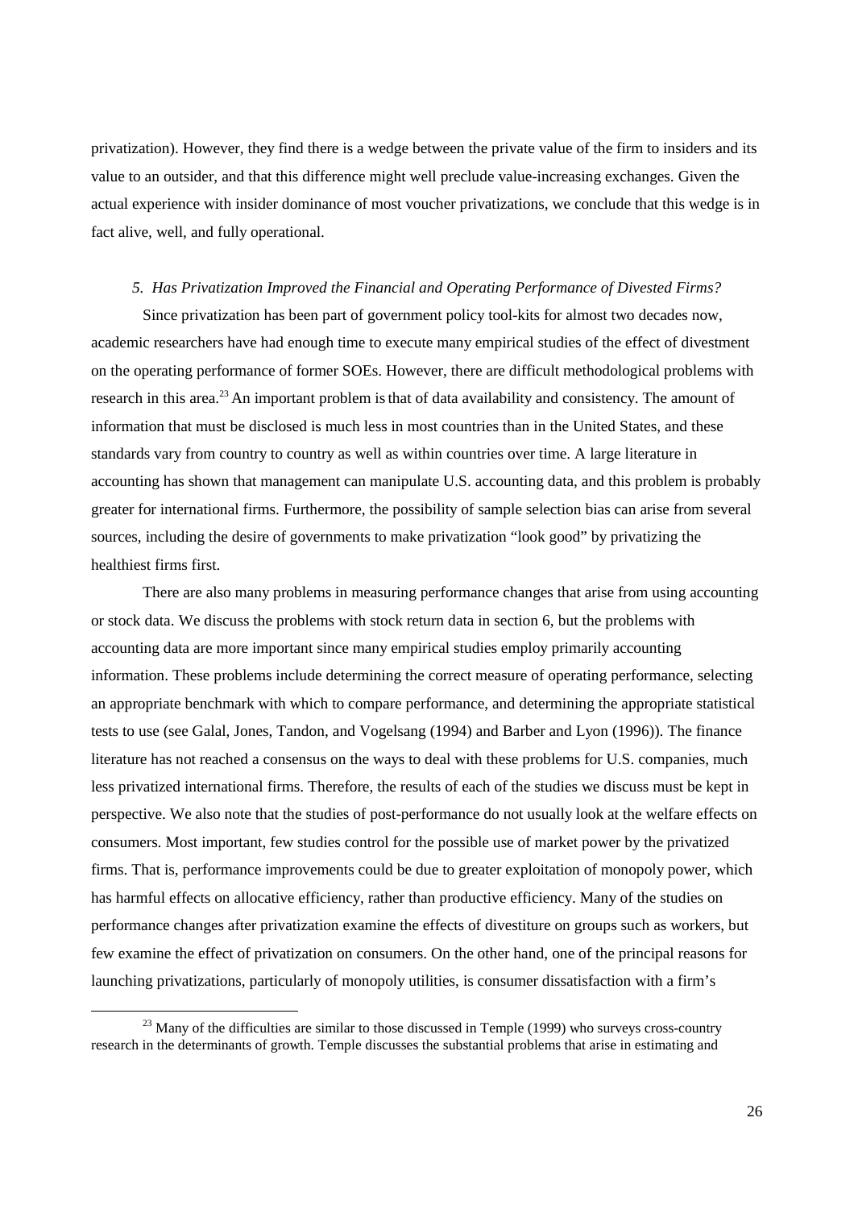privatization). However, they find there is a wedge between the private value of the firm to insiders and its value to an outsider, and that this difference might well preclude value-increasing exchanges. Given the actual experience with insider dominance of most voucher privatizations, we conclude that this wedge is in fact alive, well, and fully operational.

### *5. Has Privatization Improved the Financial and Operating Performance of Divested Firms?*

Since privatization has been part of government policy tool-kits for almost two decades now, academic researchers have had enough time to execute many empirical studies of the effect of divestment on the operating performance of former SOEs. However, there are difficult methodological problems with research in this area.[23] An important problem is that of data availability and consistency. The amount of information that must be disclosed is much less in most countries than in the United States, and these standards vary from country to country as well as within countries over time. A large literature in accounting has shown that management can manipulate U.S. accounting data, and this problem is probably greater for international firms. Furthermore, the possibility of sample selection bias can arise from several sources, including the desire of governments to make privatization "look good" by privatizing the healthiest firms first.

There are also many problems in measuring performance changes that arise from using accounting or stock data. We discuss the problems with stock return data in section 6, but the problems with accounting data are more important since many empirical studies employ primarily accounting information. These problems include determining the correct measure of operating performance, selecting an appropriate benchmark with which to compare performance, and determining the appropriate statistical tests to use (see Galal, Jones, Tandon, and Vogelsang (1994) and Barber and Lyon (1996)). The finance literature has not reached a consensus on the ways to deal with these problems for U.S. companies, much less privatized international firms. Therefore, the results of each of the studies we discuss must be kept in perspective. We also note that the studies of post-performance do not usually look at the welfare effects on consumers. Most important, few studies control for the possible use of market power by the privatized firms. That is, performance improvements could be due to greater exploitation of monopoly power, which has harmful effects on allocative efficiency, rather than productive efficiency. Many of the studies on performance changes after privatization examine the effects of divestiture on groups such as workers, but few examine the effect of privatization on consumers. On the other hand, one of the principal reasons for launching privatizations, particularly of monopoly utilities, is consumer dissatisfaction with a firm's

[23] Many of the difficulties are similar to those discussed in Temple (1999) who surveys cross-country research in the determinants of growth. Temple discusses the substantial problems that arise in estimating and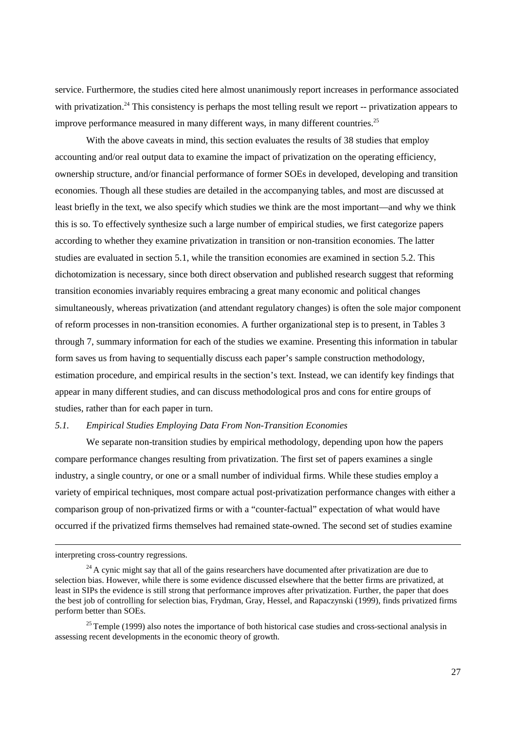service. Furthermore, the studies cited here almost unanimously report increases in performance associated with privatization.[24] This consistency is perhaps the most telling result we report -- privatization appears to improve performance measured in many different ways, in many different countries.[25]

With the above caveats in mind, this section evaluates the results of 38 studies that employ accounting and/or real output data to examine the impact of privatization on the operating efficiency, ownership structure, and/or financial performance of former SOEs in developed, developing and transition economies. Though all these studies are detailed in the accompanying tables, and most are discussed at least briefly in the text, we also specify which studies we think are the most important—and why we think this is so. To effectively synthesize such a large number of empirical studies, we first categorize papers according to whether they examine privatization in transition or non-transition economies. The latter studies are evaluated in section 5.1, while the transition economies are examined in section 5.2. This dichotomization is necessary, since both direct observation and published research suggest that reforming transition economies invariably requires embracing a great many economic and political changes simultaneously, whereas privatization (and attendant regulatory changes) is often the sole major component of reform processes in non-transition economies. A further organizational step is to present, in Tables 3 through 7, summary information for each of the studies we examine. Presenting this information in tabular form saves us from having to sequentially discuss each paper's sample construction methodology, estimation procedure, and empirical results in the section's text. Instead, we can identify key findings that appear in many different studies, and can discuss methodological pros and cons for entire groups of studies, rather than for each paper in turn.

### *5.1. Empirical Studies Employing Data From Non-Transition Economies*

We separate non-transition studies by empirical methodology, depending upon how the papers compare performance changes resulting from privatization. The first set of papers examines a single industry, a single country, or one or a small number of individual firms. While these studies employ a variety of empirical techniques, most compare actual post-privatization performance changes with either a comparison group of non-privatized firms or with a "counter-factual" expectation of what would have occurred if the privatized firms themselves had remained state-owned. The second set of studies examine

---

interpreting cross-country regressions.

[24] A cynic might say that all of the gains researchers have documented after privatization are due to selection bias. However, while there is some evidence discussed elsewhere that the better firms are privatized, at least in SIPs the evidence is still strong that performance improves after privatization. Further, the paper that does the best job of controlling for selection bias, Frydman, Gray, Hessel, and Rapaczynski (1999), finds privatized firms perform better than SOEs.

[25] Temple (1999) also notes the importance of both historical case studies and cross-sectional analysis in assessing recent developments in the economic theory of growth.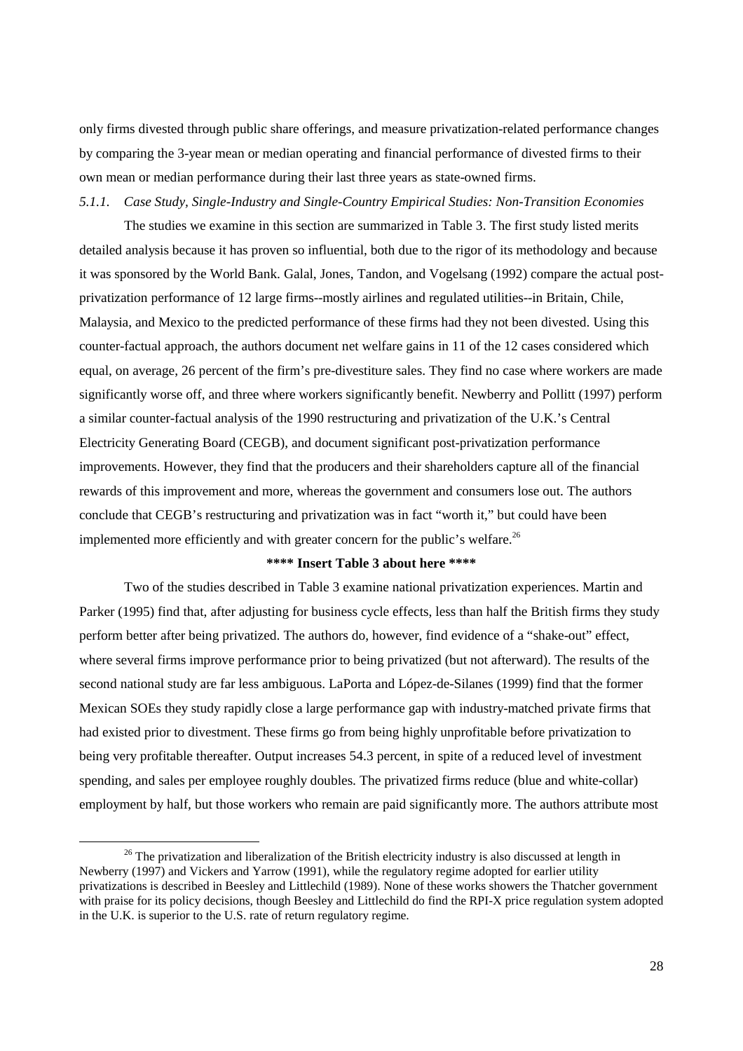only firms divested through public share offerings, and measure privatization-related performance changes by comparing the 3-year mean or median operating and financial performance of divested firms to their own mean or median performance during their last three years as state-owned firms.

### *5.1.1. Case Study, Single-Industry and Single-Country Empirical Studies: Non-Transition Economies*

The studies we examine in this section are summarized in Table 3. The first study listed merits detailed analysis because it has proven so influential, both due to the rigor of its methodology and because it was sponsored by the World Bank. Galal, Jones, Tandon, and Vogelsang (1992) compare the actual post-privatization performance of 12 large firms--mostly airlines and regulated utilities--in Britain, Chile, Malaysia, and Mexico to the predicted performance of these firms had they not been divested. Using this counter-factual approach, the authors document net welfare gains in 11 of the 12 cases considered which equal, on average, 26 percent of the firm's pre-divestiture sales. They find no case where workers are made significantly worse off, and three where workers significantly benefit. Newberry and Pollitt (1997) perform a similar counter-factual analysis of the 1990 restructuring and privatization of the U.K.'s Central Electricity Generating Board (CEGB), and document significant post-privatization performance improvements. However, they find that the producers and their shareholders capture all of the financial rewards of this improvement and more, whereas the government and consumers lose out. The authors conclude that CEGB's restructuring and privatization was in fact "worth it," but could have been implemented more efficiently and with greater concern for the public's welfare.[26]

**\*\*\*\* Insert Table 3 about here \*\*\*\***

Two of the studies described in Table 3 examine national privatization experiences. Martin and Parker (1995) find that, after adjusting for business cycle effects, less than half the British firms they study perform better after being privatized. The authors do, however, find evidence of a "shake-out" effect, where several firms improve performance prior to being privatized (but not afterward). The results of the second national study are far less ambiguous. LaPorta and López-de-Silanes (1999) find that the former Mexican SOEs they study rapidly close a large performance gap with industry-matched private firms that had existed prior to divestment. These firms go from being highly unprofitable before privatization to being very profitable thereafter. Output increases 54.3 percent, in spite of a reduced level of investment spending, and sales per employee roughly doubles. The privatized firms reduce (blue and white-collar) employment by half, but those workers who remain are paid significantly more. The authors attribute most

---

[26] The privatization and liberalization of the British electricity industry is also discussed at length in Newberry (1997) and Vickers and Yarrow (1991), while the regulatory regime adopted for earlier utility privatizations is described in Beesley and Littlechild (1989). None of these works showers the Thatcher government with praise for its policy decisions, though Beesley and Littlechild do find the RPI-X price regulation system adopted in the U.K. is superior to the U.S. rate of return regulatory regime.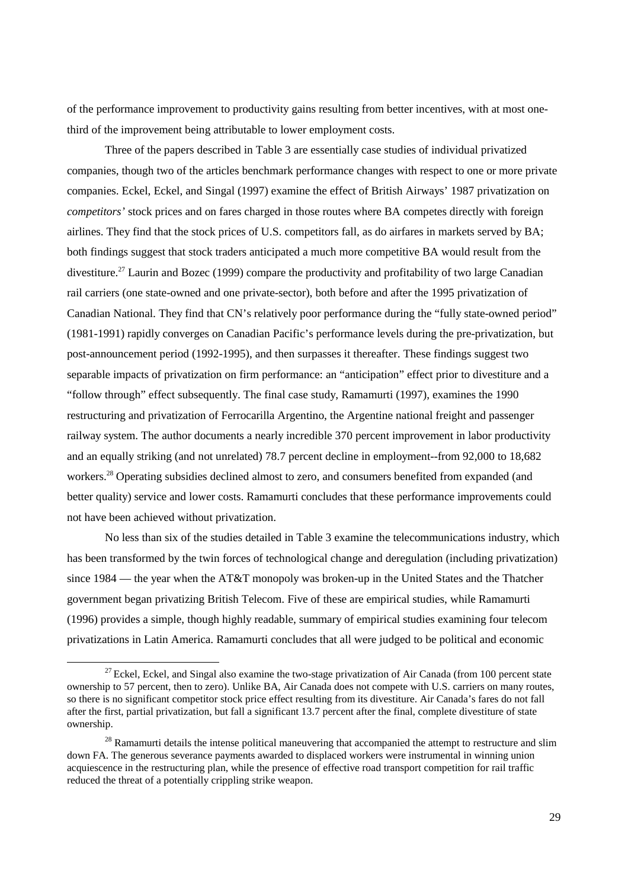of the performance improvement to productivity gains resulting from better incentives, with at most one-third of the improvement being attributable to lower employment costs.

Three of the papers described in Table 3 are essentially case studies of individual privatized companies, though two of the articles benchmark performance changes with respect to one or more private companies. Eckel, Eckel, and Singal (1997) examine the effect of British Airways' 1987 privatization on *competitors'* stock prices and on fares charged in those routes where BA competes directly with foreign airlines. They find that the stock prices of U.S. competitors fall, as do airfares in markets served by BA; both findings suggest that stock traders anticipated a much more competitive BA would result from the divestiture.[27] Laurin and Bozec (1999) compare the productivity and profitability of two large Canadian rail carriers (one state-owned and one private-sector), both before and after the 1995 privatization of Canadian National. They find that CN's relatively poor performance during the "fully state-owned period" (1981-1991) rapidly converges on Canadian Pacific's performance levels during the pre-privatization, but post-announcement period (1992-1995), and then surpasses it thereafter. These findings suggest two separable impacts of privatization on firm performance: an "anticipation" effect prior to divestiture and a "follow through" effect subsequently. The final case study, Ramamurti (1997), examines the 1990 restructuring and privatization of Ferrocarilla Argentino, the Argentine national freight and passenger railway system. The author documents a nearly incredible 370 percent improvement in labor productivity and an equally striking (and not unrelated) 78.7 percent decline in employment--from 92,000 to 18,682 workers.[28] Operating subsidies declined almost to zero, and consumers benefited from expanded (and better quality) service and lower costs. Ramamurti concludes that these performance improvements could not have been achieved without privatization.

No less than six of the studies detailed in Table 3 examine the telecommunications industry, which has been transformed by the twin forces of technological change and deregulation (including privatization) since 1984 — the year when the AT&T monopoly was broken-up in the United States and the Thatcher government began privatizing British Telecom. Five of these are empirical studies, while Ramamurti (1996) provides a simple, though highly readable, summary of empirical studies examining four telecom privatizations in Latin America. Ramamurti concludes that all were judged to be political and economic

[27] Eckel, Eckel, and Singal also examine the two-stage privatization of Air Canada (from 100 percent state ownership to 57 percent, then to zero). Unlike BA, Air Canada does not compete with U.S. carriers on many routes, so there is no significant competitor stock price effect resulting from its divestiture. Air Canada's fares do not fall after the first, partial privatization, but fall a significant 13.7 percent after the final, complete divestiture of state ownership.

[28] Ramamurti details the intense political maneuvering that accompanied the attempt to restructure and slim down FA. The generous severance payments awarded to displaced workers were instrumental in winning union acquiescence in the restructuring plan, while the presence of effective road transport competition for rail traffic reduced the threat of a potentially crippling strike weapon.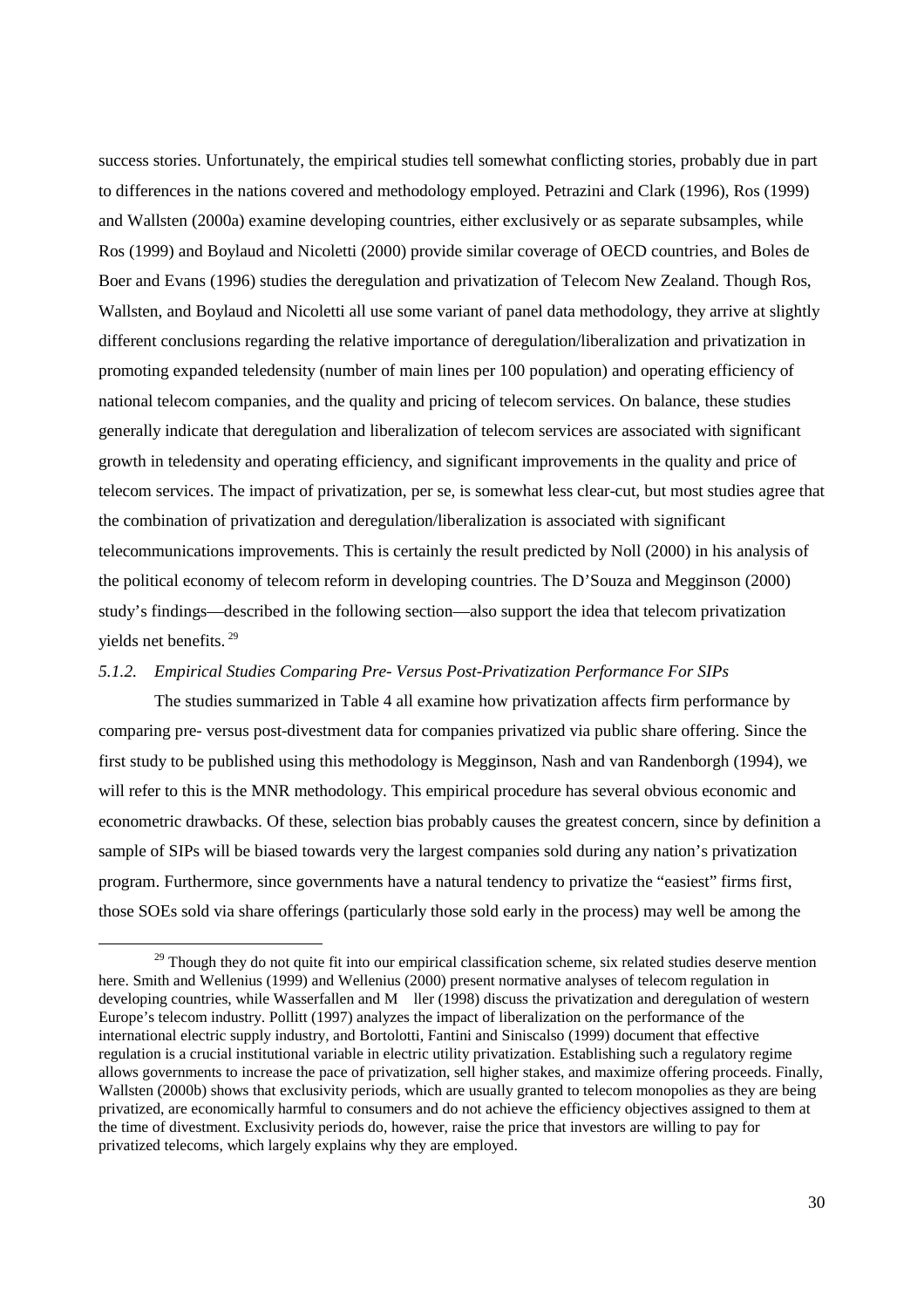success stories. Unfortunately, the empirical studies tell somewhat conflicting stories, probably due in part to differences in the nations covered and methodology employed. Petrazini and Clark (1996), Ros (1999) and Wallsten (2000a) examine developing countries, either exclusively or as separate subsamples, while Ros (1999) and Boylaud and Nicoletti (2000) provide similar coverage of OECD countries, and Boles de Boer and Evans (1996) studies the deregulation and privatization of Telecom New Zealand. Though Ros, Wallsten, and Boylaud and Nicoletti all use some variant of panel data methodology, they arrive at slightly different conclusions regarding the relative importance of deregulation/liberalization and privatization in promoting expanded teledensity (number of main lines per 100 population) and operating efficiency of national telecom companies, and the quality and pricing of telecom services. On balance, these studies generally indicate that deregulation and liberalization of telecom services are associated with significant growth in teledensity and operating efficiency, and significant improvements in the quality and price of telecom services. The impact of privatization, per se, is somewhat less clear-cut, but most studies agree that the combination of privatization and deregulation/liberalization is associated with significant telecommunications improvements. This is certainly the result predicted by Noll (2000) in his analysis of the political economy of telecom reform in developing countries. The D'Souza and Megginson (2000) study's findings—described in the following section—also support the idea that telecom privatization yields net benefits. [29]

### *5.1.2. Empirical Studies Comparing Pre- Versus Post-Privatization Performance For SIPs*

The studies summarized in Table 4 all examine how privatization affects firm performance by comparing pre- versus post-divestment data for companies privatized via public share offering. Since the first study to be published using this methodology is Megginson, Nash and van Randenborgh (1994), we will refer to this is the MNR methodology. This empirical procedure has several obvious economic and econometric drawbacks. Of these, selection bias probably causes the greatest concern, since by definition a sample of SIPs will be biased towards very the largest companies sold during any nation's privatization program. Furthermore, since governments have a natural tendency to privatize the "easiest" firms first, those SOEs sold via share offerings (particularly those sold early in the process) may well be among the

---

[29] Though they do not quite fit into our empirical classification scheme, six related studies deserve mention here. Smith and Wellenius (1999) and Wellenius (2000) present normative analyses of telecom regulation in developing countries, while Wasserfallen and M ller (1998) discuss the privatization and deregulation of western Europe's telecom industry. Pollitt (1997) analyzes the impact of liberalization on the performance of the international electric supply industry, and Bortolotti, Fantini and Siniscalso (1999) document that effective regulation is a crucial institutional variable in electric utility privatization. Establishing such a regulatory regime allows governments to increase the pace of privatization, sell higher stakes, and maximize offering proceeds. Finally, Wallsten (2000b) shows that exclusivity periods, which are usually granted to telecom monopolies as they are being privatized, are economically harmful to consumers and do not achieve the efficiency objectives assigned to them at the time of divestment. Exclusivity periods do, however, raise the price that investors are willing to pay for privatized telecoms, which largely explains why they are employed.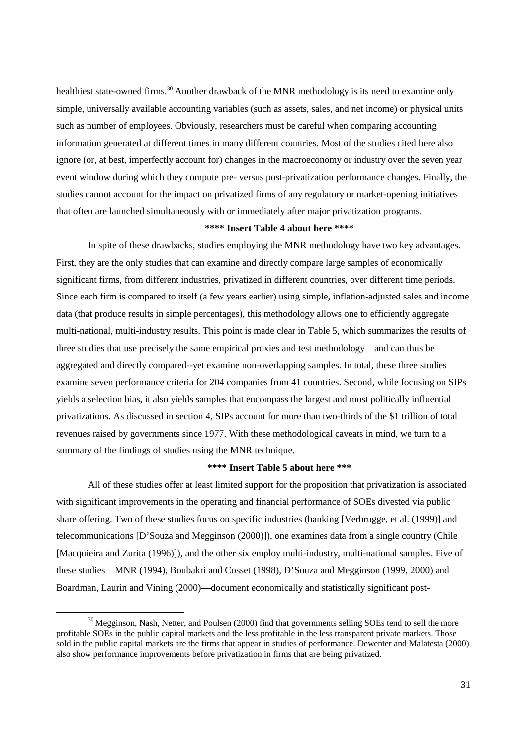healthiest state-owned firms.[30] Another drawback of the MNR methodology is its need to examine only simple, universally available accounting variables (such as assets, sales, and net income) or physical units such as number of employees. Obviously, researchers must be careful when comparing accounting information generated at different times in many different countries. Most of the studies cited here also ignore (or, at best, imperfectly account for) changes in the macroeconomy or industry over the seven year event window during which they compute pre- versus post-privatization performance changes. Finally, the studies cannot account for the impact on privatized firms of any regulatory or market-opening initiatives that often are launched simultaneously with or immediately after major privatization programs.

**\*\*\*\* Insert Table 4 about here \*\*\*\***

In spite of these drawbacks, studies employing the MNR methodology have two key advantages. First, they are the only studies that can examine and directly compare large samples of economically significant firms, from different industries, privatized in different countries, over different time periods. Since each firm is compared to itself (a few years earlier) using simple, inflation-adjusted sales and income data (that produce results in simple percentages), this methodology allows one to efficiently aggregate multi-national, multi-industry results. This point is made clear in Table 5, which summarizes the results of three studies that use precisely the same empirical proxies and test methodology—and can thus be aggregated and directly compared--yet examine non-overlapping samples. In total, these three studies examine seven performance criteria for 204 companies from 41 countries. Second, while focusing on SIPs yields a selection bias, it also yields samples that encompass the largest and most politically influential privatizations. As discussed in section 4, SIPs account for more than two-thirds of the $1 trillion of total revenues raised by governments since 1977. With these methodological caveats in mind, we turn to a summary of the findings of studies using the MNR technique.

**\*\*\*\* Insert Table 5 about here \*\*\***

All of these studies offer at least limited support for the proposition that privatization is associated with significant improvements in the operating and financial performance of SOEs divested via public share offering. Two of these studies focus on specific industries (banking [Verbrugge, et al. (1999)] and telecommunications [D'Souza and Megginson (2000)]), one examines data from a single country (Chile [Macquieira and Zurita (1996)]), and the other six employ multi-industry, multi-national samples. Five of these studies—MNR (1994), Boubakri and Cosset (1998), D'Souza and Megginson (1999, 2000) and Boardman, Laurin and Vining (2000)—document economically and statistically significant post-

[30] Megginson, Nash, Netter, and Poulsen (2000) find that governments selling SOEs tend to sell the more profitable SOEs in the public capital markets and the less profitable in the less transparent private markets. Those sold in the public capital markets are the firms that appear in studies of performance. Dewenter and Malatesta (2000) also show performance improvements before privatization in firms that are being privatized.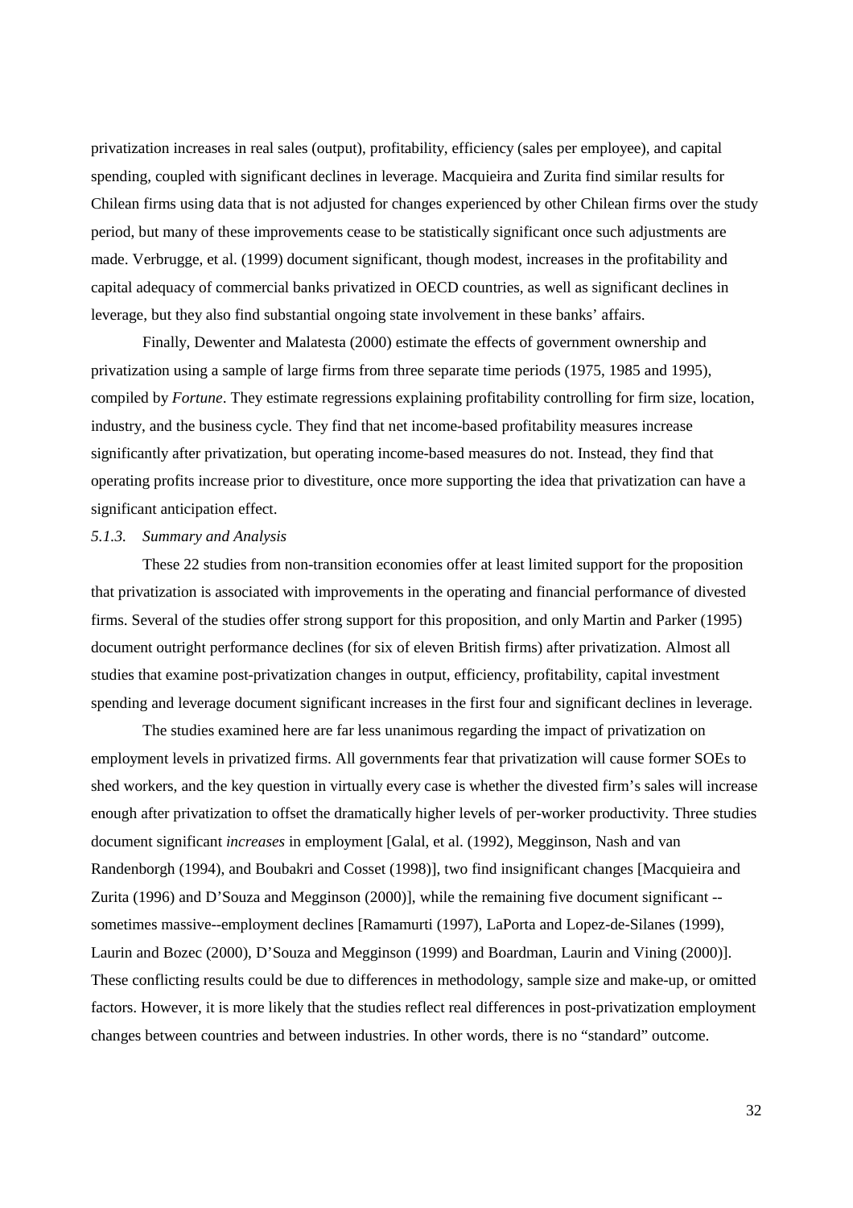privatization increases in real sales (output), profitability, efficiency (sales per employee), and capital spending, coupled with significant declines in leverage. Macquieira and Zurita find similar results for Chilean firms using data that is not adjusted for changes experienced by other Chilean firms over the study period, but many of these improvements cease to be statistically significant once such adjustments are made. Verbrugge, et al. (1999) document significant, though modest, increases in the profitability and capital adequacy of commercial banks privatized in OECD countries, as well as significant declines in leverage, but they also find substantial ongoing state involvement in these banks' affairs.

Finally, Dewenter and Malatesta (2000) estimate the effects of government ownership and privatization using a sample of large firms from three separate time periods (1975, 1985 and 1995), compiled by *Fortune*. They estimate regressions explaining profitability controlling for firm size, location, industry, and the business cycle. They find that net income-based profitability measures increase significantly after privatization, but operating income-based measures do not. Instead, they find that operating profits increase prior to divestiture, once more supporting the idea that privatization can have a significant anticipation effect.

### *5.1.3. Summary and Analysis*

These 22 studies from non-transition economies offer at least limited support for the proposition that privatization is associated with improvements in the operating and financial performance of divested firms. Several of the studies offer strong support for this proposition, and only Martin and Parker (1995) document outright performance declines (for six of eleven British firms) after privatization. Almost all studies that examine post-privatization changes in output, efficiency, profitability, capital investment spending and leverage document significant increases in the first four and significant declines in leverage.

The studies examined here are far less unanimous regarding the impact of privatization on employment levels in privatized firms. All governments fear that privatization will cause former SOEs to shed workers, and the key question in virtually every case is whether the divested firm's sales will increase enough after privatization to offset the dramatically higher levels of per-worker productivity. Three studies document significant *increases* in employment [Galal, et al. (1992), Megginson, Nash and van Randenborgh (1994), and Boubakri and Cosset (1998)], two find insignificant changes [Macquieira and Zurita (1996) and D'Souza and Megginson (2000)], while the remaining five document significant --sometimes massive--employment declines [Ramamurti (1997), LaPorta and Lopez-de-Silanes (1999), Laurin and Bozec (2000), D'Souza and Megginson (1999) and Boardman, Laurin and Vining (2000)]. These conflicting results could be due to differences in methodology, sample size and make-up, or omitted factors. However, it is more likely that the studies reflect real differences in post-privatization employment changes between countries and between industries. In other words, there is no "standard" outcome.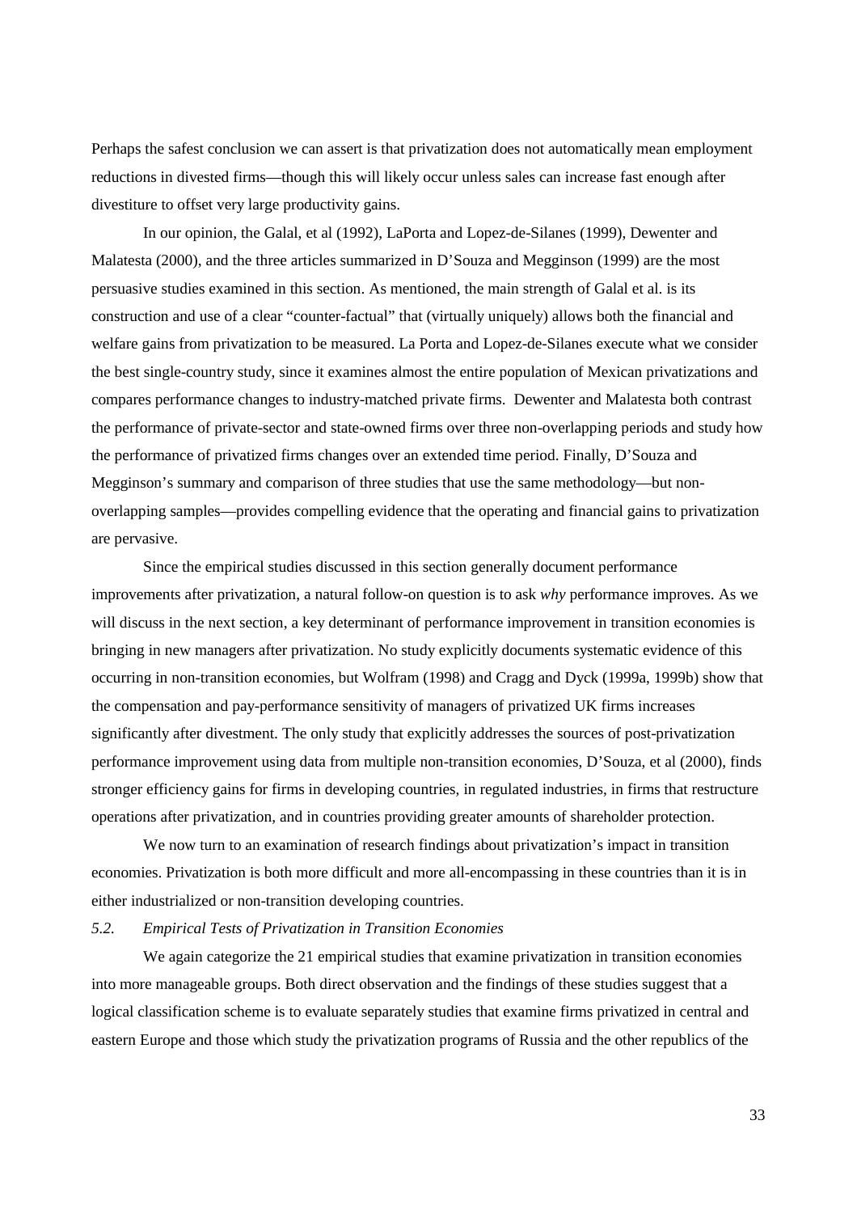Perhaps the safest conclusion we can assert is that privatization does not automatically mean employment reductions in divested firms—though this will likely occur unless sales can increase fast enough after divestiture to offset very large productivity gains.

In our opinion, the Galal, et al (1992), LaPorta and Lopez-de-Silanes (1999), Dewenter and Malatesta (2000), and the three articles summarized in D'Souza and Megginson (1999) are the most persuasive studies examined in this section. As mentioned, the main strength of Galal et al. is its construction and use of a clear "counter-factual" that (virtually uniquely) allows both the financial and welfare gains from privatization to be measured. La Porta and Lopez-de-Silanes execute what we consider the best single-country study, since it examines almost the entire population of Mexican privatizations and compares performance changes to industry-matched private firms. Dewenter and Malatesta both contrast the performance of private-sector and state-owned firms over three non-overlapping periods and study how the performance of privatized firms changes over an extended time period. Finally, D'Souza and Megginson's summary and comparison of three studies that use the same methodology—but non-overlapping samples—provides compelling evidence that the operating and financial gains to privatization are pervasive.

Since the empirical studies discussed in this section generally document performance improvements after privatization, a natural follow-on question is to ask *why* performance improves. As we will discuss in the next section, a key determinant of performance improvement in transition economies is bringing in new managers after privatization. No study explicitly documents systematic evidence of this occurring in non-transition economies, but Wolfram (1998) and Cragg and Dyck (1999a, 1999b) show that the compensation and pay-performance sensitivity of managers of privatized UK firms increases significantly after divestment. The only study that explicitly addresses the sources of post-privatization performance improvement using data from multiple non-transition economies, D'Souza, et al (2000), finds stronger efficiency gains for firms in developing countries, in regulated industries, in firms that restructure operations after privatization, and in countries providing greater amounts of shareholder protection.

We now turn to an examination of research findings about privatization's impact in transition economies. Privatization is both more difficult and more all-encompassing in these countries than it is in either industrialized or non-transition developing countries.

### *5.2. Empirical Tests of Privatization in Transition Economies*

We again categorize the 21 empirical studies that examine privatization in transition economies into more manageable groups. Both direct observation and the findings of these studies suggest that a logical classification scheme is to evaluate separately studies that examine firms privatized in central and eastern Europe and those which study the privatization programs of Russia and the other republics of the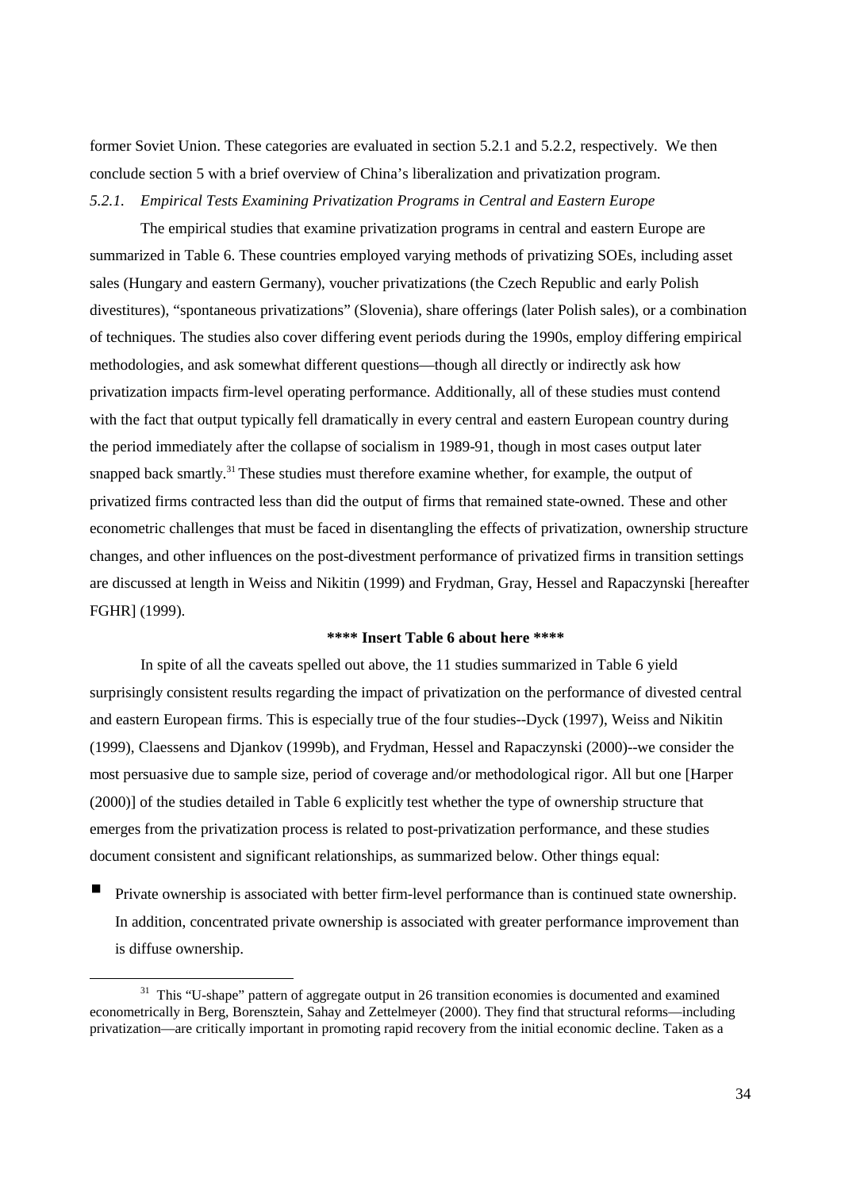former Soviet Union. These categories are evaluated in section 5.2.1 and 5.2.2, respectively. We then conclude section 5 with a brief overview of China's liberalization and privatization program.

*5.2.1. Empirical Tests Examining Privatization Programs in Central and Eastern Europe*

The empirical studies that examine privatization programs in central and eastern Europe are summarized in Table 6. These countries employed varying methods of privatizing SOEs, including asset sales (Hungary and eastern Germany), voucher privatizations (the Czech Republic and early Polish divestitures), "spontaneous privatizations" (Slovenia), share offerings (later Polish sales), or a combination of techniques. The studies also cover differing event periods during the 1990s, employ differing empirical methodologies, and ask somewhat different questions—though all directly or indirectly ask how privatization impacts firm-level operating performance. Additionally, all of these studies must contend with the fact that output typically fell dramatically in every central and eastern European country during the period immediately after the collapse of socialism in 1989-91, though in most cases output later snapped back smartly.[31] These studies must therefore examine whether, for example, the output of privatized firms contracted less than did the output of firms that remained state-owned. These and other econometric challenges that must be faced in disentangling the effects of privatization, ownership structure changes, and other influences on the post-divestment performance of privatized firms in transition settings are discussed at length in Weiss and Nikitin (1999) and Frydman, Gray, Hessel and Rapaczynski [hereafter FGHR] (1999).

**\*\*\*\* Insert Table 6 about here \*\*\*\***

In spite of all the caveats spelled out above, the 11 studies summarized in Table 6 yield surprisingly consistent results regarding the impact of privatization on the performance of divested central and eastern European firms. This is especially true of the four studies--Dyck (1997), Weiss and Nikitin (1999), Claessens and Djankov (1999b), and Frydman, Hessel and Rapaczynski (2000)--we consider the most persuasive due to sample size, period of coverage and/or methodological rigor. All but one [Harper (2000)] of the studies detailed in Table 6 explicitly test whether the type of ownership structure that emerges from the privatization process is related to post-privatization performance, and these studies document consistent and significant relationships, as summarized below. Other things equal:

- Private ownership is associated with better firm-level performance than is continued state ownership. In addition, concentrated private ownership is associated with greater performance improvement than is diffuse ownership.

[31] This "U-shape" pattern of aggregate output in 26 transition economies is documented and examined econometrically in Berg, Borensztein, Sahay and Zettelmeyer (2000). They find that structural reforms—including privatization—are critically important in promoting rapid recovery from the initial economic decline. Taken as a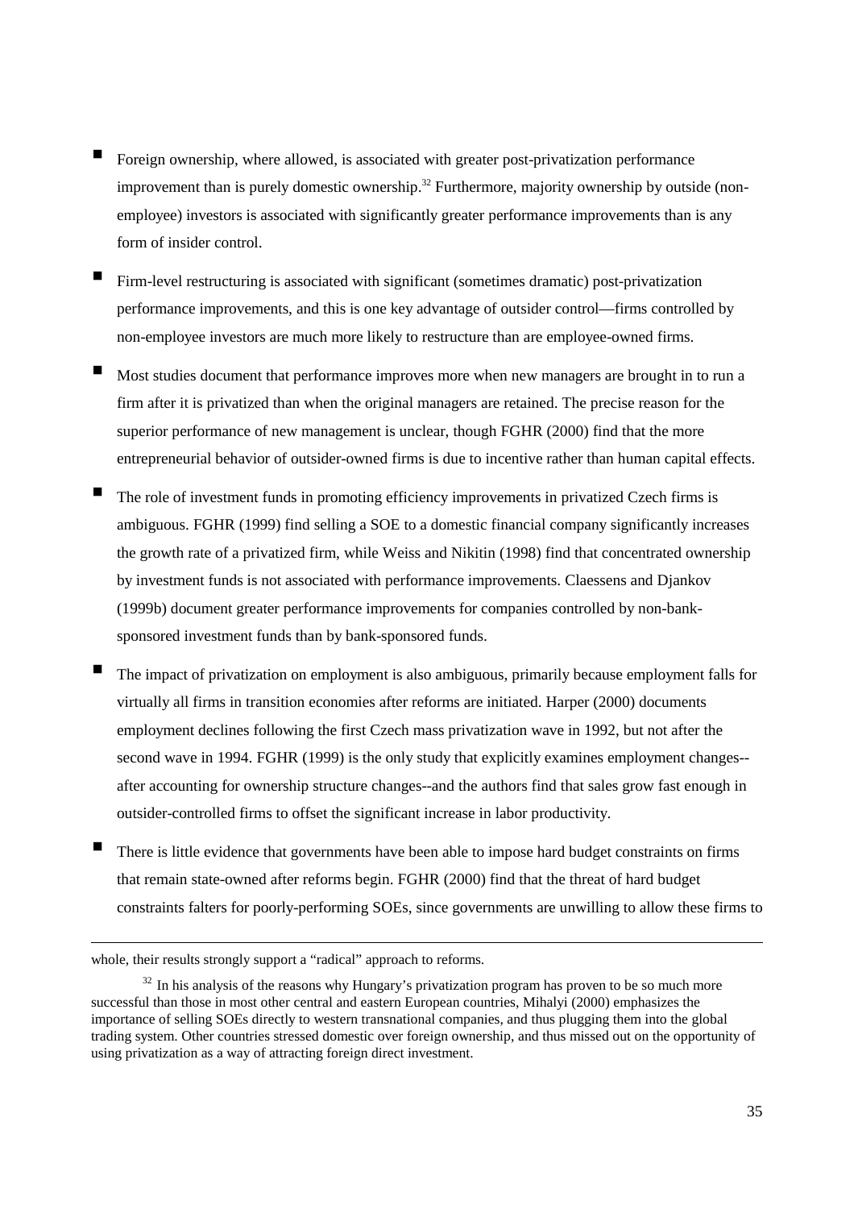- Foreign ownership, where allowed, is associated with greater post-privatization performance improvement than is purely domestic ownership.[32] Furthermore, majority ownership by outside (non-employee) investors is associated with significantly greater performance improvements than is any form of insider control.

- Firm-level restructuring is associated with significant (sometimes dramatic) post-privatization performance improvements, and this is one key advantage of outsider control—firms controlled by non-employee investors are much more likely to restructure than are employee-owned firms.

- Most studies document that performance improves more when new managers are brought in to run a firm after it is privatized than when the original managers are retained. The precise reason for the superior performance of new management is unclear, though FGHR (2000) find that the more entrepreneurial behavior of outsider-owned firms is due to incentive rather than human capital effects.

- The role of investment funds in promoting efficiency improvements in privatized Czech firms is ambiguous. FGHR (1999) find selling a SOE to a domestic financial company significantly increases the growth rate of a privatized firm, while Weiss and Nikitin (1998) find that concentrated ownership by investment funds is not associated with performance improvements. Claessens and Djankov (1999b) document greater performance improvements for companies controlled by non-bank-sponsored investment funds than by bank-sponsored funds.

- The impact of privatization on employment is also ambiguous, primarily because employment falls for virtually all firms in transition economies after reforms are initiated. Harper (2000) documents employment declines following the first Czech mass privatization wave in 1992, but not after the second wave in 1994. FGHR (1999) is the only study that explicitly examines employment changes--after accounting for ownership structure changes--and the authors find that sales grow fast enough in outsider-controlled firms to offset the significant increase in labor productivity.

- There is little evidence that governments have been able to impose hard budget constraints on firms that remain state-owned after reforms begin. FGHR (2000) find that the threat of hard budget constraints falters for poorly-performing SOEs, since governments are unwilling to allow these firms to

---

whole, their results strongly support a "radical" approach to reforms.

[32] In his analysis of the reasons why Hungary's privatization program has proven to be so much more successful than those in most other central and eastern European countries, Mihalyi (2000) emphasizes the importance of selling SOEs directly to western transnational companies, and thus plugging them into the global trading system. Other countries stressed domestic over foreign ownership, and thus missed out on the opportunity of using privatization as a way of attracting foreign direct investment.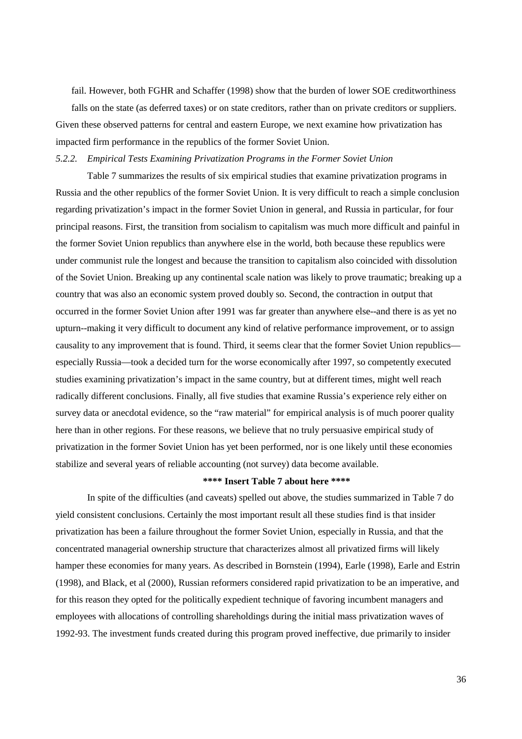fail. However, both FGHR and Schaffer (1998) show that the burden of lower SOE creditworthiness falls on the state (as deferred taxes) or on state creditors, rather than on private creditors or suppliers. Given these observed patterns for central and eastern Europe, we next examine how privatization has impacted firm performance in the republics of the former Soviet Union.

*5.2.2. Empirical Tests Examining Privatization Programs in the Former Soviet Union*

Table 7 summarizes the results of six empirical studies that examine privatization programs in Russia and the other republics of the former Soviet Union. It is very difficult to reach a simple conclusion regarding privatization's impact in the former Soviet Union in general, and Russia in particular, for four principal reasons. First, the transition from socialism to capitalism was much more difficult and painful in the former Soviet Union republics than anywhere else in the world, both because these republics were under communist rule the longest and because the transition to capitalism also coincided with dissolution of the Soviet Union. Breaking up any continental scale nation was likely to prove traumatic; breaking up a country that was also an economic system proved doubly so. Second, the contraction in output that occurred in the former Soviet Union after 1991 was far greater than anywhere else--and there is as yet no upturn--making it very difficult to document any kind of relative performance improvement, or to assign causality to any improvement that is found. Third, it seems clear that the former Soviet Union republics—especially Russia—took a decided turn for the worse economically after 1997, so competently executed studies examining privatization's impact in the same country, but at different times, might well reach radically different conclusions. Finally, all five studies that examine Russia's experience rely either on survey data or anecdotal evidence, so the "raw material" for empirical analysis is of much poorer quality here than in other regions. For these reasons, we believe that no truly persuasive empirical study of privatization in the former Soviet Union has yet been performed, nor is one likely until these economies stabilize and several years of reliable accounting (not survey) data become available.

**\*\*\*\* Insert Table 7 about here \*\*\*\***

In spite of the difficulties (and caveats) spelled out above, the studies summarized in Table 7 do yield consistent conclusions. Certainly the most important result all these studies find is that insider privatization has been a failure throughout the former Soviet Union, especially in Russia, and that the concentrated managerial ownership structure that characterizes almost all privatized firms will likely hamper these economies for many years. As described in Bornstein (1994), Earle (1998), Earle and Estrin (1998), and Black, et al (2000), Russian reformers considered rapid privatization to be an imperative, and for this reason they opted for the politically expedient technique of favoring incumbent managers and employees with allocations of controlling shareholdings during the initial mass privatization waves of 1992-93. The investment funds created during this program proved ineffective, due primarily to insider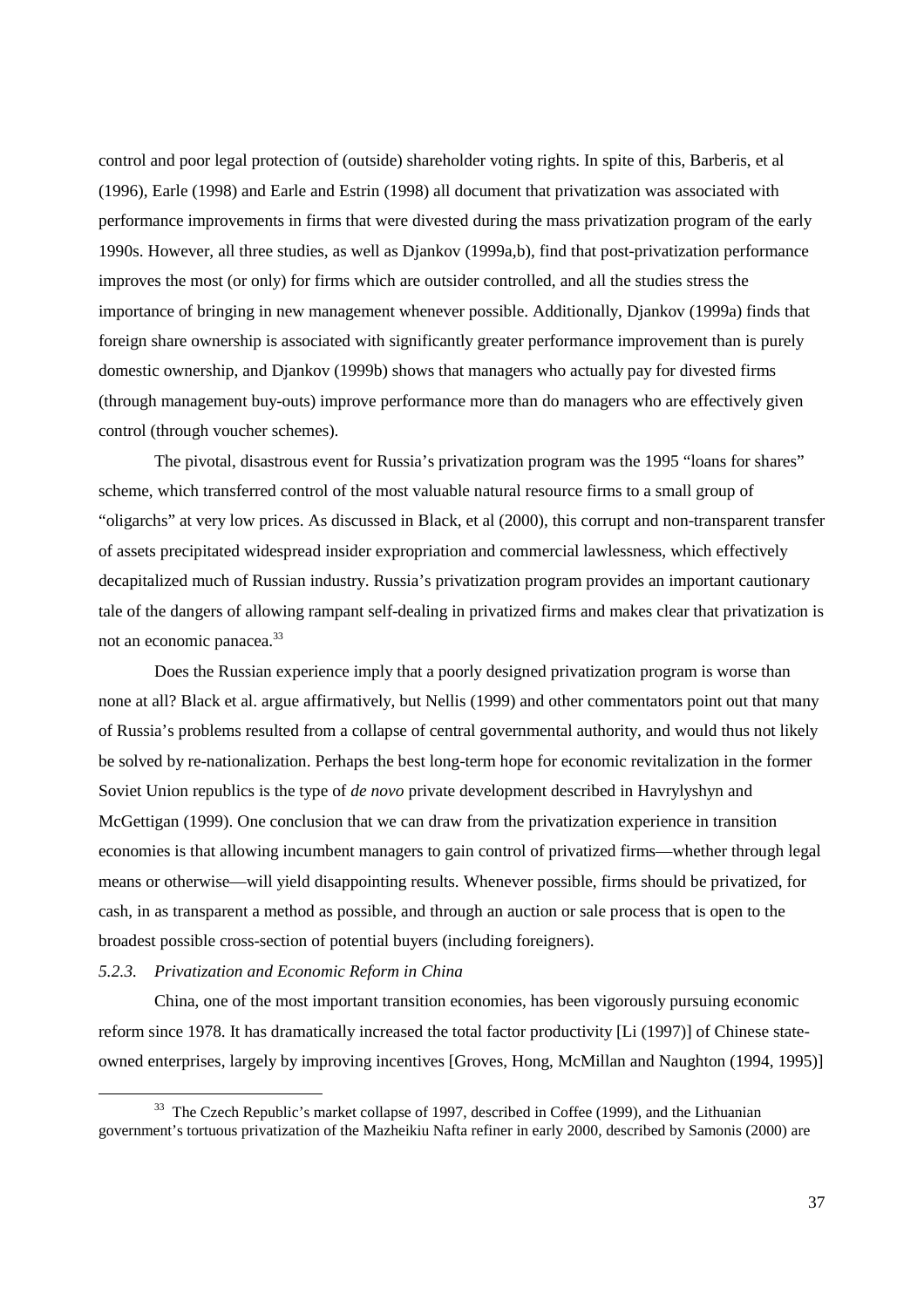control and poor legal protection of (outside) shareholder voting rights. In spite of this, Barberis, et al (1996), Earle (1998) and Earle and Estrin (1998) all document that privatization was associated with performance improvements in firms that were divested during the mass privatization program of the early 1990s. However, all three studies, as well as Djankov (1999a,b), find that post-privatization performance improves the most (or only) for firms which are outsider controlled, and all the studies stress the importance of bringing in new management whenever possible. Additionally, Djankov (1999a) finds that foreign share ownership is associated with significantly greater performance improvement than is purely domestic ownership, and Djankov (1999b) shows that managers who actually pay for divested firms (through management buy-outs) improve performance more than do managers who are effectively given control (through voucher schemes).

The pivotal, disastrous event for Russia's privatization program was the 1995 "loans for shares" scheme, which transferred control of the most valuable natural resource firms to a small group of "oligarchs" at very low prices. As discussed in Black, et al (2000), this corrupt and non-transparent transfer of assets precipitated widespread insider expropriation and commercial lawlessness, which effectively decapitalized much of Russian industry. Russia's privatization program provides an important cautionary tale of the dangers of allowing rampant self-dealing in privatized firms and makes clear that privatization is not an economic panacea.[33]

Does the Russian experience imply that a poorly designed privatization program is worse than none at all? Black et al. argue affirmatively, but Nellis (1999) and other commentators point out that many of Russia's problems resulted from a collapse of central governmental authority, and would thus not likely be solved by re-nationalization. Perhaps the best long-term hope for economic revitalization in the former Soviet Union republics is the type of *de novo* private development described in Havrylyshyn and McGettigan (1999). One conclusion that we can draw from the privatization experience in transition economies is that allowing incumbent managers to gain control of privatized firms—whether through legal means or otherwise—will yield disappointing results. Whenever possible, firms should be privatized, for cash, in as transparent a method as possible, and through an auction or sale process that is open to the broadest possible cross-section of potential buyers (including foreigners).

### *5.2.3. Privatization and Economic Reform in China*

China, one of the most important transition economies, has been vigorously pursuing economic reform since 1978. It has dramatically increased the total factor productivity [Li (1997)] of Chinese state-owned enterprises, largely by improving incentives [Groves, Hong, McMillan and Naughton (1994, 1995)]

[33] The Czech Republic's market collapse of 1997, described in Coffee (1999), and the Lithuanian government's tortuous privatization of the Mazheikiu Nafta refiner in early 2000, described by Samonis (2000) are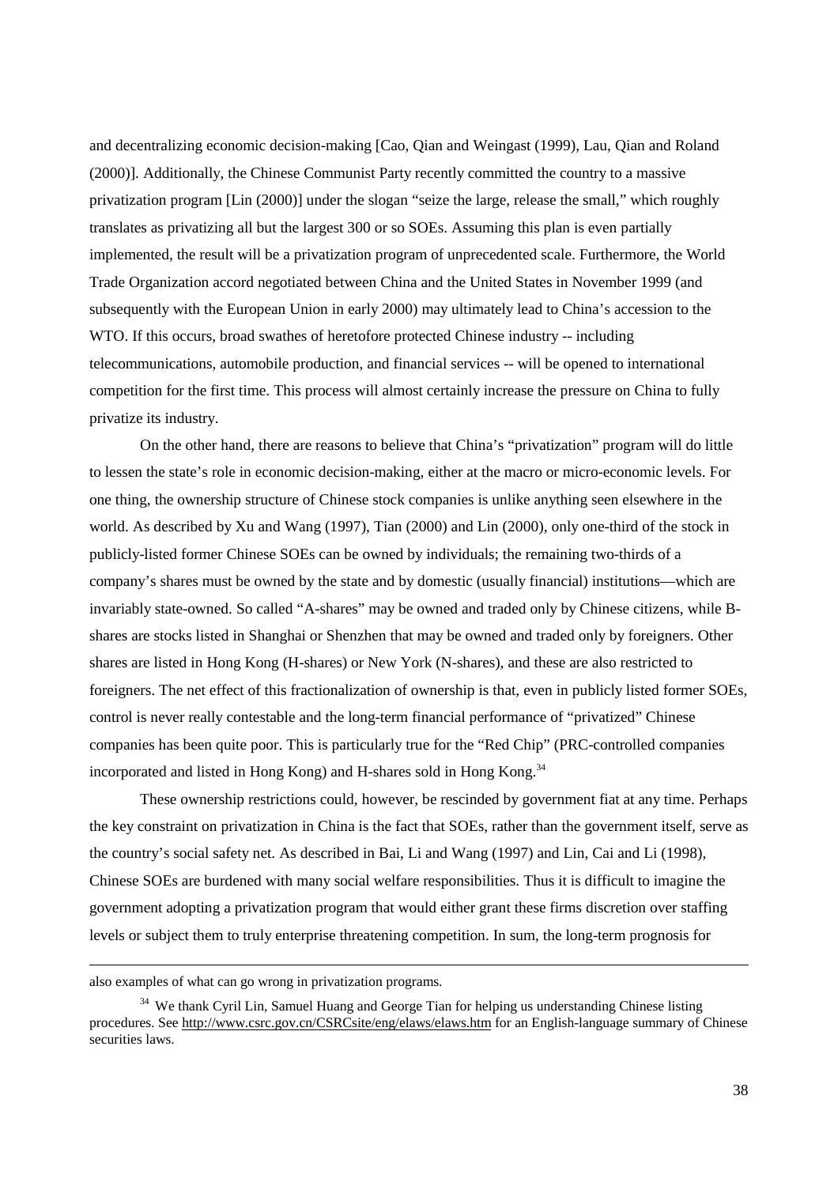and decentralizing economic decision-making [Cao, Qian and Weingast (1999), Lau, Qian and Roland (2000)]. Additionally, the Chinese Communist Party recently committed the country to a massive privatization program [Lin (2000)] under the slogan "seize the large, release the small," which roughly translates as privatizing all but the largest 300 or so SOEs. Assuming this plan is even partially implemented, the result will be a privatization program of unprecedented scale. Furthermore, the World Trade Organization accord negotiated between China and the United States in November 1999 (and subsequently with the European Union in early 2000) may ultimately lead to China's accession to the WTO. If this occurs, broad swathes of heretofore protected Chinese industry -- including telecommunications, automobile production, and financial services -- will be opened to international competition for the first time. This process will almost certainly increase the pressure on China to fully privatize its industry.

On the other hand, there are reasons to believe that China's "privatization" program will do little to lessen the state's role in economic decision-making, either at the macro or micro-economic levels. For one thing, the ownership structure of Chinese stock companies is unlike anything seen elsewhere in the world. As described by Xu and Wang (1997), Tian (2000) and Lin (2000), only one-third of the stock in publicly-listed former Chinese SOEs can be owned by individuals; the remaining two-thirds of a company's shares must be owned by the state and by domestic (usually financial) institutions—which are invariably state-owned. So called "A-shares" may be owned and traded only by Chinese citizens, while B-shares are stocks listed in Shanghai or Shenzhen that may be owned and traded only by foreigners. Other shares are listed in Hong Kong (H-shares) or New York (N-shares), and these are also restricted to foreigners. The net effect of this fractionalization of ownership is that, even in publicly listed former SOEs, control is never really contestable and the long-term financial performance of "privatized" Chinese companies has been quite poor. This is particularly true for the "Red Chip" (PRC-controlled companies incorporated and listed in Hong Kong) and H-shares sold in Hong Kong.[34]

These ownership restrictions could, however, be rescinded by government fiat at any time. Perhaps the key constraint on privatization in China is the fact that SOEs, rather than the government itself, serve as the country's social safety net. As described in Bai, Li and Wang (1997) and Lin, Cai and Li (1998), Chinese SOEs are burdened with many social welfare responsibilities. Thus it is difficult to imagine the government adopting a privatization program that would either grant these firms discretion over staffing levels or subject them to truly enterprise threatening competition. In sum, the long-term prognosis for

---

also examples of what can go wrong in privatization programs.

[34] We thank Cyril Lin, Samuel Huang and George Tian for helping us understanding Chinese listing procedures. See http://www.csrc.gov.cn/CSRCsite/eng/elaws/elaws.htm for an English-language summary of Chinese securities laws.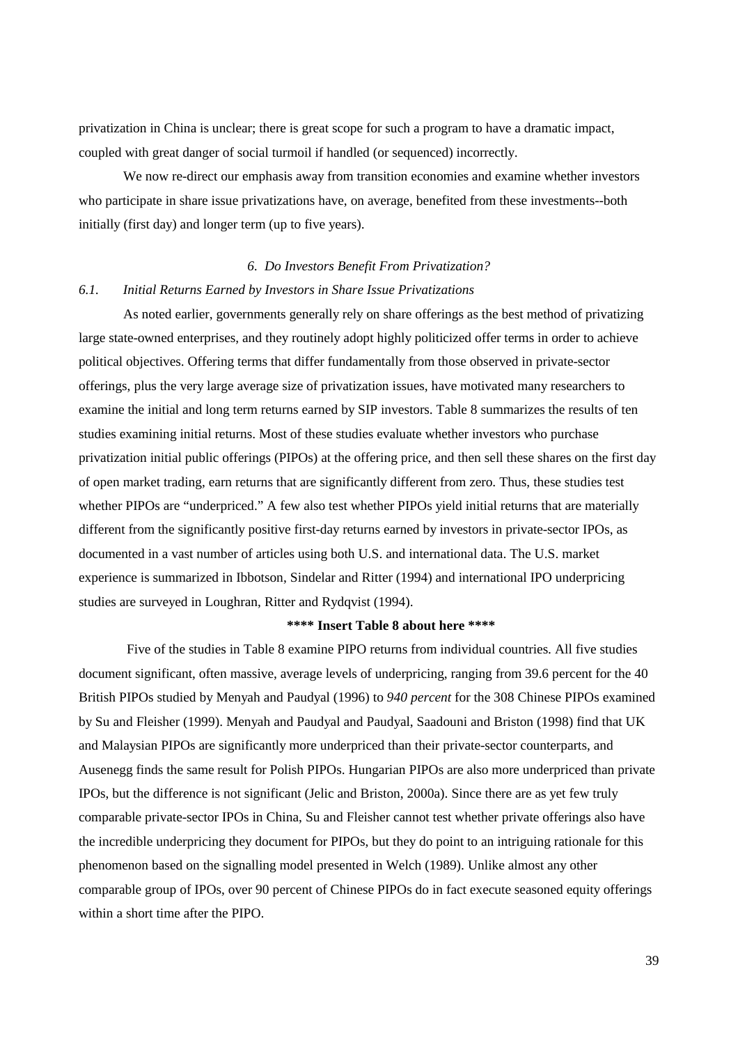privatization in China is unclear; there is great scope for such a program to have a dramatic impact, coupled with great danger of social turmoil if handled (or sequenced) incorrectly.

We now re-direct our emphasis away from transition economies and examine whether investors who participate in share issue privatizations have, on average, benefited from these investments--both initially (first day) and longer term (up to five years).

## *6. Do Investors Benefit From Privatization?*

### *6.1. Initial Returns Earned by Investors in Share Issue Privatizations*

As noted earlier, governments generally rely on share offerings as the best method of privatizing large state-owned enterprises, and they routinely adopt highly politicized offer terms in order to achieve political objectives. Offering terms that differ fundamentally from those observed in private-sector offerings, plus the very large average size of privatization issues, have motivated many researchers to examine the initial and long term returns earned by SIP investors. Table 8 summarizes the results of ten studies examining initial returns. Most of these studies evaluate whether investors who purchase privatization initial public offerings (PIPOs) at the offering price, and then sell these shares on the first day of open market trading, earn returns that are significantly different from zero. Thus, these studies test whether PIPOs are "underpriced." A few also test whether PIPOs yield initial returns that are materially different from the significantly positive first-day returns earned by investors in private-sector IPOs, as documented in a vast number of articles using both U.S. and international data. The U.S. market experience is summarized in Ibbotson, Sindelar and Ritter (1994) and international IPO underpricing studies are surveyed in Loughran, Ritter and Rydqvist (1994).

**\*\*\*\* Insert Table 8 about here \*\*\*\***

Five of the studies in Table 8 examine PIPO returns from individual countries. All five studies document significant, often massive, average levels of underpricing, ranging from 39.6 percent for the 40 British PIPOs studied by Menyah and Paudyal (1996) to *940 percent* for the 308 Chinese PIPOs examined by Su and Fleisher (1999). Menyah and Paudyal and Paudyal, Saadouni and Briston (1998) find that UK and Malaysian PIPOs are significantly more underpriced than their private-sector counterparts, and Ausenegg finds the same result for Polish PIPOs. Hungarian PIPOs are also more underpriced than private IPOs, but the difference is not significant (Jelic and Briston, 2000a). Since there are as yet few truly comparable private-sector IPOs in China, Su and Fleisher cannot test whether private offerings also have the incredible underpricing they document for PIPOs, but they do point to an intriguing rationale for this phenomenon based on the signalling model presented in Welch (1989). Unlike almost any other comparable group of IPOs, over 90 percent of Chinese PIPOs do in fact execute seasoned equity offerings within a short time after the PIPO.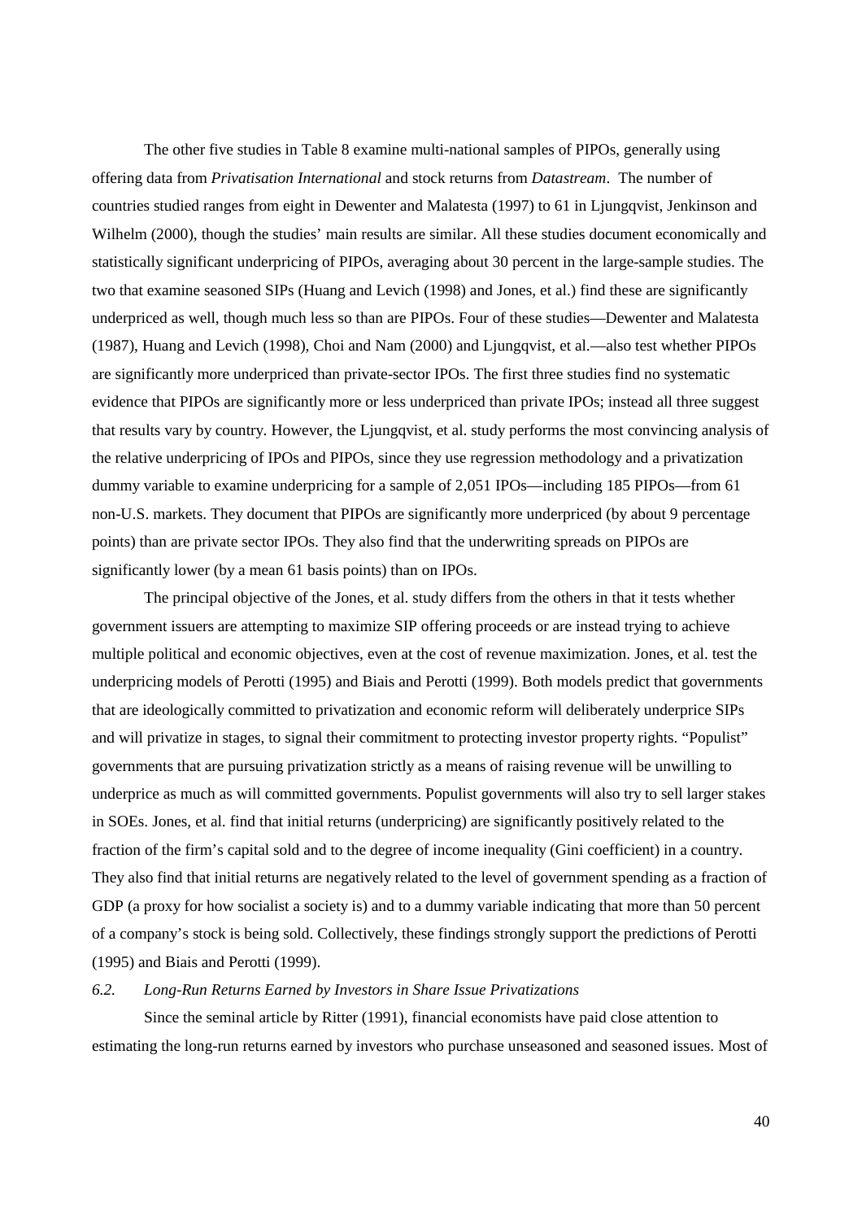The other five studies in Table 8 examine multi-national samples of PIPOs, generally using offering data from *Privatisation International* and stock returns from *Datastream*. The number of countries studied ranges from eight in Dewenter and Malatesta (1997) to 61 in Ljungqvist, Jenkinson and Wilhelm (2000), though the studies' main results are similar. All these studies document economically and statistically significant underpricing of PIPOs, averaging about 30 percent in the large-sample studies. The two that examine seasoned SIPs (Huang and Levich (1998) and Jones, et al.) find these are significantly underpriced as well, though much less so than are PIPOs. Four of these studies—Dewenter and Malatesta (1987), Huang and Levich (1998), Choi and Nam (2000) and Ljungqvist, et al.—also test whether PIPOs are significantly more underpriced than private-sector IPOs. The first three studies find no systematic evidence that PIPOs are significantly more or less underpriced than private IPOs; instead all three suggest that results vary by country. However, the Ljungqvist, et al. study performs the most convincing analysis of the relative underpricing of IPOs and PIPOs, since they use regression methodology and a privatization dummy variable to examine underpricing for a sample of 2,051 IPOs—including 185 PIPOs—from 61 non-U.S. markets. They document that PIPOs are significantly more underpriced (by about 9 percentage points) than are private sector IPOs. They also find that the underwriting spreads on PIPOs are significantly lower (by a mean 61 basis points) than on IPOs.

The principal objective of the Jones, et al. study differs from the others in that it tests whether government issuers are attempting to maximize SIP offering proceeds or are instead trying to achieve multiple political and economic objectives, even at the cost of revenue maximization. Jones, et al. test the underpricing models of Perotti (1995) and Biais and Perotti (1999). Both models predict that governments that are ideologically committed to privatization and economic reform will deliberately underprice SIPs and will privatize in stages, to signal their commitment to protecting investor property rights. "Populist" governments that are pursuing privatization strictly as a means of raising revenue will be unwilling to underprice as much as will committed governments. Populist governments will also try to sell larger stakes in SOEs. Jones, et al. find that initial returns (underpricing) are significantly positively related to the fraction of the firm's capital sold and to the degree of income inequality (Gini coefficient) in a country. They also find that initial returns are negatively related to the level of government spending as a fraction of GDP (a proxy for how socialist a society is) and to a dummy variable indicating that more than 50 percent of a company's stock is being sold. Collectively, these findings strongly support the predictions of Perotti (1995) and Biais and Perotti (1999).

### *6.2. Long-Run Returns Earned by Investors in Share Issue Privatizations*

Since the seminal article by Ritter (1991), financial economists have paid close attention to estimating the long-run returns earned by investors who purchase unseasoned and seasoned issues. Most of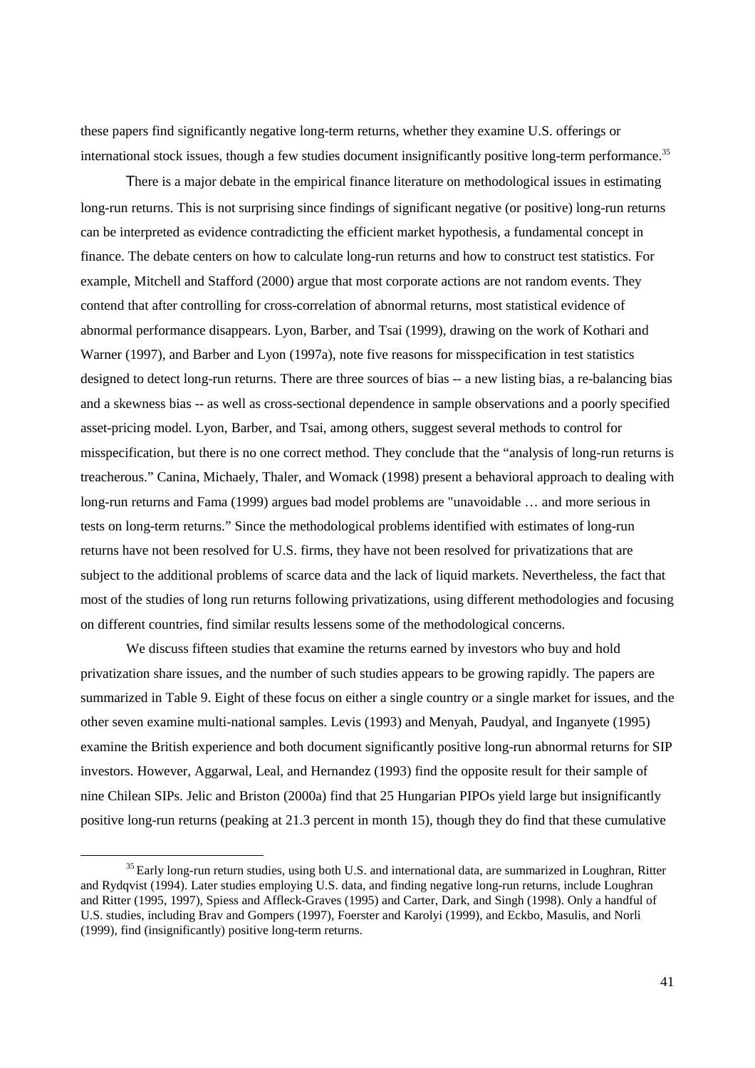these papers find significantly negative long-term returns, whether they examine U.S. offerings or international stock issues, though a few studies document insignificantly positive long-term performance.[35]

There is a major debate in the empirical finance literature on methodological issues in estimating long-run returns. This is not surprising since findings of significant negative (or positive) long-run returns can be interpreted as evidence contradicting the efficient market hypothesis, a fundamental concept in finance. The debate centers on how to calculate long-run returns and how to construct test statistics. For example, Mitchell and Stafford (2000) argue that most corporate actions are not random events. They contend that after controlling for cross-correlation of abnormal returns, most statistical evidence of abnormal performance disappears. Lyon, Barber, and Tsai (1999), drawing on the work of Kothari and Warner (1997), and Barber and Lyon (1997a), note five reasons for misspecification in test statistics designed to detect long-run returns. There are three sources of bias -- a new listing bias, a re-balancing bias and a skewness bias -- as well as cross-sectional dependence in sample observations and a poorly specified asset-pricing model. Lyon, Barber, and Tsai, among others, suggest several methods to control for misspecification, but there is no one correct method. They conclude that the "analysis of long-run returns is treacherous." Canina, Michaely, Thaler, and Womack (1998) present a behavioral approach to dealing with long-run returns and Fama (1999) argues bad model problems are "unavoidable … and more serious in tests on long-term returns." Since the methodological problems identified with estimates of long-run returns have not been resolved for U.S. firms, they have not been resolved for privatizations that are subject to the additional problems of scarce data and the lack of liquid markets. Nevertheless, the fact that most of the studies of long run returns following privatizations, using different methodologies and focusing on different countries, find similar results lessens some of the methodological concerns.

We discuss fifteen studies that examine the returns earned by investors who buy and hold privatization share issues, and the number of such studies appears to be growing rapidly. The papers are summarized in Table 9. Eight of these focus on either a single country or a single market for issues, and the other seven examine multi-national samples. Levis (1993) and Menyah, Paudyal, and Inganyete (1995) examine the British experience and both document significantly positive long-run abnormal returns for SIP investors. However, Aggarwal, Leal, and Hernandez (1993) find the opposite result for their sample of nine Chilean SIPs. Jelic and Briston (2000a) find that 25 Hungarian PIPOs yield large but insignificantly positive long-run returns (peaking at 21.3 percent in month 15), though they do find that these cumulative

[35] Early long-run return studies, using both U.S. and international data, are summarized in Loughran, Ritter and Rydqvist (1994). Later studies employing U.S. data, and finding negative long-run returns, include Loughran and Ritter (1995, 1997), Spiess and Affleck-Graves (1995) and Carter, Dark, and Singh (1998). Only a handful of U.S. studies, including Brav and Gompers (1997), Foerster and Karolyi (1999), and Eckbo, Masulis, and Norli (1999), find (insignificantly) positive long-term returns.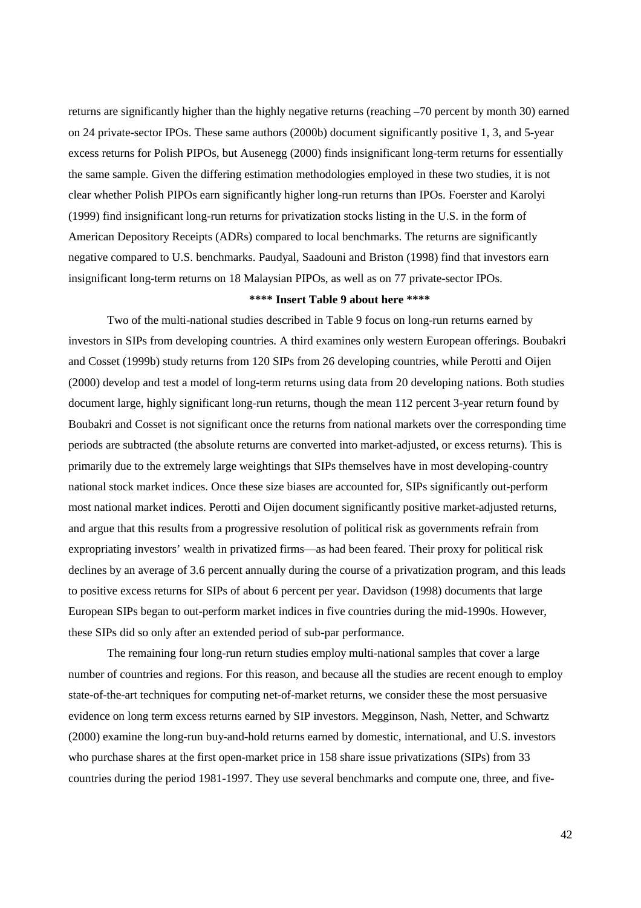returns are significantly higher than the highly negative returns (reaching –70 percent by month 30) earned on 24 private-sector IPOs. These same authors (2000b) document significantly positive 1, 3, and 5-year excess returns for Polish PIPOs, but Ausenegg (2000) finds insignificant long-term returns for essentially the same sample. Given the differing estimation methodologies employed in these two studies, it is not clear whether Polish PIPOs earn significantly higher long-run returns than IPOs. Foerster and Karolyi (1999) find insignificant long-run returns for privatization stocks listing in the U.S. in the form of American Depository Receipts (ADRs) compared to local benchmarks. The returns are significantly negative compared to U.S. benchmarks. Paudyal, Saadouni and Briston (1998) find that investors earn insignificant long-term returns on 18 Malaysian PIPOs, as well as on 77 private-sector IPOs.

**\*\*\*\* Insert Table 9 about here \*\*\*\***

Two of the multi-national studies described in Table 9 focus on long-run returns earned by investors in SIPs from developing countries. A third examines only western European offerings. Boubakri and Cosset (1999b) study returns from 120 SIPs from 26 developing countries, while Perotti and Oijen (2000) develop and test a model of long-term returns using data from 20 developing nations. Both studies document large, highly significant long-run returns, though the mean 112 percent 3-year return found by Boubakri and Cosset is not significant once the returns from national markets over the corresponding time periods are subtracted (the absolute returns are converted into market-adjusted, or excess returns). This is primarily due to the extremely large weightings that SIPs themselves have in most developing-country national stock market indices. Once these size biases are accounted for, SIPs significantly out-perform most national market indices. Perotti and Oijen document significantly positive market-adjusted returns, and argue that this results from a progressive resolution of political risk as governments refrain from expropriating investors' wealth in privatized firms—as had been feared. Their proxy for political risk declines by an average of 3.6 percent annually during the course of a privatization program, and this leads to positive excess returns for SIPs of about 6 percent per year. Davidson (1998) documents that large European SIPs began to out-perform market indices in five countries during the mid-1990s. However, these SIPs did so only after an extended period of sub-par performance.

The remaining four long-run return studies employ multi-national samples that cover a large number of countries and regions. For this reason, and because all the studies are recent enough to employ state-of-the-art techniques for computing net-of-market returns, we consider these the most persuasive evidence on long term excess returns earned by SIP investors. Megginson, Nash, Netter, and Schwartz (2000) examine the long-run buy-and-hold returns earned by domestic, international, and U.S. investors who purchase shares at the first open-market price in 158 share issue privatizations (SIPs) from 33 countries during the period 1981-1997. They use several benchmarks and compute one, three, and five-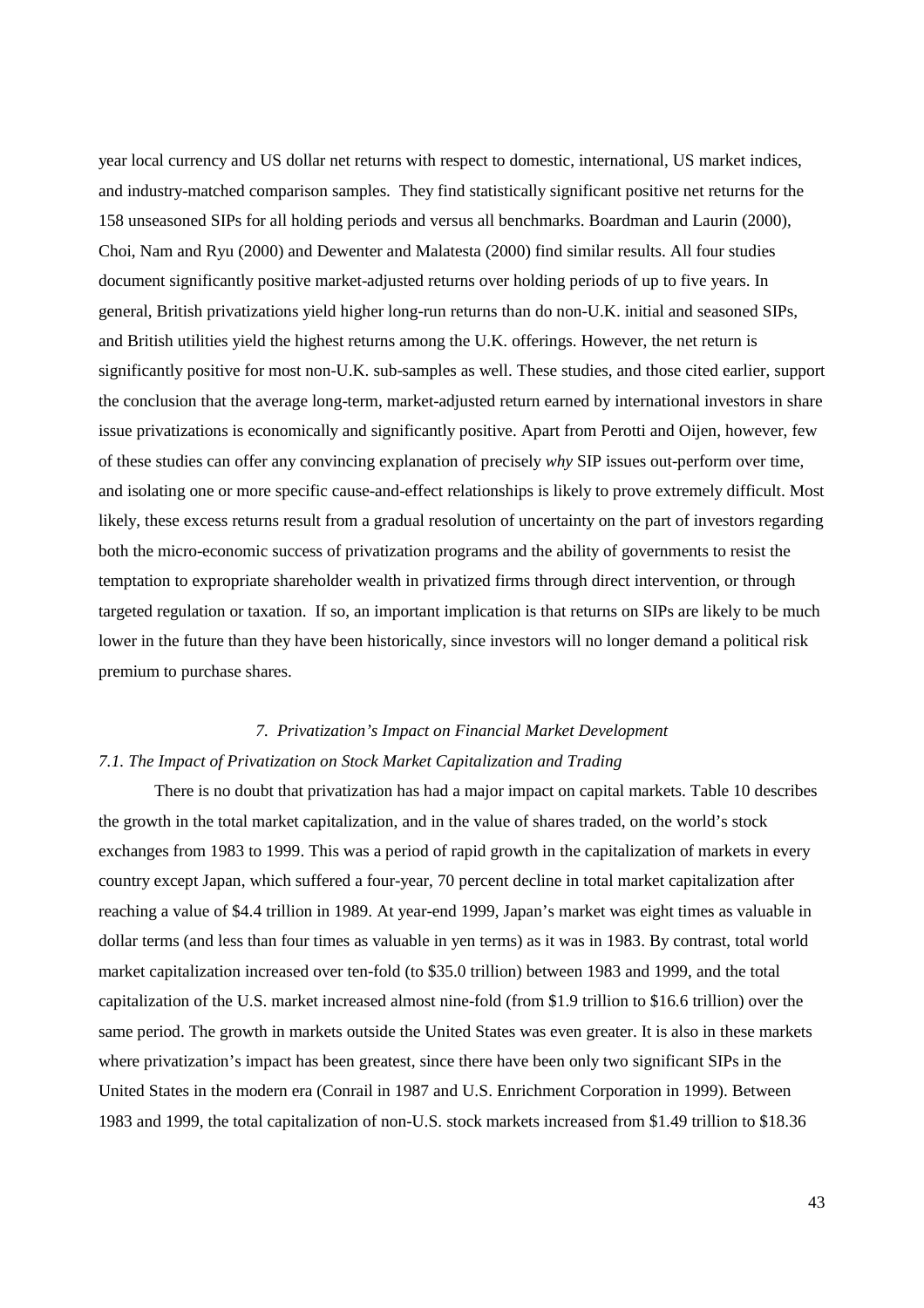year local currency and US dollar net returns with respect to domestic, international, US market indices, and industry-matched comparison samples. They find statistically significant positive net returns for the 158 unseasoned SIPs for all holding periods and versus all benchmarks. Boardman and Laurin (2000), Choi, Nam and Ryu (2000) and Dewenter and Malatesta (2000) find similar results. All four studies document significantly positive market-adjusted returns over holding periods of up to five years. In general, British privatizations yield higher long-run returns than do non-U.K. initial and seasoned SIPs, and British utilities yield the highest returns among the U.K. offerings. However, the net return is significantly positive for most non-U.K. sub-samples as well. These studies, and those cited earlier, support the conclusion that the average long-term, market-adjusted return earned by international investors in share issue privatizations is economically and significantly positive. Apart from Perotti and Oijen, however, few of these studies can offer any convincing explanation of precisely *why* SIP issues out-perform over time, and isolating one or more specific cause-and-effect relationships is likely to prove extremely difficult. Most likely, these excess returns result from a gradual resolution of uncertainty on the part of investors regarding both the micro-economic success of privatization programs and the ability of governments to resist the temptation to expropriate shareholder wealth in privatized firms through direct intervention, or through targeted regulation or taxation. If so, an important implication is that returns on SIPs are likely to be much lower in the future than they have been historically, since investors will no longer demand a political risk premium to purchase shares.

## *7. Privatization's Impact on Financial Market Development*

### *7.1. The Impact of Privatization on Stock Market Capitalization and Trading*

There is no doubt that privatization has had a major impact on capital markets. Table 10 describes the growth in the total market capitalization, and in the value of shares traded, on the world's stock exchanges from 1983 to 1999. This was a period of rapid growth in the capitalization of markets in every country except Japan, which suffered a four-year, 70 percent decline in total market capitalization after reaching a value of \$4.4 trillion in 1989. At year-end 1999, Japan's market was eight times as valuable in dollar terms (and less than four times as valuable in yen terms) as it was in 1983. By contrast, total world market capitalization increased over ten-fold (to \$35.0 trillion) between 1983 and 1999, and the total capitalization of the U.S. market increased almost nine-fold (from \$1.9 trillion to \$16.6 trillion) over the same period. The growth in markets outside the United States was even greater. It is also in these markets where privatization's impact has been greatest, since there have been only two significant SIPs in the United States in the modern era (Conrail in 1987 and U.S. Enrichment Corporation in 1999). Between 1983 and 1999, the total capitalization of non-U.S. stock markets increased from \$1.49 trillion to \$18.36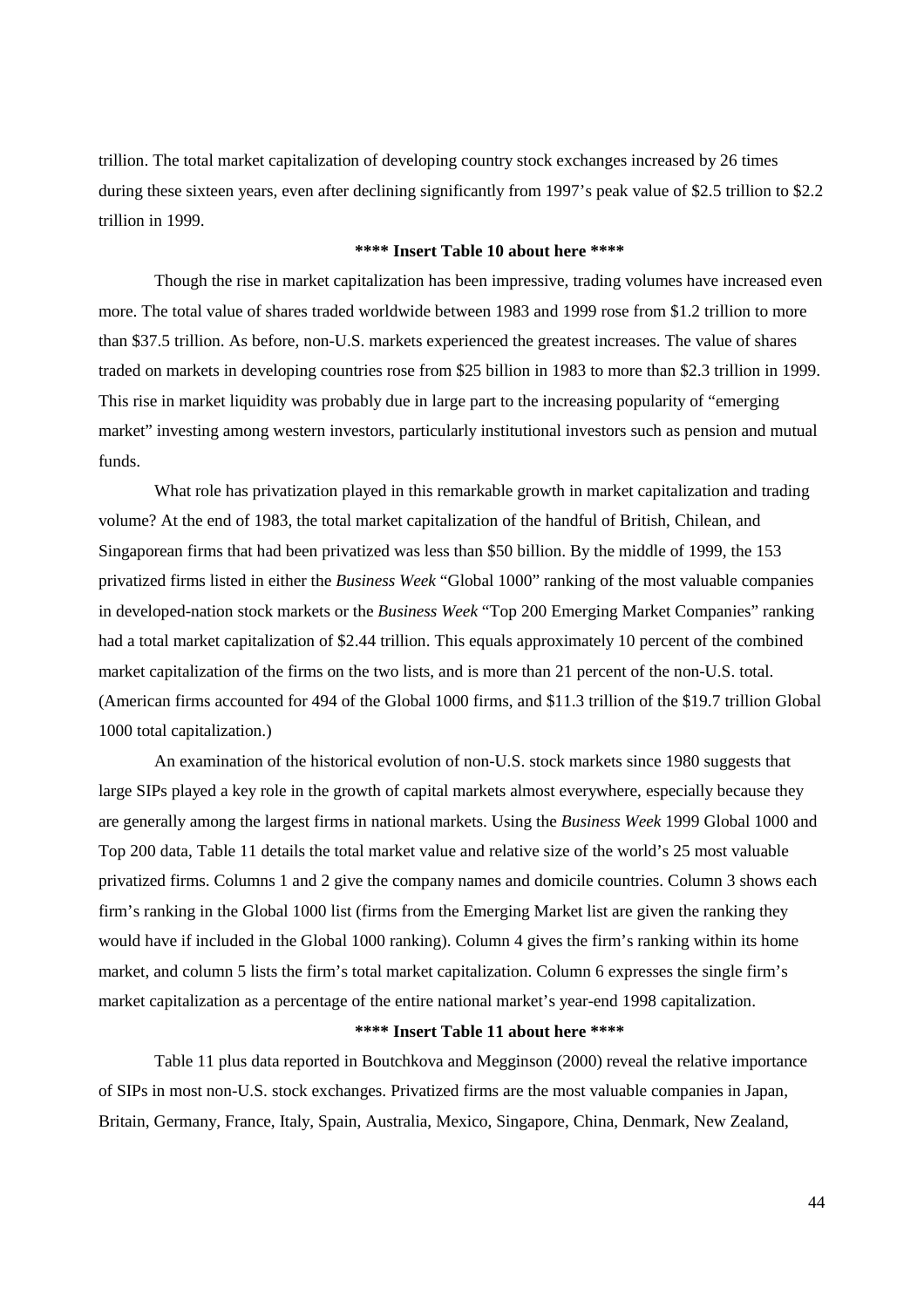trillion. The total market capitalization of developing country stock exchanges increased by 26 times during these sixteen years, even after declining significantly from 1997's peak value of $2.5 trillion to $2.2 trillion in 1999.

**\*\*\*\* Insert Table 10 about here \*\*\*\***

Though the rise in market capitalization has been impressive, trading volumes have increased even more. The total value of shares traded worldwide between 1983 and 1999 rose from $1.2 trillion to more than $37.5 trillion. As before, non-U.S. markets experienced the greatest increases. The value of shares traded on markets in developing countries rose from $25 billion in 1983 to more than $2.3 trillion in 1999. This rise in market liquidity was probably due in large part to the increasing popularity of "emerging market" investing among western investors, particularly institutional investors such as pension and mutual funds.

What role has privatization played in this remarkable growth in market capitalization and trading volume? At the end of 1983, the total market capitalization of the handful of British, Chilean, and Singaporean firms that had been privatized was less than $50 billion. By the middle of 1999, the 153 privatized firms listed in either the *Business Week* "Global 1000" ranking of the most valuable companies in developed-nation stock markets or the *Business Week* "Top 200 Emerging Market Companies" ranking had a total market capitalization of $2.44 trillion. This equals approximately 10 percent of the combined market capitalization of the firms on the two lists, and is more than 21 percent of the non-U.S. total. (American firms accounted for 494 of the Global 1000 firms, and $11.3 trillion of the $19.7 trillion Global 1000 total capitalization.)

An examination of the historical evolution of non-U.S. stock markets since 1980 suggests that large SIPs played a key role in the growth of capital markets almost everywhere, especially because they are generally among the largest firms in national markets. Using the *Business Week* 1999 Global 1000 and Top 200 data, Table 11 details the total market value and relative size of the world's 25 most valuable privatized firms. Columns 1 and 2 give the company names and domicile countries. Column 3 shows each firm's ranking in the Global 1000 list (firms from the Emerging Market list are given the ranking they would have if included in the Global 1000 ranking). Column 4 gives the firm's ranking within its home market, and column 5 lists the firm's total market capitalization. Column 6 expresses the single firm's market capitalization as a percentage of the entire national market's year-end 1998 capitalization.

**\*\*\*\* Insert Table 11 about here \*\*\*\***

Table 11 plus data reported in Boutchkova and Megginson (2000) reveal the relative importance of SIPs in most non-U.S. stock exchanges. Privatized firms are the most valuable companies in Japan, Britain, Germany, France, Italy, Spain, Australia, Mexico, Singapore, China, Denmark, New Zealand,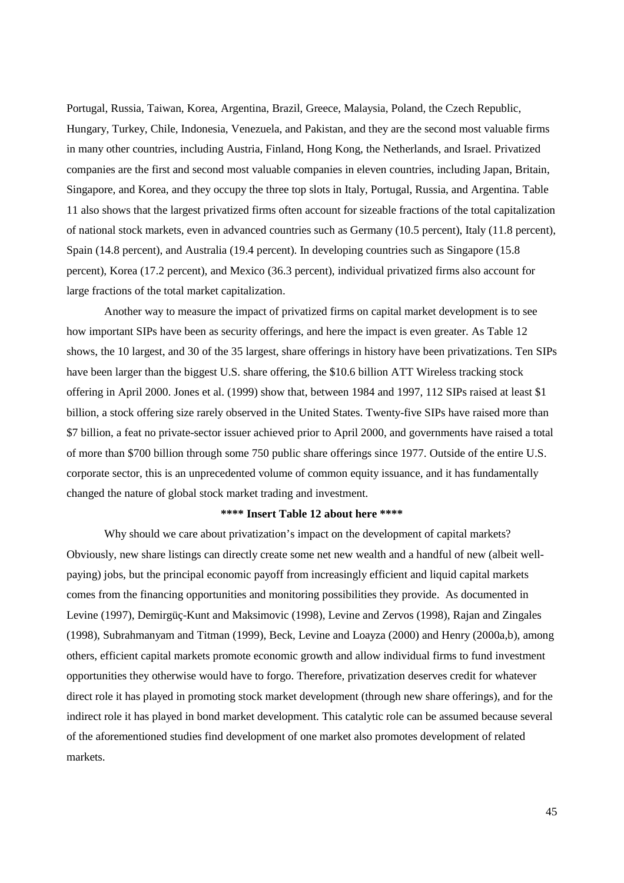Portugal, Russia, Taiwan, Korea, Argentina, Brazil, Greece, Malaysia, Poland, the Czech Republic, Hungary, Turkey, Chile, Indonesia, Venezuela, and Pakistan, and they are the second most valuable firms in many other countries, including Austria, Finland, Hong Kong, the Netherlands, and Israel. Privatized companies are the first and second most valuable companies in eleven countries, including Japan, Britain, Singapore, and Korea, and they occupy the three top slots in Italy, Portugal, Russia, and Argentina. Table 11 also shows that the largest privatized firms often account for sizeable fractions of the total capitalization of national stock markets, even in advanced countries such as Germany (10.5 percent), Italy (11.8 percent), Spain (14.8 percent), and Australia (19.4 percent). In developing countries such as Singapore (15.8 percent), Korea (17.2 percent), and Mexico (36.3 percent), individual privatized firms also account for large fractions of the total market capitalization.

Another way to measure the impact of privatized firms on capital market development is to see how important SIPs have been as security offerings, and here the impact is even greater. As Table 12 shows, the 10 largest, and 30 of the 35 largest, share offerings in history have been privatizations. Ten SIPs have been larger than the biggest U.S. share offering, the $10.6 billion ATT Wireless tracking stock offering in April 2000. Jones et al. (1999) show that, between 1984 and 1997, 112 SIPs raised at least $1 billion, a stock offering size rarely observed in the United States. Twenty-five SIPs have raised more than $7 billion, a feat no private-sector issuer achieved prior to April 2000, and governments have raised a total of more than $700 billion through some 750 public share offerings since 1977. Outside of the entire U.S. corporate sector, this is an unprecedented volume of common equity issuance, and it has fundamentally changed the nature of global stock market trading and investment.

**\*\*\*\* Insert Table 12 about here \*\*\*\***

Why should we care about privatization's impact on the development of capital markets? Obviously, new share listings can directly create some net new wealth and a handful of new (albeit well-paying) jobs, but the principal economic payoff from increasingly efficient and liquid capital markets comes from the financing opportunities and monitoring possibilities they provide. As documented in Levine (1997), Demirgüç-Kunt and Maksimovic (1998), Levine and Zervos (1998), Rajan and Zingales (1998), Subrahmanyam and Titman (1999), Beck, Levine and Loayza (2000) and Henry (2000a,b), among others, efficient capital markets promote economic growth and allow individual firms to fund investment opportunities they otherwise would have to forgo. Therefore, privatization deserves credit for whatever direct role it has played in promoting stock market development (through new share offerings), and for the indirect role it has played in bond market development. This catalytic role can be assumed because several of the aforementioned studies find development of one market also promotes development of related markets.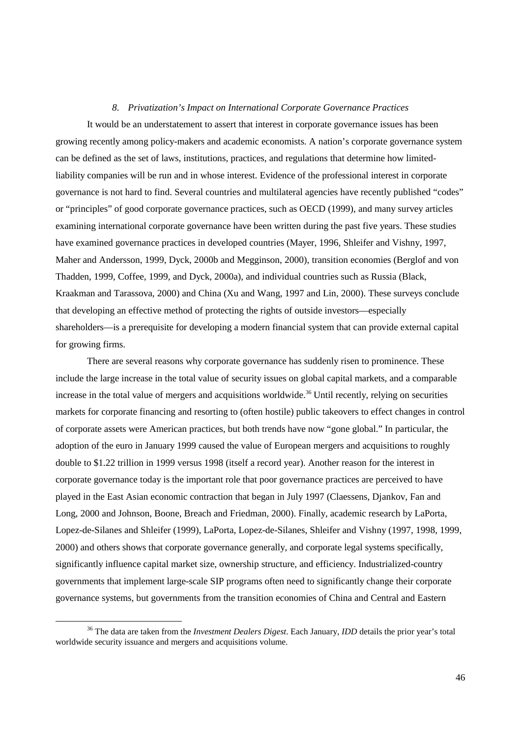### *8. Privatization's Impact on International Corporate Governance Practices*

It would be an understatement to assert that interest in corporate governance issues has been growing recently among policy-makers and academic economists. A nation's corporate governance system can be defined as the set of laws, institutions, practices, and regulations that determine how limited-liability companies will be run and in whose interest. Evidence of the professional interest in corporate governance is not hard to find. Several countries and multilateral agencies have recently published "codes" or "principles" of good corporate governance practices, such as OECD (1999), and many survey articles examining international corporate governance have been written during the past five years. These studies have examined governance practices in developed countries (Mayer, 1996, Shleifer and Vishny, 1997, Maher and Andersson, 1999, Dyck, 2000b and Megginson, 2000), transition economies (Berglof and von Thadden, 1999, Coffee, 1999, and Dyck, 2000a), and individual countries such as Russia (Black, Kraakman and Tarassova, 2000) and China (Xu and Wang, 1997 and Lin, 2000). These surveys conclude that developing an effective method of protecting the rights of outside investors—especially shareholders—is a prerequisite for developing a modern financial system that can provide external capital for growing firms.

There are several reasons why corporate governance has suddenly risen to prominence. These include the large increase in the total value of security issues on global capital markets, and a comparable increase in the total value of mergers and acquisitions worldwide.[36] Until recently, relying on securities markets for corporate financing and resorting to (often hostile) public takeovers to effect changes in control of corporate assets were American practices, but both trends have now "gone global." In particular, the adoption of the euro in January 1999 caused the value of European mergers and acquisitions to roughly double to $1.22 trillion in 1999 versus 1998 (itself a record year). Another reason for the interest in corporate governance today is the important role that poor governance practices are perceived to have played in the East Asian economic contraction that began in July 1997 (Claessens, Djankov, Fan and Long, 2000 and Johnson, Boone, Breach and Friedman, 2000). Finally, academic research by LaPorta, Lopez-de-Silanes and Shleifer (1999), LaPorta, Lopez-de-Silanes, Shleifer and Vishny (1997, 1998, 1999, 2000) and others shows that corporate governance generally, and corporate legal systems specifically, significantly influence capital market size, ownership structure, and efficiency. Industrialized-country governments that implement large-scale SIP programs often need to significantly change their corporate governance systems, but governments from the transition economies of China and Central and Eastern

[36] The data are taken from the *Investment Dealers Digest*. Each January, *IDD* details the prior year's total worldwide security issuance and mergers and acquisitions volume.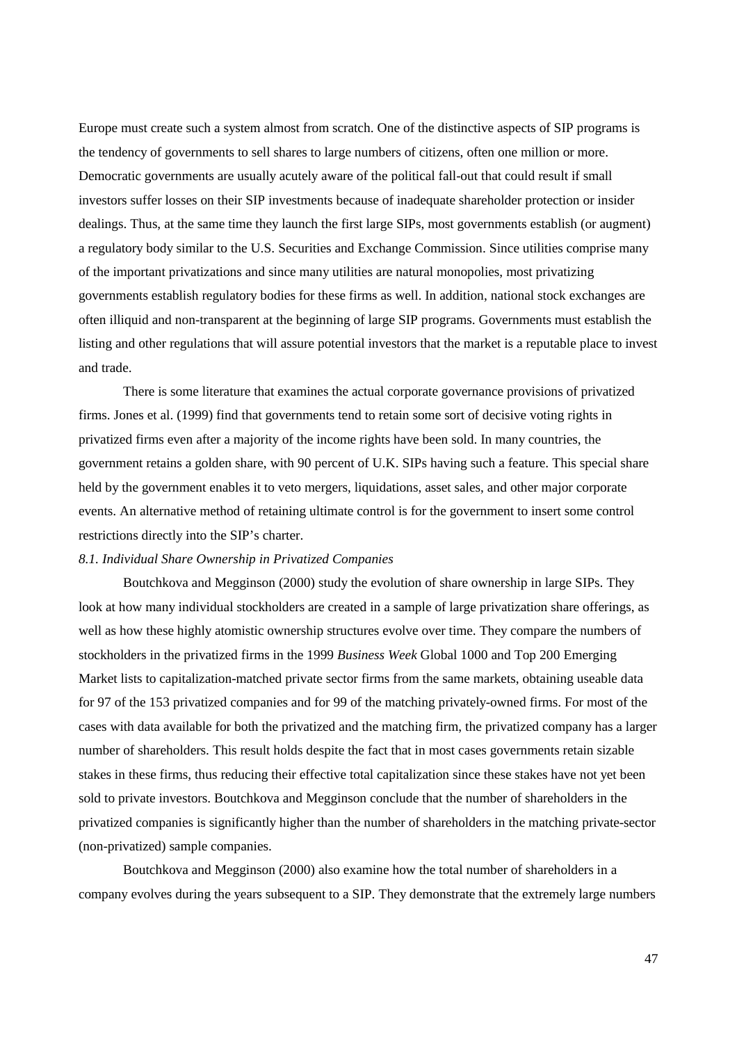Europe must create such a system almost from scratch. One of the distinctive aspects of SIP programs is the tendency of governments to sell shares to large numbers of citizens, often one million or more. Democratic governments are usually acutely aware of the political fall-out that could result if small investors suffer losses on their SIP investments because of inadequate shareholder protection or insider dealings. Thus, at the same time they launch the first large SIPs, most governments establish (or augment) a regulatory body similar to the U.S. Securities and Exchange Commission. Since utilities comprise many of the important privatizations and since many utilities are natural monopolies, most privatizing governments establish regulatory bodies for these firms as well. In addition, national stock exchanges are often illiquid and non-transparent at the beginning of large SIP programs. Governments must establish the listing and other regulations that will assure potential investors that the market is a reputable place to invest and trade.

There is some literature that examines the actual corporate governance provisions of privatized firms. Jones et al. (1999) find that governments tend to retain some sort of decisive voting rights in privatized firms even after a majority of the income rights have been sold. In many countries, the government retains a golden share, with 90 percent of U.K. SIPs having such a feature. This special share held by the government enables it to veto mergers, liquidations, asset sales, and other major corporate events. An alternative method of retaining ultimate control is for the government to insert some control restrictions directly into the SIP's charter.

*8.1. Individual Share Ownership in Privatized Companies*

Boutchkova and Megginson (2000) study the evolution of share ownership in large SIPs. They look at how many individual stockholders are created in a sample of large privatization share offerings, as well as how these highly atomistic ownership structures evolve over time. They compare the numbers of stockholders in the privatized firms in the 1999 *Business Week* Global 1000 and Top 200 Emerging Market lists to capitalization-matched private sector firms from the same markets, obtaining useable data for 97 of the 153 privatized companies and for 99 of the matching privately-owned firms. For most of the cases with data available for both the privatized and the matching firm, the privatized company has a larger number of shareholders. This result holds despite the fact that in most cases governments retain sizable stakes in these firms, thus reducing their effective total capitalization since these stakes have not yet been sold to private investors. Boutchkova and Megginson conclude that the number of shareholders in the privatized companies is significantly higher than the number of shareholders in the matching private-sector (non-privatized) sample companies.

Boutchkova and Megginson (2000) also examine how the total number of shareholders in a company evolves during the years subsequent to a SIP. They demonstrate that the extremely large numbers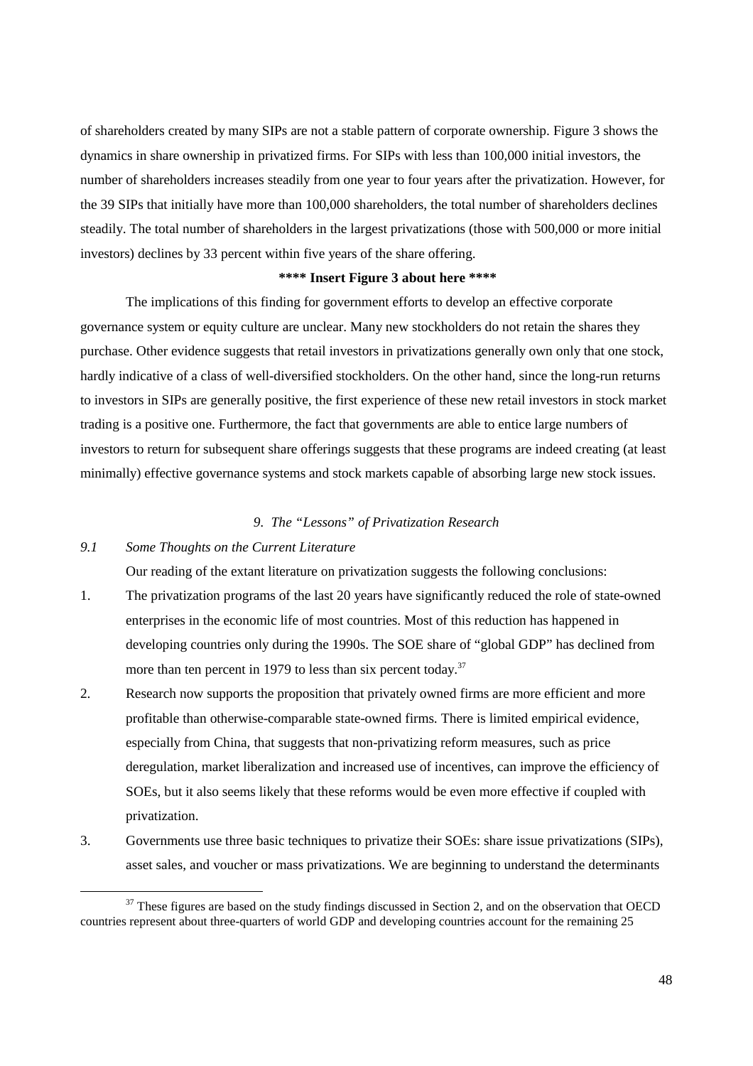of shareholders created by many SIPs are not a stable pattern of corporate ownership. Figure 3 shows the dynamics in share ownership in privatized firms. For SIPs with less than 100,000 initial investors, the number of shareholders increases steadily from one year to four years after the privatization. However, for the 39 SIPs that initially have more than 100,000 shareholders, the total number of shareholders declines steadily. The total number of shareholders in the largest privatizations (those with 500,000 or more initial investors) declines by 33 percent within five years of the share offering.

**\*\*\*\* Insert Figure 3 about here \*\*\*\***

The implications of this finding for government efforts to develop an effective corporate governance system or equity culture are unclear. Many new stockholders do not retain the shares they purchase. Other evidence suggests that retail investors in privatizations generally own only that one stock, hardly indicative of a class of well-diversified stockholders. On the other hand, since the long-run returns to investors in SIPs are generally positive, the first experience of these new retail investors in stock market trading is a positive one. Furthermore, the fact that governments are able to entice large numbers of investors to return for subsequent share offerings suggests that these programs are indeed creating (at least minimally) effective governance systems and stock markets capable of absorbing large new stock issues.

## *9. The "Lessons" of Privatization Research*

### *9.1 Some Thoughts on the Current Literature*

Our reading of the extant literature on privatization suggests the following conclusions:

1. The privatization programs of the last 20 years have significantly reduced the role of state-owned enterprises in the economic life of most countries. Most of this reduction has happened in developing countries only during the 1990s. The SOE share of "global GDP" has declined from more than ten percent in 1979 to less than six percent today.[37]
2. Research now supports the proposition that privately owned firms are more efficient and more profitable than otherwise-comparable state-owned firms. There is limited empirical evidence, especially from China, that suggests that non-privatizing reform measures, such as price deregulation, market liberalization and increased use of incentives, can improve the efficiency of SOEs, but it also seems likely that these reforms would be even more effective if coupled with privatization.
3. Governments use three basic techniques to privatize their SOEs: share issue privatizations (SIPs), asset sales, and voucher or mass privatizations. We are beginning to understand the determinants

[37] These figures are based on the study findings discussed in Section 2, and on the observation that OECD countries represent about three-quarters of world GDP and developing countries account for the remaining 25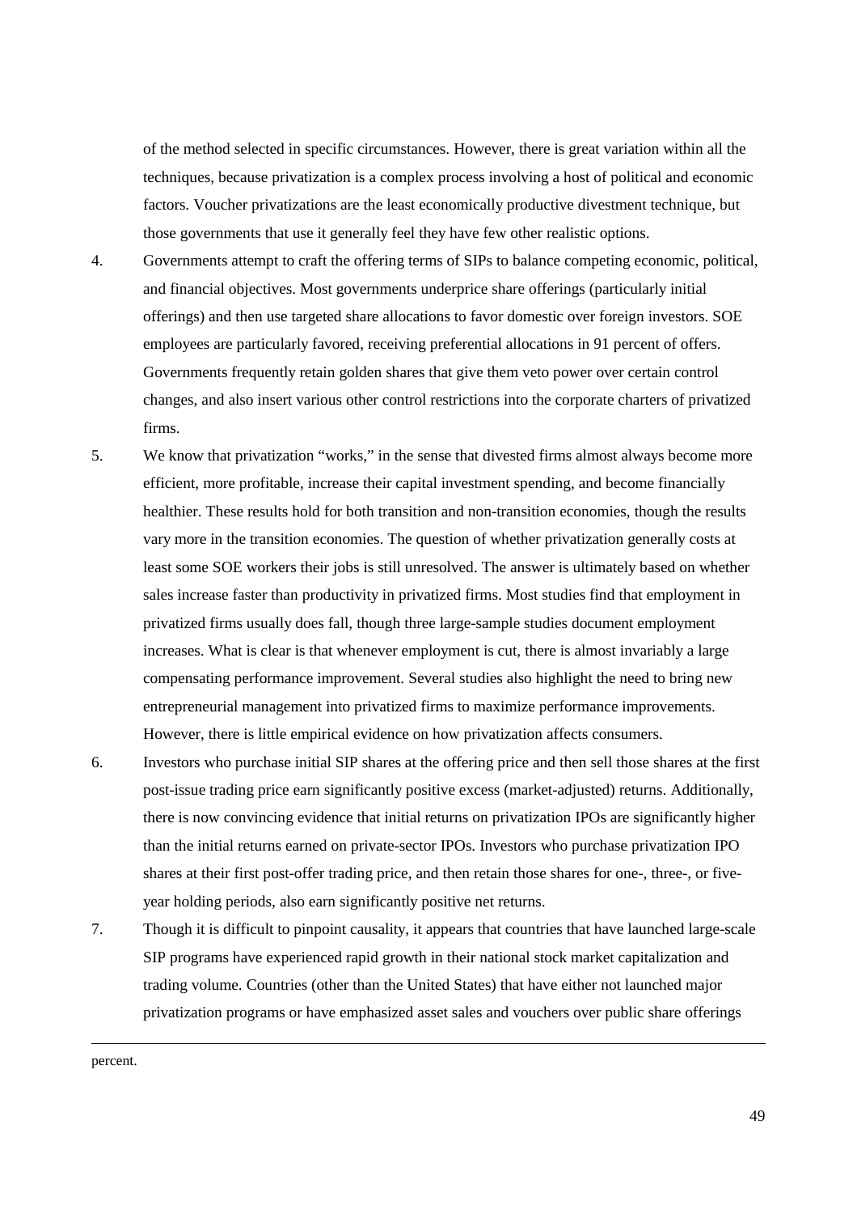of the method selected in specific circumstances. However, there is great variation within all the techniques, because privatization is a complex process involving a host of political and economic factors. Voucher privatizations are the least economically productive divestment technique, but those governments that use it generally feel they have few other realistic options.

4. Governments attempt to craft the offering terms of SIPs to balance competing economic, political, and financial objectives. Most governments underprice share offerings (particularly initial offerings) and then use targeted share allocations to favor domestic over foreign investors. SOE employees are particularly favored, receiving preferential allocations in 91 percent of offers. Governments frequently retain golden shares that give them veto power over certain control changes, and also insert various other control restrictions into the corporate charters of privatized firms.

5. We know that privatization "works," in the sense that divested firms almost always become more efficient, more profitable, increase their capital investment spending, and become financially healthier. These results hold for both transition and non-transition economies, though the results vary more in the transition economies. The question of whether privatization generally costs at least some SOE workers their jobs is still unresolved. The answer is ultimately based on whether sales increase faster than productivity in privatized firms. Most studies find that employment in privatized firms usually does fall, though three large-sample studies document employment increases. What is clear is that whenever employment is cut, there is almost invariably a large compensating performance improvement. Several studies also highlight the need to bring new entrepreneurial management into privatized firms to maximize performance improvements. However, there is little empirical evidence on how privatization affects consumers.

6. Investors who purchase initial SIP shares at the offering price and then sell those shares at the first post-issue trading price earn significantly positive excess (market-adjusted) returns. Additionally, there is now convincing evidence that initial returns on privatization IPOs are significantly higher than the initial returns earned on private-sector IPOs. Investors who purchase privatization IPO shares at their first post-offer trading price, and then retain those shares for one-, three-, or five-year holding periods, also earn significantly positive net returns.

7. Though it is difficult to pinpoint causality, it appears that countries that have launched large-scale SIP programs have experienced rapid growth in their national stock market capitalization and trading volume. Countries (other than the United States) that have either not launched major privatization programs or have emphasized asset sales and vouchers over public share offerings

---

percent.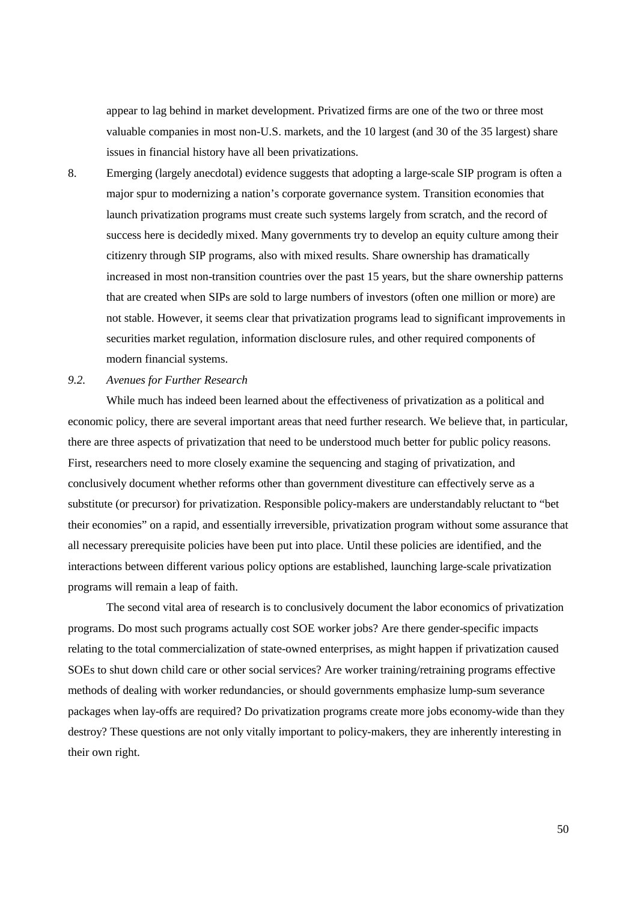appear to lag behind in market development. Privatized firms are one of the two or three most valuable companies in most non-U.S. markets, and the 10 largest (and 30 of the 35 largest) share issues in financial history have all been privatizations.

8. Emerging (largely anecdotal) evidence suggests that adopting a large-scale SIP program is often a major spur to modernizing a nation's corporate governance system. Transition economies that launch privatization programs must create such systems largely from scratch, and the record of success here is decidedly mixed. Many governments try to develop an equity culture among their citizenry through SIP programs, also with mixed results. Share ownership has dramatically increased in most non-transition countries over the past 15 years, but the share ownership patterns that are created when SIPs are sold to large numbers of investors (often one million or more) are not stable. However, it seems clear that privatization programs lead to significant improvements in securities market regulation, information disclosure rules, and other required components of modern financial systems.

### *9.2. Avenues for Further Research*

While much has indeed been learned about the effectiveness of privatization as a political and economic policy, there are several important areas that need further research. We believe that, in particular, there are three aspects of privatization that need to be understood much better for public policy reasons. First, researchers need to more closely examine the sequencing and staging of privatization, and conclusively document whether reforms other than government divestiture can effectively serve as a substitute (or precursor) for privatization. Responsible policy-makers are understandably reluctant to "bet their economies" on a rapid, and essentially irreversible, privatization program without some assurance that all necessary prerequisite policies have been put into place. Until these policies are identified, and the interactions between different various policy options are established, launching large-scale privatization programs will remain a leap of faith.

The second vital area of research is to conclusively document the labor economics of privatization programs. Do most such programs actually cost SOE worker jobs? Are there gender-specific impacts relating to the total commercialization of state-owned enterprises, as might happen if privatization caused SOEs to shut down child care or other social services? Are worker training/retraining programs effective methods of dealing with worker redundancies, or should governments emphasize lump-sum severance packages when lay-offs are required? Do privatization programs create more jobs economy-wide than they destroy? These questions are not only vitally important to policy-makers, they are inherently interesting in their own right.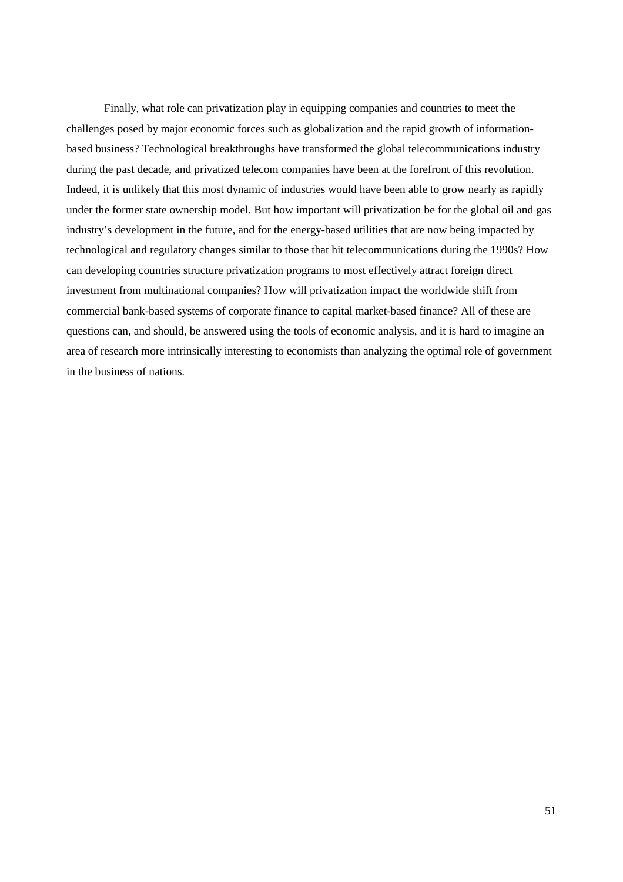Finally, what role can privatization play in equipping companies and countries to meet the challenges posed by major economic forces such as globalization and the rapid growth of information-based business? Technological breakthroughs have transformed the global telecommunications industry during the past decade, and privatized telecom companies have been at the forefront of this revolution. Indeed, it is unlikely that this most dynamic of industries would have been able to grow nearly as rapidly under the former state ownership model. But how important will privatization be for the global oil and gas industry's development in the future, and for the energy-based utilities that are now being impacted by technological and regulatory changes similar to those that hit telecommunications during the 1990s? How can developing countries structure privatization programs to most effectively attract foreign direct investment from multinational companies? How will privatization impact the worldwide shift from commercial bank-based systems of corporate finance to capital market-based finance? All of these are questions can, and should, be answered using the tools of economic analysis, and it is hard to imagine an area of research more intrinsically interesting to economists than analyzing the optimal role of government in the business of nations.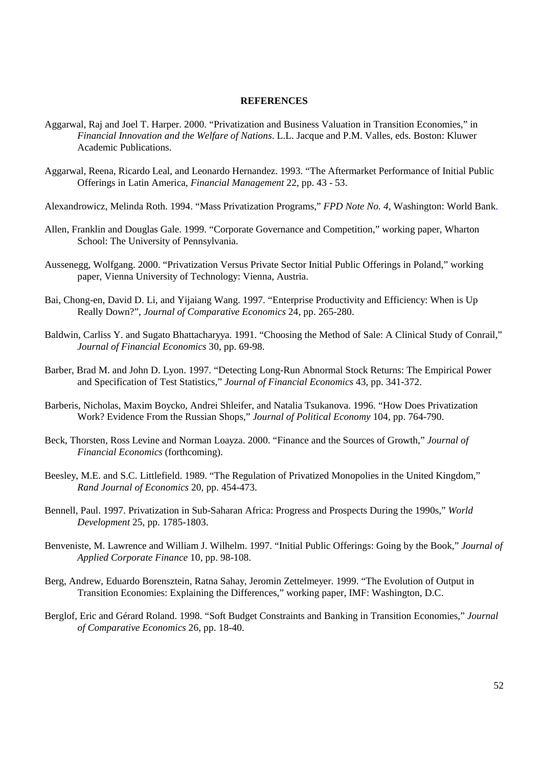**REFERENCES**

Aggarwal, Raj and Joel T. Harper. 2000. "Privatization and Business Valuation in Transition Economies," in *Financial Innovation and the Welfare of Nations*. L.L. Jacque and P.M. Valles, eds. Boston: Kluwer Academic Publications.

Aggarwal, Reena, Ricardo Leal, and Leonardo Hernandez. 1993. "The Aftermarket Performance of Initial Public Offerings in Latin America, *Financial Management* 22, pp. 43 - 53.

Alexandrowicz, Melinda Roth. 1994. "Mass Privatization Programs," *FPD Note No. 4*, Washington: World Bank.

Allen, Franklin and Douglas Gale. 1999. "Corporate Governance and Competition," working paper, Wharton School: The University of Pennsylvania.

Aussenegg, Wolfgang. 2000. "Privatization Versus Private Sector Initial Public Offerings in Poland," working paper, Vienna University of Technology: Vienna, Austria.

Bai, Chong-en, David D. Li, and Yijaiang Wang. 1997. "Enterprise Productivity and Efficiency: When is Up Really Down?", *Journal of Comparative Economics* 24, pp. 265-280.

Baldwin, Carliss Y. and Sugato Bhattacharyya. 1991. "Choosing the Method of Sale: A Clinical Study of Conrail," *Journal of Financial Economics* 30, pp. 69-98.

Barber, Brad M. and John D. Lyon. 1997. "Detecting Long-Run Abnormal Stock Returns: The Empirical Power and Specification of Test Statistics," *Journal of Financial Economics* 43, pp. 341-372.

Barberis, Nicholas, Maxim Boycko, Andrei Shleifer, and Natalia Tsukanova. 1996. "How Does Privatization Work? Evidence From the Russian Shops," *Journal of Political Economy* 104, pp. 764-790.

Beck, Thorsten, Ross Levine and Norman Loayza. 2000. "Finance and the Sources of Growth," *Journal of Financial Economics* (forthcoming).

Beesley, M.E. and S.C. Littlefield. 1989. "The Regulation of Privatized Monopolies in the United Kingdom," *Rand Journal of Economics* 20, pp. 454-473.

Bennell, Paul. 1997. Privatization in Sub-Saharan Africa: Progress and Prospects During the 1990s," *World Development* 25, pp. 1785-1803.

Benveniste, M. Lawrence and William J. Wilhelm. 1997. "Initial Public Offerings: Going by the Book," *Journal of Applied Corporate Finance* 10, pp. 98-108.

Berg, Andrew, Eduardo Borensztein, Ratna Sahay, Jeromin Zettelmeyer. 1999. "The Evolution of Output in Transition Economies: Explaining the Differences," working paper, IMF: Washington, D.C.

Berglof, Eric and Gérard Roland. 1998. "Soft Budget Constraints and Banking in Transition Economies," *Journal of Comparative Economics* 26, pp. 18-40.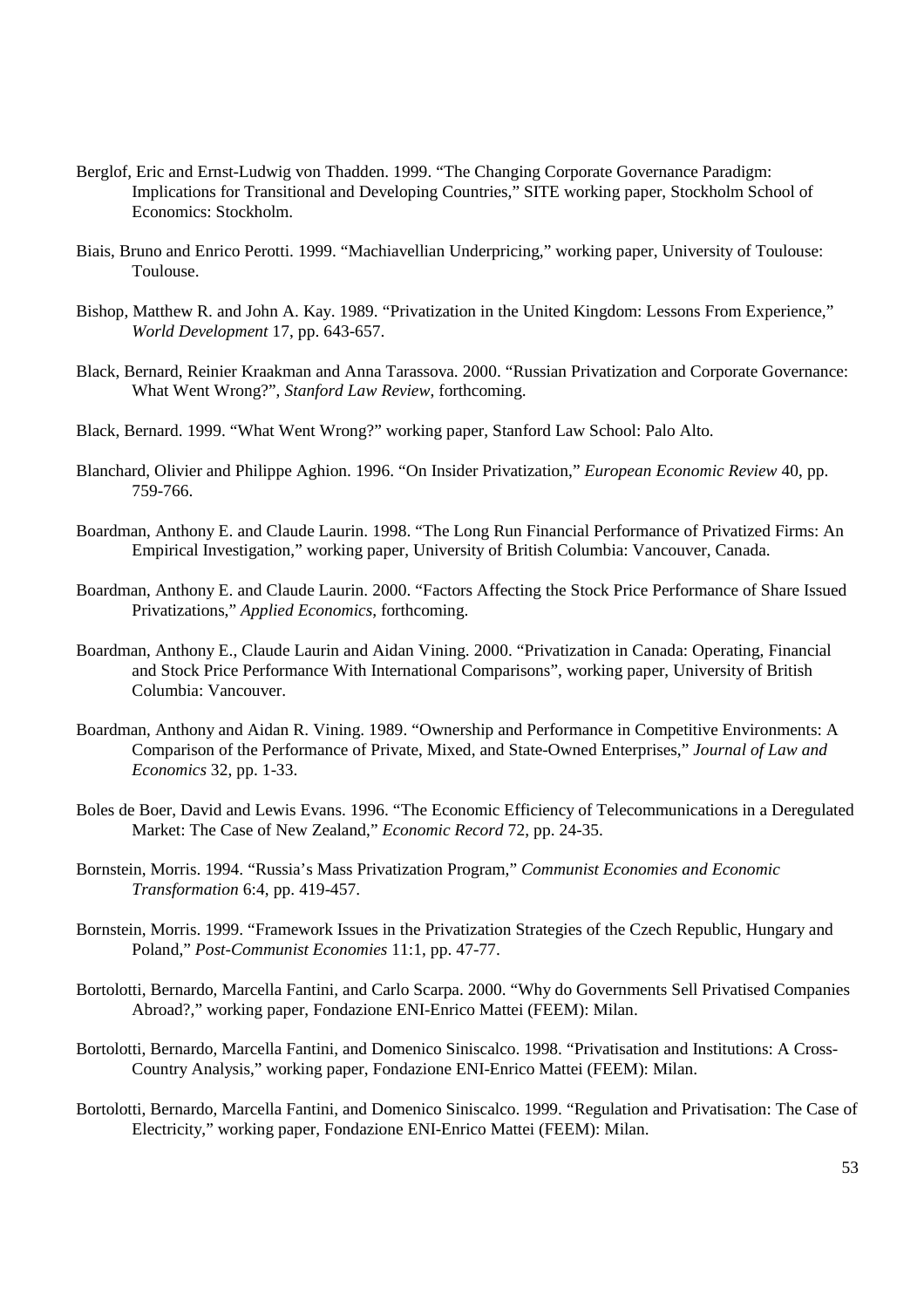Berglof, Eric and Ernst-Ludwig von Thadden. 1999. "The Changing Corporate Governance Paradigm: Implications for Transitional and Developing Countries," SITE working paper, Stockholm School of Economics: Stockholm.

Biais, Bruno and Enrico Perotti. 1999. "Machiavellian Underpricing," working paper, University of Toulouse: Toulouse.

Bishop, Matthew R. and John A. Kay. 1989. "Privatization in the United Kingdom: Lessons From Experience," *World Development* 17, pp. 643-657.

Black, Bernard, Reinier Kraakman and Anna Tarassova. 2000. "Russian Privatization and Corporate Governance: What Went Wrong?", *Stanford Law Review*, forthcoming.

Black, Bernard. 1999. "What Went Wrong?" working paper, Stanford Law School: Palo Alto.

Blanchard, Olivier and Philippe Aghion. 1996. "On Insider Privatization," *European Economic Review* 40, pp. 759-766.

Boardman, Anthony E. and Claude Laurin. 1998. "The Long Run Financial Performance of Privatized Firms: An Empirical Investigation," working paper, University of British Columbia: Vancouver, Canada.

Boardman, Anthony E. and Claude Laurin. 2000. "Factors Affecting the Stock Price Performance of Share Issued Privatizations," *Applied Economics*, forthcoming.

Boardman, Anthony E., Claude Laurin and Aidan Vining. 2000. "Privatization in Canada: Operating, Financial and Stock Price Performance With International Comparisons", working paper, University of British Columbia: Vancouver.

Boardman, Anthony and Aidan R. Vining. 1989. "Ownership and Performance in Competitive Environments: A Comparison of the Performance of Private, Mixed, and State-Owned Enterprises," *Journal of Law and Economics* 32, pp. 1-33.

Boles de Boer, David and Lewis Evans. 1996. "The Economic Efficiency of Telecommunications in a Deregulated Market: The Case of New Zealand," *Economic Record* 72, pp. 24-35.

Bornstein, Morris. 1994. "Russia's Mass Privatization Program," *Communist Economies and Economic Transformation* 6:4, pp. 419-457.

Bornstein, Morris. 1999. "Framework Issues in the Privatization Strategies of the Czech Republic, Hungary and Poland," *Post-Communist Economies* 11:1, pp. 47-77.

Bortolotti, Bernardo, Marcella Fantini, and Carlo Scarpa. 2000. "Why do Governments Sell Privatised Companies Abroad?," working paper, Fondazione ENI-Enrico Mattei (FEEM): Milan.

Bortolotti, Bernardo, Marcella Fantini, and Domenico Siniscalco. 1998. "Privatisation and Institutions: A Cross-Country Analysis," working paper, Fondazione ENI-Enrico Mattei (FEEM): Milan.

Bortolotti, Bernardo, Marcella Fantini, and Domenico Siniscalco. 1999. "Regulation and Privatisation: The Case of Electricity," working paper, Fondazione ENI-Enrico Mattei (FEEM): Milan.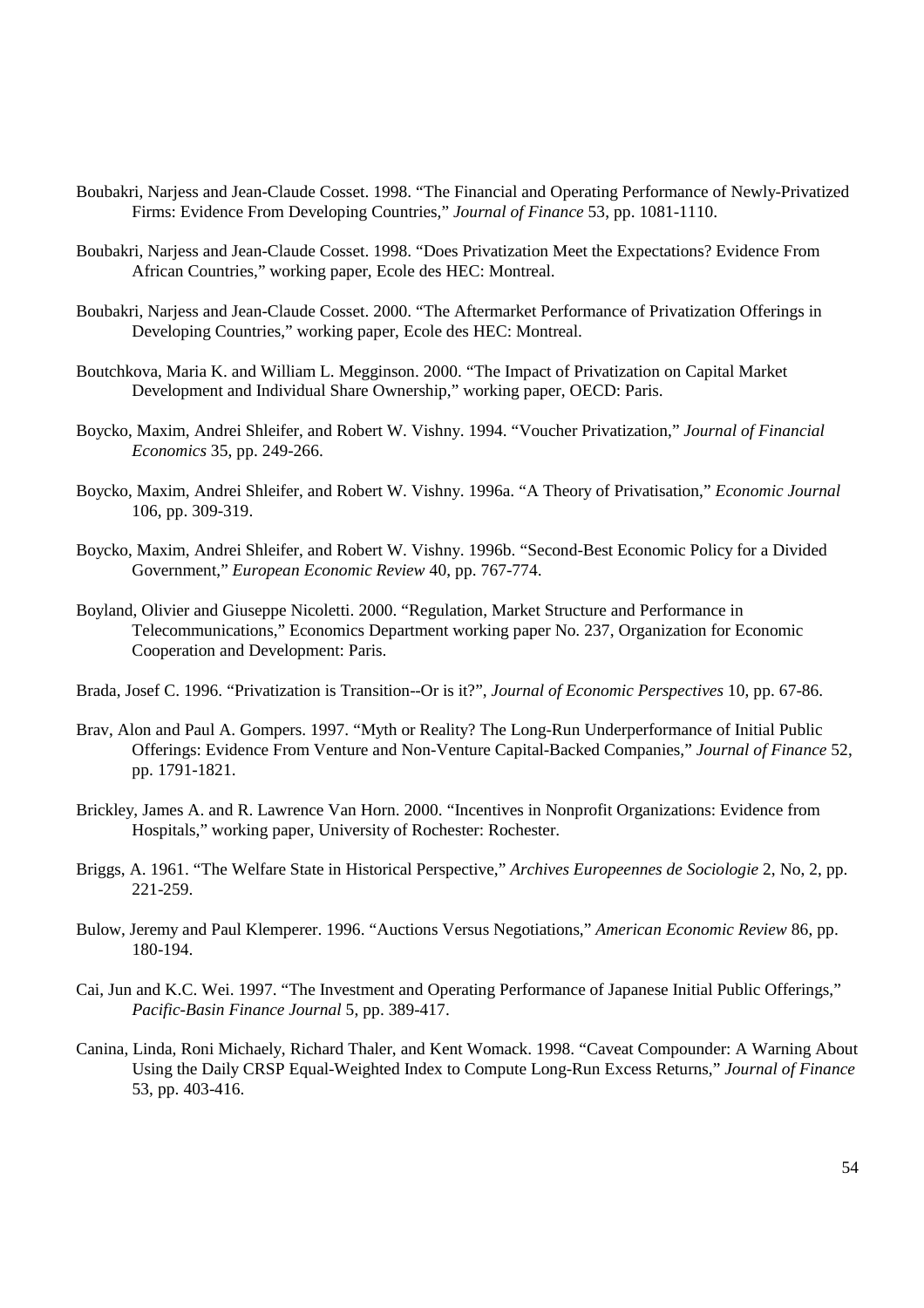Boubakri, Narjess and Jean-Claude Cosset. 1998. “The Financial and Operating Performance of Newly-Privatized Firms: Evidence From Developing Countries,” *Journal of Finance* 53, pp. 1081-1110.

Boubakri, Narjess and Jean-Claude Cosset. 1998. “Does Privatization Meet the Expectations? Evidence From African Countries,” working paper, Ecole des HEC: Montreal.

Boubakri, Narjess and Jean-Claude Cosset. 2000. “The Aftermarket Performance of Privatization Offerings in Developing Countries,” working paper, Ecole des HEC: Montreal.

Boutchkova, Maria K. and William L. Megginson. 2000. “The Impact of Privatization on Capital Market Development and Individual Share Ownership,” working paper, OECD: Paris.

Boycko, Maxim, Andrei Shleifer, and Robert W. Vishny. 1994. “Voucher Privatization,” *Journal of Financial Economics* 35, pp. 249-266.

Boycko, Maxim, Andrei Shleifer, and Robert W. Vishny. 1996a. “A Theory of Privatisation,” *Economic Journal* 106, pp. 309-319.

Boycko, Maxim, Andrei Shleifer, and Robert W. Vishny. 1996b. “Second-Best Economic Policy for a Divided Government,” *European Economic Review* 40, pp. 767-774.

Boyland, Olivier and Giuseppe Nicoletti. 2000. “Regulation, Market Structure and Performance in Telecommunications,” Economics Department working paper No. 237, Organization for Economic Cooperation and Development: Paris.

Brada, Josef C. 1996. “Privatization is Transition--Or is it?”, *Journal of Economic Perspectives* 10, pp. 67-86.

Brav, Alon and Paul A. Gompers. 1997. “Myth or Reality? The Long-Run Underperformance of Initial Public Offerings: Evidence From Venture and Non-Venture Capital-Backed Companies,” *Journal of Finance* 52, pp. 1791-1821.

Brickley, James A. and R. Lawrence Van Horn. 2000. “Incentives in Nonprofit Organizations: Evidence from Hospitals,” working paper, University of Rochester: Rochester.

Briggs, A. 1961. “The Welfare State in Historical Perspective,” *Archives Europeennes de Sociologie* 2, No, 2, pp. 221-259.

Bulow, Jeremy and Paul Klemperer. 1996. “Auctions Versus Negotiations,” *American Economic Review* 86, pp. 180-194.

Cai, Jun and K.C. Wei. 1997. “The Investment and Operating Performance of Japanese Initial Public Offerings,” *Pacific-Basin Finance Journal* 5, pp. 389-417.

Canina, Linda, Roni Michaely, Richard Thaler, and Kent Womack. 1998. “Caveat Compounder: A Warning About Using the Daily CRSP Equal-Weighted Index to Compute Long-Run Excess Returns,” *Journal of Finance* 53, pp. 403-416.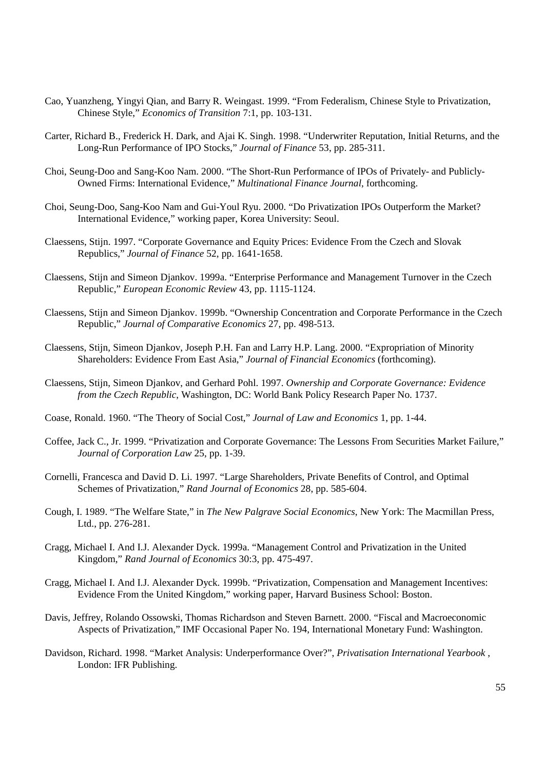Cao, Yuanzheng, Yingyi Qian, and Barry R. Weingast. 1999. “From Federalism, Chinese Style to Privatization, Chinese Style,” *Economics of Transition* 7:1, pp. 103-131.

Carter, Richard B., Frederick H. Dark, and Ajai K. Singh. 1998. “Underwriter Reputation, Initial Returns, and the Long-Run Performance of IPO Stocks,” *Journal of Finance* 53, pp. 285-311.

Choi, Seung-Doo and Sang-Koo Nam. 2000. “The Short-Run Performance of IPOs of Privately- and Publicly-Owned Firms: International Evidence,” *Multinational Finance Journal*, forthcoming.

Choi, Seung-Doo, Sang-Koo Nam and Gui-Youl Ryu. 2000. “Do Privatization IPOs Outperform the Market? International Evidence,” working paper, Korea University: Seoul.

Claessens, Stijn. 1997. “Corporate Governance and Equity Prices: Evidence From the Czech and Slovak Republics,” *Journal of Finance* 52, pp. 1641-1658.

Claessens, Stijn and Simeon Djankov. 1999a. “Enterprise Performance and Management Turnover in the Czech Republic,” *European Economic Review* 43, pp. 1115-1124.

Claessens, Stijn and Simeon Djankov. 1999b. “Ownership Concentration and Corporate Performance in the Czech Republic,” *Journal of Comparative Economics* 27, pp. 498-513.

Claessens, Stijn, Simeon Djankov, Joseph P.H. Fan and Larry H.P. Lang. 2000. “Expropriation of Minority Shareholders: Evidence From East Asia,” *Journal of Financial Economics* (forthcoming).

Claessens, Stijn, Simeon Djankov, and Gerhard Pohl. 1997. *Ownership and Corporate Governance: Evidence from the Czech Republic*, Washington, DC: World Bank Policy Research Paper No. 1737.

Coase, Ronald. 1960. “The Theory of Social Cost,” *Journal of Law and Economics* 1, pp. 1-44.

Coffee, Jack C., Jr. 1999. “Privatization and Corporate Governance: The Lessons From Securities Market Failure,” *Journal of Corporation Law* 25, pp. 1-39.

Cornelli, Francesca and David D. Li. 1997. “Large Shareholders, Private Benefits of Control, and Optimal Schemes of Privatization,” *Rand Journal of Economics* 28, pp. 585-604.

Cough, I. 1989. “The Welfare State,” in *The New Palgrave Social Economics*, New York: The Macmillan Press, Ltd., pp. 276-281.

Cragg, Michael I. And I.J. Alexander Dyck. 1999a. “Management Control and Privatization in the United Kingdom,” *Rand Journal of Economics* 30:3, pp. 475-497.

Cragg, Michael I. And I.J. Alexander Dyck. 1999b. “Privatization, Compensation and Management Incentives: Evidence From the United Kingdom,” working paper, Harvard Business School: Boston.

Davis, Jeffrey, Rolando Ossowski, Thomas Richardson and Steven Barnett. 2000. “Fiscal and Macroeconomic Aspects of Privatization,” IMF Occasional Paper No. 194, International Monetary Fund: Washington.

Davidson, Richard. 1998. “Market Analysis: Underperformance Over?”, *Privatisation International Yearbook* , London: IFR Publishing.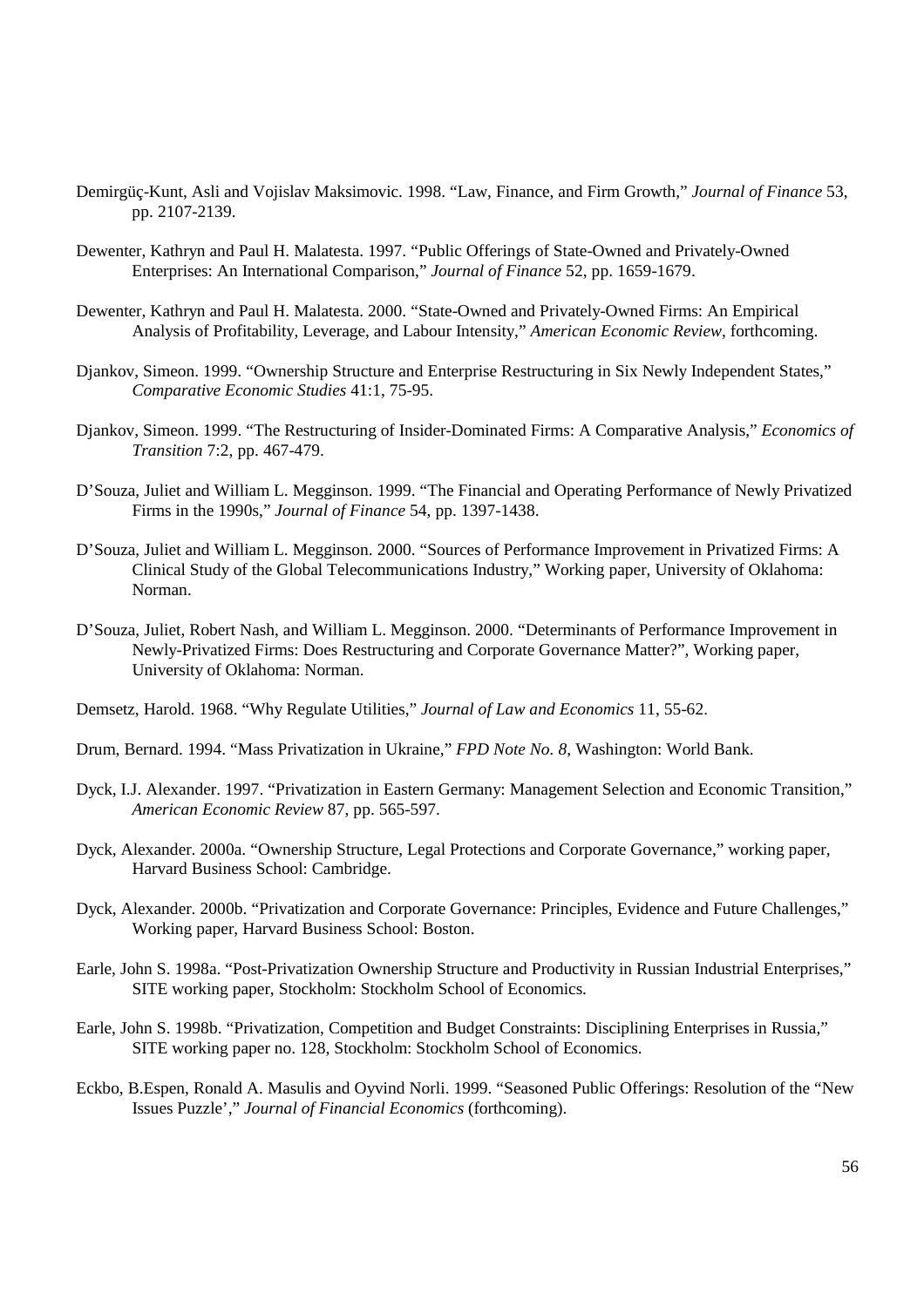Demirgüç-Kunt, Asli and Vojislav Maksimovic. 1998. "Law, Finance, and Firm Growth," *Journal of Finance* 53, pp. 2107-2139.

Dewenter, Kathryn and Paul H. Malatesta. 1997. "Public Offerings of State-Owned and Privately-Owned Enterprises: An International Comparison," *Journal of Finance* 52, pp. 1659-1679.

Dewenter, Kathryn and Paul H. Malatesta. 2000. "State-Owned and Privately-Owned Firms: An Empirical Analysis of Profitability, Leverage, and Labour Intensity," *American Economic Review*, forthcoming.

Djankov, Simeon. 1999. "Ownership Structure and Enterprise Restructuring in Six Newly Independent States," *Comparative Economic Studies* 41:1, 75-95.

Djankov, Simeon. 1999. "The Restructuring of Insider-Dominated Firms: A Comparative Analysis," *Economics of Transition* 7:2, pp. 467-479.

D'Souza, Juliet and William L. Megginson. 1999. "The Financial and Operating Performance of Newly Privatized Firms in the 1990s," *Journal of Finance* 54, pp. 1397-1438.

D'Souza, Juliet and William L. Megginson. 2000. "Sources of Performance Improvement in Privatized Firms: A Clinical Study of the Global Telecommunications Industry," Working paper, University of Oklahoma: Norman.

D'Souza, Juliet, Robert Nash, and William L. Megginson. 2000. "Determinants of Performance Improvement in Newly-Privatized Firms: Does Restructuring and Corporate Governance Matter?", Working paper, University of Oklahoma: Norman.

Demsetz, Harold. 1968. "Why Regulate Utilities," *Journal of Law and Economics* 11, 55-62.

Drum, Bernard. 1994. "Mass Privatization in Ukraine," *FPD Note No. 8*, Washington: World Bank.

Dyck, I.J. Alexander. 1997. "Privatization in Eastern Germany: Management Selection and Economic Transition," *American Economic Review* 87, pp. 565-597.

Dyck, Alexander. 2000a. "Ownership Structure, Legal Protections and Corporate Governance," working paper, Harvard Business School: Cambridge.

Dyck, Alexander. 2000b. "Privatization and Corporate Governance: Principles, Evidence and Future Challenges," Working paper, Harvard Business School: Boston.

Earle, John S. 1998a. "Post-Privatization Ownership Structure and Productivity in Russian Industrial Enterprises," SITE working paper, Stockholm: Stockholm School of Economics.

Earle, John S. 1998b. "Privatization, Competition and Budget Constraints: Disciplining Enterprises in Russia," SITE working paper no. 128, Stockholm: Stockholm School of Economics.

Eckbo, B.Espen, Ronald A. Masulis and Oyvind Norli. 1999. "Seasoned Public Offerings: Resolution of the "New Issues Puzzle'," *Journal of Financial Economics* (forthcoming).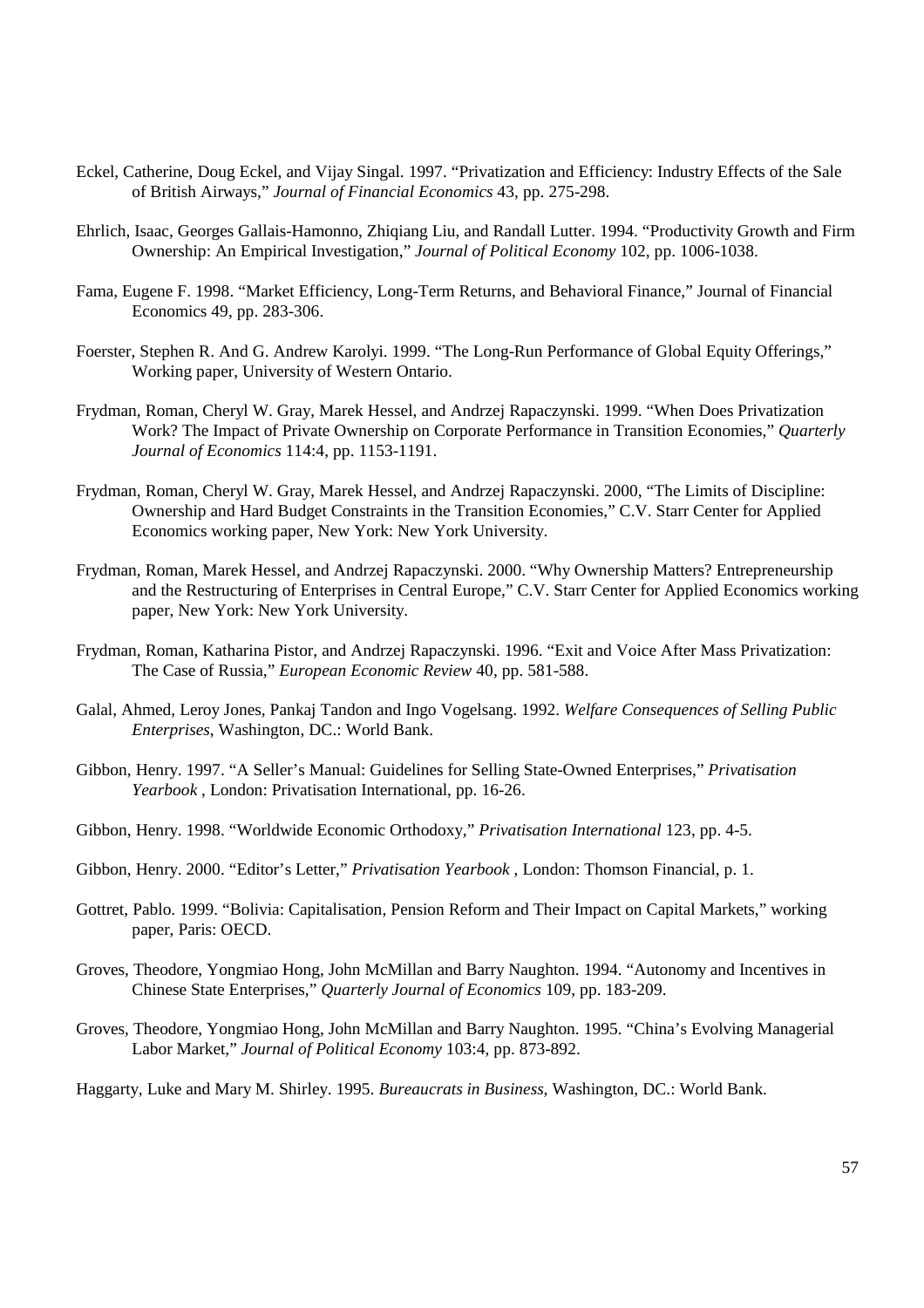Eckel, Catherine, Doug Eckel, and Vijay Singal. 1997. "Privatization and Efficiency: Industry Effects of the Sale of British Airways," *Journal of Financial Economics* 43, pp. 275-298.

Ehrlich, Isaac, Georges Gallais-Hamonno, Zhiqiang Liu, and Randall Lutter. 1994. "Productivity Growth and Firm Ownership: An Empirical Investigation," *Journal of Political Economy* 102, pp. 1006-1038.

Fama, Eugene F. 1998. "Market Efficiency, Long-Term Returns, and Behavioral Finance," Journal of Financial Economics 49, pp. 283-306.

Foerster, Stephen R. And G. Andrew Karolyi. 1999. "The Long-Run Performance of Global Equity Offerings," Working paper, University of Western Ontario.

Frydman, Roman, Cheryl W. Gray, Marek Hessel, and Andrzej Rapaczynski. 1999. "When Does Privatization Work? The Impact of Private Ownership on Corporate Performance in Transition Economies," *Quarterly Journal of Economics* 114:4, pp. 1153-1191.

Frydman, Roman, Cheryl W. Gray, Marek Hessel, and Andrzej Rapaczynski. 2000, "The Limits of Discipline: Ownership and Hard Budget Constraints in the Transition Economies," C.V. Starr Center for Applied Economics working paper, New York: New York University.

Frydman, Roman, Marek Hessel, and Andrzej Rapaczynski. 2000. "Why Ownership Matters? Entrepreneurship and the Restructuring of Enterprises in Central Europe," C.V. Starr Center for Applied Economics working paper, New York: New York University.

Frydman, Roman, Katharina Pistor, and Andrzej Rapaczynski. 1996. "Exit and Voice After Mass Privatization: The Case of Russia," *European Economic Review* 40, pp. 581-588.

Galal, Ahmed, Leroy Jones, Pankaj Tandon and Ingo Vogelsang. 1992. *Welfare Consequences of Selling Public Enterprises*, Washington, DC.: World Bank.

Gibbon, Henry. 1997. "A Seller's Manual: Guidelines for Selling State-Owned Enterprises," *Privatisation Yearbook* , London: Privatisation International, pp. 16-26.

Gibbon, Henry. 1998. "Worldwide Economic Orthodoxy," *Privatisation International* 123, pp. 4-5.

Gibbon, Henry. 2000. "Editor's Letter," *Privatisation Yearbook* , London: Thomson Financial, p. 1.

Gottret, Pablo. 1999. "Bolivia: Capitalisation, Pension Reform and Their Impact on Capital Markets," working paper, Paris: OECD.

Groves, Theodore, Yongmiao Hong, John McMillan and Barry Naughton. 1994. "Autonomy and Incentives in Chinese State Enterprises," *Quarterly Journal of Economics* 109, pp. 183-209.

Groves, Theodore, Yongmiao Hong, John McMillan and Barry Naughton. 1995. "China's Evolving Managerial Labor Market," *Journal of Political Economy* 103:4, pp. 873-892.

Haggarty, Luke and Mary M. Shirley. 1995. *Bureaucrats in Business*, Washington, DC.: World Bank.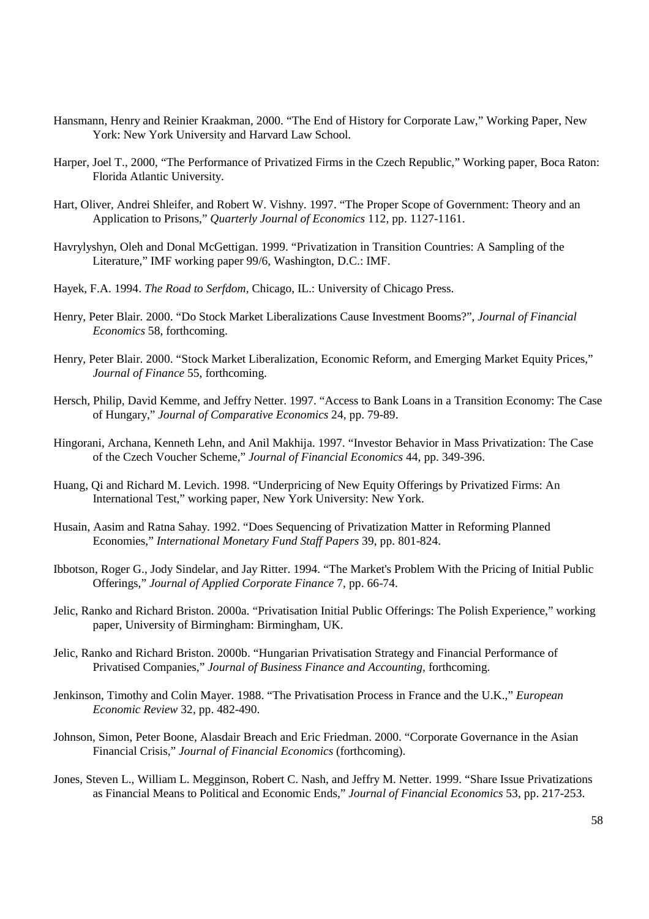Hansmann, Henry and Reinier Kraakman, 2000. "The End of History for Corporate Law," Working Paper, New York: New York University and Harvard Law School.

Harper, Joel T., 2000, "The Performance of Privatized Firms in the Czech Republic," Working paper, Boca Raton: Florida Atlantic University.

Hart, Oliver, Andrei Shleifer, and Robert W. Vishny. 1997. "The Proper Scope of Government: Theory and an Application to Prisons," *Quarterly Journal of Economics* 112, pp. 1127-1161.

Havrylyshyn, Oleh and Donal McGettigan. 1999. "Privatization in Transition Countries: A Sampling of the Literature," IMF working paper 99/6, Washington, D.C.: IMF.

Hayek, F.A. 1994. *The Road to Serfdom*, Chicago, IL.: University of Chicago Press.

Henry, Peter Blair. 2000. "Do Stock Market Liberalizations Cause Investment Booms?", *Journal of Financial Economics* 58, forthcoming.

Henry, Peter Blair. 2000. "Stock Market Liberalization, Economic Reform, and Emerging Market Equity Prices," *Journal of Finance* 55, forthcoming.

Hersch, Philip, David Kemme, and Jeffry Netter. 1997. "Access to Bank Loans in a Transition Economy: The Case of Hungary," *Journal of Comparative Economics* 24, pp. 79-89.

Hingorani, Archana, Kenneth Lehn, and Anil Makhija. 1997. "Investor Behavior in Mass Privatization: The Case of the Czech Voucher Scheme," *Journal of Financial Economics* 44, pp. 349-396.

Huang, Qi and Richard M. Levich. 1998. "Underpricing of New Equity Offerings by Privatized Firms: An International Test," working paper, New York University: New York.

Husain, Aasim and Ratna Sahay. 1992. "Does Sequencing of Privatization Matter in Reforming Planned Economies," *International Monetary Fund Staff Papers* 39, pp. 801-824.

Ibbotson, Roger G., Jody Sindelar, and Jay Ritter. 1994. "The Market's Problem With the Pricing of Initial Public Offerings," *Journal of Applied Corporate Finance* 7, pp. 66-74.

Jelic, Ranko and Richard Briston. 2000a. "Privatisation Initial Public Offerings: The Polish Experience," working paper, University of Birmingham: Birmingham, UK.

Jelic, Ranko and Richard Briston. 2000b. "Hungarian Privatisation Strategy and Financial Performance of Privatised Companies," *Journal of Business Finance and Accounting*, forthcoming.

Jenkinson, Timothy and Colin Mayer. 1988. "The Privatisation Process in France and the U.K.," *European Economic Review* 32, pp. 482-490.

Johnson, Simon, Peter Boone, Alasdair Breach and Eric Friedman. 2000. "Corporate Governance in the Asian Financial Crisis," *Journal of Financial Economics* (forthcoming).

Jones, Steven L., William L. Megginson, Robert C. Nash, and Jeffry M. Netter. 1999. "Share Issue Privatizations as Financial Means to Political and Economic Ends," *Journal of Financial Economics* 53, pp. 217-253.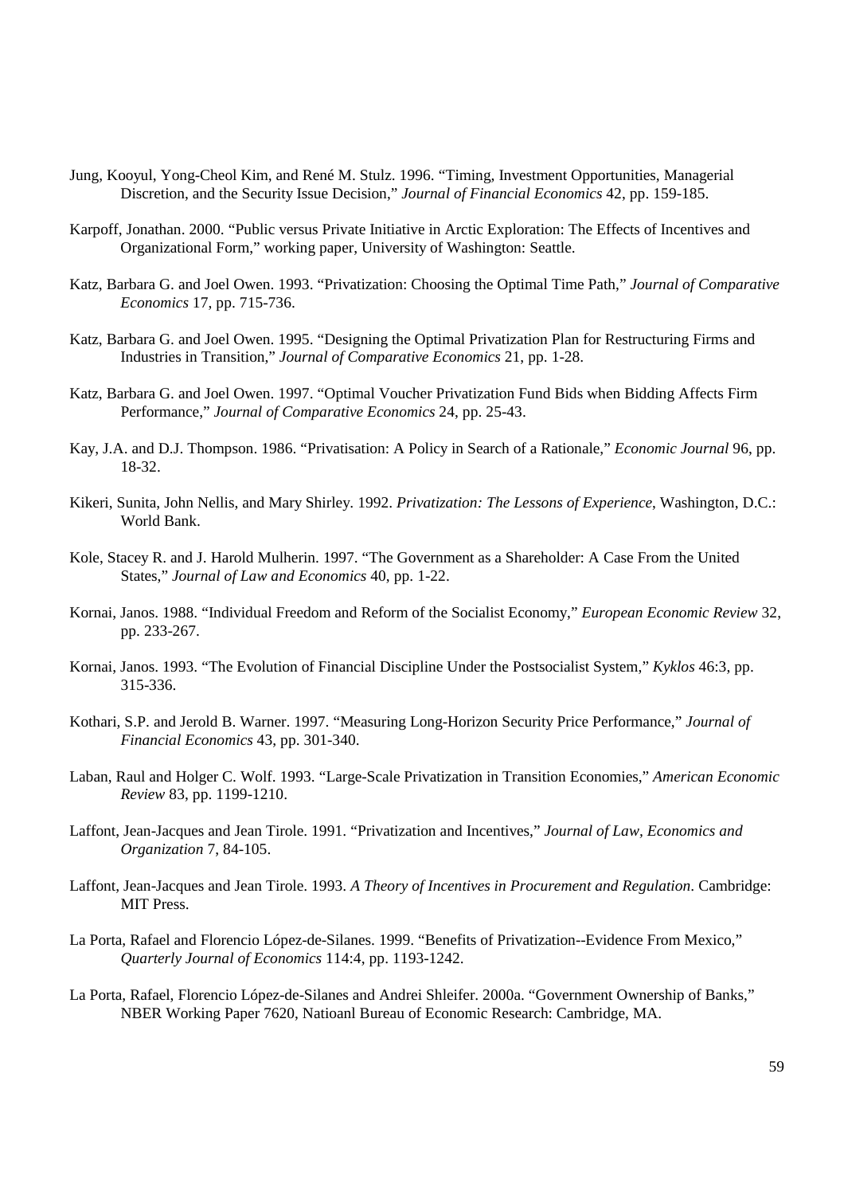Jung, Kooyul, Yong-Cheol Kim, and René M. Stulz. 1996. "Timing, Investment Opportunities, Managerial Discretion, and the Security Issue Decision," *Journal of Financial Economics* 42, pp. 159-185.

Karpoff, Jonathan. 2000. "Public versus Private Initiative in Arctic Exploration: The Effects of Incentives and Organizational Form," working paper, University of Washington: Seattle.

Katz, Barbara G. and Joel Owen. 1993. "Privatization: Choosing the Optimal Time Path," *Journal of Comparative Economics* 17, pp. 715-736.

Katz, Barbara G. and Joel Owen. 1995. "Designing the Optimal Privatization Plan for Restructuring Firms and Industries in Transition," *Journal of Comparative Economics* 21, pp. 1-28.

Katz, Barbara G. and Joel Owen. 1997. "Optimal Voucher Privatization Fund Bids when Bidding Affects Firm Performance," *Journal of Comparative Economics* 24, pp. 25-43.

Kay, J.A. and D.J. Thompson. 1986. "Privatisation: A Policy in Search of a Rationale," *Economic Journal* 96, pp. 18-32.

Kikeri, Sunita, John Nellis, and Mary Shirley. 1992. *Privatization: The Lessons of Experience*, Washington, D.C.: World Bank.

Kole, Stacey R. and J. Harold Mulherin. 1997. "The Government as a Shareholder: A Case From the United States," *Journal of Law and Economics* 40, pp. 1-22.

Kornai, Janos. 1988. "Individual Freedom and Reform of the Socialist Economy," *European Economic Review* 32, pp. 233-267.

Kornai, Janos. 1993. "The Evolution of Financial Discipline Under the Postsocialist System," *Kyklos* 46:3, pp. 315-336.

Kothari, S.P. and Jerold B. Warner. 1997. "Measuring Long-Horizon Security Price Performance," *Journal of Financial Economics* 43, pp. 301-340.

Laban, Raul and Holger C. Wolf. 1993. "Large-Scale Privatization in Transition Economies," *American Economic Review* 83, pp. 1199-1210.

Laffont, Jean-Jacques and Jean Tirole. 1991. "Privatization and Incentives," *Journal of Law, Economics and Organization* 7, 84-105.

Laffont, Jean-Jacques and Jean Tirole. 1993. *A Theory of Incentives in Procurement and Regulation*. Cambridge: MIT Press.

La Porta, Rafael and Florencio López-de-Silanes. 1999. "Benefits of Privatization--Evidence From Mexico," *Quarterly Journal of Economics* 114:4, pp. 1193-1242.

La Porta, Rafael, Florencio López-de-Silanes and Andrei Shleifer. 2000a. "Government Ownership of Banks," NBER Working Paper 7620, Natioanl Bureau of Economic Research: Cambridge, MA.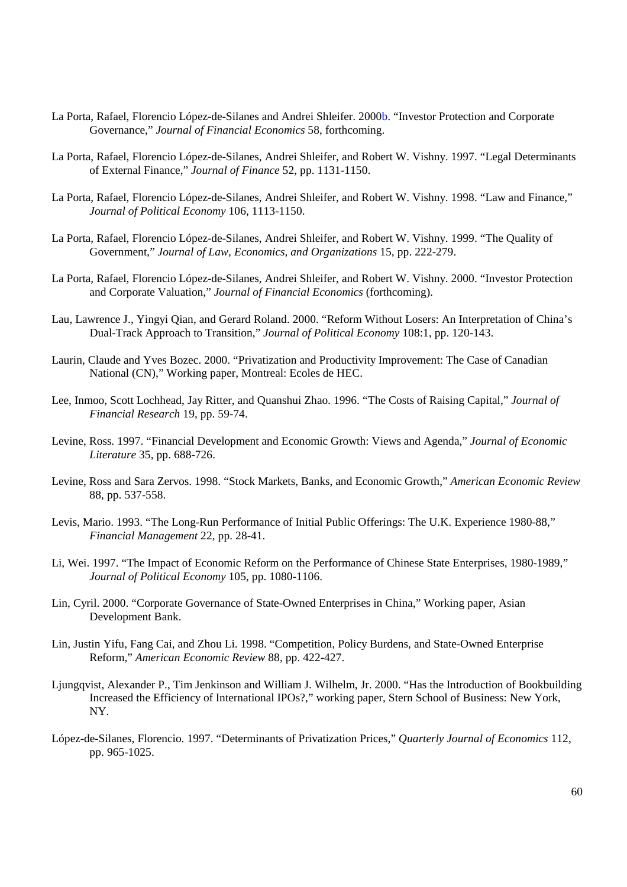La Porta, Rafael, Florencio López-de-Silanes and Andrei Shleifer. 2000b. "Investor Protection and Corporate Governance," *Journal of Financial Economics* 58, forthcoming.

La Porta, Rafael, Florencio López-de-Silanes, Andrei Shleifer, and Robert W. Vishny. 1997. "Legal Determinants of External Finance," *Journal of Finance* 52, pp. 1131-1150.

La Porta, Rafael, Florencio López-de-Silanes, Andrei Shleifer, and Robert W. Vishny. 1998. "Law and Finance," *Journal of Political Economy* 106, 1113-1150.

La Porta, Rafael, Florencio López-de-Silanes, Andrei Shleifer, and Robert W. Vishny. 1999. "The Quality of Government," *Journal of Law, Economics, and Organizations* 15, pp. 222-279.

La Porta, Rafael, Florencio López-de-Silanes, Andrei Shleifer, and Robert W. Vishny. 2000. "Investor Protection and Corporate Valuation," *Journal of Financial Economics* (forthcoming).

Lau, Lawrence J., Yingyi Qian, and Gerard Roland. 2000. "Reform Without Losers: An Interpretation of China's Dual-Track Approach to Transition," *Journal of Political Economy* 108:1, pp. 120-143.

Laurin, Claude and Yves Bozec. 2000. "Privatization and Productivity Improvement: The Case of Canadian National (CN)," Working paper, Montreal: Ecoles de HEC.

Lee, Inmoo, Scott Lochhead, Jay Ritter, and Quanshui Zhao. 1996. "The Costs of Raising Capital," *Journal of Financial Research* 19, pp. 59-74.

Levine, Ross. 1997. "Financial Development and Economic Growth: Views and Agenda," *Journal of Economic Literature* 35, pp. 688-726.

Levine, Ross and Sara Zervos. 1998. "Stock Markets, Banks, and Economic Growth," *American Economic Review* 88, pp. 537-558.

Levis, Mario. 1993. "The Long-Run Performance of Initial Public Offerings: The U.K. Experience 1980-88," *Financial Management* 22, pp. 28-41.

Li, Wei. 1997. "The Impact of Economic Reform on the Performance of Chinese State Enterprises, 1980-1989," *Journal of Political Economy* 105, pp. 1080-1106.

Lin, Cyril. 2000. "Corporate Governance of State-Owned Enterprises in China," Working paper, Asian Development Bank.

Lin, Justin Yifu, Fang Cai, and Zhou Li. 1998. "Competition, Policy Burdens, and State-Owned Enterprise Reform," *American Economic Review* 88, pp. 422-427.

Ljungqvist, Alexander P., Tim Jenkinson and William J. Wilhelm, Jr. 2000. "Has the Introduction of Bookbuilding Increased the Efficiency of International IPOs?," working paper, Stern School of Business: New York, NY.

López-de-Silanes, Florencio. 1997. "Determinants of Privatization Prices," *Quarterly Journal of Economics* 112, pp. 965-1025.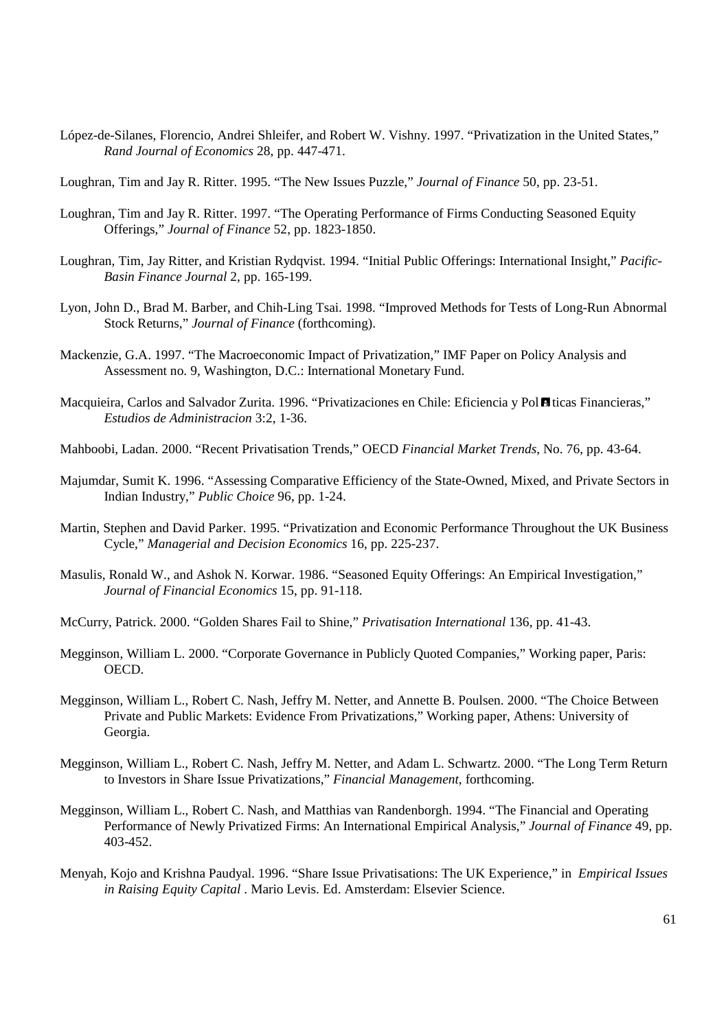López-de-Silanes, Florencio, Andrei Shleifer, and Robert W. Vishny. 1997. "Privatization in the United States," *Rand Journal of Economics* 28, pp. 447-471.

Loughran, Tim and Jay R. Ritter. 1995. "The New Issues Puzzle," *Journal of Finance* 50, pp. 23-51.

Loughran, Tim and Jay R. Ritter. 1997. "The Operating Performance of Firms Conducting Seasoned Equity Offerings," *Journal of Finance* 52, pp. 1823-1850.

Loughran, Tim, Jay Ritter, and Kristian Rydqvist. 1994. "Initial Public Offerings: International Insight," *Pacific-Basin Finance Journal* 2, pp. 165-199.

Lyon, John D., Brad M. Barber, and Chih-Ling Tsai. 1998. "Improved Methods for Tests of Long-Run Abnormal Stock Returns," *Journal of Finance* (forthcoming).

Mackenzie, G.A. 1997. "The Macroeconomic Impact of Privatization," IMF Paper on Policy Analysis and Assessment no. 9, Washington, D.C.: International Monetary Fund.

Macquieira, Carlos and Salvador Zurita. 1996. "Privatizaciones en Chile: Eficiencia y Políticas Financieras," *Estudios de Administracion* 3:2, 1-36.

Mahboobi, Ladan. 2000. "Recent Privatisation Trends," OECD *Financial Market Trends*, No. 76, pp. 43-64.

Majumdar, Sumit K. 1996. "Assessing Comparative Efficiency of the State-Owned, Mixed, and Private Sectors in Indian Industry," *Public Choice* 96, pp. 1-24.

Martin, Stephen and David Parker. 1995. "Privatization and Economic Performance Throughout the UK Business Cycle," *Managerial and Decision Economics* 16, pp. 225-237.

Masulis, Ronald W., and Ashok N. Korwar. 1986. "Seasoned Equity Offerings: An Empirical Investigation," *Journal of Financial Economics* 15, pp. 91-118.

McCurry, Patrick. 2000. "Golden Shares Fail to Shine," *Privatisation International* 136, pp. 41-43.

Megginson, William L. 2000. "Corporate Governance in Publicly Quoted Companies," Working paper, Paris: OECD.

Megginson, William L., Robert C. Nash, Jeffry M. Netter, and Annette B. Poulsen. 2000. "The Choice Between Private and Public Markets: Evidence From Privatizations," Working paper, Athens: University of Georgia.

Megginson, William L., Robert C. Nash, Jeffry M. Netter, and Adam L. Schwartz. 2000. "The Long Term Return to Investors in Share Issue Privatizations," *Financial Management*, forthcoming.

Megginson, William L., Robert C. Nash, and Matthias van Randenborgh. 1994. "The Financial and Operating Performance of Newly Privatized Firms: An International Empirical Analysis," *Journal of Finance* 49, pp. 403-452.

Menyah, Kojo and Krishna Paudyal. 1996. "Share Issue Privatisations: The UK Experience," in *Empirical Issues in Raising Equity Capital* . Mario Levis. Ed. Amsterdam: Elsevier Science.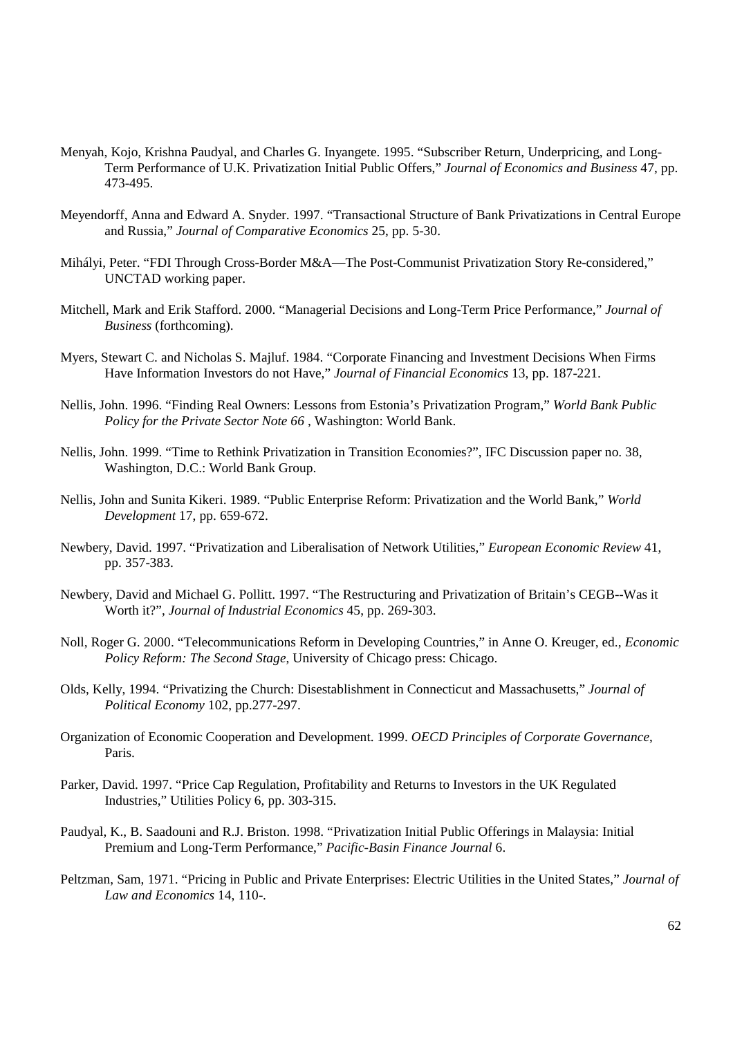Menyah, Kojo, Krishna Paudyal, and Charles G. Inyangete. 1995. "Subscriber Return, Underpricing, and Long-Term Performance of U.K. Privatization Initial Public Offers," *Journal of Economics and Business* 47, pp. 473-495.

Meyendorff, Anna and Edward A. Snyder. 1997. "Transactional Structure of Bank Privatizations in Central Europe and Russia," *Journal of Comparative Economics* 25, pp. 5-30.

Mihályi, Peter. "FDI Through Cross-Border M&A—The Post-Communist Privatization Story Re-considered," UNCTAD working paper.

Mitchell, Mark and Erik Stafford. 2000. "Managerial Decisions and Long-Term Price Performance," *Journal of Business* (forthcoming).

Myers, Stewart C. and Nicholas S. Majluf. 1984. "Corporate Financing and Investment Decisions When Firms Have Information Investors do not Have," *Journal of Financial Economics* 13, pp. 187-221.

Nellis, John. 1996. "Finding Real Owners: Lessons from Estonia's Privatization Program," *World Bank Public Policy for the Private Sector Note 66* , Washington: World Bank.

Nellis, John. 1999. "Time to Rethink Privatization in Transition Economies?", IFC Discussion paper no. 38, Washington, D.C.: World Bank Group.

Nellis, John and Sunita Kikeri. 1989. "Public Enterprise Reform: Privatization and the World Bank," *World Development* 17, pp. 659-672.

Newbery, David. 1997. "Privatization and Liberalisation of Network Utilities," *European Economic Review* 41, pp. 357-383.

Newbery, David and Michael G. Pollitt. 1997. "The Restructuring and Privatization of Britain's CEGB--Was it Worth it?", *Journal of Industrial Economics* 45, pp. 269-303.

Noll, Roger G. 2000. "Telecommunications Reform in Developing Countries," in Anne O. Kreuger, ed., *Economic Policy Reform: The Second Stage*, University of Chicago press: Chicago.

Olds, Kelly, 1994. "Privatizing the Church: Disestablishment in Connecticut and Massachusetts," *Journal of Political Economy* 102, pp.277-297.

Organization of Economic Cooperation and Development. 1999. *OECD Principles of Corporate Governance*, Paris.

Parker, David. 1997. "Price Cap Regulation, Profitability and Returns to Investors in the UK Regulated Industries," Utilities Policy 6, pp. 303-315.

Paudyal, K., B. Saadouni and R.J. Briston. 1998. "Privatization Initial Public Offerings in Malaysia: Initial Premium and Long-Term Performance," *Pacific-Basin Finance Journal* 6.

Peltzman, Sam, 1971. "Pricing in Public and Private Enterprises: Electric Utilities in the United States," *Journal of Law and Economics* 14, 110-.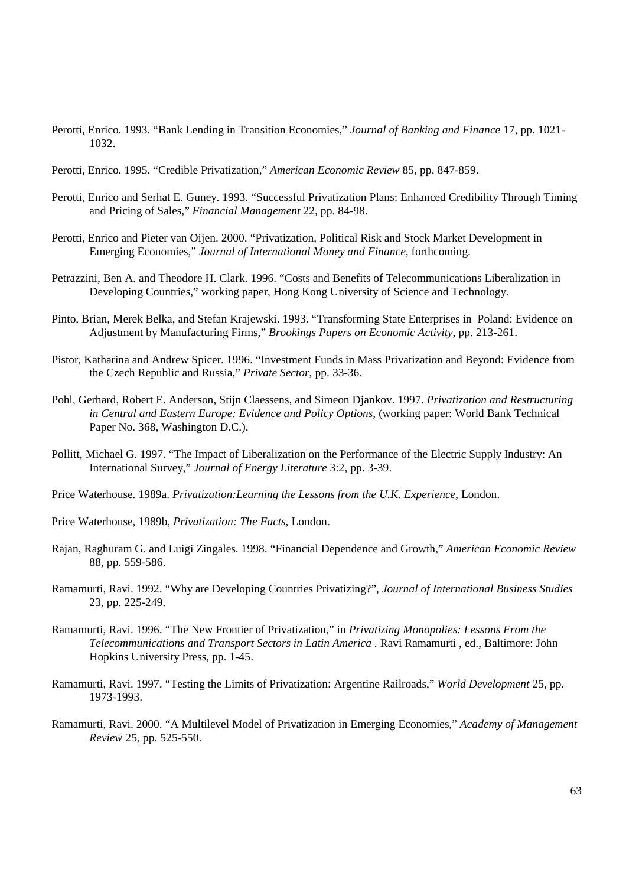Perotti, Enrico. 1993. "Bank Lending in Transition Economies," *Journal of Banking and Finance* 17, pp. 1021-1032.

Perotti, Enrico. 1995. "Credible Privatization," *American Economic Review* 85, pp. 847-859.

Perotti, Enrico and Serhat E. Guney. 1993. "Successful Privatization Plans: Enhanced Credibility Through Timing and Pricing of Sales," *Financial Management* 22, pp. 84-98.

Perotti, Enrico and Pieter van Oijen. 2000. "Privatization, Political Risk and Stock Market Development in Emerging Economies," *Journal of International Money and Finance*, forthcoming.

Petrazzini, Ben A. and Theodore H. Clark. 1996. "Costs and Benefits of Telecommunications Liberalization in Developing Countries," working paper, Hong Kong University of Science and Technology.

Pinto, Brian, Merek Belka, and Stefan Krajewski. 1993. "Transforming State Enterprises in Poland: Evidence on Adjustment by Manufacturing Firms," *Brookings Papers on Economic Activity*, pp. 213-261.

Pistor, Katharina and Andrew Spicer. 1996. "Investment Funds in Mass Privatization and Beyond: Evidence from the Czech Republic and Russia," *Private Sector*, pp. 33-36.

Pohl, Gerhard, Robert E. Anderson, Stijn Claessens, and Simeon Djankov. 1997. *Privatization and Restructuring in Central and Eastern Europe: Evidence and Policy Options*, (working paper: World Bank Technical Paper No. 368, Washington D.C.).

Pollitt, Michael G. 1997. "The Impact of Liberalization on the Performance of the Electric Supply Industry: An International Survey," *Journal of Energy Literature* 3:2, pp. 3-39.

Price Waterhouse. 1989a. *Privatization:Learning the Lessons from the U.K. Experience*, London.

Price Waterhouse, 1989b, *Privatization: The Facts*, London.

Rajan, Raghuram G. and Luigi Zingales. 1998. "Financial Dependence and Growth," *American Economic Review* 88, pp. 559-586.

Ramamurti, Ravi. 1992. "Why are Developing Countries Privatizing?", *Journal of International Business Studies* 23, pp. 225-249.

Ramamurti, Ravi. 1996. "The New Frontier of Privatization," in *Privatizing Monopolies: Lessons From the Telecommunications and Transport Sectors in Latin America* . Ravi Ramamurti , ed., Baltimore: John Hopkins University Press, pp. 1-45.

Ramamurti, Ravi. 1997. "Testing the Limits of Privatization: Argentine Railroads," *World Development* 25, pp. 1973-1993.

Ramamurti, Ravi. 2000. "A Multilevel Model of Privatization in Emerging Economies," *Academy of Management Review* 25, pp. 525-550.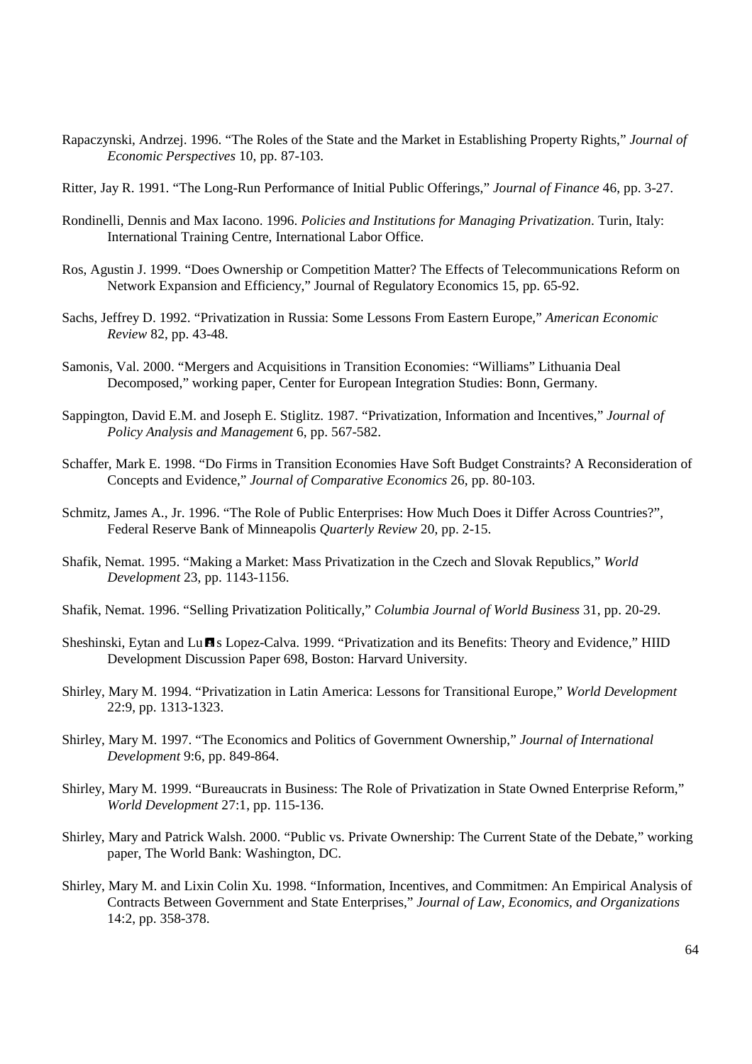Rapaczynski, Andrzej. 1996. “The Roles of the State and the Market in Establishing Property Rights,” *Journal of Economic Perspectives* 10, pp. 87-103.

Ritter, Jay R. 1991. “The Long-Run Performance of Initial Public Offerings,” *Journal of Finance* 46, pp. 3-27.

Rondinelli, Dennis and Max Iacono. 1996. *Policies and Institutions for Managing Privatization*. Turin, Italy: International Training Centre, International Labor Office.

Ros, Agustin J. 1999. “Does Ownership or Competition Matter? The Effects of Telecommunications Reform on Network Expansion and Efficiency,” Journal of Regulatory Economics 15, pp. 65-92.

Sachs, Jeffrey D. 1992. “Privatization in Russia: Some Lessons From Eastern Europe,” *American Economic Review* 82, pp. 43-48.

Samonis, Val. 2000. “Mergers and Acquisitions in Transition Economies: “Williams” Lithuania Deal Decomposed,” working paper, Center for European Integration Studies: Bonn, Germany.

Sappington, David E.M. and Joseph E. Stiglitz. 1987. “Privatization, Information and Incentives,” *Journal of Policy Analysis and Management* 6, pp. 567-582.

Schaffer, Mark E. 1998. “Do Firms in Transition Economies Have Soft Budget Constraints? A Reconsideration of Concepts and Evidence,” *Journal of Comparative Economics* 26, pp. 80-103.

Schmitz, James A., Jr. 1996. “The Role of Public Enterprises: How Much Does it Differ Across Countries?”, Federal Reserve Bank of Minneapolis *Quarterly Review* 20, pp. 2-15.

Shafik, Nemat. 1995. “Making a Market: Mass Privatization in the Czech and Slovak Republics,” *World Development* 23, pp. 1143-1156.

Shafik, Nemat. 1996. “Selling Privatization Politically,” *Columbia Journal of World Business* 31, pp. 20-29.

Sheshinski, Eytan and Luís Lopez-Calva. 1999. “Privatization and its Benefits: Theory and Evidence,” HIID Development Discussion Paper 698, Boston: Harvard University.

Shirley, Mary M. 1994. “Privatization in Latin America: Lessons for Transitional Europe,” *World Development* 22:9, pp. 1313-1323.

Shirley, Mary M. 1997. “The Economics and Politics of Government Ownership,” *Journal of International Development* 9:6, pp. 849-864.

Shirley, Mary M. 1999. “Bureaucrats in Business: The Role of Privatization in State Owned Enterprise Reform,” *World Development* 27:1, pp. 115-136.

Shirley, Mary and Patrick Walsh. 2000. “Public vs. Private Ownership: The Current State of the Debate,” working paper, The World Bank: Washington, DC.

Shirley, Mary M. and Lixin Colin Xu. 1998. “Information, Incentives, and Commitmen: An Empirical Analysis of Contracts Between Government and State Enterprises,” *Journal of Law, Economics, and Organizations* 14:2, pp. 358-378.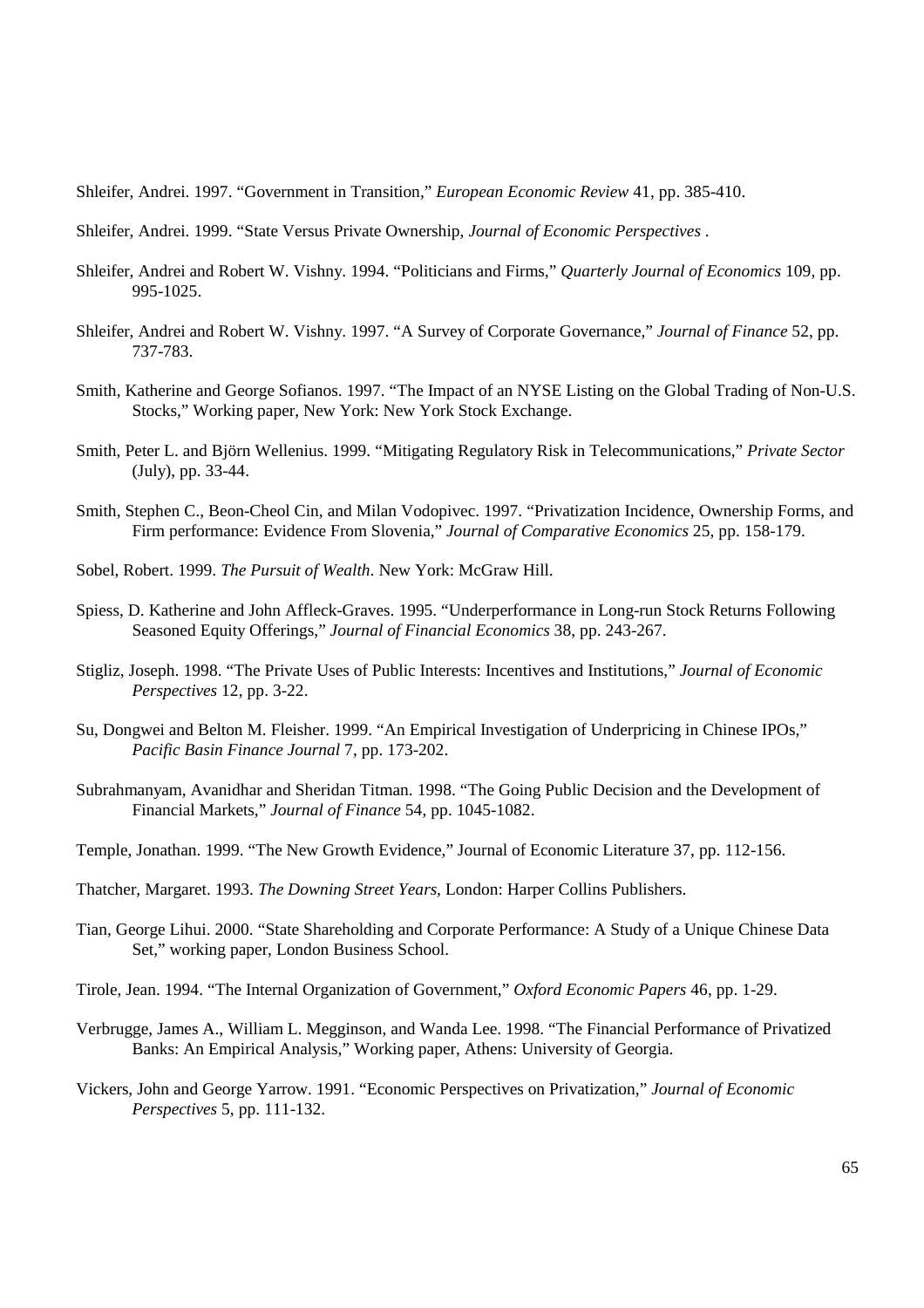Shleifer, Andrei. 1997. "Government in Transition," *European Economic Review* 41, pp. 385-410.

Shleifer, Andrei. 1999. "State Versus Private Ownership, *Journal of Economic Perspectives* .

Shleifer, Andrei and Robert W. Vishny. 1994. "Politicians and Firms," *Quarterly Journal of Economics* 109, pp. 995-1025.

Shleifer, Andrei and Robert W. Vishny. 1997. "A Survey of Corporate Governance," *Journal of Finance* 52, pp. 737-783.

Smith, Katherine and George Sofianos. 1997. "The Impact of an NYSE Listing on the Global Trading of Non-U.S. Stocks," Working paper, New York: New York Stock Exchange.

Smith, Peter L. and Björn Wellenius. 1999. "Mitigating Regulatory Risk in Telecommunications," *Private Sector* (July), pp. 33-44.

Smith, Stephen C., Beon-Cheol Cin, and Milan Vodopivec. 1997. "Privatization Incidence, Ownership Forms, and Firm performance: Evidence From Slovenia," *Journal of Comparative Economics* 25, pp. 158-179.

Sobel, Robert. 1999. *The Pursuit of Wealth*. New York: McGraw Hill.

Spiess, D. Katherine and John Affleck-Graves. 1995. "Underperformance in Long-run Stock Returns Following Seasoned Equity Offerings," *Journal of Financial Economics* 38, pp. 243-267.

Stigliz, Joseph. 1998. "The Private Uses of Public Interests: Incentives and Institutions," *Journal of Economic Perspectives* 12, pp. 3-22.

Su, Dongwei and Belton M. Fleisher. 1999. "An Empirical Investigation of Underpricing in Chinese IPOs," *Pacific Basin Finance Journal* 7, pp. 173-202.

Subrahmanyam, Avanidhar and Sheridan Titman. 1998. "The Going Public Decision and the Development of Financial Markets," *Journal of Finance* 54, pp. 1045-1082.

Temple, Jonathan. 1999. "The New Growth Evidence," Journal of Economic Literature 37, pp. 112-156.

Thatcher, Margaret. 1993. *The Downing Street Years*, London: Harper Collins Publishers.

Tian, George Lihui. 2000. "State Shareholding and Corporate Performance: A Study of a Unique Chinese Data Set," working paper, London Business School.

Tirole, Jean. 1994. "The Internal Organization of Government," *Oxford Economic Papers* 46, pp. 1-29.

Verbrugge, James A., William L. Megginson, and Wanda Lee. 1998. "The Financial Performance of Privatized Banks: An Empirical Analysis," Working paper, Athens: University of Georgia.

Vickers, John and George Yarrow. 1991. "Economic Perspectives on Privatization," *Journal of Economic Perspectives* 5, pp. 111-132.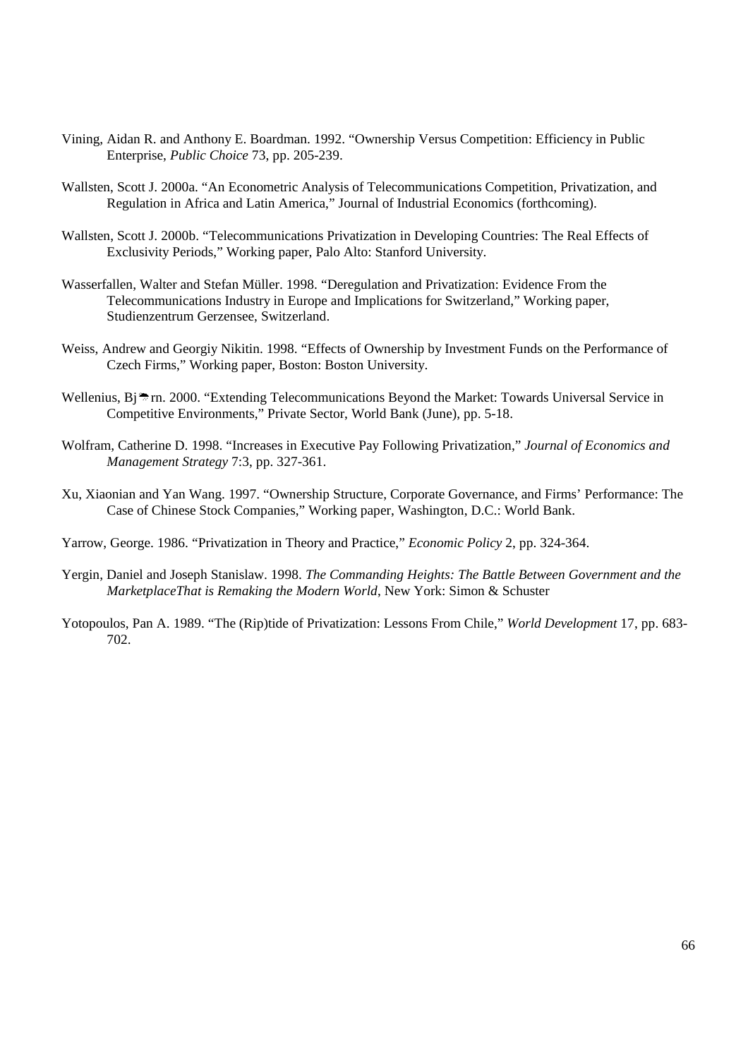Vining, Aidan R. and Anthony E. Boardman. 1992. “Ownership Versus Competition: Efficiency in Public Enterprise, *Public Choice* 73, pp. 205-239.

Wallsten, Scott J. 2000a. “An Econometric Analysis of Telecommunications Competition, Privatization, and Regulation in Africa and Latin America,” Journal of Industrial Economics (forthcoming).

Wallsten, Scott J. 2000b. “Telecommunications Privatization in Developing Countries: The Real Effects of Exclusivity Periods,” Working paper, Palo Alto: Stanford University.

Wasserfallen, Walter and Stefan Müller. 1998. “Deregulation and Privatization: Evidence From the Telecommunications Industry in Europe and Implications for Switzerland,” Working paper, Studienzentrum Gerzensee, Switzerland.

Weiss, Andrew and Georgiy Nikitin. 1998. “Effects of Ownership by Investment Funds on the Performance of Czech Firms,” Working paper, Boston: Boston University.

Wellenius, Björn. 2000. “Extending Telecommunications Beyond the Market: Towards Universal Service in Competitive Environments,” Private Sector, World Bank (June), pp. 5-18.

Wolfram, Catherine D. 1998. “Increases in Executive Pay Following Privatization,” *Journal of Economics and Management Strategy* 7:3, pp. 327-361.

Xu, Xiaonian and Yan Wang. 1997. “Ownership Structure, Corporate Governance, and Firms’ Performance: The Case of Chinese Stock Companies,” Working paper, Washington, D.C.: World Bank.

Yarrow, George. 1986. “Privatization in Theory and Practice,” *Economic Policy* 2, pp. 324-364.

Yergin, Daniel and Joseph Stanislaw. 1998. *The Commanding Heights: The Battle Between Government and the MarketplaceThat is Remaking the Modern World*, New York: Simon & Schuster

Yotopoulos, Pan A. 1989. “The (Rip)tide of Privatization: Lessons From Chile,” *World Development* 17, pp. 683-702.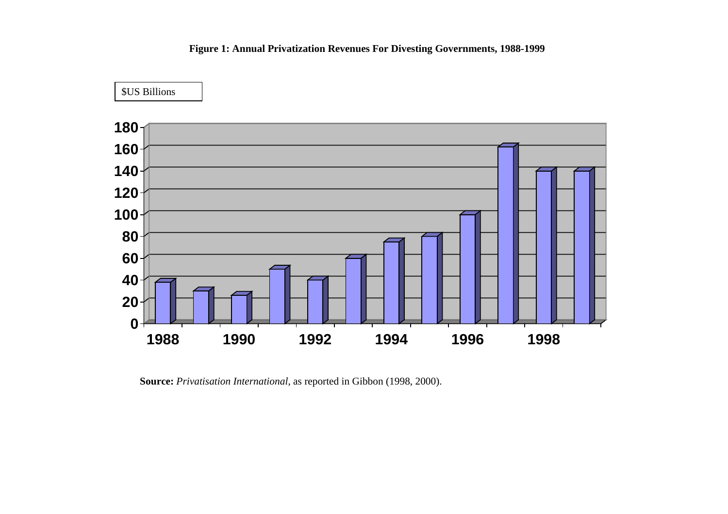**Figure 1: Annual Privatization Revenues For Divesting Governments, 1988-1999**

**Source:** *Privatisation International*, as reported in Gibbon (1998, 2000).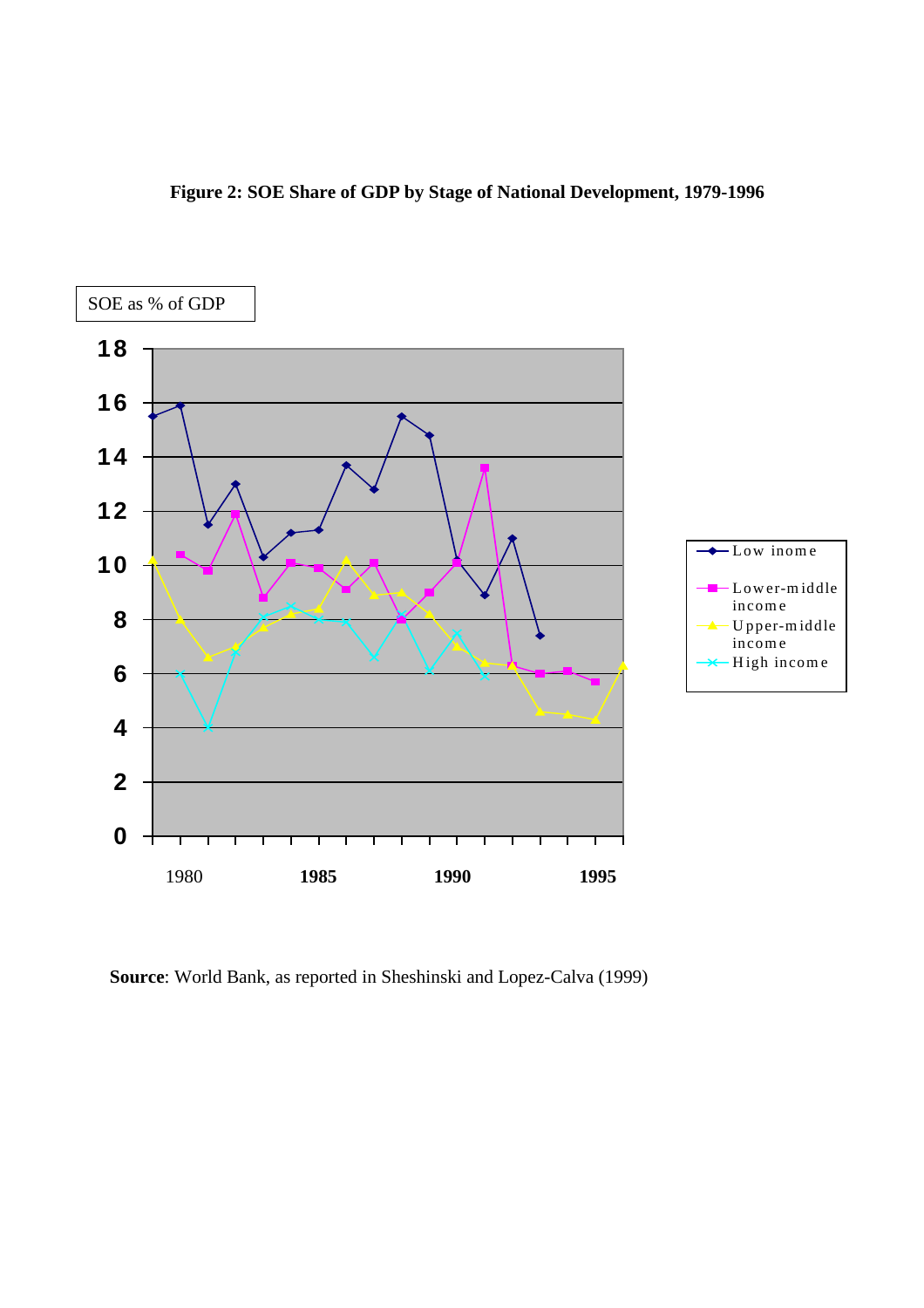**Figure 2: SOE Share of GDP by Stage of National Development, 1979-1996**

**Source**: World Bank, as reported in Sheshinski and Lopez-Calva (1999)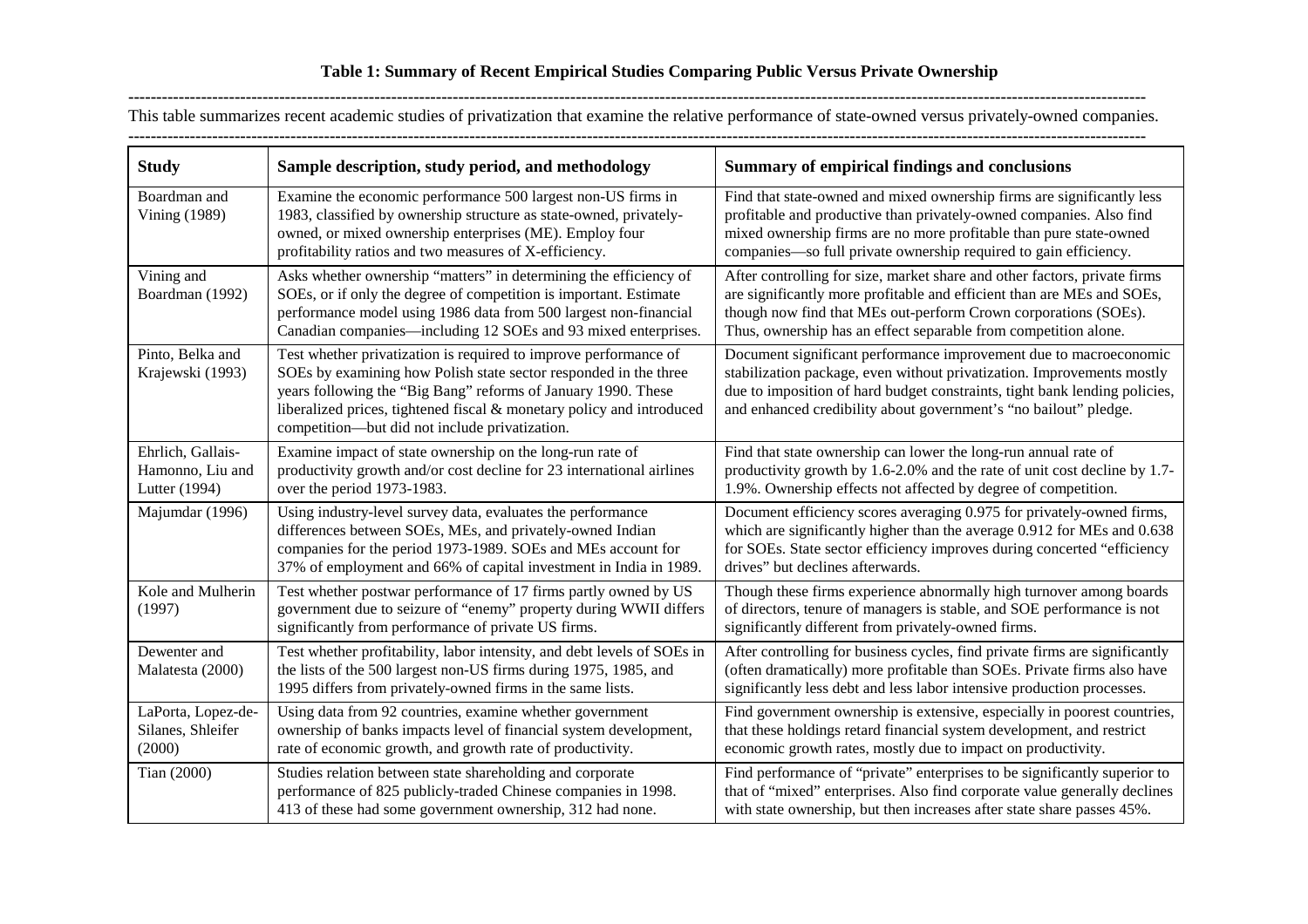**Table 1: Summary of Recent Empirical Studies Comparing Public Versus Private Ownership**

This table summarizes recent academic studies of privatization that examine the relative performance of state-owned versus privately-owned companies.

| Study | Sample description, study period, and methodology | Summary of empirical findings and conclusions |
|---|---|---|
| Boardman and Vining (1989) | Examine the economic performance 500 largest non-US firms in 1983, classified by ownership structure as state-owned, privately-owned, or mixed ownership enterprises (ME). Employ four profitability ratios and two measures of X-efficiency. | Find that state-owned and mixed ownership firms are significantly less profitable and productive than privately-owned companies. Also find mixed ownership firms are no more profitable than pure state-owned companies—so full private ownership required to gain efficiency. |
| Vining and Boardman (1992) | Asks whether ownership "matters" in determining the efficiency of SOEs, or if only the degree of competition is important. Estimate performance model using 1986 data from 500 largest non-financial Canadian companies—including 12 SOEs and 93 mixed enterprises. | After controlling for size, market share and other factors, private firms are significantly more profitable and efficient than are MEs and SOEs, though now find that MEs out-perform Crown corporations (SOEs). Thus, ownership has an effect separable from competition alone. |
| Pinto, Belka and Krajewski (1993) | Test whether privatization is required to improve performance of SOEs by examining how Polish state sector responded in the three years following the "Big Bang" reforms of January 1990. These liberalized prices, tightened fiscal & monetary policy and introduced competition—but did not include privatization. | Document significant performance improvement due to macroeconomic stabilization package, even without privatization. Improvements mostly due to imposition of hard budget constraints, tight bank lending policies, and enhanced credibility about government's "no bailout" pledge. |
| Ehrlich, Gallais-Hamonno, Liu and Lutter (1994) | Examine impact of state ownership on the long-run rate of productivity growth and/or cost decline for 23 international airlines over the period 1973-1983. | Find that state ownership can lower the long-run annual rate of productivity growth by 1.6-2.0% and the rate of unit cost decline by 1.7-1.9%. Ownership effects not affected by degree of competition. |
| Majumdar (1996) | Using industry-level survey data, evaluates the performance differences between SOEs, MEs, and privately-owned Indian companies for the period 1973-1989. SOEs and MEs account for 37% of employment and 66% of capital investment in India in 1989. | Document efficiency scores averaging 0.975 for privately-owned firms, which are significantly higher than the average 0.912 for MEs and 0.638 for SOEs. State sector efficiency improves during concerted "efficiency drives" but declines afterwards. |
| Kole and Mulherin (1997) | Test whether postwar performance of 17 firms partly owned by US government due to seizure of "enemy" property during WWII differs significantly from performance of private US firms. | Though these firms experience abnormally high turnover among boards of directors, tenure of managers is stable, and SOE performance is not significantly different from privately-owned firms. |
| Dewenter and Malatesta (2000) | Test whether profitability, labor intensity, and debt levels of SOEs in the lists of the 500 largest non-US firms during 1975, 1985, and 1995 differs from privately-owned firms in the same lists. | After controlling for business cycles, find private firms are significantly (often dramatically) more profitable than SOEs. Private firms also have significantly less debt and less labor intensive production processes. |
| LaPorta, Lopez-de-Silanes, Shleifer (2000) | Using data from 92 countries, examine whether government ownership of banks impacts level of financial system development, rate of economic growth, and growth rate of productivity. | Find government ownership is extensive, especially in poorest countries, that these holdings retard financial system development, and restrict economic growth rates, mostly due to impact on productivity. |
| Tian (2000) | Studies relation between state shareholding and corporate performance of 825 publicly-traded Chinese companies in 1998. 413 of these had some government ownership, 312 had none. | Find performance of "private" enterprises to be significantly superior to that of "mixed" enterprises. Also find corporate value generally declines with state ownership, but then increases after state share passes 45%. |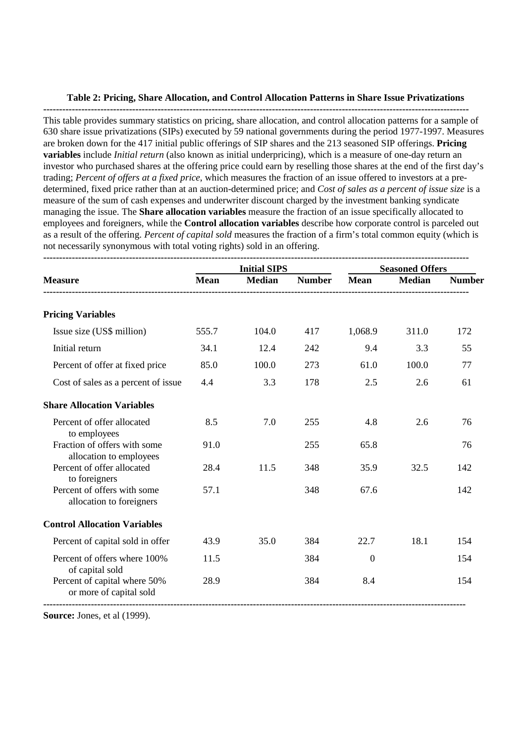**Table 2: Pricing, Share Allocation, and Control Allocation Patterns in Share Issue Privatizations**

This table provides summary statistics on pricing, share allocation, and control allocation patterns for a sample of 630 share issue privatizations (SIPs) executed by 59 national governments during the period 1977-1997. Measures are broken down for the 417 initial public offerings of SIP shares and the 213 seasoned SIP offerings. **Pricing variables** include *Initial return* (also known as initial underpricing), which is a measure of one-day return an investor who purchased shares at the offering price could earn by reselling those shares at the end of the first day's trading; *Percent of offers at a fixed price*, which measures the fraction of an issue offered to investors at a pre-determined, fixed price rather than at an auction-determined price; and *Cost of sales as a percent of issue size* is a measure of the sum of cash expenses and underwriter discount charged by the investment banking syndicate managing the issue. The **Share allocation variables** measure the fraction of an issue specifically allocated to employees and foreigners, while the **Control allocation variables** describe how corporate control is parceled out as a result of the offering. *Percent of capital sold* measures the fraction of a firm's total common equity (which is not necessarily synonymous with total voting rights) sold in an offering.

| | Initial SIPS | | | Seasoned Offers | | |
|---|---|---|---|---|---|---|
| **Measure** | **Mean** | **Median** | **Number** | **Mean** | **Median** | **Number** |
| **Pricing Variables** | | | | | | |
| Issue size (US$ million) | 555.7 | 104.0 | 417 | 1,068.9 | 311.0 | 172 |
| Initial return | 34.1 | 12.4 | 242 | 9.4 | 3.3 | 55 |
| Percent of offer at fixed price | 85.0 | 100.0 | 273 | 61.0 | 100.0 | 77 |
| Cost of sales as a percent of issue | 4.4 | 3.3 | 178 | 2.5 | 2.6 | 61 |
| **Share Allocation Variables** | | | | | | |
| Percent of offer allocated to employees | 8.5 | 7.0 | 255 | 4.8 | 2.6 | 76 |
| Fraction of offers with some allocation to employees | 91.0 | | 255 | 65.8 | | 76 |
| Percent of offer allocated to foreigners | 28.4 | 11.5 | 348 | 35.9 | 32.5 | 142 |
| Percent of offers with some allocation to foreigners | 57.1 | | 348 | 67.6 | | 142 |
| **Control Allocation Variables** | | | | | | |
| Percent of capital sold in offer | 43.9 | 35.0 | 384 | 22.7 | 18.1 | 154 |
| Percent of offers where 100% of capital sold | 11.5 | | 384 | 0 | | 154 |
| Percent of capital where 50% or more of capital sold | 28.9 | | 384 | 8.4 | | 154 |

**Source:** Jones, et al (1999).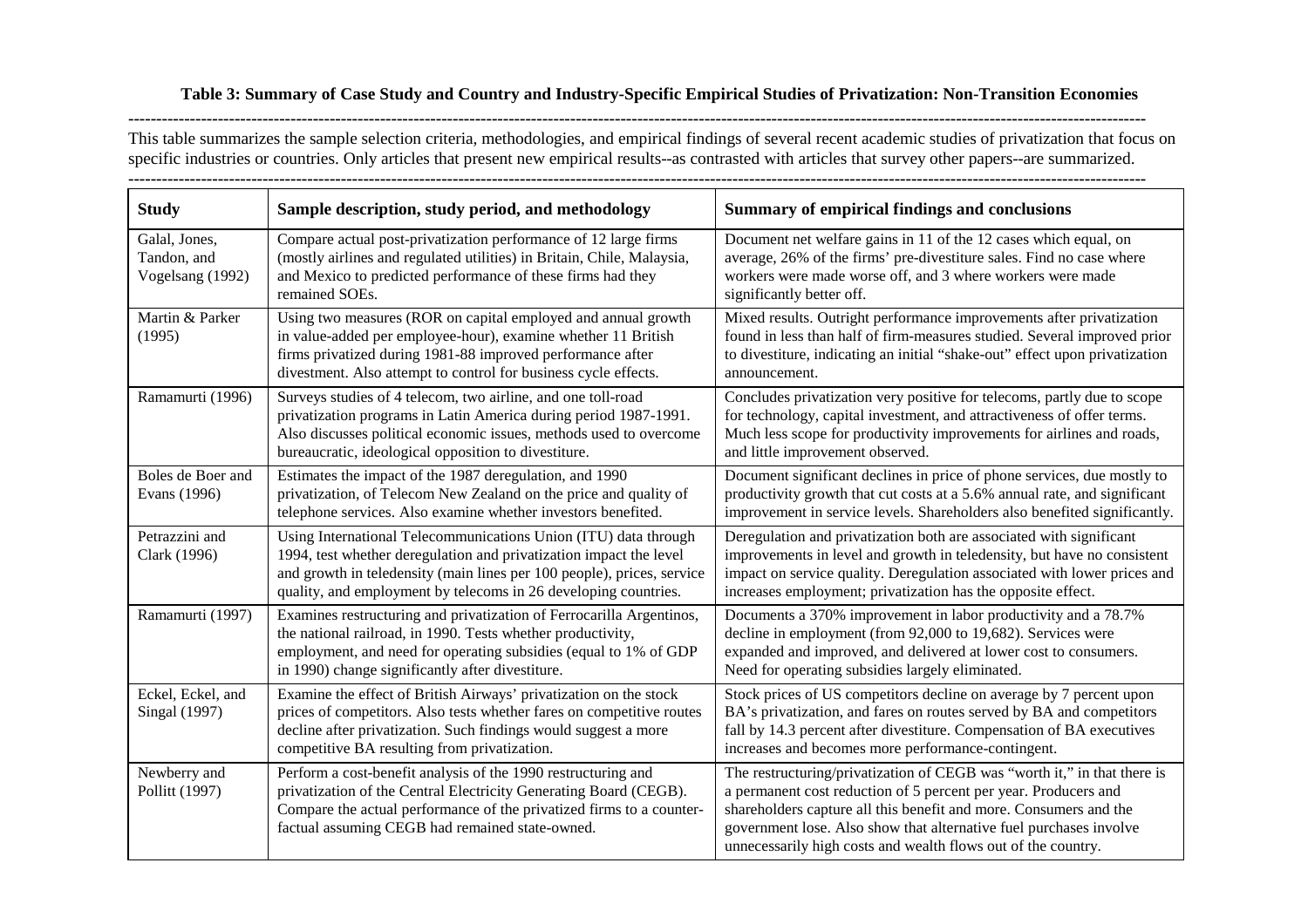**Table 3: Summary of Case Study and Country and Industry-Specific Empirical Studies of Privatization: Non-Transition Economies**

---

This table summarizes the sample selection criteria, methodologies, and empirical findings of several recent academic studies of privatization that focus on specific industries or countries. Only articles that present new empirical results--as contrasted with articles that survey other papers--are summarized.

---

| Study | Sample description, study period, and methodology | Summary of empirical findings and conclusions |
|---|---|---|
| Galal, Jones, Tandon, and Vogelsang (1992) | Compare actual post-privatization performance of 12 large firms (mostly airlines and regulated utilities) in Britain, Chile, Malaysia, and Mexico to predicted performance of these firms had they remained SOEs. | Document net welfare gains in 11 of the 12 cases which equal, on average, 26% of the firms' pre-divestiture sales. Find no case where workers were made worse off, and 3 where workers were made significantly better off. |
| Martin & Parker (1995) | Using two measures (ROR on capital employed and annual growth in value-added per employee-hour), examine whether 11 British firms privatized during 1981-88 improved performance after divestment. Also attempt to control for business cycle effects. | Mixed results. Outright performance improvements after privatization found in less than half of firm-measures studied. Several improved prior to divestiture, indicating an initial "shake-out" effect upon privatization announcement. |
| Ramamurti (1996) | Surveys studies of 4 telecom, two airline, and one toll-road privatization programs in Latin America during period 1987-1991. Also discusses political economic issues, methods used to overcome bureaucratic, ideological opposition to divestiture. | Concludes privatization very positive for telecoms, partly due to scope for technology, capital investment, and attractiveness of offer terms. Much less scope for productivity improvements for airlines and roads, and little improvement observed. |
| Boles de Boer and Evans (1996) | Estimates the impact of the 1987 deregulation, and 1990 privatization, of Telecom New Zealand on the price and quality of telephone services. Also examine whether investors benefited. | Document significant declines in price of phone services, due mostly to productivity growth that cut costs at a 5.6% annual rate, and significant improvement in service levels. Shareholders also benefited significantly. |
| Petrazzini and Clark (1996) | Using International Telecommunications Union (ITU) data through 1994, test whether deregulation and privatization impact the level and growth in teledensity (main lines per 100 people), prices, service quality, and employment by telecoms in 26 developing countries. | Deregulation and privatization both are associated with significant improvements in level and growth in teledensity, but have no consistent impact on service quality. Deregulation associated with lower prices and increases employment; privatization has the opposite effect. |
| Ramamurti (1997) | Examines restructuring and privatization of Ferrocarilla Argentinos, the national railroad, in 1990. Tests whether productivity, employment, and need for operating subsidies (equal to 1% of GDP in 1990) change significantly after divestiture. | Documents a 370% improvement in labor productivity and a 78.7% decline in employment (from 92,000 to 19,682). Services were expanded and improved, and delivered at lower cost to consumers. Need for operating subsidies largely eliminated. |
| Eckel, Eckel, and Singal (1997) | Examine the effect of British Airways' privatization on the stock prices of competitors. Also tests whether fares on competitive routes decline after privatization. Such findings would suggest a more competitive BA resulting from privatization. | Stock prices of US competitors decline on average by 7 percent upon BA's privatization, and fares on routes served by BA and competitors fall by 14.3 percent after divestiture. Compensation of BA executives increases and becomes more performance-contingent. |
| Newberry and Pollitt (1997) | Perform a cost-benefit analysis of the 1990 restructuring and privatization of the Central Electricity Generating Board (CEGB). Compare the actual performance of the privatized firms to a counter-factual assuming CEGB had remained state-owned. | The restructuring/privatization of CEGB was "worth it," in that there is a permanent cost reduction of 5 percent per year. Producers and shareholders capture all this benefit and more. Consumers and the government lose. Also show that alternative fuel purchases involve unnecessarily high costs and wealth flows out of the country. |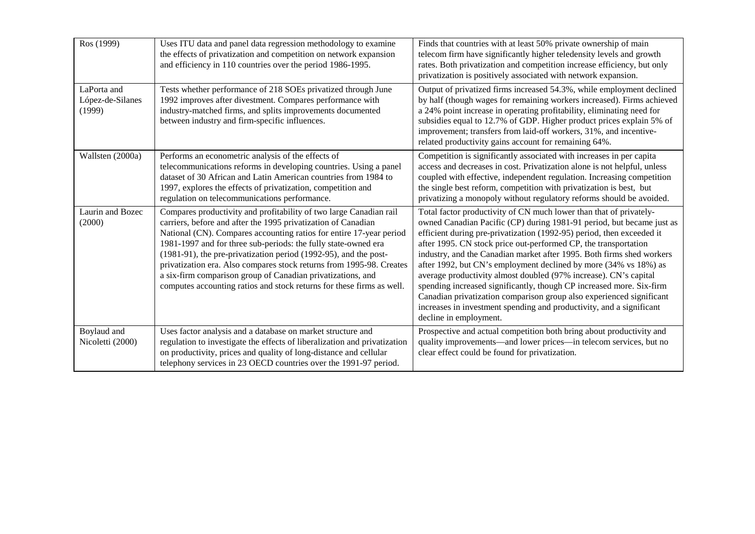| | | |
|---|---|---|
| Ros (1999) | Uses ITU data and panel data regression methodology to examine the effects of privatization and competition on network expansion and efficiency in 110 countries over the period 1986-1995. | Finds that countries with at least 50% private ownership of main telecom firm have significantly higher teledensity levels and growth rates. Both privatization and competition increase efficiency, but only privatization is positively associated with network expansion. |
| LaPorta and López-de-Silanes (1999) | Tests whether performance of 218 SOEs privatized through June 1992 improves after divestment. Compares performance with industry-matched firms, and splits improvements documented between industry and firm-specific influences. | Output of privatized firms increased 54.3%, while employment declined by half (though wages for remaining workers increased). Firms achieved a 24% point increase in operating profitability, eliminating need for subsidies equal to 12.7% of GDP. Higher product prices explain 5% of improvement; transfers from laid-off workers, 31%, and incentive-related productivity gains account for remaining 64%. |
| Wallsten (2000a) | Performs an econometric analysis of the effects of telecommunications reforms in developing countries. Using a panel dataset of 30 African and Latin American countries from 1984 to 1997, explores the effects of privatization, competition and regulation on telecommunications performance. | Competition is significantly associated with increases in per capita access and decreases in cost. Privatization alone is not helpful, unless coupled with effective, independent regulation. Increasing competition the single best reform, competition with privatization is best, but privatizing a monopoly without regulatory reforms should be avoided. |
| Laurin and Bozec (2000) | Compares productivity and profitability of two large Canadian rail carriers, before and after the 1995 privatization of Canadian National (CN). Compares accounting ratios for entire 17-year period 1981-1997 and for three sub-periods: the fully state-owned era (1981-91), the pre-privatization period (1992-95), and the post-privatization era. Also compares stock returns from 1995-98. Creates a six-firm comparison group of Canadian privatizations, and computes accounting ratios and stock returns for these firms as well. | Total factor productivity of CN much lower than that of privately-owned Canadian Pacific (CP) during 1981-91 period, but became just as efficient during pre-privatization (1992-95) period, then exceeded it after 1995. CN stock price out-performed CP, the transportation industry, and the Canadian market after 1995. Both firms shed workers after 1992, but CN's employment declined by more (34% vs 18%) as average productivity almost doubled (97% increase). CN's capital spending increased significantly, though CP increased more. Six-firm Canadian privatization comparison group also experienced significant increases in investment spending and productivity, and a significant decline in employment. |
| Boylaud and Nicoletti (2000) | Uses factor analysis and a database on market structure and regulation to investigate the effects of liberalization and privatization on productivity, prices and quality of long-distance and cellular telephony services in 23 OECD countries over the 1991-97 period. | Prospective and actual competition both bring about productivity and quality improvements—and lower prices—in telecom services, but no clear effect could be found for privatization. |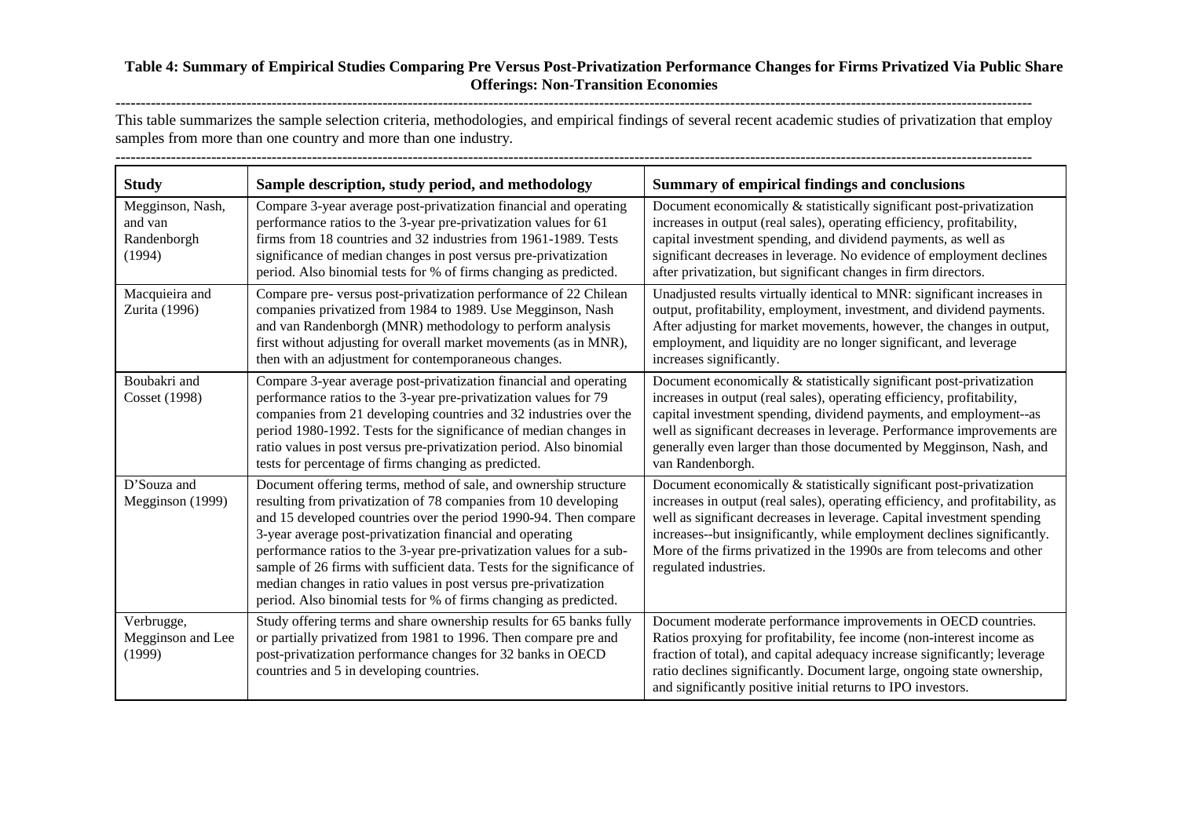**Table 4: Summary of Empirical Studies Comparing Pre Versus Post-Privatization Performance Changes for Firms Privatized Via Public Share Offerings: Non-Transition Economies**

This table summarizes the sample selection criteria, methodologies, and empirical findings of several recent academic studies of privatization that employ samples from more than one country and more than one industry.

| Study | Sample description, study period, and methodology | Summary of empirical findings and conclusions |
|---|---|---|
| Megginson, Nash, and van Randenborgh (1994) | Compare 3-year average post-privatization financial and operating performance ratios to the 3-year pre-privatization values for 61 firms from 18 countries and 32 industries from 1961-1989. Tests significance of median changes in post versus pre-privatization period. Also binomial tests for % of firms changing as predicted. | Document economically & statistically significant post-privatization increases in output (real sales), operating efficiency, profitability, capital investment spending, and dividend payments, as well as significant decreases in leverage. No evidence of employment declines after privatization, but significant changes in firm directors. |
| Macquieira and Zurita (1996) | Compare pre- versus post-privatization performance of 22 Chilean companies privatized from 1984 to 1989. Use Megginson, Nash and van Randenborgh (MNR) methodology to perform analysis first without adjusting for overall market movements (as in MNR), then with an adjustment for contemporaneous changes. | Unadjusted results virtually identical to MNR: significant increases in output, profitability, employment, investment, and dividend payments. After adjusting for market movements, however, the changes in output, employment, and liquidity are no longer significant, and leverage increases significantly. |
| Boubakri and Cosset (1998) | Compare 3-year average post-privatization financial and operating performance ratios to the 3-year pre-privatization values for 79 companies from 21 developing countries and 32 industries over the period 1980-1992. Tests for the significance of median changes in ratio values in post versus pre-privatization period. Also binomial tests for percentage of firms changing as predicted. | Document economically & statistically significant post-privatization increases in output (real sales), operating efficiency, profitability, capital investment spending, dividend payments, and employment--as well as significant decreases in leverage. Performance improvements are generally even larger than those documented by Megginson, Nash, and van Randenborgh. |
| D'Souza and Megginson (1999) | Document offering terms, method of sale, and ownership structure resulting from privatization of 78 companies from 10 developing and 15 developed countries over the period 1990-94. Then compare 3-year average post-privatization financial and operating performance ratios to the 3-year pre-privatization values for a sub-sample of 26 firms with sufficient data. Tests for the significance of median changes in ratio values in post versus pre-privatization period. Also binomial tests for % of firms changing as predicted. | Document economically & statistically significant post-privatization increases in output (real sales), operating efficiency, and profitability, as well as significant decreases in leverage. Capital investment spending increases--but insignificantly, while employment declines significantly. More of the firms privatized in the 1990s are from telecoms and other regulated industries. |
| Verbrugge, Megginson and Lee (1999) | Study offering terms and share ownership results for 65 banks fully or partially privatized from 1981 to 1996. Then compare pre and post-privatization performance changes for 32 banks in OECD countries and 5 in developing countries. | Document moderate performance improvements in OECD countries. Ratios proxying for profitability, fee income (non-interest income as fraction of total), and capital adequacy increase significantly; leverage ratio declines significantly. Document large, ongoing state ownership, and significantly positive initial returns to IPO investors. |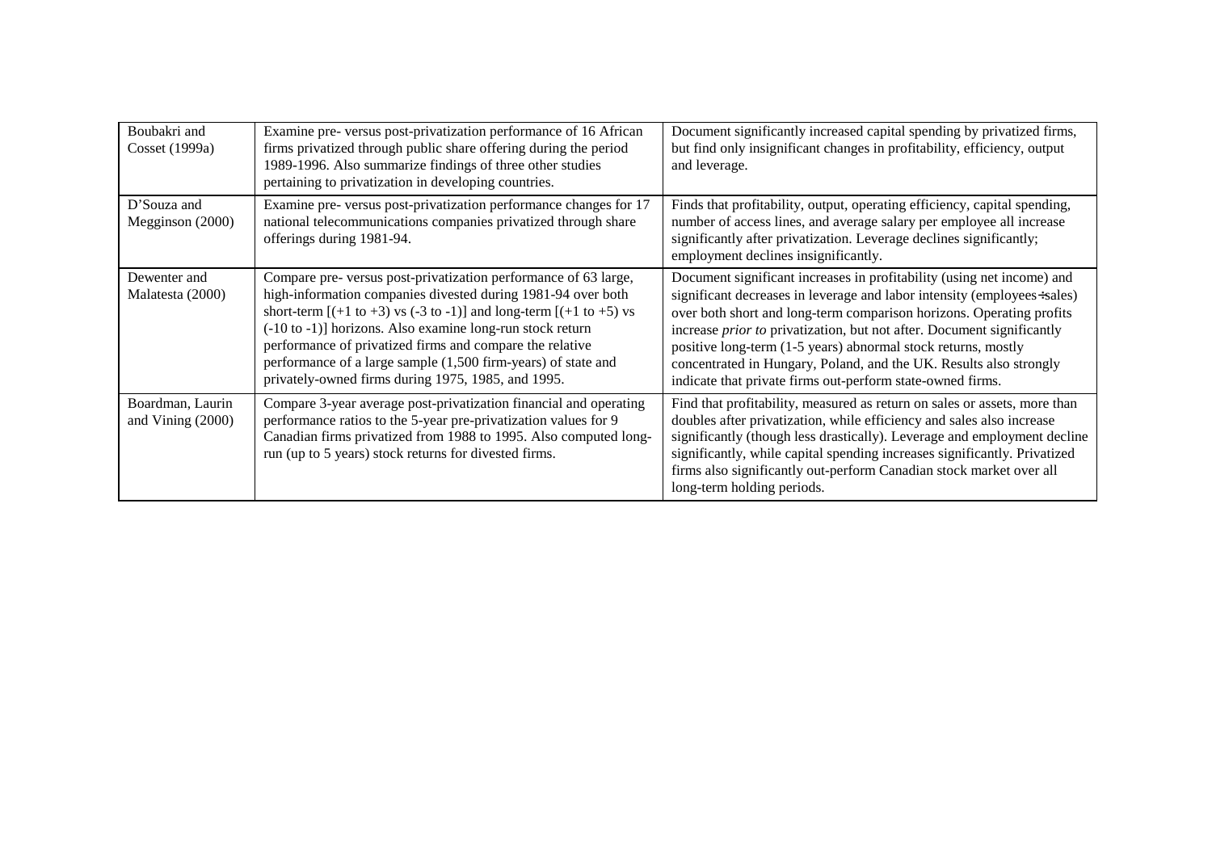| | | |
|---|---|---|
| Boubakri and Cosset (1999a) | Examine pre- versus post-privatization performance of 16 African firms privatized through public share offering during the period 1989-1996. Also summarize findings of three other studies pertaining to privatization in developing countries. | Document significantly increased capital spending by privatized firms, but find only insignificant changes in profitability, efficiency, output and leverage. |
| D'Souza and Megginson (2000) | Examine pre- versus post-privatization performance changes for 17 national telecommunications companies privatized through share offerings during 1981-94. | Finds that profitability, output, operating efficiency, capital spending, number of access lines, and average salary per employee all increase significantly after privatization. Leverage declines significantly; employment declines insignificantly. |
| Dewenter and Malatesta (2000) | Compare pre- versus post-privatization performance of 63 large, high-information companies divested during 1981-94 over both short-term [(+1 to +3) vs (-3 to -1)] and long-term [(+1 to +5) vs (-10 to -1)] horizons. Also examine long-run stock return performance of privatized firms and compare the relative performance of a large sample (1,500 firm-years) of state and privately-owned firms during 1975, 1985, and 1995. | Document significant increases in profitability (using net income) and significant decreases in leverage and labor intensity (employees÷sales) over both short and long-term comparison horizons. Operating profits increase *prior to* privatization, but not after. Document significantly positive long-term (1-5 years) abnormal stock returns, mostly concentrated in Hungary, Poland, and the UK. Results also strongly indicate that private firms out-perform state-owned firms. |
| Boardman, Laurin and Vining (2000) | Compare 3-year average post-privatization financial and operating performance ratios to the 5-year pre-privatization values for 9 Canadian firms privatized from 1988 to 1995. Also computed long-run (up to 5 years) stock returns for divested firms. | Find that profitability, measured as return on sales or assets, more than doubles after privatization, while efficiency and sales also increase significantly (though less drastically). Leverage and employment decline significantly, while capital spending increases significantly. Privatized firms also significantly out-perform Canadian stock market over all long-term holding periods. |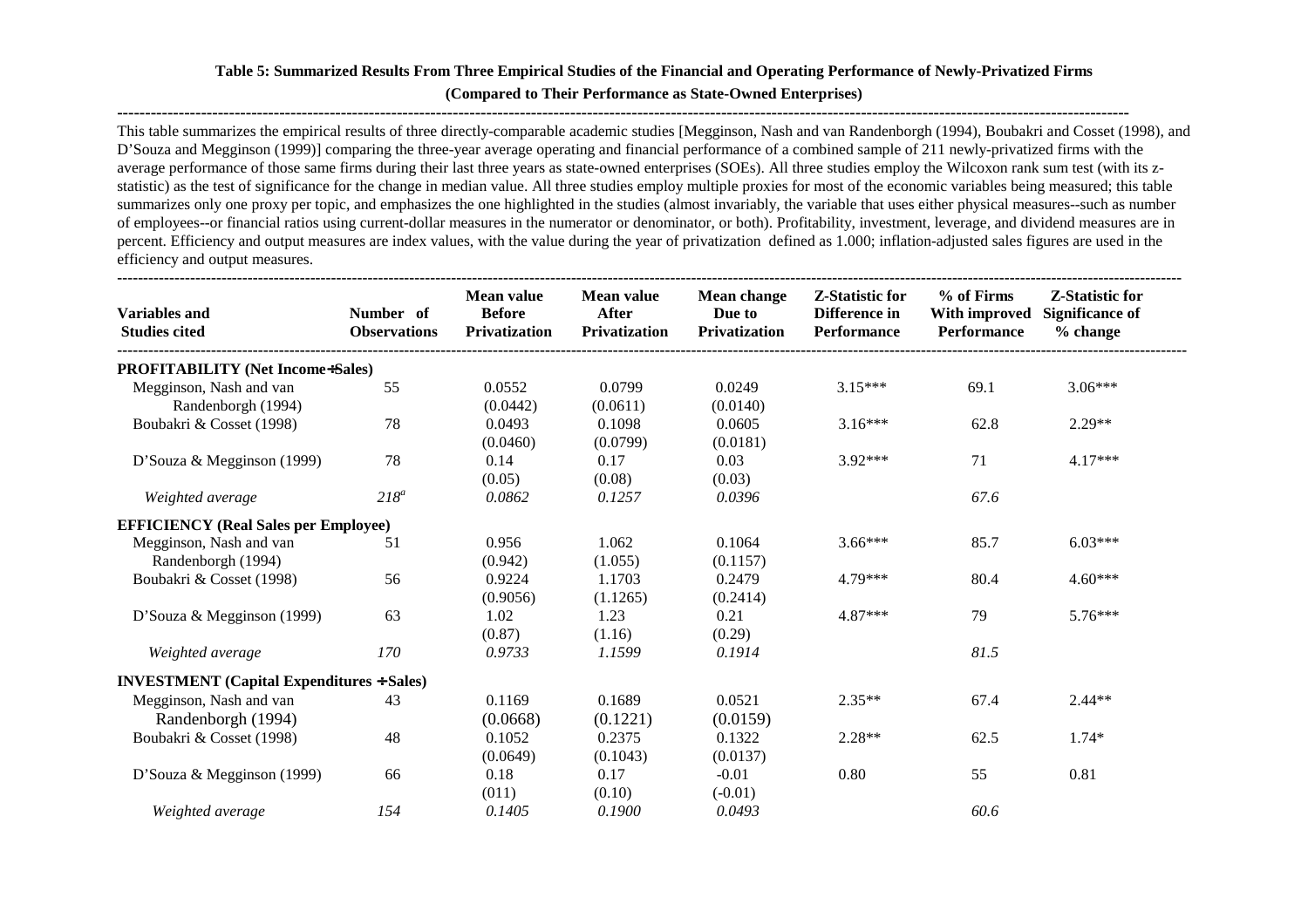**Table 5: Summarized Results From Three Empirical Studies of the Financial and Operating Performance of Newly-Privatized Firms**

**(Compared to Their Performance as State-Owned Enterprises)**

This table summarizes the empirical results of three directly-comparable academic studies [Megginson, Nash and van Randenborgh (1994), Boubakri and Cosset (1998), and D'Souza and Megginson (1999)] comparing the three-year average operating and financial performance of a combined sample of 211 newly-privatized firms with the average performance of those same firms during their last three years as state-owned enterprises (SOEs). All three studies employ the Wilcoxon rank sum test (with its z-statistic) as the test of significance for the change in median value. All three studies employ multiple proxies for most of the economic variables being measured; this table summarizes only one proxy per topic, and emphasizes the one highlighted in the studies (almost invariably, the variable that uses either physical measures--such as number of employees--or financial ratios using current-dollar measures in the numerator or denominator, or both). Profitability, investment, leverage, and dividend measures are in percent. Efficiency and output measures are index values, with the value during the year of privatization defined as 1.000; inflation-adjusted sales figures are used in the efficiency and output measures.

| Variables and Studies cited | Number of Observations | Mean value Before Privatization | Mean value After Privatization | Mean change Due to Privatization | Z-Statistic for Difference in Performance | % of Firms With improved Performance | Z-Statistic for Significance of % change |
|---|---|---|---|---|---|---|---|
| **PROFITABILITY (Net Income÷Sales)** | | | | | | | |
| Megginson, Nash and van Randenborgh (1994) | 55 | 0.0552 (0.0442) | 0.0799 (0.0611) | 0.0249 (0.0140) | 3.15*** | 69.1 | 3.06*** |
| Boubakri & Cosset (1998) | 78 | 0.0493 (0.0460) | 0.1098 (0.0799) | 0.0605 (0.0181) | 3.16*** | 62.8 | 2.29** |
| D'Souza & Megginson (1999) | 78 | 0.14 (0.05) | 0.17 (0.08) | 0.03 (0.03) | 3.92*** | 71 | 4.17*** |
| *Weighted average* | *218*[a] | *0.0862* | *0.1257* | *0.0396* | | *67.6* | |
| **EFFICIENCY (Real Sales per Employee)** | | | | | | | |
| Megginson, Nash and van Randenborgh (1994) | 51 | 0.956 (0.942) | 1.062 (1.055) | 0.1064 (0.1157) | 3.66*** | 85.7 | 6.03*** |
| Boubakri & Cosset (1998) | 56 | 0.9224 (0.9056) | 1.1703 (1.1265) | 0.2479 (0.2414) | 4.79*** | 80.4 | 4.60*** |
| D'Souza & Megginson (1999) | 63 | 1.02 (0.87) | 1.23 (1.16) | 0.21 (0.29) | 4.87*** | 79 | 5.76*** |
| *Weighted average* | *170* | *0.9733* | *1.1599* | *0.1914* | | *81.5* | |
| **INVESTMENT (Capital Expenditures ÷ Sales)** | | | | | | | |
| Megginson, Nash and van Randenborgh (1994) | 43 | 0.1169 (0.0668) | 0.1689 (0.1221) | 0.0521 (0.0159) | 2.35** | 67.4 | 2.44** |
| Boubakri & Cosset (1998) | 48 | 0.1052 (0.0649) | 0.2375 (0.1043) | 0.1322 (0.0137) | 2.28** | 62.5 | 1.74* |
| D'Souza & Megginson (1999) | 66 | 0.18 (011) | 0.17 (0.10) | -0.01 (-0.01) | 0.80 | 55 | 0.81 |
| *Weighted average* | *154* | *0.1405* | *0.1900* | *0.0493* | | *60.6* | |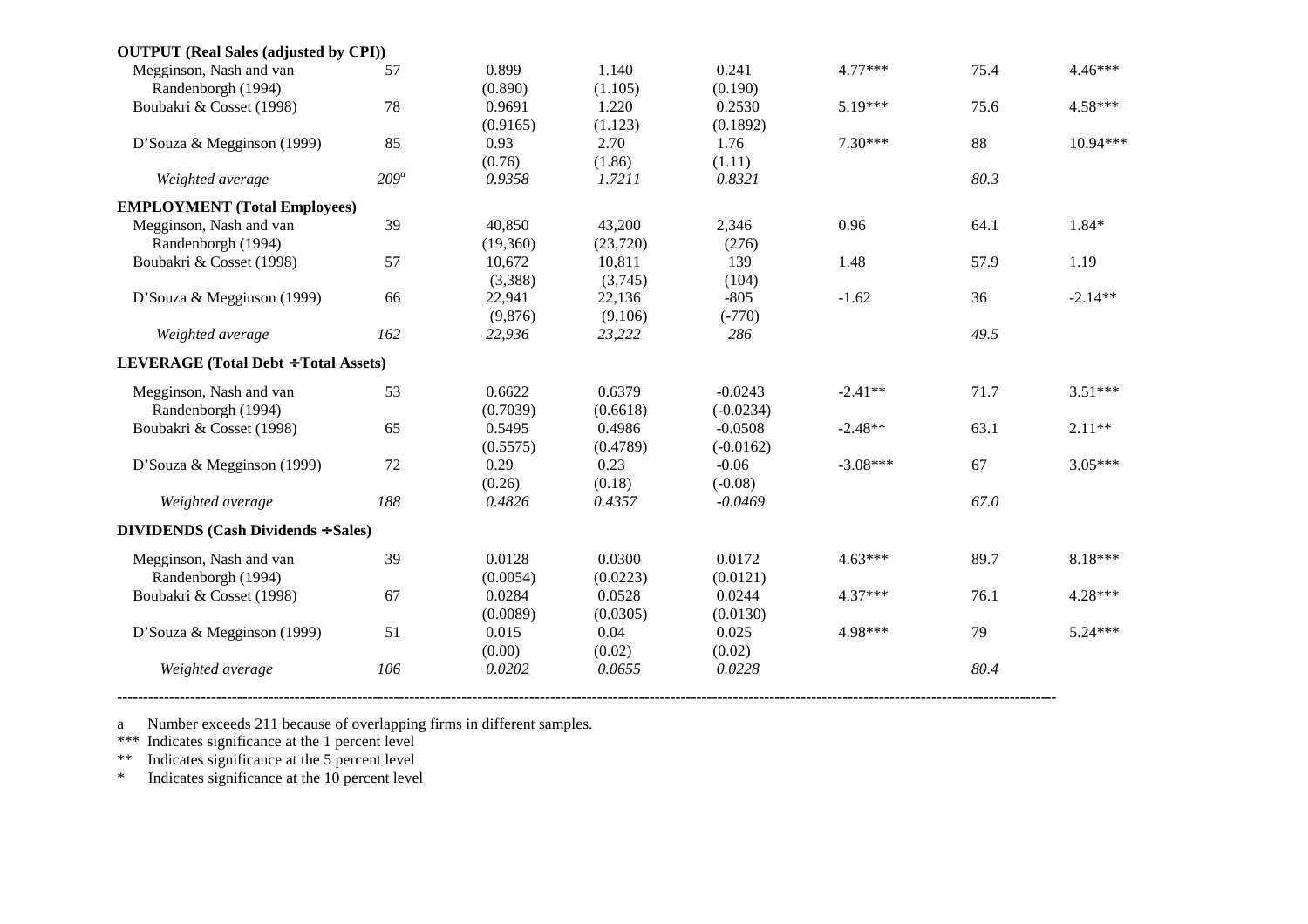| | | | | | | | |
|---|---|---|---|---|---|---|---|
| **OUTPUT (Real Sales (adjusted by CPI))** | | | | | | | |
| Megginson, Nash and van Randenborgh (1994) | 57 | 0.899 (0.890) | 1.140 (1.105) | 0.241 (0.190) | 4.77*** | 75.4 | 4.46*** |
| Boubakri & Cosset (1998) | 78 | 0.9691 (0.9165) | 1.220 (1.123) | 0.2530 (0.1892) | 5.19*** | 75.6 | 4.58*** |
| D'Souza & Megginson (1999) | 85 | 0.93 (0.76) | 2.70 (1.86) | 1.76 (1.11) | 7.30*** | 88 | 10.94*** |
| *Weighted average* | *209*[a] | *0.9358* | *1.7211* | *0.8321* | | *80.3* | |
| **EMPLOYMENT (Total Employees)** | | | | | | | |
| Megginson, Nash and van Randenborgh (1994) | 39 | 40,850 (19,360) | 43,200 (23,720) | 2,346 (276) | 0.96 | 64.1 | 1.84* |
| Boubakri & Cosset (1998) | 57 | 10,672 (3,388) | 10,811 (3,745) | 139 (104) | 1.48 | 57.9 | 1.19 |
| D'Souza & Megginson (1999) | 66 | 22,941 (9,876) | 22,136 (9,106) | -805 (-770) | -1.62 | 36 | -2.14** |
| *Weighted average* | *162* | *22,936* | *23,222* | *286* | | *49.5* | |
| **LEVERAGE (Total Debt ÷ Total Assets)** | | | | | | | |
| Megginson, Nash and van Randenborgh (1994) | 53 | 0.6622 (0.7039) | 0.6379 (0.6618) | -0.0243 (-0.0234) | -2.41** | 71.7 | 3.51*** |
| Boubakri & Cosset (1998) | 65 | 0.5495 (0.5575) | 0.4986 (0.4789) | -0.0508 (-0.0162) | -2.48** | 63.1 | 2.11** |
| D'Souza & Megginson (1999) | 72 | 0.29 (0.26) | 0.23 (0.18) | -0.06 (-0.08) | -3.08*** | 67 | 3.05*** |
| *Weighted average* | *188* | *0.4826* | *0.4357* | *-0.0469* | | *67.0* | |
| **DIVIDENDS (Cash Dividends ÷ Sales)** | | | | | | | |
| Megginson, Nash and van Randenborgh (1994) | 39 | 0.0128 (0.0054) | 0.0300 (0.0223) | 0.0172 (0.0121) | 4.63*** | 89.7 | 8.18*** |
| Boubakri & Cosset (1998) | 67 | 0.0284 (0.0089) | 0.0528 (0.0305) | 0.0244 (0.0130) | 4.37*** | 76.1 | 4.28*** |
| D'Souza & Megginson (1999) | 51 | 0.015 (0.00) | 0.04 (0.02) | 0.025 (0.02) | 4.98*** | 79 | 5.24*** |
| *Weighted average* | *106* | *0.0202* | *0.0655* | *0.0228* | | *80.4* | |

a Number exceeds 211 because of overlapping firms in different samples.
*** Indicates significance at the 1 percent level
** Indicates significance at the 5 percent level
* Indicates significance at the 10 percent level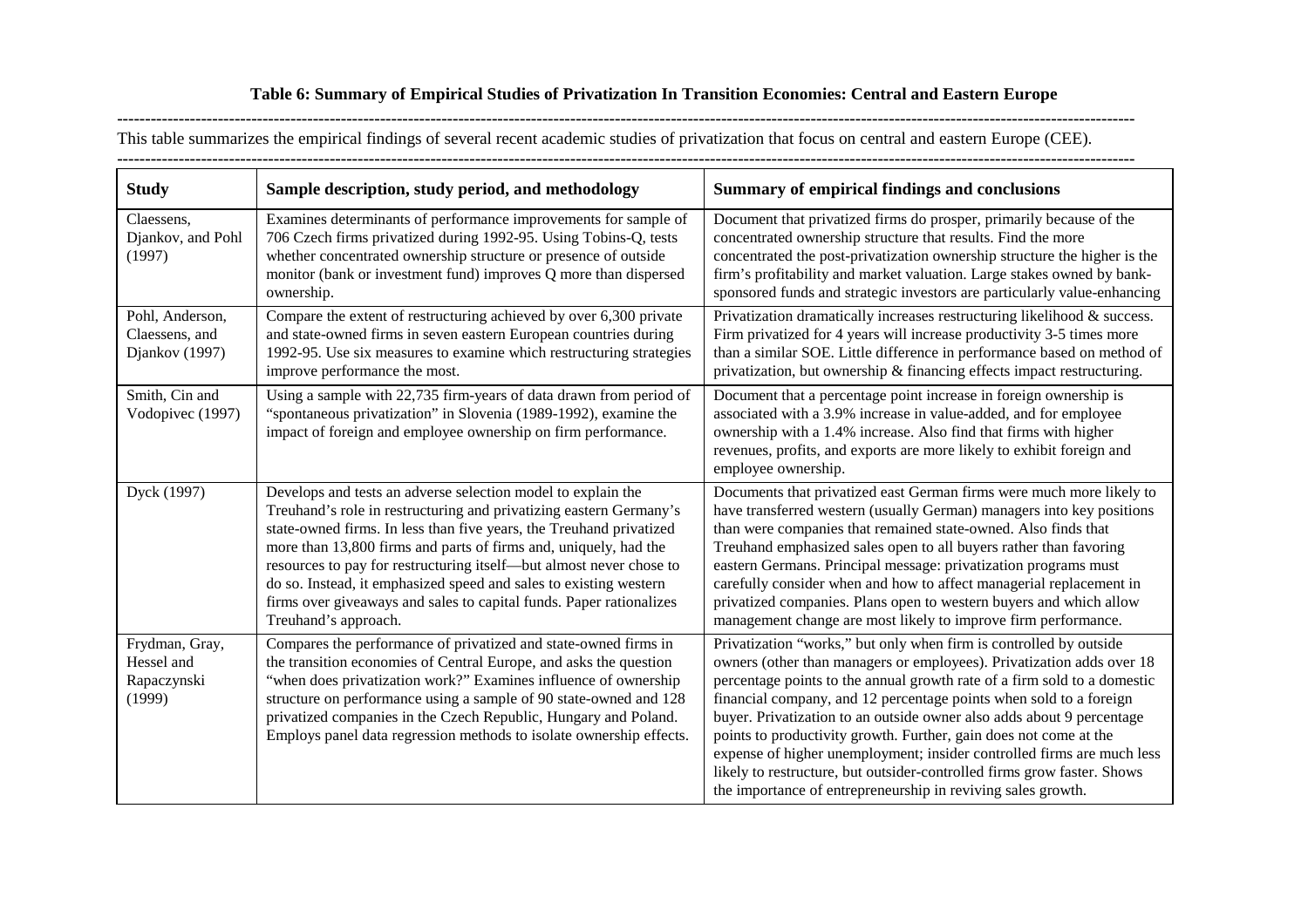**Table 6: Summary of Empirical Studies of Privatization In Transition Economies: Central and Eastern Europe**

This table summarizes the empirical findings of several recent academic studies of privatization that focus on central and eastern Europe (CEE).

| Study | Sample description, study period, and methodology | Summary of empirical findings and conclusions |
|---|---|---|
| Claessens, Djankov, and Pohl (1997) | Examines determinants of performance improvements for sample of 706 Czech firms privatized during 1992-95. Using Tobins-Q, tests whether concentrated ownership structure or presence of outside monitor (bank or investment fund) improves Q more than dispersed ownership. | Document that privatized firms do prosper, primarily because of the concentrated ownership structure that results. Find the more concentrated the post-privatization ownership structure the higher is the firm's profitability and market valuation. Large stakes owned by bank-sponsored funds and strategic investors are particularly value-enhancing |
| Pohl, Anderson, Claessens, and Djankov (1997) | Compare the extent of restructuring achieved by over 6,300 private and state-owned firms in seven eastern European countries during 1992-95. Use six measures to examine which restructuring strategies improve performance the most. | Privatization dramatically increases restructuring likelihood & success. Firm privatized for 4 years will increase productivity 3-5 times more than a similar SOE. Little difference in performance based on method of privatization, but ownership & financing effects impact restructuring. |
| Smith, Cin and Vodopivec (1997) | Using a sample with 22,735 firm-years of data drawn from period of "spontaneous privatization" in Slovenia (1989-1992), examine the impact of foreign and employee ownership on firm performance. | Document that a percentage point increase in foreign ownership is associated with a 3.9% increase in value-added, and for employee ownership with a 1.4% increase. Also find that firms with higher revenues, profits, and exports are more likely to exhibit foreign and employee ownership. |
| Dyck (1997) | Develops and tests an adverse selection model to explain the Treuhand's role in restructuring and privatizing eastern Germany's state-owned firms. In less than five years, the Treuhand privatized more than 13,800 firms and parts of firms and, uniquely, had the resources to pay for restructuring itself—but almost never chose to do so. Instead, it emphasized speed and sales to existing western firms over giveaways and sales to capital funds. Paper rationalizes Treuhand's approach. | Documents that privatized east German firms were much more likely to have transferred western (usually German) managers into key positions than were companies that remained state-owned. Also finds that Treuhand emphasized sales open to all buyers rather than favoring eastern Germans. Principal message: privatization programs must carefully consider when and how to affect managerial replacement in privatized companies. Plans open to western buyers and which allow management change are most likely to improve firm performance. |
| Frydman, Gray, Hessel and Rapaczynski (1999) | Compares the performance of privatized and state-owned firms in the transition economies of Central Europe, and asks the question "when does privatization work?" Examines influence of ownership structure on performance using a sample of 90 state-owned and 128 privatized companies in the Czech Republic, Hungary and Poland. Employs panel data regression methods to isolate ownership effects. | Privatization "works," but only when firm is controlled by outside owners (other than managers or employees). Privatization adds over 18 percentage points to the annual growth rate of a firm sold to a domestic financial company, and 12 percentage points when sold to a foreign buyer. Privatization to an outside owner also adds about 9 percentage points to productivity growth. Further, gain does not come at the expense of higher unemployment; insider controlled firms are much less likely to restructure, but outsider-controlled firms grow faster. Shows the importance of entrepreneurship in reviving sales growth. |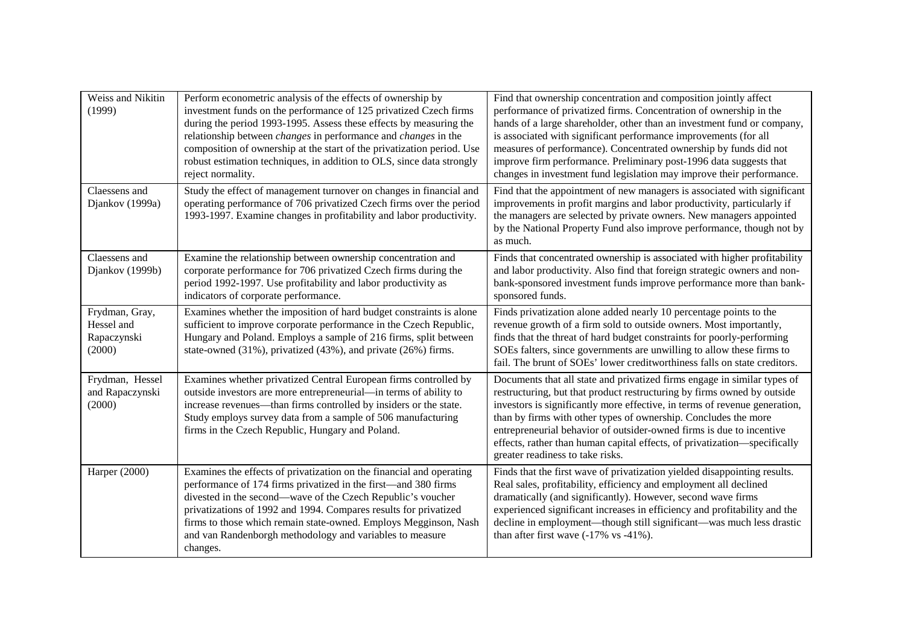| | | |
|---|---|---|
| Weiss and Nikitin (1999) | Perform econometric analysis of the effects of ownership by investment funds on the performance of 125 privatized Czech firms during the period 1993-1995. Assess these effects by measuring the relationship between *changes* in performance and *changes* in the composition of ownership at the start of the privatization period. Use robust estimation techniques, in addition to OLS, since data strongly reject normality. | Find that ownership concentration and composition jointly affect performance of privatized firms. Concentration of ownership in the hands of a large shareholder, other than an investment fund or company, is associated with significant performance improvements (for all measures of performance). Concentrated ownership by funds did not improve firm performance. Preliminary post-1996 data suggests that changes in investment fund legislation may improve their performance. |
| Claessens and Djankov (1999a) | Study the effect of management turnover on changes in financial and operating performance of 706 privatized Czech firms over the period 1993-1997. Examine changes in profitability and labor productivity. | Find that the appointment of new managers is associated with significant improvements in profit margins and labor productivity, particularly if the managers are selected by private owners. New managers appointed by the National Property Fund also improve performance, though not by as much. |
| Claessens and Djankov (1999b) | Examine the relationship between ownership concentration and corporate performance for 706 privatized Czech firms during the period 1992-1997. Use profitability and labor productivity as indicators of corporate performance. | Finds that concentrated ownership is associated with higher profitability and labor productivity. Also find that foreign strategic owners and non-bank-sponsored investment funds improve performance more than bank-sponsored funds. |
| Frydman, Gray, Hessel and Rapaczynski (2000) | Examines whether the imposition of hard budget constraints is alone sufficient to improve corporate performance in the Czech Republic, Hungary and Poland. Employs a sample of 216 firms, split between state-owned (31%), privatized (43%), and private (26%) firms. | Finds privatization alone added nearly 10 percentage points to the revenue growth of a firm sold to outside owners. Most importantly, finds that the threat of hard budget constraints for poorly-performing SOEs falters, since governments are unwilling to allow these firms to fail. The brunt of SOEs' lower creditworthiness falls on state creditors. |
| Frydman, Hessel and Rapaczynski (2000) | Examines whether privatized Central European firms controlled by outside investors are more entrepreneurial—in terms of ability to increase revenues—than firms controlled by insiders or the state. Study employs survey data from a sample of 506 manufacturing firms in the Czech Republic, Hungary and Poland. | Documents that all state and privatized firms engage in similar types of restructuring, but that product restructuring by firms owned by outside investors is significantly more effective, in terms of revenue generation, than by firms with other types of ownership. Concludes the more entrepreneurial behavior of outsider-owned firms is due to incentive effects, rather than human capital effects, of privatization—specifically greater readiness to take risks. |
| Harper (2000) | Examines the effects of privatization on the financial and operating performance of 174 firms privatized in the first—and 380 firms divested in the second—wave of the Czech Republic's voucher privatizations of 1992 and 1994. Compares results for privatized firms to those which remain state-owned. Employs Megginson, Nash and van Randenborgh methodology and variables to measure changes. | Finds that the first wave of privatization yielded disappointing results. Real sales, profitability, efficiency and employment all declined dramatically (and significantly). However, second wave firms experienced significant increases in efficiency and profitability and the decline in employment—though still significant—was much less drastic than after first wave (-17% vs -41%). |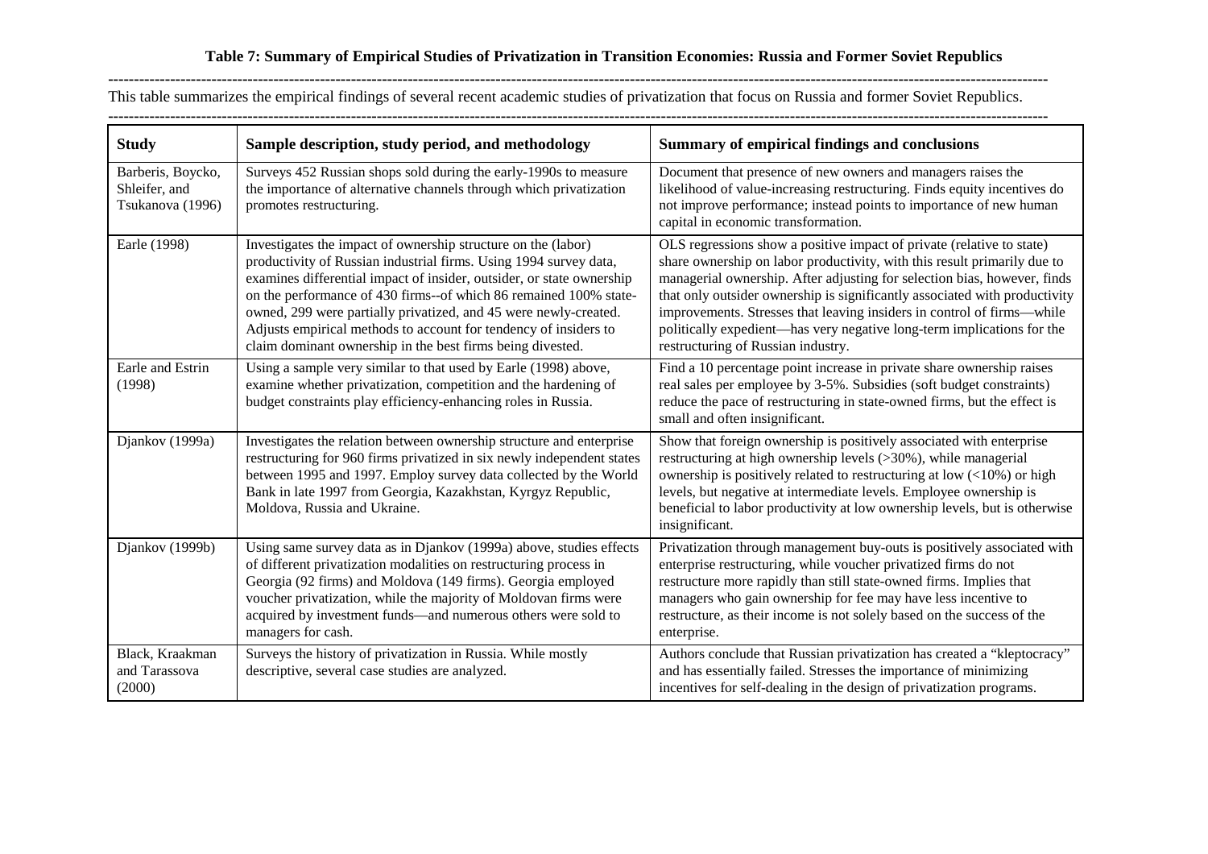**Table 7: Summary of Empirical Studies of Privatization in Transition Economies: Russia and Former Soviet Republics**

This table summarizes the empirical findings of several recent academic studies of privatization that focus on Russia and former Soviet Republics.

| Study | Sample description, study period, and methodology | Summary of empirical findings and conclusions |
|---|---|---|
| Barberis, Boycko, Shleifer, and Tsukanova (1996) | Surveys 452 Russian shops sold during the early-1990s to measure the importance of alternative channels through which privatization promotes restructuring. | Document that presence of new owners and managers raises the likelihood of value-increasing restructuring. Finds equity incentives do not improve performance; instead points to importance of new human capital in economic transformation. |
| Earle (1998) | Investigates the impact of ownership structure on the (labor) productivity of Russian industrial firms. Using 1994 survey data, examines differential impact of insider, outsider, or state ownership on the performance of 430 firms--of which 86 remained 100% state-owned, 299 were partially privatized, and 45 were newly-created. Adjusts empirical methods to account for tendency of insiders to claim dominant ownership in the best firms being divested. | OLS regressions show a positive impact of private (relative to state) share ownership on labor productivity, with this result primarily due to managerial ownership. After adjusting for selection bias, however, finds that only outsider ownership is significantly associated with productivity improvements. Stresses that leaving insiders in control of firms—while politically expedient—has very negative long-term implications for the restructuring of Russian industry. |
| Earle and Estrin (1998) | Using a sample very similar to that used by Earle (1998) above, examine whether privatization, competition and the hardening of budget constraints play efficiency-enhancing roles in Russia. | Find a 10 percentage point increase in private share ownership raises real sales per employee by 3-5%. Subsidies (soft budget constraints) reduce the pace of restructuring in state-owned firms, but the effect is small and often insignificant. |
| Djankov (1999a) | Investigates the relation between ownership structure and enterprise restructuring for 960 firms privatized in six newly independent states between 1995 and 1997. Employ survey data collected by the World Bank in late 1997 from Georgia, Kazakhstan, Kyrgyz Republic, Moldova, Russia and Ukraine. | Show that foreign ownership is positively associated with enterprise restructuring at high ownership levels (>30%), while managerial ownership is positively related to restructuring at low (<10%) or high levels, but negative at intermediate levels. Employee ownership is beneficial to labor productivity at low ownership levels, but is otherwise insignificant. |
| Djankov (1999b) | Using same survey data as in Djankov (1999a) above, studies effects of different privatization modalities on restructuring process in Georgia (92 firms) and Moldova (149 firms). Georgia employed voucher privatization, while the majority of Moldovan firms were acquired by investment funds—and numerous others were sold to managers for cash. | Privatization through management buy-outs is positively associated with enterprise restructuring, while voucher privatized firms do not restructure more rapidly than still state-owned firms. Implies that managers who gain ownership for fee may have less incentive to restructure, as their income is not solely based on the success of the enterprise. |
| Black, Kraakman and Tarassova (2000) | Surveys the history of privatization in Russia. While mostly descriptive, several case studies are analyzed. | Authors conclude that Russian privatization has created a "kleptocracy" and has essentially failed. Stresses the importance of minimizing incentives for self-dealing in the design of privatization programs. |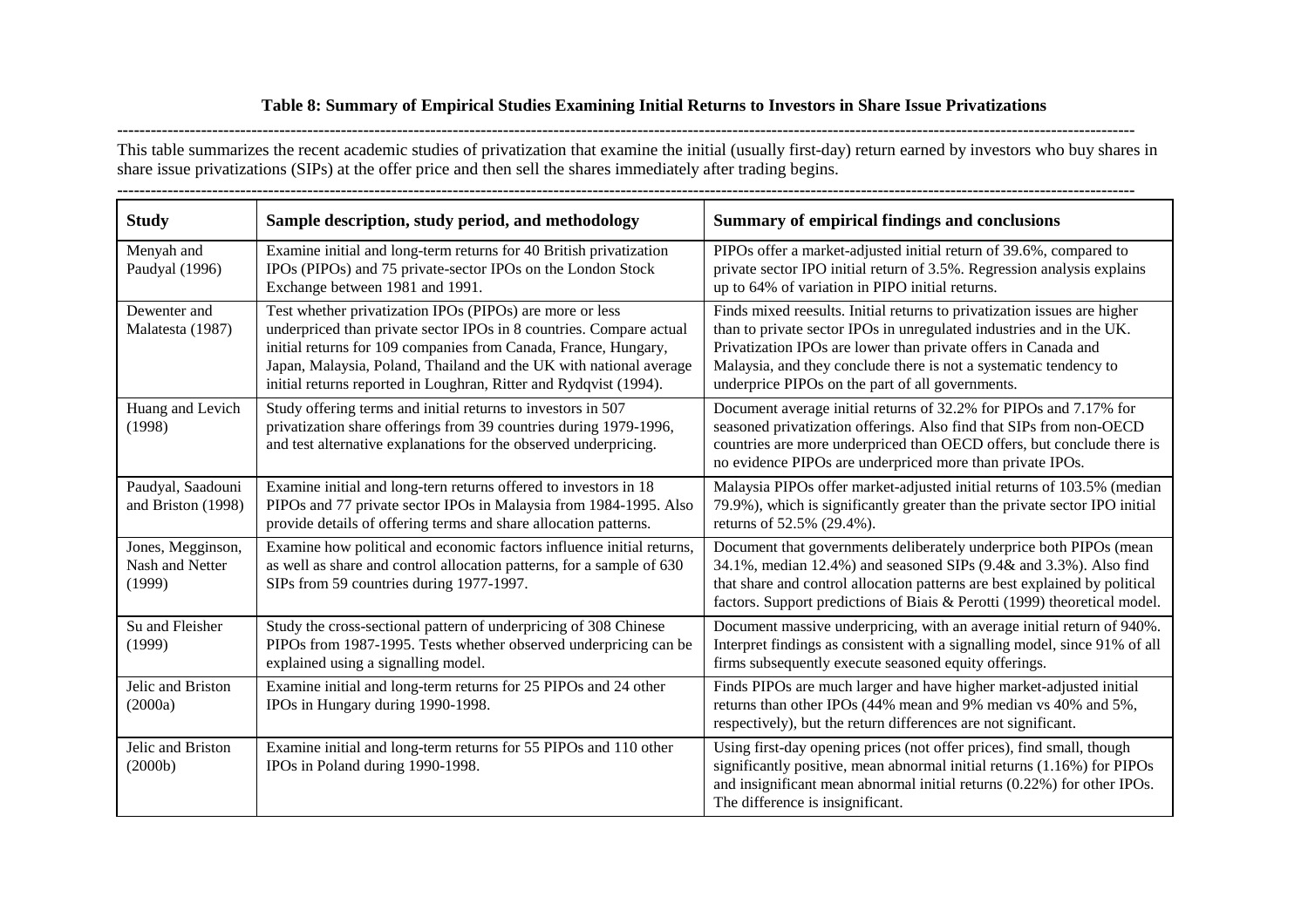**Table 8: Summary of Empirical Studies Examining Initial Returns to Investors in Share Issue Privatizations**

This table summarizes the recent academic studies of privatization that examine the initial (usually first-day) return earned by investors who buy shares in share issue privatizations (SIPs) at the offer price and then sell the shares immediately after trading begins.

| Study | Sample description, study period, and methodology | Summary of empirical findings and conclusions |
|---|---|---|
| Menyah and Paudyal (1996) | Examine initial and long-term returns for 40 British privatization IPOs (PIPOs) and 75 private-sector IPOs on the London Stock Exchange between 1981 and 1991. | PIPOs offer a market-adjusted initial return of 39.6%, compared to private sector IPO initial return of 3.5%. Regression analysis explains up to 64% of variation in PIPO initial returns. |
| Dewenter and Malatesta (1987) | Test whether privatization IPOs (PIPOs) are more or less underpriced than private sector IPOs in 8 countries. Compare actual initial returns for 109 companies from Canada, France, Hungary, Japan, Malaysia, Poland, Thailand and the UK with national average initial returns reported in Loughran, Ritter and Rydqvist (1994). | Finds mixed reesults. Initial returns to privatization issues are higher than to private sector IPOs in unregulated industries and in the UK. Privatization IPOs are lower than private offers in Canada and Malaysia, and they conclude there is not a systematic tendency to underprice PIPOs on the part of all governments. |
| Huang and Levich (1998) | Study offering terms and initial returns to investors in 507 privatization share offerings from 39 countries during 1979-1996, and test alternative explanations for the observed underpricing. | Document average initial returns of 32.2% for PIPOs and 7.17% for seasoned privatization offerings. Also find that SIPs from non-OECD countries are more underpriced than OECD offers, but conclude there is no evidence PIPOs are underpriced more than private IPOs. |
| Paudyal, Saadouni and Briston (1998) | Examine initial and long-tern returns offered to investors in 18 PIPOs and 77 private sector IPOs in Malaysia from 1984-1995. Also provide details of offering terms and share allocation patterns. | Malaysia PIPOs offer market-adjusted initial returns of 103.5% (median 79.9%), which is significantly greater than the private sector IPO initial returns of 52.5% (29.4%). |
| Jones, Megginson, Nash and Netter (1999) | Examine how political and economic factors influence initial returns, as well as share and control allocation patterns, for a sample of 630 SIPs from 59 countries during 1977-1997. | Document that governments deliberately underprice both PIPOs (mean 34.1%, median 12.4%) and seasoned SIPs (9.4& and 3.3%). Also find that share and control allocation patterns are best explained by political factors. Support predictions of Biais & Perotti (1999) theoretical model. |
| Su and Fleisher (1999) | Study the cross-sectional pattern of underpricing of 308 Chinese PIPOs from 1987-1995. Tests whether observed underpricing can be explained using a signalling model. | Document massive underpricing, with an average initial return of 940%. Interpret findings as consistent with a signalling model, since 91% of all firms subsequently execute seasoned equity offerings. |
| Jelic and Briston (2000a) | Examine initial and long-term returns for 25 PIPOs and 24 other IPOs in Hungary during 1990-1998. | Finds PIPOs are much larger and have higher market-adjusted initial returns than other IPOs (44% mean and 9% median vs 40% and 5%, respectively), but the return differences are not significant. |
| Jelic and Briston (2000b) | Examine initial and long-term returns for 55 PIPOs and 110 other IPOs in Poland during 1990-1998. | Using first-day opening prices (not offer prices), find small, though significantly positive, mean abnormal initial returns (1.16%) for PIPOs and insignificant mean abnormal initial returns (0.22%) for other IPOs. The difference is insignificant. |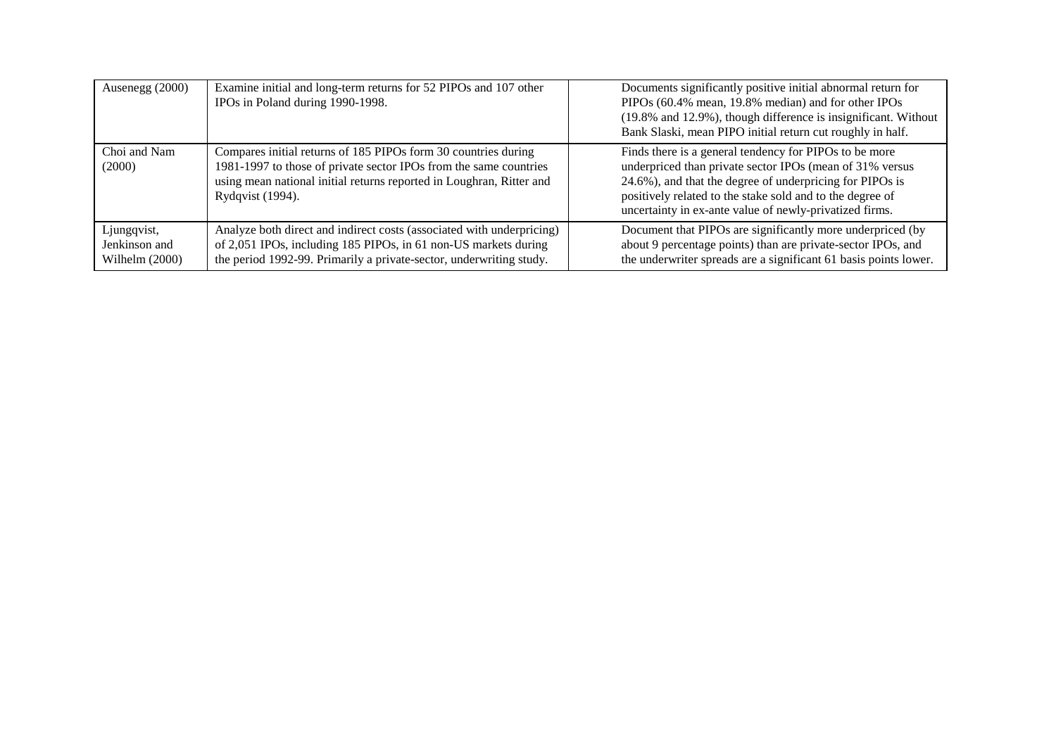| | | |
|---|---|---|
| Ausenegg (2000) | Examine initial and long-term returns for 52 PIPOs and 107 other IPOs in Poland during 1990-1998. | Documents significantly positive initial abnormal return for PIPOs (60.4% mean, 19.8% median) and for other IPOs (19.8% and 12.9%), though difference is insignificant. Without Bank Slaski, mean PIPO initial return cut roughly in half. |
| Choi and Nam (2000) | Compares initial returns of 185 PIPOs form 30 countries during 1981-1997 to those of private sector IPOs from the same countries using mean national initial returns reported in Loughran, Ritter and Rydqvist (1994). | Finds there is a general tendency for PIPOs to be more underpriced than private sector IPOs (mean of 31% versus 24.6%), and that the degree of underpricing for PIPOs is positively related to the stake sold and to the degree of uncertainty in ex-ante value of newly-privatized firms. |
| Ljungqvist, Jenkinson and Wilhelm (2000) | Analyze both direct and indirect costs (associated with underpricing) of 2,051 IPOs, including 185 PIPOs, in 61 non-US markets during the period 1992-99. Primarily a private-sector, underwriting study. | Document that PIPOs are significantly more underpriced (by about 9 percentage points) than are private-sector IPOs, and the underwriter spreads are a significant 61 basis points lower. |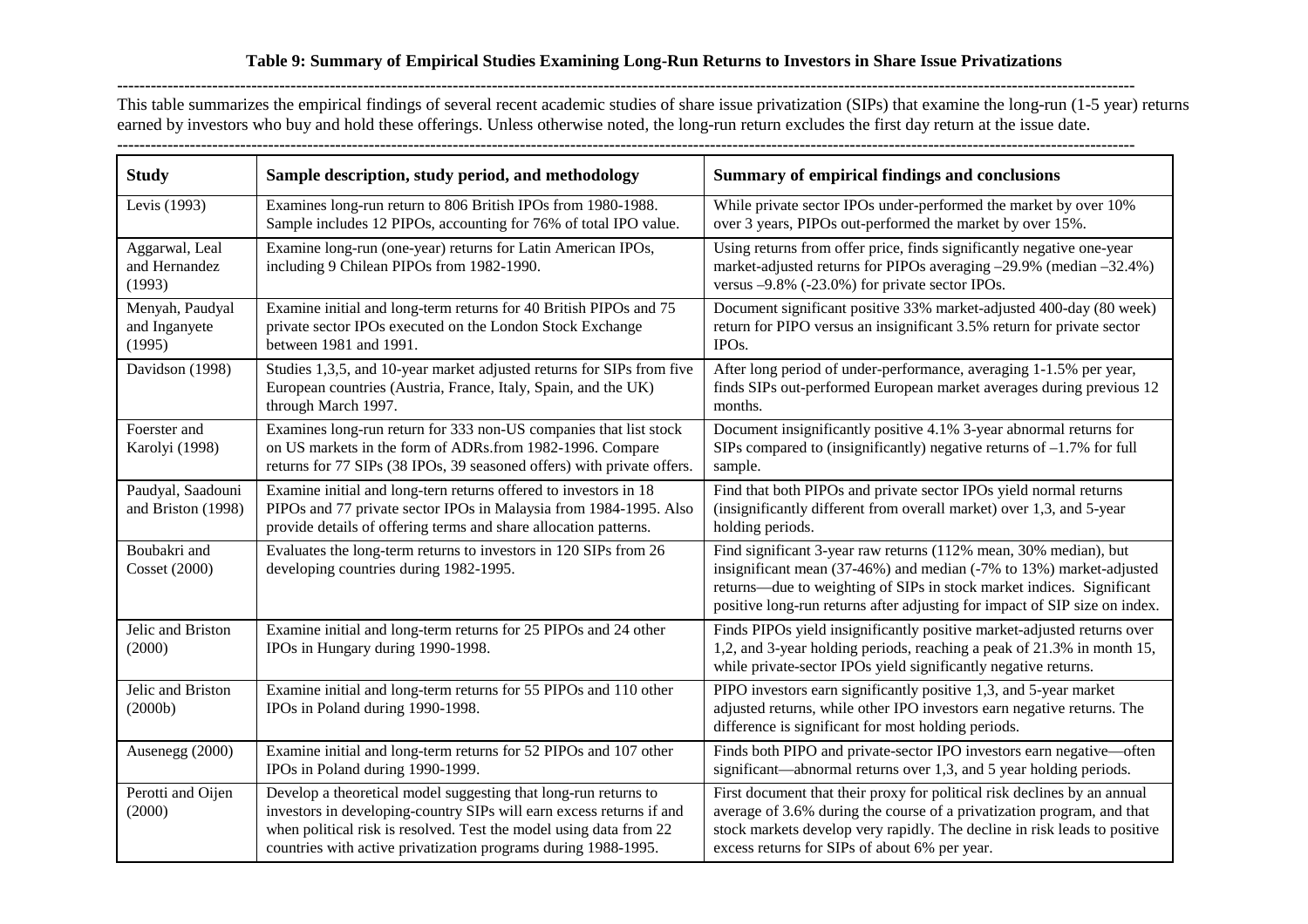**Table 9: Summary of Empirical Studies Examining Long-Run Returns to Investors in Share Issue Privatizations**

---

This table summarizes the empirical findings of several recent academic studies of share issue privatization (SIPs) that examine the long-run (1-5 year) returns earned by investors who buy and hold these offerings. Unless otherwise noted, the long-run return excludes the first day return at the issue date.

---

| Study | Sample description, study period, and methodology | Summary of empirical findings and conclusions |
|---|---|---|
| Levis (1993) | Examines long-run return to 806 British IPOs from 1980-1988. Sample includes 12 PIPOs, accounting for 76% of total IPO value. | While private sector IPOs under-performed the market by over 10% over 3 years, PIPOs out-performed the market by over 15%. |
| Aggarwal, Leal and Hernandez (1993) | Examine long-run (one-year) returns for Latin American IPOs, including 9 Chilean PIPOs from 1982-1990. | Using returns from offer price, finds significantly negative one-year market-adjusted returns for PIPOs averaging –29.9% (median –32.4%) versus –9.8% (-23.0%) for private sector IPOs. |
| Menyah, Paudyal and Inganyete (1995) | Examine initial and long-term returns for 40 British PIPOs and 75 private sector IPOs executed on the London Stock Exchange between 1981 and 1991. | Document significant positive 33% market-adjusted 400-day (80 week) return for PIPO versus an insignificant 3.5% return for private sector IPOs. |
| Davidson (1998) | Studies 1,3,5, and 10-year market adjusted returns for SIPs from five European countries (Austria, France, Italy, Spain, and the UK) through March 1997. | After long period of under-performance, averaging 1-1.5% per year, finds SIPs out-performed European market averages during previous 12 months. |
| Foerster and Karolyi (1998) | Examines long-run return for 333 non-US companies that list stock on US markets in the form of ADRs.from 1982-1996. Compare returns for 77 SIPs (38 IPOs, 39 seasoned offers) with private offers. | Document insignificantly positive 4.1% 3-year abnormal returns for SIPs compared to (insignificantly) negative returns of –1.7% for full sample. |
| Paudyal, Saadouni and Briston (1998) | Examine initial and long-tern returns offered to investors in 18 PIPOs and 77 private sector IPOs in Malaysia from 1984-1995. Also provide details of offering terms and share allocation patterns. | Find that both PIPOs and private sector IPOs yield normal returns (insignificantly different from overall market) over 1,3, and 5-year holding periods. |
| Boubakri and Cosset (2000) | Evaluates the long-term returns to investors in 120 SIPs from 26 developing countries during 1982-1995. | Find significant 3-year raw returns (112% mean, 30% median), but insignificant mean (37-46%) and median (-7% to 13%) market-adjusted returns—due to weighting of SIPs in stock market indices. Significant positive long-run returns after adjusting for impact of SIP size on index. |
| Jelic and Briston (2000) | Examine initial and long-term returns for 25 PIPOs and 24 other IPOs in Hungary during 1990-1998. | Finds PIPOs yield insignificantly positive market-adjusted returns over 1,2, and 3-year holding periods, reaching a peak of 21.3% in month 15, while private-sector IPOs yield significantly negative returns. |
| Jelic and Briston (2000b) | Examine initial and long-term returns for 55 PIPOs and 110 other IPOs in Poland during 1990-1998. | PIPO investors earn significantly positive 1,3, and 5-year market adjusted returns, while other IPO investors earn negative returns. The difference is significant for most holding periods. |
| Ausenegg (2000) | Examine initial and long-term returns for 52 PIPOs and 107 other IPOs in Poland during 1990-1999. | Finds both PIPO and private-sector IPO investors earn negative—often significant—abnormal returns over 1,3, and 5 year holding periods. |
| Perotti and Oijen (2000) | Develop a theoretical model suggesting that long-run returns to investors in developing-country SIPs will earn excess returns if and when political risk is resolved. Test the model using data from 22 countries with active privatization programs during 1988-1995. | First document that their proxy for political risk declines by an annual average of 3.6% during the course of a privatization program, and that stock markets develop very rapidly. The decline in risk leads to positive excess returns for SIPs of about 6% per year. |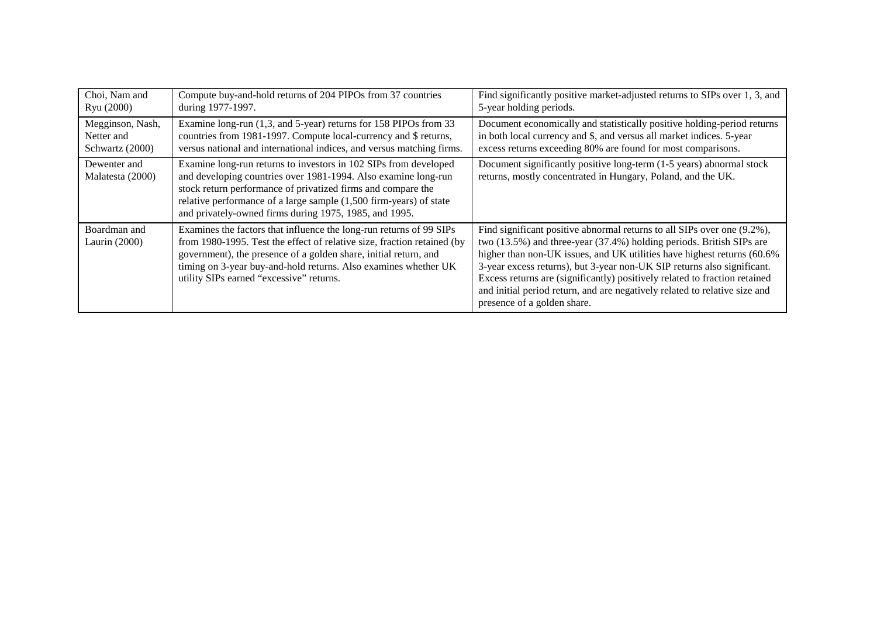| | | |
|---|---|---|
| Choi, Nam and Ryu (2000) | Compute buy-and-hold returns of 204 PIPOs from 37 countries during 1977-1997. | Find significantly positive market-adjusted returns to SIPs over 1, 3, and 5-year holding periods. |
| Megginson, Nash, Netter and Schwartz (2000) | Examine long-run (1,3, and 5-year) returns for 158 PIPOs from 33 countries from 1981-1997. Compute local-currency and $ returns, versus national and international indices, and versus matching firms. | Document economically and statistically positive holding-period returns in both local currency and $, and versus all market indices. 5-year excess returns exceeding 80% are found for most comparisons. |
| Dewenter and Malatesta (2000) | Examine long-run returns to investors in 102 SIPs from developed and developing countries over 1981-1994. Also examine long-run stock return performance of privatized firms and compare the relative performance of a large sample (1,500 firm-years) of state and privately-owned firms during 1975, 1985, and 1995. | Document significantly positive long-term (1-5 years) abnormal stock returns, mostly concentrated in Hungary, Poland, and the UK. |
| Boardman and Laurin (2000) | Examines the factors that influence the long-run returns of 99 SIPs from 1980-1995. Test the effect of relative size, fraction retained (by government), the presence of a golden share, initial return, and timing on 3-year buy-and-hold returns. Also examines whether UK utility SIPs earned "excessive" returns. | Find significant positive abnormal returns to all SIPs over one (9.2%), two (13.5%) and three-year (37.4%) holding periods. British SIPs are higher than non-UK issues, and UK utilities have highest returns (60.6% 3-year excess returns), but 3-year non-UK SIP returns also significant. Excess returns are (significantly) positively related to fraction retained and initial period return, and are negatively related to relative size and presence of a golden share. |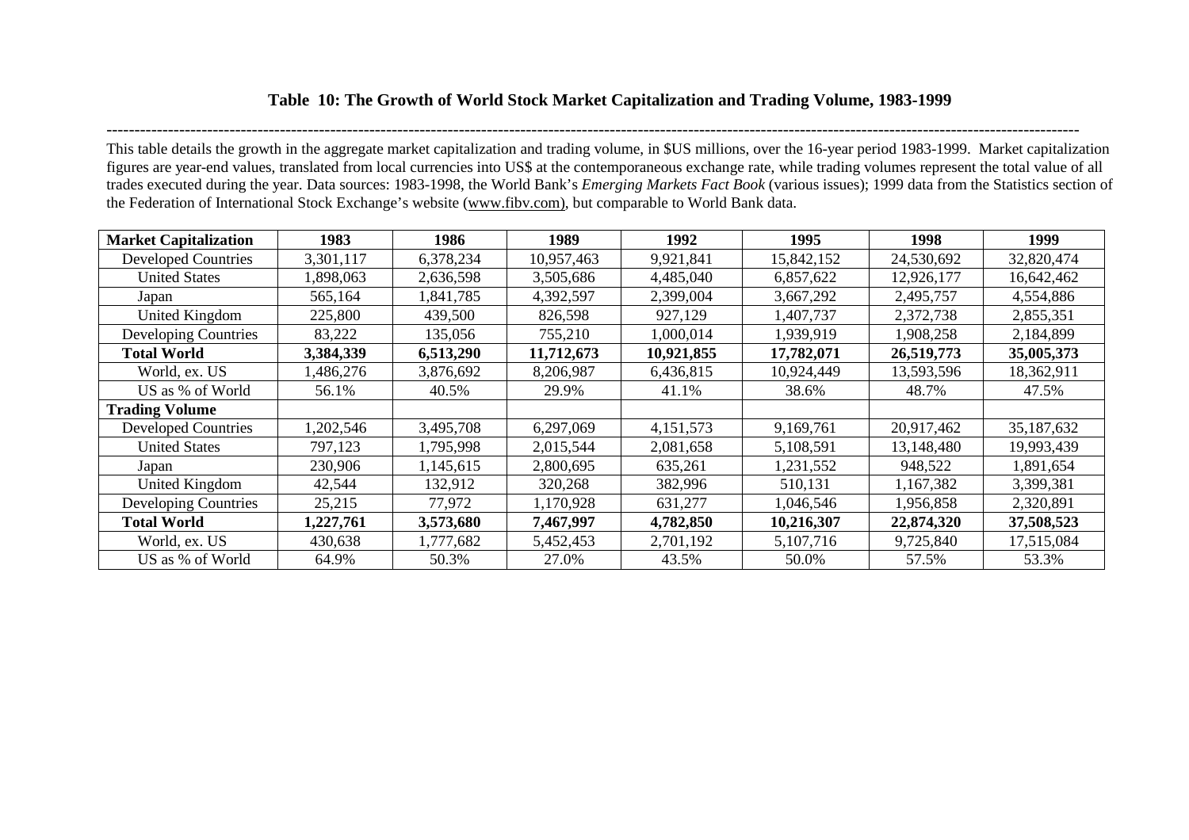**Table 10: The Growth of World Stock Market Capitalization and Trading Volume, 1983-1999**

This table details the growth in the aggregate market capitalization and trading volume, in $US millions, over the 16-year period 1983-1999. Market capitalization figures are year-end values, translated from local currencies into US$ at the contemporaneous exchange rate, while trading volumes represent the total value of all trades executed during the year. Data sources: 1983-1998, the World Bank's *Emerging Markets Fact Book* (various issues); 1999 data from the Statistics section of the Federation of International Stock Exchange's website (www.fibv.com), but comparable to World Bank data.

| **Market Capitalization** | **1983** | **1986** | **1989** | **1992** | **1995** | **1998** | **1999** |
|---|---|---|---|---|---|---|---|
| Developed Countries | 3,301,117 | 6,378,234 | 10,957,463 | 9,921,841 | 15,842,152 | 24,530,692 | 32,820,474 |
| United States | 1,898,063 | 2,636,598 | 3,505,686 | 4,485,040 | 6,857,622 | 12,926,177 | 16,642,462 |
| Japan | 565,164 | 1,841,785 | 4,392,597 | 2,399,004 | 3,667,292 | 2,495,757 | 4,554,886 |
| United Kingdom | 225,800 | 439,500 | 826,598 | 927,129 | 1,407,737 | 2,372,738 | 2,855,351 |
| Developing Countries | 83,222 | 135,056 | 755,210 | 1,000,014 | 1,939,919 | 1,908,258 | 2,184,899 |
| **Total World** | **3,384,339** | **6,513,290** | **11,712,673** | **10,921,855** | **17,782,071** | **26,519,773** | **35,005,373** |
| World, ex. US | 1,486,276 | 3,876,692 | 8,206,987 | 6,436,815 | 10,924,449 | 13,593,596 | 18,362,911 |
| US as % of World | 56.1% | 40.5% | 29.9% | 41.1% | 38.6% | 48.7% | 47.5% |
| **Trading Volume** | | | | | | | |
| Developed Countries | 1,202,546 | 3,495,708 | 6,297,069 | 4,151,573 | 9,169,761 | 20,917,462 | 35,187,632 |
| United States | 797,123 | 1,795,998 | 2,015,544 | 2,081,658 | 5,108,591 | 13,148,480 | 19,993,439 |
| Japan | 230,906 | 1,145,615 | 2,800,695 | 635,261 | 1,231,552 | 948,522 | 1,891,654 |
| United Kingdom | 42,544 | 132,912 | 320,268 | 382,996 | 510,131 | 1,167,382 | 3,399,381 |
| Developing Countries | 25,215 | 77,972 | 1,170,928 | 631,277 | 1,046,546 | 1,956,858 | 2,320,891 |
| **Total World** | **1,227,761** | **3,573,680** | **7,467,997** | **4,782,850** | **10,216,307** | **22,874,320** | **37,508,523** |
| World, ex. US | 430,638 | 1,777,682 | 5,452,453 | 2,701,192 | 5,107,716 | 9,725,840 | 17,515,084 |
| US as % of World | 64.9% | 50.3% | 27.0% | 43.5% | 50.0% | 57.5% | 53.3% |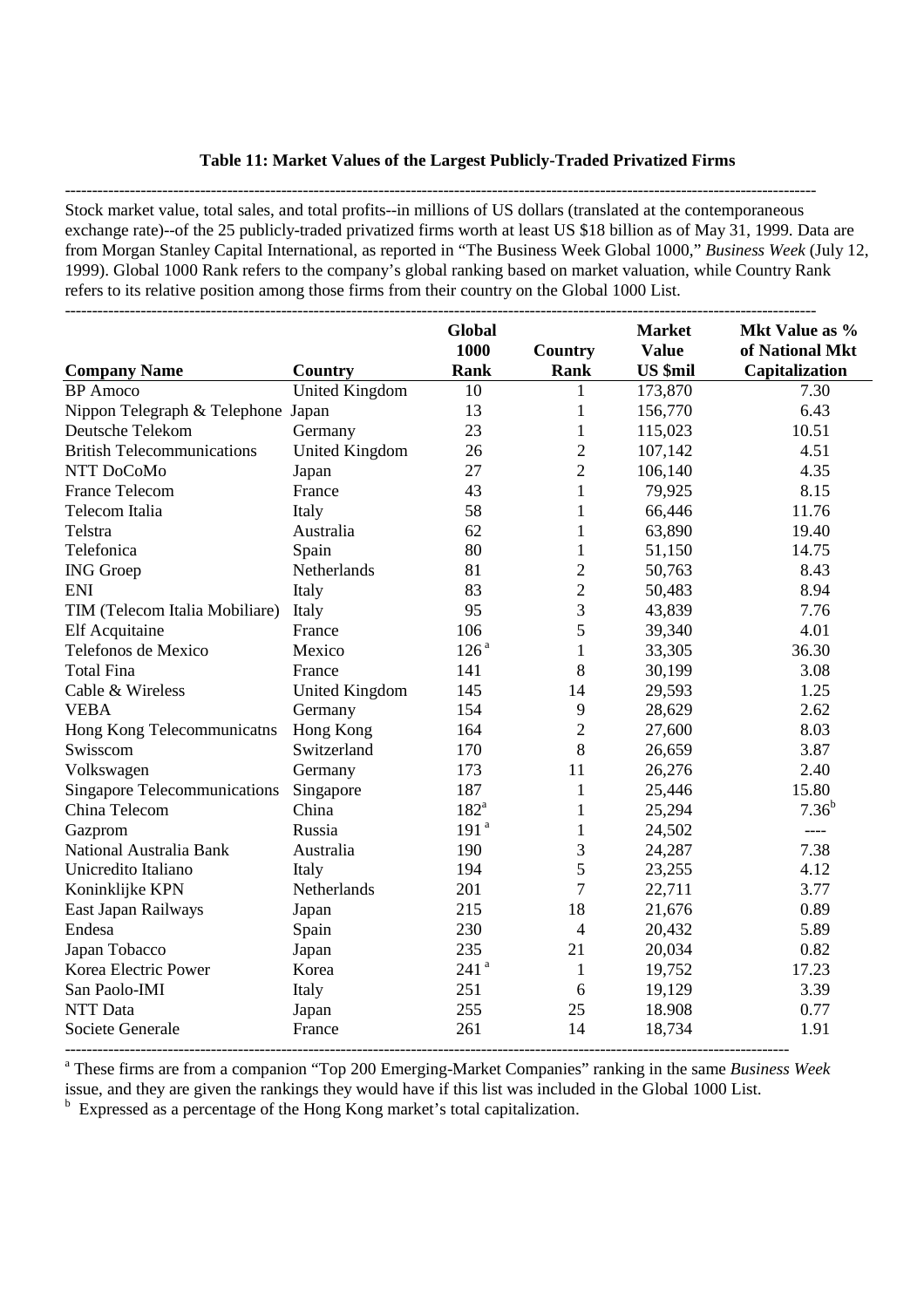**Table 11: Market Values of the Largest Publicly-Traded Privatized Firms**

Stock market value, total sales, and total profits--in millions of US dollars (translated at the contemporaneous exchange rate)--of the 25 publicly-traded privatized firms worth at least US $18 billion as of May 31, 1999. Data are from Morgan Stanley Capital International, as reported in "The Business Week Global 1000," *Business Week* (July 12, 1999). Global 1000 Rank refers to the company's global ranking based on market valuation, while Country Rank refers to its relative position among those firms from their country on the Global 1000 List.

| Company Name | Country | Global 1000 Rank | Country Rank | Market Value US $mil | Mkt Value as % of National Mkt Capitalization |
|---|---|---|---|---|---|
| BP Amoco | United Kingdom | 10 | 1 | 173,870 | 7.30 |
| Nippon Telegraph & Telephone | Japan | 13 | 1 | 156,770 | 6.43 |
| Deutsche Telekom | Germany | 23 | 1 | 115,023 | 10.51 |
| British Telecommunications | United Kingdom | 26 | 2 | 107,142 | 4.51 |
| NTT DoCoMo | Japan | 27 | 2 | 106,140 | 4.35 |
| France Telecom | France | 43 | 1 | 79,925 | 8.15 |
| Telecom Italia | Italy | 58 | 1 | 66,446 | 11.76 |
| Telstra | Australia | 62 | 1 | 63,890 | 19.40 |
| Telefonica | Spain | 80 | 1 | 51,150 | 14.75 |
| ING Groep | Netherlands | 81 | 2 | 50,763 | 8.43 |
| ENI | Italy | 83 | 2 | 50,483 | 8.94 |
| TIM (Telecom Italia Mobiliare) | Italy | 95 | 3 | 43,839 | 7.76 |
| Elf Acquitaine | France | 106 | 5 | 39,340 | 4.01 |
| Telefonos de Mexico | Mexico | 126 [a] | 1 | 33,305 | 36.30 |
| Total Fina | France | 141 | 8 | 30,199 | 3.08 |
| Cable & Wireless | United Kingdom | 145 | 14 | 29,593 | 1.25 |
| VEBA | Germany | 154 | 9 | 28,629 | 2.62 |
| Hong Kong Telecommunicatns | Hong Kong | 164 | 2 | 27,600 | 8.03 |
| Swisscom | Switzerland | 170 | 8 | 26,659 | 3.87 |
| Volkswagen | Germany | 173 | 11 | 26,276 | 2.40 |
| Singapore Telecommunications | Singapore | 187 | 1 | 25,446 | 15.80 |
| China Telecom | China | 182[a] | 1 | 25,294 | 7.36[b] |
| Gazprom | Russia | 191 [a] | 1 | 24,502 | ---- |
| National Australia Bank | Australia | 190 | 3 | 24,287 | 7.38 |
| Unicredito Italiano | Italy | 194 | 5 | 23,255 | 4.12 |
| Koninklijke KPN | Netherlands | 201 | 7 | 22,711 | 3.77 |
| East Japan Railways | Japan | 215 | 18 | 21,676 | 0.89 |
| Endesa | Spain | 230 | 4 | 20,432 | 5.89 |
| Japan Tobacco | Japan | 235 | 21 | 20,034 | 0.82 |
| Korea Electric Power | Korea | 241 [a] | 1 | 19,752 | 17.23 |
| San Paolo-IMI | Italy | 251 | 6 | 19,129 | 3.39 |
| NTT Data | Japan | 255 | 25 | 18.908 | 0.77 |
| Societe Generale | France | 261 | 14 | 18,734 | 1.91 |

[a] These firms are from a companion "Top 200 Emerging-Market Companies" ranking in the same *Business Week* issue, and they are given the rankings they would have if this list was included in the Global 1000 List.
[b] Expressed as a percentage of the Hong Kong market's total capitalization.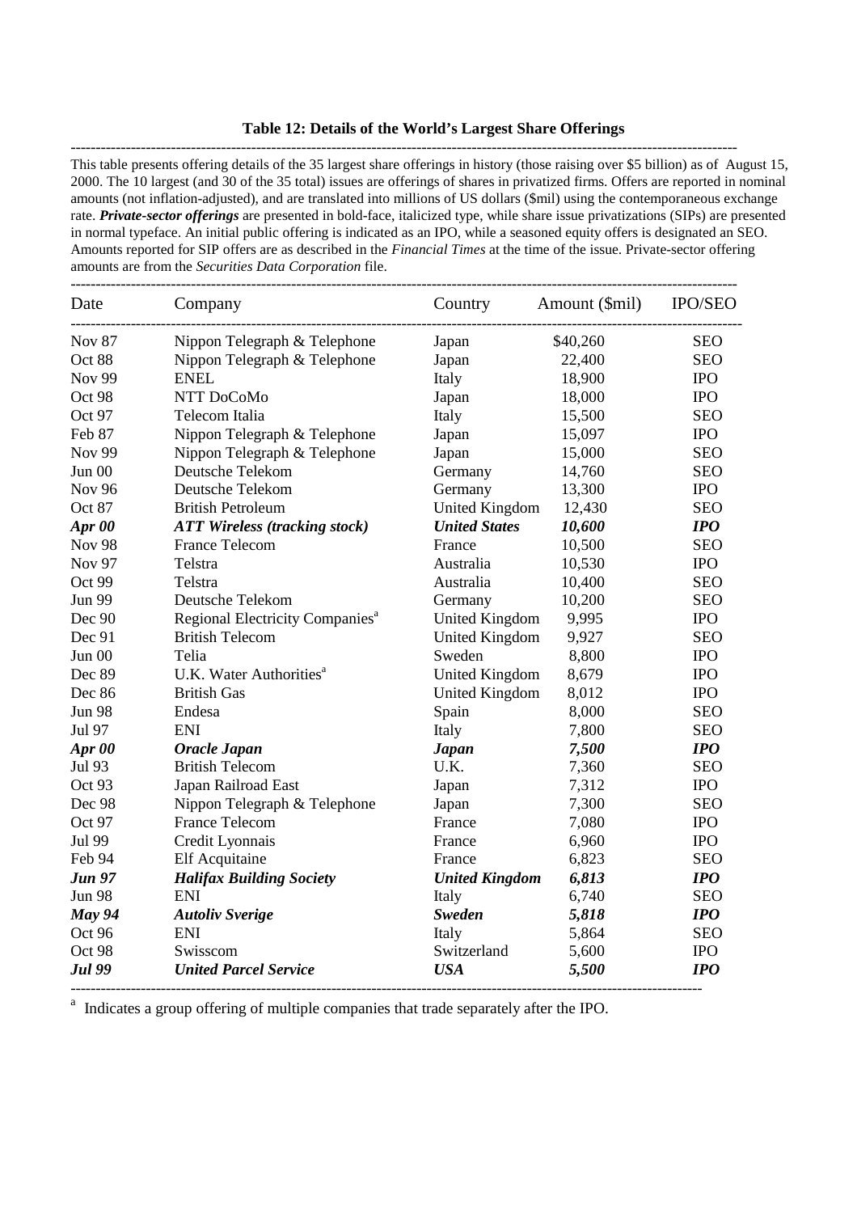**Table 12: Details of the World's Largest Share Offerings**

This table presents offering details of the 35 largest share offerings in history (those raising over $5 billion) as of August 15, 2000. The 10 largest (and 30 of the 35 total) issues are offerings of shares in privatized firms. Offers are reported in nominal amounts (not inflation-adjusted), and are translated into millions of US dollars ($mil) using the contemporaneous exchange rate. ***Private-sector offerings*** are presented in bold-face, italicized type, while share issue privatizations (SIPs) are presented in normal typeface. An initial public offering is indicated as an IPO, while a seasoned equity offers is designated an SEO. Amounts reported for SIP offers are as described in the *Financial Times* at the time of the issue. Private-sector offering amounts are from the *Securities Data Corporation* file.

| Date | Company | Country | Amount ($mil) | IPO/SEO |
|---|---|---|---|---|
| Nov 87 | Nippon Telegraph & Telephone | Japan | $40,260 | SEO |
| Oct 88 | Nippon Telegraph & Telephone | Japan | 22,400 | SEO |
| Nov 99 | ENEL | Italy | 18,900 | IPO |
| Oct 98 | NTT DoCoMo | Japan | 18,000 | IPO |
| Oct 97 | Telecom Italia | Italy | 15,500 | SEO |
| Feb 87 | Nippon Telegraph & Telephone | Japan | 15,097 | IPO |
| Nov 99 | Nippon Telegraph & Telephone | Japan | 15,000 | SEO |
| Jun 00 | Deutsche Telekom | Germany | 14,760 | SEO |
| Nov 96 | Deutsche Telekom | Germany | 13,300 | IPO |
| Oct 87 | British Petroleum | United Kingdom | 12,430 | SEO |
| ***Apr 00*** | ***ATT Wireless (tracking stock)*** | ***United States*** | ***10,600*** | ***IPO*** |
| Nov 98 | France Telecom | France | 10,500 | SEO |
| Nov 97 | Telstra | Australia | 10,530 | IPO |
| Oct 99 | Telstra | Australia | 10,400 | SEO |
| Jun 99 | Deutsche Telekom | Germany | 10,200 | SEO |
| Dec 90 | Regional Electricity Companies[a] | United Kingdom | 9,995 | IPO |
| Dec 91 | British Telecom | United Kingdom | 9,927 | SEO |
| Jun 00 | Telia | Sweden | 8,800 | IPO |
| Dec 89 | U.K. Water Authorities[a] | United Kingdom | 8,679 | IPO |
| Dec 86 | British Gas | United Kingdom | 8,012 | IPO |
| Jun 98 | Endesa | Spain | 8,000 | SEO |
| Jul 97 | ENI | Italy | 7,800 | SEO |
| ***Apr 00*** | ***Oracle Japan*** | ***Japan*** | ***7,500*** | ***IPO*** |
| Jul 93 | British Telecom | U.K. | 7,360 | SEO |
| Oct 93 | Japan Railroad East | Japan | 7,312 | IPO |
| Dec 98 | Nippon Telegraph & Telephone | Japan | 7,300 | SEO |
| Oct 97 | France Telecom | France | 7,080 | IPO |
| Jul 99 | Credit Lyonnais | France | 6,960 | IPO |
| Feb 94 | Elf Acquitaine | France | 6,823 | SEO |
| ***Jun 97*** | ***Halifax Building Society*** | ***United Kingdom*** | ***6,813*** | ***IPO*** |
| Jun 98 | ENI | Italy | 6,740 | SEO |
| ***May 94*** | ***Autoliv Sverige*** | ***Sweden*** | ***5,818*** | ***IPO*** |
| Oct 96 | ENI | Italy | 5,864 | SEO |
| Oct 98 | Swisscom | Switzerland | 5,600 | IPO |
| ***Jul 99*** | ***United Parcel Service*** | ***USA*** | ***5,500*** | ***IPO*** |

[a] Indicates a group offering of multiple companies that trade separately after the IPO.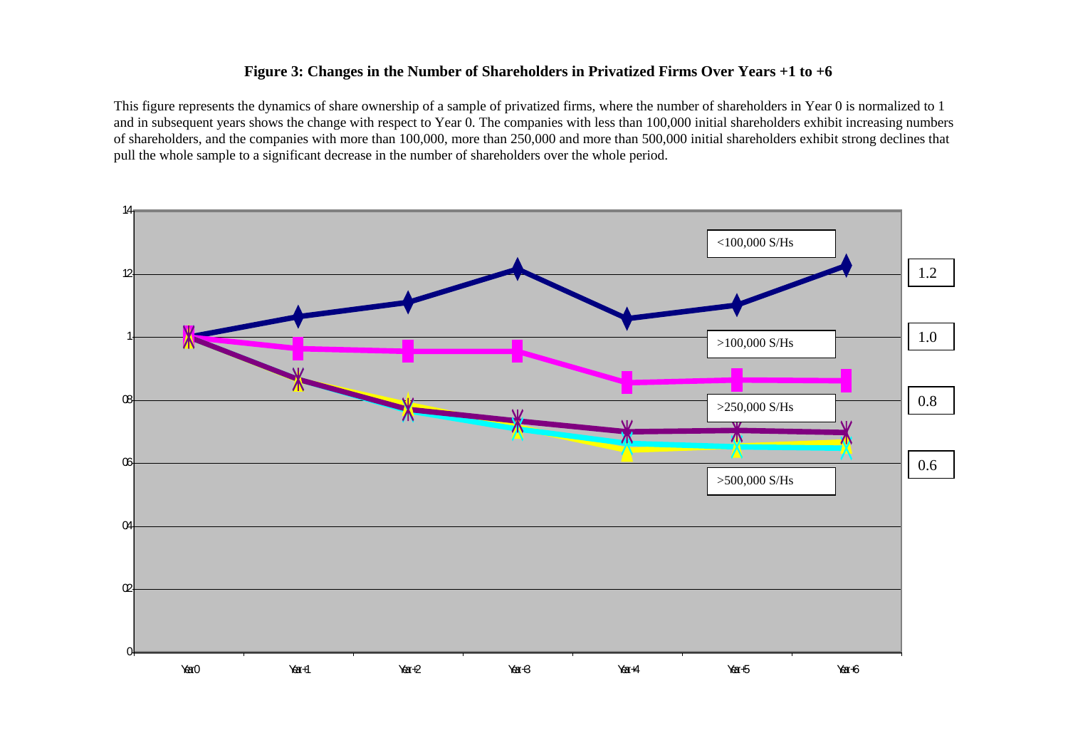**Figure 3: Changes in the Number of Shareholders in Privatized Firms Over Years +1 to +6**

This figure represents the dynamics of share ownership of a sample of privatized firms, where the number of shareholders in Year 0 is normalized to 1 and in subsequent years shows the change with respect to Year 0. The companies with less than 100,000 initial shareholders exhibit increasing numbers of shareholders, and the companies with more than 100,000, more than 250,000 and more than 500,000 initial shareholders exhibit strong declines that pull the whole sample to a significant decrease in the number of shareholders over the whole period.

<100,000 S/Hs

>100,000 S/Hs

>250,000 S/Hs

>500,000 S/Hs

1.2

1.0

0.8

0.6

14
12
1
08
06
04
02
0

Year0 Year+1 Year+2 Year+3 Year+4 Year+5 Year+6